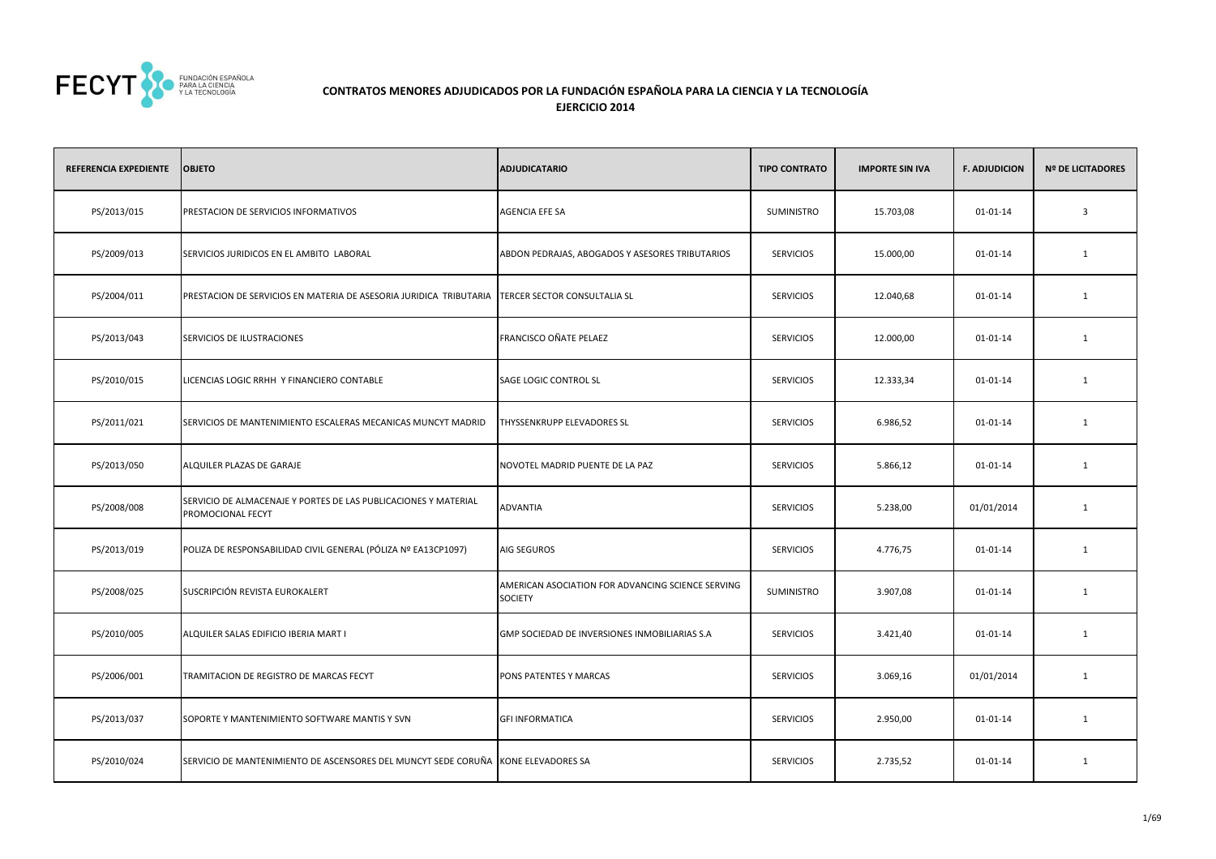## CONTRATOS MENORES ADJUDICADOS POR LA FUNDACIÓN ESPAÑOLA PARA LA CIENCIA Y LA TECNOLOGÍA
## EJERCICIO 2014

| REFERENCIA EXPEDIENTE | OBJETO | ADJUDICATARIO | TIPO CONTRATO | IMPORTE SIN IVA | F. ADJUDICION | Nº DE LICITADORES |
|---|---|---|---|---|---|---|
| PS/2013/015 | PRESTACION DE SERVICIOS INFORMATIVOS | AGENCIA EFE SA | SUMINISTRO | 15.703,08 | 01-01-14 | 3 |
| PS/2009/013 | SERVICIOS JURIDICOS EN EL AMBITO LABORAL | ABDON PEDRAJAS, ABOGADOS Y ASESORES TRIBUTARIOS | SERVICIOS | 15.000,00 | 01-01-14 | 1 |
| PS/2004/011 | PRESTACION DE SERVICIOS EN MATERIA DE ASESORIA JURIDICA TRIBUTARIA | TERCER SECTOR CONSULTALIA SL | SERVICIOS | 12.040,68 | 01-01-14 | 1 |
| PS/2013/043 | SERVICIOS DE ILUSTRACIONES | FRANCISCO OÑATE PELAEZ | SERVICIOS | 12.000,00 | 01-01-14 | 1 |
| PS/2010/015 | LICENCIAS LOGIC RRHH Y FINANCIERO CONTABLE | SAGE LOGIC CONTROL SL | SERVICIOS | 12.333,34 | 01-01-14 | 1 |
| PS/2011/021 | SERVICIOS DE MANTENIMIENTO ESCALERAS MECANICAS MUNCYT MADRID | THYSSENKRUPP ELEVADORES SL | SERVICIOS | 6.986,52 | 01-01-14 | 1 |
| PS/2013/050 | ALQUILER PLAZAS DE GARAJE | NOVOTEL MADRID PUENTE DE LA PAZ | SERVICIOS | 5.866,12 | 01-01-14 | 1 |
| PS/2008/008 | SERVICIO DE ALMACENAJE Y PORTES DE LAS PUBLICACIONES Y MATERIAL PROMOCIONAL FECYT | ADVANTIA | SERVICIOS | 5.238,00 | 01/01/2014 | 1 |
| PS/2013/019 | POLIZA DE RESPONSABILIDAD CIVIL GENERAL (PÓLIZA Nº EA13CP1097) | AIG SEGUROS | SERVICIOS | 4.776,75 | 01-01-14 | 1 |
| PS/2008/025 | SUSCRIPCIÓN REVISTA EUROKALERT | AMERICAN ASOCIATION FOR ADVANCING SCIENCE SERVING SOCIETY | SUMINISTRO | 3.907,08 | 01-01-14 | 1 |
| PS/2010/005 | ALQUILER SALAS EDIFICIO IBERIA MART I | GMP SOCIEDAD DE INVERSIONES INMOBILIARIAS S.A | SERVICIOS | 3.421,40 | 01-01-14 | 1 |
| PS/2006/001 | TRAMITACION DE REGISTRO DE MARCAS FECYT | PONS PATENTES Y MARCAS | SERVICIOS | 3.069,16 | 01/01/2014 | 1 |
| PS/2013/037 | SOPORTE Y MANTENIMIENTO SOFTWARE MANTIS Y SVN | GFI INFORMATICA | SERVICIOS | 2.950,00 | 01-01-14 | 1 |
| PS/2010/024 | SERVICIO DE MANTENIMIENTO DE ASCENSORES DEL MUNCYT SEDE CORUÑA | KONE ELEVADORES SA | SERVICIOS | 2.735,52 | 01-01-14 | 1 |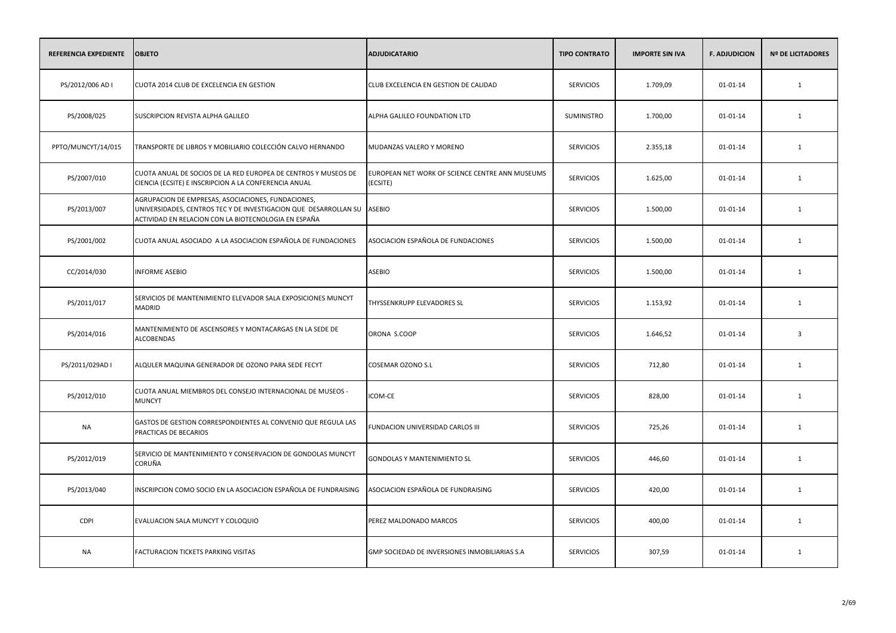| REFERENCIA EXPEDIENTE | OBJETO | ADJUDICATARIO | TIPO CONTRATO | IMPORTE SIN IVA | F. ADJUDICION | Nº DE LICITADORES |
| --- | --- | --- | --- | --- | --- | --- |
| PS/2012/006 AD I | CUOTA 2014 CLUB DE EXCELENCIA EN GESTION | CLUB EXCELENCIA EN GESTION DE CALIDAD | SERVICIOS | 1.709,09 | 01-01-14 | 1 |
| PS/2008/025 | SUSCRIPCION REVISTA ALPHA GALILEO | ALPHA GALILEO FOUNDATION LTD | SUMINISTRO | 1.700,00 | 01-01-14 | 1 |
| PPTO/MUNCYT/14/015 | TRANSPORTE DE LIBROS Y MOBILIARIO COLECCIÓN CALVO HERNANDO | MUDANZAS VALERO Y MORENO | SERVICIOS | 2.355,18 | 01-01-14 | 1 |
| PS/2007/010 | CUOTA ANUAL DE SOCIOS DE LA RED EUROPEA DE CENTROS Y MUSEOS DE CIENCIA (ECSITE) E INSCRIPCION A LA CONFERENCIA ANUAL | EUROPEAN NET WORK OF SCIENCE CENTRE ANN MUSEUMS (ECSITE) | SERVICIOS | 1.625,00 | 01-01-14 | 1 |
| PS/2013/007 | AGRUPACION DE EMPRESAS, ASOCIACIONES, FUNDACIONES, UNIVERSIDADES, CENTROS TEC Y DE INVESTIGACION QUE DESARROLLAN SU ACTIVIDAD EN RELACION CON LA BIOTECNOLOGIA EN ESPAÑA | ASEBIO | SERVICIOS | 1.500,00 | 01-01-14 | 1 |
| PS/2001/002 | CUOTA ANUAL ASOCIADO A LA ASOCIACION ESPAÑOLA DE FUNDACIONES | ASOCIACION ESPAÑOLA DE FUNDACIONES | SERVICIOS | 1.500,00 | 01-01-14 | 1 |
| CC/2014/030 | INFORME ASEBIO | ASEBIO | SERVICIOS | 1.500,00 | 01-01-14 | 1 |
| PS/2011/017 | SERVICIOS DE MANTENIMIENTO ELEVADOR SALA EXPOSICIONES MUNCYT MADRID | THYSSENKRUPP ELEVADORES SL | SERVICIOS | 1.153,92 | 01-01-14 | 1 |
| PS/2014/016 | MANTENIMIENTO DE ASCENSORES Y MONTACARGAS EN LA SEDE DE ALCOBENDAS | ORONA S.COOP | SERVICIOS | 1.646,52 | 01-01-14 | 3 |
| PS/2011/029AD I | ALQULER MAQUINA GENERADOR DE OZONO PARA SEDE FECYT | COSEMAR OZONO S.L | SERVICIOS | 712,80 | 01-01-14 | 1 |
| PS/2012/010 | CUOTA ANUAL MIEMBROS DEL CONSEJO INTERNACIONAL DE MUSEOS - MUNCYT | ICOM-CE | SERVICIOS | 828,00 | 01-01-14 | 1 |
| NA | GASTOS DE GESTION CORRESPONDIENTES AL CONVENIO QUE REGULA LAS PRACTICAS DE BECARIOS | FUNDACION UNIVERSIDAD CARLOS III | SERVICIOS | 725,26 | 01-01-14 | 1 |
| PS/2012/019 | SERVICIO DE MANTENIMIENTO Y CONSERVACION DE GONDOLAS MUNCYT CORUÑA | GONDOLAS Y MANTENIMIENTO SL | SERVICIOS | 446,60 | 01-01-14 | 1 |
| PS/2013/040 | INSCRIPCION COMO SOCIO EN LA ASOCIACION ESPAÑOLA DE FUNDRAISING | ASOCIACION ESPAÑOLA DE FUNDRAISING | SERVICIOS | 420,00 | 01-01-14 | 1 |
| CDPI | EVALUACION SALA MUNCYT Y COLOQUIO | PEREZ MALDONADO MARCOS | SERVICIOS | 400,00 | 01-01-14 | 1 |
| NA | FACTURACION TICKETS PARKING VISITAS | GMP SOCIEDAD DE INVERSIONES INMOBILIARIAS S.A | SERVICIOS | 307,59 | 01-01-14 | 1 |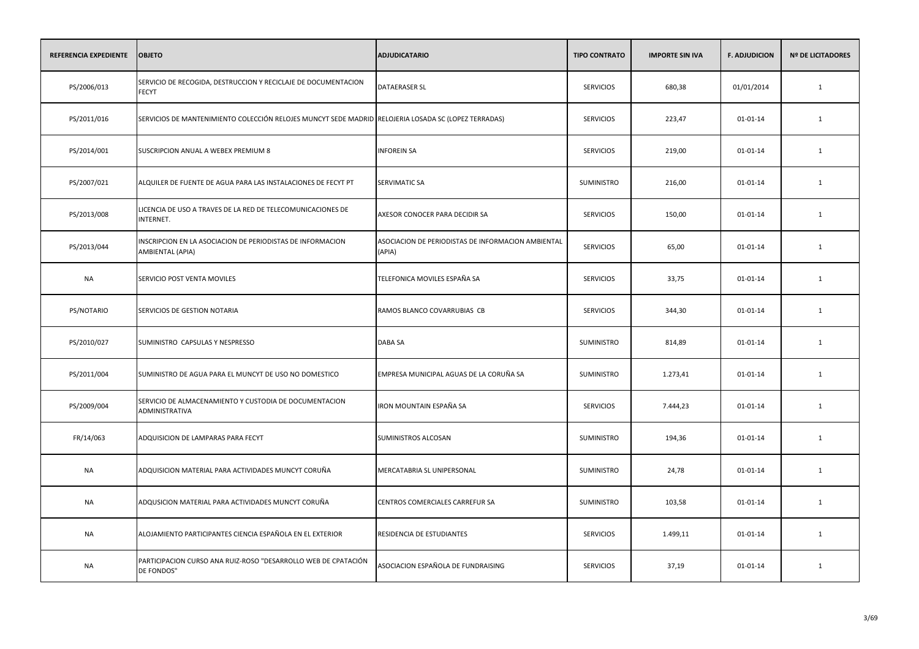| REFERENCIA EXPEDIENTE | OBJETO | ADJUDICATARIO | TIPO CONTRATO | IMPORTE SIN IVA | F. ADJUDICION | Nº DE LICITADORES |
|---|---|---|---|---|---|---|
| PS/2006/013 | SERVICIO DE RECOGIDA, DESTRUCCION Y RECICLAJE DE DOCUMENTACION FECYT | DATAERASER SL | SERVICIOS | 680,38 | 01/01/2014 | 1 |
| PS/2011/016 | SERVICIOS DE MANTENIMIENTO COLECCIÓN RELOJES MUNCYT SEDE MADRID | RELOJERIA LOSADA SC (LOPEZ TERRADAS) | SERVICIOS | 223,47 | 01-01-14 | 1 |
| PS/2014/001 | SUSCRIPCION ANUAL A WEBEX PREMIUM 8 | INFOREIN SA | SERVICIOS | 219,00 | 01-01-14 | 1 |
| PS/2007/021 | ALQUILER DE FUENTE DE AGUA PARA LAS INSTALACIONES DE FECYT PT | SERVIMATIC SA | SUMINISTRO | 216,00 | 01-01-14 | 1 |
| PS/2013/008 | LICENCIA DE USO A TRAVES DE LA RED DE TELECOMUNICACIONES DE INTERNET. | AXESOR CONOCER PARA DECIDIR SA | SERVICIOS | 150,00 | 01-01-14 | 1 |
| PS/2013/044 | INSCRIPCION EN LA ASOCIACION DE PERIODISTAS DE INFORMACION AMBIENTAL (APIA) | ASOCIACION DE PERIODISTAS DE INFORMACION AMBIENTAL (APIA) | SERVICIOS | 65,00 | 01-01-14 | 1 |
| NA | SERVICIO POST VENTA MOVILES | TELEFONICA MOVILES ESPAÑA SA | SERVICIOS | 33,75 | 01-01-14 | 1 |
| PS/NOTARIO | SERVICIOS DE GESTION NOTARIA | RAMOS BLANCO COVARRUBIAS CB | SERVICIOS | 344,30 | 01-01-14 | 1 |
| PS/2010/027 | SUMINISTRO CAPSULAS Y NESPRESSO | DABA SA | SUMINISTRO | 814,89 | 01-01-14 | 1 |
| PS/2011/004 | SUMINISTRO DE AGUA PARA EL MUNCYT DE USO NO DOMESTICO | EMPRESA MUNICIPAL AGUAS DE LA CORUÑA SA | SUMINISTRO | 1.273,41 | 01-01-14 | 1 |
| PS/2009/004 | SERVICIO DE ALMACENAMIENTO Y CUSTODIA DE DOCUMENTACION ADMINISTRATIVA | IRON MOUNTAIN ESPAÑA SA | SERVICIOS | 7.444,23 | 01-01-14 | 1 |
| FR/14/063 | ADQUISICION DE LAMPARAS PARA FECYT | SUMINISTROS ALCOSAN | SUMINISTRO | 194,36 | 01-01-14 | 1 |
| NA | ADQUISICION MATERIAL PARA ACTIVIDADES MUNCYT CORUÑA | MERCATABRIA SL UNIPERSONAL | SUMINISTRO | 24,78 | 01-01-14 | 1 |
| NA | ADQUSICION MATERIAL PARA ACTIVIDADES MUNCYT CORUÑA | CENTROS COMERCIALES CARREFUR SA | SUMINISTRO | 103,58 | 01-01-14 | 1 |
| NA | ALOJAMIENTO PARTICIPANTES CIENCIA ESPAÑOLA EN EL EXTERIOR | RESIDENCIA DE ESTUDIANTES | SERVICIOS | 1.499,11 | 01-01-14 | 1 |
| NA | PARTICIPACION CURSO ANA RUIZ-ROSO "DESARROLLO WEB DE CPATACIÓN DE FONDOS" | ASOCIACION ESPAÑOLA DE FUNDRAISING | SERVICIOS | 37,19 | 01-01-14 | 1 |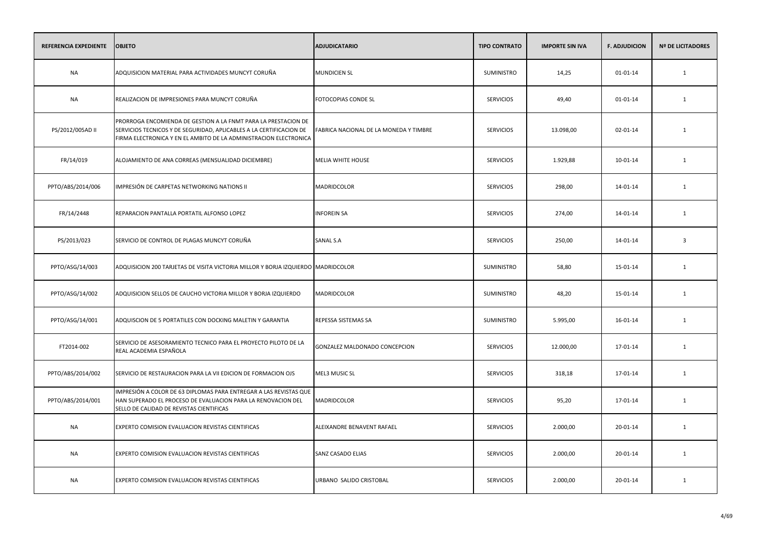| REFERENCIA EXPEDIENTE | OBJETO | ADJUDICATARIO | TIPO CONTRATO | IMPORTE SIN IVA | F. ADJUDICION | Nº DE LICITADORES |
|---|---|---|---|---|---|---|
| NA | ADQUISICION MATERIAL PARA ACTIVIDADES MUNCYT CORUÑA | MUNDICIEN SL | SUMINISTRO | 14,25 | 01-01-14 | 1 |
| NA | REALIZACION DE IMPRESIONES PARA MUNCYT CORUÑA | FOTOCOPIAS CONDE SL | SERVICIOS | 49,40 | 01-01-14 | 1 |
| PS/2012/005AD II | PRORROGA ENCOMIENDA DE GESTION A LA FNMT PARA LA PRESTACION DE SERVICIOS TECNICOS Y DE SEGURIDAD, APLICABLES A LA CERTIFICACION DE FIRMA ELECTRONICA Y EN EL AMBITO DE LA ADMINISTRACION ELECTRONICA | FABRICA NACIONAL DE LA MONEDA Y TIMBRE | SERVICIOS | 13.098,00 | 02-01-14 | 1 |
| FR/14/019 | ALOJAMIENTO DE ANA CORREAS (MENSUALIDAD DICIEMBRE) | MELIA WHITE HOUSE | SERVICIOS | 1.929,88 | 10-01-14 | 1 |
| PPTO/ABS/2014/006 | IMPRESIÓN DE CARPETAS NETWORKING NATIONS II | MADRIDCOLOR | SERVICIOS | 298,00 | 14-01-14 | 1 |
| FR/14/2448 | REPARACION PANTALLA PORTATIL ALFONSO LOPEZ | INFOREIN SA | SERVICIOS | 274,00 | 14-01-14 | 1 |
| PS/2013/023 | SERVICIO DE CONTROL DE PLAGAS MUNCYT CORUÑA | SANAL S.A | SERVICIOS | 250,00 | 14-01-14 | 3 |
| PPTO/ASG/14/003 | ADQUISICION 200 TARJETAS DE VISITA VICTORIA MILLOR Y BORJA IZQUIERDO | MADRIDCOLOR | SUMINISTRO | 58,80 | 15-01-14 | 1 |
| PPTO/ASG/14/002 | ADQUISICION SELLOS DE CAUCHO VICTORIA MILLOR Y BORJA IZQUIERDO | MADRIDCOLOR | SUMINISTRO | 48,20 | 15-01-14 | 1 |
| PPTO/ASG/14/001 | ADQUISCION DE 5 PORTATILES CON DOCKING MALETIN Y GARANTIA | REPESSA SISTEMAS SA | SUMINISTRO | 5.995,00 | 16-01-14 | 1 |
| FT2014-002 | SERVICIO DE ASESORAMIENTO TECNICO PARA EL PROYECTO PILOTO DE LA REAL ACADEMIA ESPAÑOLA | GONZALEZ MALDONADO CONCEPCION | SERVICIOS | 12.000,00 | 17-01-14 | 1 |
| PPTO/ABS/2014/002 | SERVICIO DE RESTAURACION PARA LA VII EDICION DE FORMACION OJS | MEL3 MUSIC SL | SERVICIOS | 318,18 | 17-01-14 | 1 |
| PPTO/ABS/2014/001 | IMPRESIÓN A COLOR DE 63 DIPLOMAS PARA ENTREGAR A LAS REVISTAS QUE HAN SUPERADO EL PROCESO DE EVALUACION PARA LA RENOVACION DEL SELLO DE CALIDAD DE REVISTAS CIENTIFICAS | MADRIDCOLOR | SERVICIOS | 95,20 | 17-01-14 | 1 |
| NA | EXPERTO COMISION EVALUACION REVISTAS CIENTIFICAS | ALEIXANDRE BENAVENT RAFAEL | SERVICIOS | 2.000,00 | 20-01-14 | 1 |
| NA | EXPERTO COMISION EVALUACION REVISTAS CIENTIFICAS | SANZ CASADO ELIAS | SERVICIOS | 2.000,00 | 20-01-14 | 1 |
| NA | EXPERTO COMISION EVALUACION REVISTAS CIENTIFICAS | URBANO SALIDO CRISTOBAL | SERVICIOS | 2.000,00 | 20-01-14 | 1 |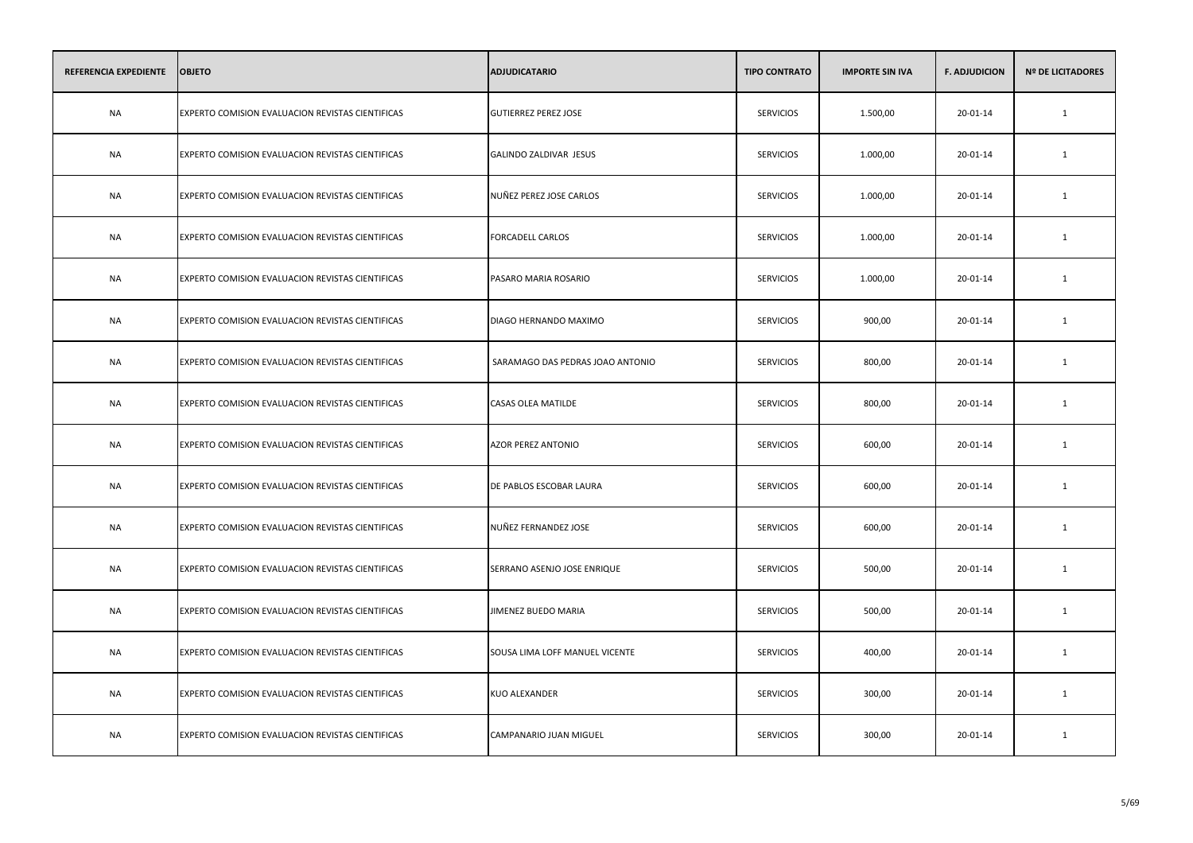| REFERENCIA EXPEDIENTE | OBJETO | ADJUDICATARIO | TIPO CONTRATO | IMPORTE SIN IVA | F. ADJUDICION | Nº DE LICITADORES |
|---|---|---|---|---|---|---|
| NA | EXPERTO COMISION EVALUACION REVISTAS CIENTIFICAS | GUTIERREZ PEREZ JOSE | SERVICIOS | 1.500,00 | 20-01-14 | 1 |
| NA | EXPERTO COMISION EVALUACION REVISTAS CIENTIFICAS | GALINDO ZALDIVAR JESUS | SERVICIOS | 1.000,00 | 20-01-14 | 1 |
| NA | EXPERTO COMISION EVALUACION REVISTAS CIENTIFICAS | NUÑEZ PEREZ JOSE CARLOS | SERVICIOS | 1.000,00 | 20-01-14 | 1 |
| NA | EXPERTO COMISION EVALUACION REVISTAS CIENTIFICAS | FORCADELL CARLOS | SERVICIOS | 1.000,00 | 20-01-14 | 1 |
| NA | EXPERTO COMISION EVALUACION REVISTAS CIENTIFICAS | PASARO MARIA ROSARIO | SERVICIOS | 1.000,00 | 20-01-14 | 1 |
| NA | EXPERTO COMISION EVALUACION REVISTAS CIENTIFICAS | DIAGO HERNANDO MAXIMO | SERVICIOS | 900,00 | 20-01-14 | 1 |
| NA | EXPERTO COMISION EVALUACION REVISTAS CIENTIFICAS | SARAMAGO DAS PEDRAS JOAO ANTONIO | SERVICIOS | 800,00 | 20-01-14 | 1 |
| NA | EXPERTO COMISION EVALUACION REVISTAS CIENTIFICAS | CASAS OLEA MATILDE | SERVICIOS | 800,00 | 20-01-14 | 1 |
| NA | EXPERTO COMISION EVALUACION REVISTAS CIENTIFICAS | AZOR PEREZ ANTONIO | SERVICIOS | 600,00 | 20-01-14 | 1 |
| NA | EXPERTO COMISION EVALUACION REVISTAS CIENTIFICAS | DE PABLOS ESCOBAR LAURA | SERVICIOS | 600,00 | 20-01-14 | 1 |
| NA | EXPERTO COMISION EVALUACION REVISTAS CIENTIFICAS | NUÑEZ FERNANDEZ JOSE | SERVICIOS | 600,00 | 20-01-14 | 1 |
| NA | EXPERTO COMISION EVALUACION REVISTAS CIENTIFICAS | SERRANO ASENJO JOSE ENRIQUE | SERVICIOS | 500,00 | 20-01-14 | 1 |
| NA | EXPERTO COMISION EVALUACION REVISTAS CIENTIFICAS | JIMENEZ BUEDO MARIA | SERVICIOS | 500,00 | 20-01-14 | 1 |
| NA | EXPERTO COMISION EVALUACION REVISTAS CIENTIFICAS | SOUSA LIMA LOFF MANUEL VICENTE | SERVICIOS | 400,00 | 20-01-14 | 1 |
| NA | EXPERTO COMISION EVALUACION REVISTAS CIENTIFICAS | KUO ALEXANDER | SERVICIOS | 300,00 | 20-01-14 | 1 |
| NA | EXPERTO COMISION EVALUACION REVISTAS CIENTIFICAS | CAMPANARIO JUAN MIGUEL | SERVICIOS | 300,00 | 20-01-14 | 1 |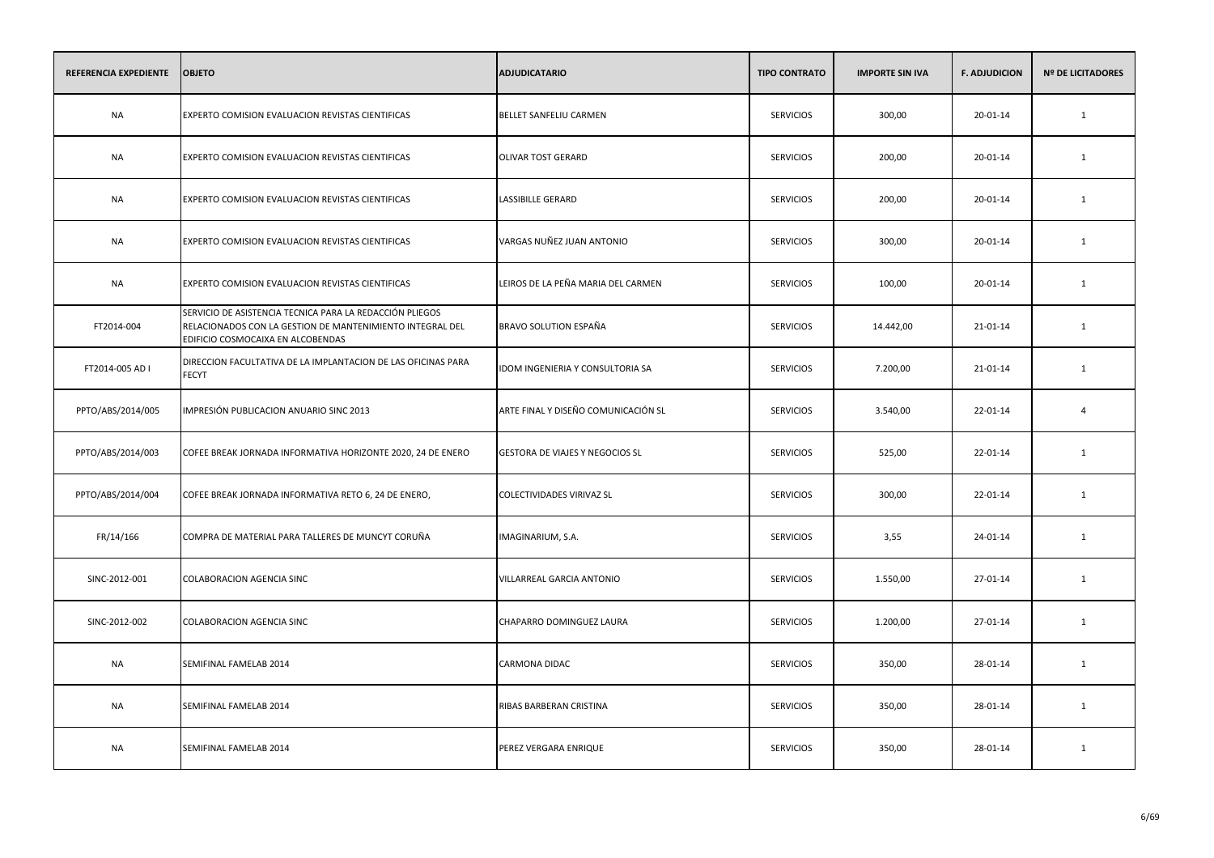| REFERENCIA EXPEDIENTE | OBJETO | ADJUDICATARIO | TIPO CONTRATO | IMPORTE SIN IVA | F. ADJUDICION | Nº DE LICITADORES |
|---|---|---|---|---|---|---|
| NA | EXPERTO COMISION EVALUACION REVISTAS CIENTIFICAS | BELLET SANFELIU CARMEN | SERVICIOS | 300,00 | 20-01-14 | 1 |
| NA | EXPERTO COMISION EVALUACION REVISTAS CIENTIFICAS | OLIVAR TOST GERARD | SERVICIOS | 200,00 | 20-01-14 | 1 |
| NA | EXPERTO COMISION EVALUACION REVISTAS CIENTIFICAS | LASSIBILLE GERARD | SERVICIOS | 200,00 | 20-01-14 | 1 |
| NA | EXPERTO COMISION EVALUACION REVISTAS CIENTIFICAS | VARGAS NUÑEZ JUAN ANTONIO | SERVICIOS | 300,00 | 20-01-14 | 1 |
| NA | EXPERTO COMISION EVALUACION REVISTAS CIENTIFICAS | LEIROS DE LA PEÑA MARIA DEL CARMEN | SERVICIOS | 100,00 | 20-01-14 | 1 |
| FT2014-004 | SERVICIO DE ASISTENCIA TECNICA PARA LA REDACCIÓN PLIEGOS RELACIONADOS CON LA GESTION DE MANTENIMIENTO INTEGRAL DEL EDIFICIO COSMOCAIXA EN ALCOBENDAS | BRAVO SOLUTION ESPAÑA | SERVICIOS | 14.442,00 | 21-01-14 | 1 |
| FT2014-005 AD I | DIRECCION FACULTATIVA DE LA IMPLANTACION DE LAS OFICINAS PARA FECYT | IDOM INGENIERIA Y CONSULTORIA SA | SERVICIOS | 7.200,00 | 21-01-14 | 1 |
| PPTO/ABS/2014/005 | IMPRESIÓN PUBLICACION ANUARIO SINC 2013 | ARTE FINAL Y DISEÑO COMUNICACIÓN SL | SERVICIOS | 3.540,00 | 22-01-14 | 4 |
| PPTO/ABS/2014/003 | COFEE BREAK JORNADA INFORMATIVA HORIZONTE 2020, 24 DE ENERO | GESTORA DE VIAJES Y NEGOCIOS SL | SERVICIOS | 525,00 | 22-01-14 | 1 |
| PPTO/ABS/2014/004 | COFEE BREAK JORNADA INFORMATIVA RETO 6, 24 DE ENERO, | COLECTIVIDADES VIRIVAZ SL | SERVICIOS | 300,00 | 22-01-14 | 1 |
| FR/14/166 | COMPRA DE MATERIAL PARA TALLERES DE MUNCYT CORUÑA | IMAGINARIUM, S.A. | SERVICIOS | 3,55 | 24-01-14 | 1 |
| SINC-2012-001 | COLABORACION AGENCIA SINC | VILLARREAL GARCIA ANTONIO | SERVICIOS | 1.550,00 | 27-01-14 | 1 |
| SINC-2012-002 | COLABORACION AGENCIA SINC | CHAPARRO DOMINGUEZ LAURA | SERVICIOS | 1.200,00 | 27-01-14 | 1 |
| NA | SEMIFINAL FAMELAB 2014 | CARMONA DIDAC | SERVICIOS | 350,00 | 28-01-14 | 1 |
| NA | SEMIFINAL FAMELAB 2014 | RIBAS BARBERAN CRISTINA | SERVICIOS | 350,00 | 28-01-14 | 1 |
| NA | SEMIFINAL FAMELAB 2014 | PEREZ VERGARA ENRIQUE | SERVICIOS | 350,00 | 28-01-14 | 1 |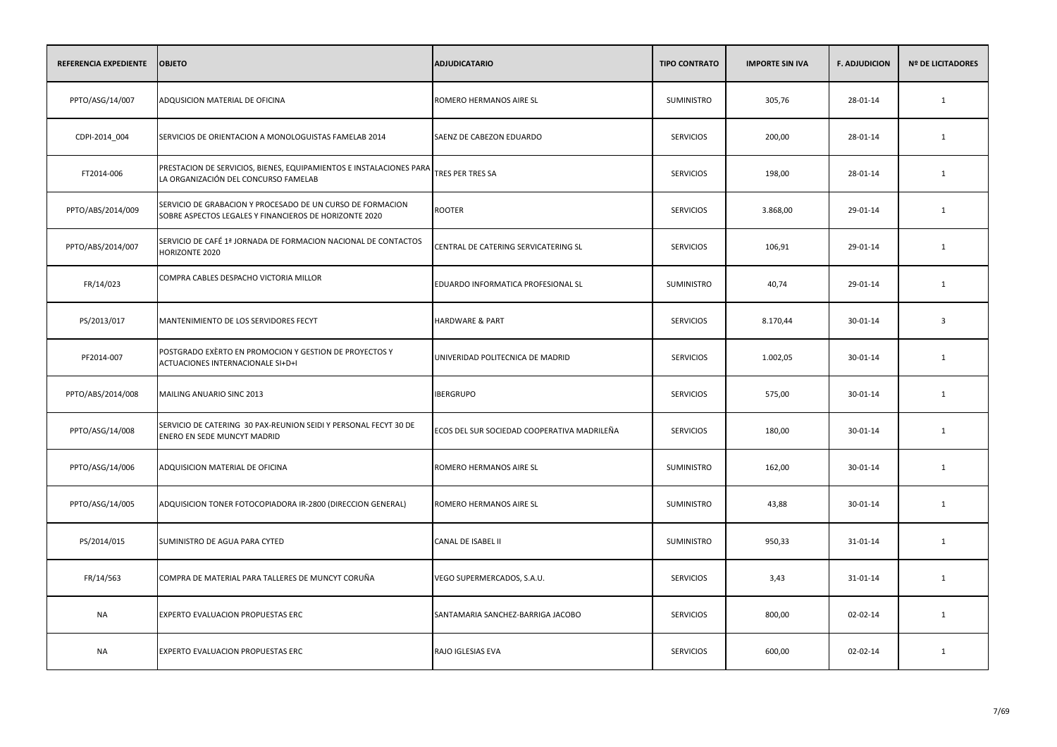| REFERENCIA EXPEDIENTE | OBJETO | ADJUDICATARIO | TIPO CONTRATO | IMPORTE SIN IVA | F. ADJUDICION | Nº DE LICITADORES |
|---|---|---|---|---|---|---|
| PPTO/ASG/14/007 | ADQUSICION MATERIAL DE OFICINA | ROMERO HERMANOS AIRE SL | SUMINISTRO | 305,76 | 28-01-14 | 1 |
| CDPI-2014_004 | SERVICIOS DE ORIENTACION A MONOLOGUISTAS FAMELAB 2014 | SAENZ DE CABEZON EDUARDO | SERVICIOS | 200,00 | 28-01-14 | 1 |
| FT2014-006 | PRESTACION DE SERVICIOS, BIENES, EQUIPAMIENTOS E INSTALACIONES PARA LA ORGANIZACIÓN DEL CONCURSO FAMELAB | TRES PER TRES SA | SERVICIOS | 198,00 | 28-01-14 | 1 |
| PPTO/ABS/2014/009 | SERVICIO DE GRABACION Y PROCESADO DE UN CURSO DE FORMACION SOBRE ASPECTOS LEGALES Y FINANCIEROS DE HORIZONTE 2020 | ROOTER | SERVICIOS | 3.868,00 | 29-01-14 | 1 |
| PPTO/ABS/2014/007 | SERVICIO DE CAFÉ 1ª JORNADA DE FORMACION NACIONAL DE CONTACTOS HORIZONTE 2020 | CENTRAL DE CATERING SERVICATERING SL | SERVICIOS | 106,91 | 29-01-14 | 1 |
| FR/14/023 | COMPRA CABLES DESPACHO VICTORIA MILLOR | EDUARDO INFORMATICA PROFESIONAL SL | SUMINISTRO | 40,74 | 29-01-14 | 1 |
| PS/2013/017 | MANTENIMIENTO DE LOS SERVIDORES FECYT | HARDWARE & PART | SERVICIOS | 8.170,44 | 30-01-14 | 3 |
| PF2014-007 | POSTGRADO EXÈRTO EN PROMOCION Y GESTION DE PROYECTOS Y ACTUACIONES INTERNACIONALE SI+D+I | UNIVERIDAD POLITECNICA DE MADRID | SERVICIOS | 1.002,05 | 30-01-14 | 1 |
| PPTO/ABS/2014/008 | MAILING ANUARIO SINC 2013 | IBERGRUPO | SERVICIOS | 575,00 | 30-01-14 | 1 |
| PPTO/ASG/14/008 | SERVICIO DE CATERING 30 PAX-REUNION SEIDI Y PERSONAL FECYT 30 DE ENERO EN SEDE MUNCYT MADRID | ECOS DEL SUR SOCIEDAD COOPERATIVA MADRILEÑA | SERVICIOS | 180,00 | 30-01-14 | 1 |
| PPTO/ASG/14/006 | ADQUISICION MATERIAL DE OFICINA | ROMERO HERMANOS AIRE SL | SUMINISTRO | 162,00 | 30-01-14 | 1 |
| PPTO/ASG/14/005 | ADQUISICION TONER FOTOCOPIADORA IR-2800 (DIRECCION GENERAL) | ROMERO HERMANOS AIRE SL | SUMINISTRO | 43,88 | 30-01-14 | 1 |
| PS/2014/015 | SUMINISTRO DE AGUA PARA CYTED | CANAL DE ISABEL II | SUMINISTRO | 950,33 | 31-01-14 | 1 |
| FR/14/563 | COMPRA DE MATERIAL PARA TALLERES DE MUNCYT CORUÑA | VEGO SUPERMERCADOS, S.A.U. | SERVICIOS | 3,43 | 31-01-14 | 1 |
| NA | EXPERTO EVALUACION PROPUESTAS ERC | SANTAMARIA SANCHEZ-BARRIGA JACOBO | SERVICIOS | 800,00 | 02-02-14 | 1 |
| NA | EXPERTO EVALUACION PROPUESTAS ERC | RAJO IGLESIAS EVA | SERVICIOS | 600,00 | 02-02-14 | 1 |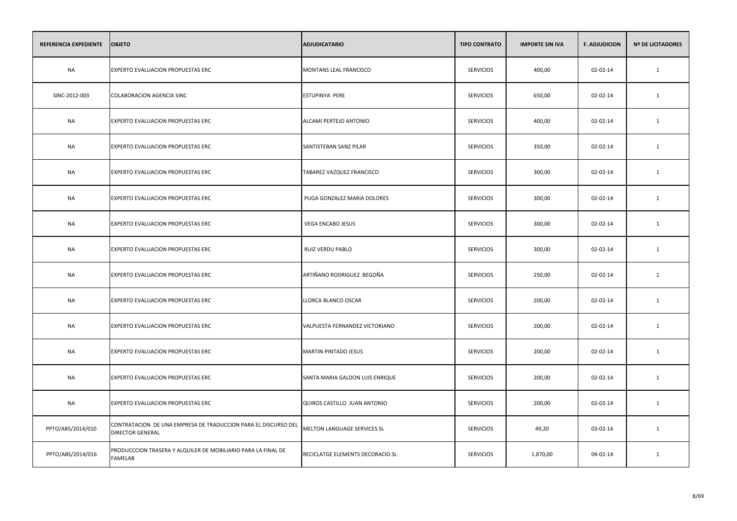| REFERENCIA EXPEDIENTE | OBJETO | ADJUDICATARIO | TIPO CONTRATO | IMPORTE SIN IVA | F. ADJUDICION | Nº DE LICITADORES |
|---|---|---|---|---|---|---|
| NA | EXPERTO EVALUACION PROPUESTAS ERC | MONTANS LEAL FRANCISCO | SERVICIOS | 400,00 | 02-02-14 | 1 |
| SINC-2012-003 | COLABORACION AGENCIA SINC | ESTUPINYA PERE | SERVICIOS | 650,00 | 02-02-14 | 1 |
| NA | EXPERTO EVALUACION PROPUESTAS ERC | ALCAMI PERTEJO ANTONIO | SERVICIOS | 400,00 | 02-02-14 | 1 |
| NA | EXPERTO EVALUACION PROPUESTAS ERC | SANTISTEBAN SANZ PILAR | SERVICIOS | 350,00 | 02-02-14 | 1 |
| NA | EXPERTO EVALUACION PROPUESTAS ERC | TABAREZ VAZQUEZ FRANCISCO | SERVICIOS | 300,00 | 02-02-14 | 1 |
| NA | EXPERTO EVALUACION PROPUESTAS ERC | PUGA GONZALEZ MARIA DOLORES | SERVICIOS | 300,00 | 02-02-14 | 1 |
| NA | EXPERTO EVALUACION PROPUESTAS ERC | VEGA ENCABO JESUS | SERVICIOS | 300,00 | 02-02-14 | 1 |
| NA | EXPERTO EVALUACION PROPUESTAS ERC | RUIZ VERDU PABLO | SERVICIOS | 300,00 | 02-02-14 | 1 |
| NA | EXPERTO EVALUACION PROPUESTAS ERC | ARTIÑANO RODRIGUEZ BEGOÑA | SERVICIOS | 250,00 | 02-02-14 | 1 |
| NA | EXPERTO EVALUACION PROPUESTAS ERC | LLORCA BLANCO OSCAR | SERVICIOS | 200,00 | 02-02-14 | 1 |
| NA | EXPERTO EVALUACION PROPUESTAS ERC | VALPUESTA FERNANDEZ VICTORIANO | SERVICIOS | 200,00 | 02-02-14 | 1 |
| NA | EXPERTO EVALUACION PROPUESTAS ERC | MARTIN-PINTADO JESUS | SERVICIOS | 200,00 | 02-02-14 | 1 |
| NA | EXPERTO EVALUACION PROPUESTAS ERC | SANTA MARIA GALDON LUIS ENRIQUE | SERVICIOS | 200,00 | 02-02-14 | 1 |
| NA | EXPERTO EVALUACION PROPUESTAS ERC | QUIROS CASTILLO JUAN ANTONIO | SERVICIOS | 200,00 | 02-02-14 | 1 |
| PPTO/ABS/2014/010 | CONTRATACION DE UNA EMPRESA DE TRADUCCION PARA EL DISCURSO DEL DIRECTOR GENERAL | MELTON LANGUAGE SERVICES SL | SERVICIOS | 49,20 | 03-02-14 | 1 |
| PPTO/ABS/2014/016 | PRODUCCCION TRASERA Y ALQUILER DE MOBILIARIO PARA LA FINAL DE FAMELAB | RECICLATGE ELEMENTS DECORACIO SL | SERVICIOS | 1.870,00 | 04-02-14 | 1 |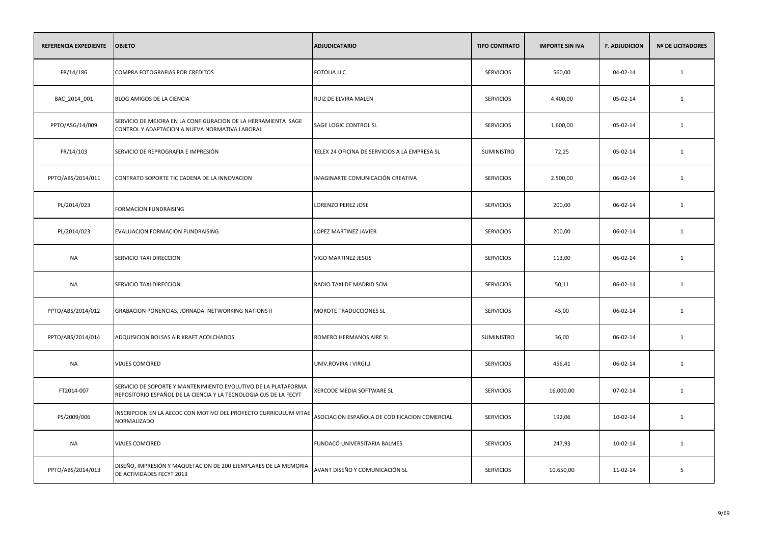| REFERENCIA EXPEDIENTE | OBJETO | ADJUDICATARIO | TIPO CONTRATO | IMPORTE SIN IVA | F. ADJUDICION | Nº DE LICITADORES |
|---|---|---|---|---|---|---|
| FR/14/186 | COMPRA FOTOGRAFIAS POR CREDITOS | FOTOLIA LLC | SERVICIOS | 560,00 | 04-02-14 | 1 |
| BAC_2014_001 | BLOG AMIGOS DE LA CIENCIA | RUIZ DE ELVIRA MALEN | SERVICIOS | 4.400,00 | 05-02-14 | 1 |
| PPTO/ASG/14/009 | SERVICIO DE MEJORA EN LA CONFIGURACION DE LA HERRAMIENTA SAGE CONTROL Y ADAPTACION A NUEVA NORMATIVA LABORAL | SAGE LOGIC CONTROL SL | SERVICIOS | 1.600,00 | 05-02-14 | 1 |
| FR/14/103 | SERVICIO DE REPROGRAFIA E IMPRESIÓN | TELEX 24 OFICINA DE SERVICIOS A LA EMPRESA SL | SUMINISTRO | 72,25 | 05-02-14 | 1 |
| PPTO/ABS/2014/011 | CONTRATO SOPORTE TIC CADENA DE LA INNOVACION | IMAGINARTE COMUNICACIÓN CREATIVA | SERVICIOS | 2.500,00 | 06-02-14 | 1 |
| PL/2014/023 | FORMACION FUNDRAISING | LORENZO PEREZ JOSE | SERVICIOS | 200,00 | 06-02-14 | 1 |
| PL/2014/023 | EVALUACION FORMACION FUNDRAISING | LOPEZ MARTINEZ JAVIER | SERVICIOS | 200,00 | 06-02-14 | 1 |
| NA | SERVICIO TAXI DIRECCION | VIGO MARTINEZ JESUS | SERVICIOS | 113,00 | 06-02-14 | 1 |
| NA | SERVICIO TAXI DIRECCION | RADIO TAXI DE MADRID SCM | SERVICIOS | 50,11 | 06-02-14 | 1 |
| PPTO/ABS/2014/012 | GRABACION PONENCIAS, JORNADA NETWORKING NATIONS II | MOROTE TRADUCCIONES SL | SERVICIOS | 45,00 | 06-02-14 | 1 |
| PPTO/ABS/2014/014 | ADQUISICION BOLSAS AIR KRAFT ACOLCHADOS | ROMERO HERMANOS AIRE SL | SUMINISTRO | 36,00 | 06-02-14 | 1 |
| NA | VIAJES COMCIRED | UNIV.ROVIRA I VIRGILI | SERVICIOS | 456,41 | 06-02-14 | 1 |
| FT2014-007 | SERVICIO DE SOPORTE Y MANTENIMIENTO EVOLUTIVO DE LA PLATAFORMA REPOSITORIO ESPAÑOL DE LA CIENCIA Y LA TECNOLOGIA OJS DE LA FECYT | XERCODE MEDIA SOFTWARE SL | SERVICIOS | 16.000,00 | 07-02-14 | 1 |
| PS/2009/006 | INSCRIPCION EN LA AECOC CON MOTIVO DEL PROYECTO CURRICULUM VITAE NORMALIZADO | ASOCIACION ESPAÑOLA DE CODIFICACION COMERCIAL | SERVICIOS | 192,06 | 10-02-14 | 1 |
| NA | VIAJES COMCIRED | FUNDACÓ UNIVERSITARIA BALMES | SERVICIOS | 247,93 | 10-02-14 | 1 |
| PPTO/ABS/2014/013 | DISEÑO, IMPRESIÓN Y MAQUETACION DE 200 EJEMPLARES DE LA MEMORIA DE ACTIVIDADES FECYT 2013 | AVANT DISEÑO Y COMUNICACIÓN SL | SERVICIOS | 10.650,00 | 11-02-14 | 5 |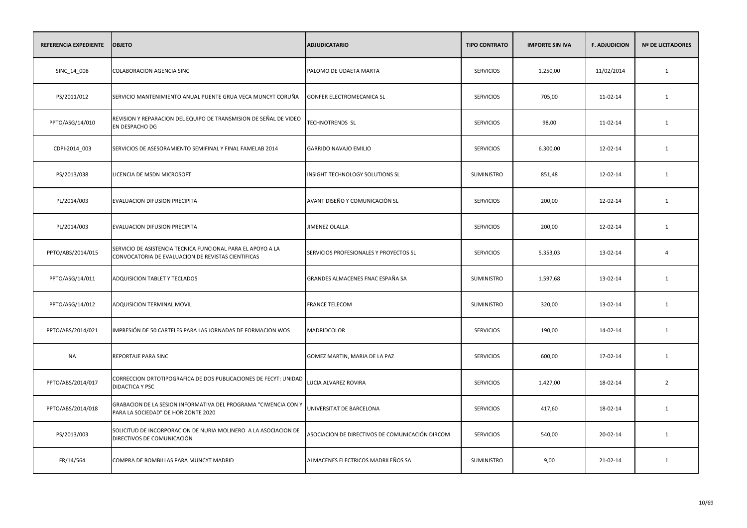| REFERENCIA EXPEDIENTE | OBJETO | ADJUDICATARIO | TIPO CONTRATO | IMPORTE SIN IVA | F. ADJUDICION | Nº DE LICITADORES |
|---|---|---|---|---|---|---|
| SINC_14_008 | COLABORACION AGENCIA SINC | PALOMO DE UDAETA MARTA | SERVICIOS | 1.250,00 | 11/02/2014 | 1 |
| PS/2011/012 | SERVICIO MANTENIMIENTO ANUAL PUENTE GRUA VECA MUNCYT CORUÑA | GONFER ELECTROMECANICA SL | SERVICIOS | 705,00 | 11-02-14 | 1 |
| PPTO/ASG/14/010 | REVISION Y REPARACION DEL EQUIPO DE TRANSMISION DE SEÑAL DE VIDEO EN DESPACHO DG | TECHNOTRENDS SL | SERVICIOS | 98,00 | 11-02-14 | 1 |
| CDPI-2014_003 | SERVICIOS DE ASESORAMIENTO SEMIFINAL Y FINAL FAMELAB 2014 | GARRIDO NAVAJO EMILIO | SERVICIOS | 6.300,00 | 12-02-14 | 1 |
| PS/2013/038 | LICENCIA DE MSDN MICROSOFT | INSIGHT TECHNOLOGY SOLUTIONS SL | SUMINISTRO | 851,48 | 12-02-14 | 1 |
| PL/2014/003 | EVALUACION DIFUSION PRECIPITA | AVANT DISEÑO Y COMUNICACIÓN SL | SERVICIOS | 200,00 | 12-02-14 | 1 |
| PL/2014/003 | EVALUACION DIFUSION PRECIPITA | JIMENEZ OLALLA | SERVICIOS | 200,00 | 12-02-14 | 1 |
| PPTO/ABS/2014/015 | SERVICIO DE ASISTENCIA TECNICA FUNCIONAL PARA EL APOYO A LA CONVOCATORIA DE EVALUACION DE REVISTAS CIENTIFICAS | SERVICIOS PROFESIONALES Y PROYECTOS SL | SERVICIOS | 5.353,03 | 13-02-14 | 4 |
| PPTO/ASG/14/011 | ADQUISICION TABLET Y TECLADOS | GRANDES ALMACENES FNAC ESPAÑA SA | SUMINISTRO | 1.597,68 | 13-02-14 | 1 |
| PPTO/ASG/14/012 | ADQUISICION TERMINAL MOVIL | FRANCE TELECOM | SUMINISTRO | 320,00 | 13-02-14 | 1 |
| PPTO/ABS/2014/021 | IMPRESIÓN DE 50 CARTELES PARA LAS JORNADAS DE FORMACION WOS | MADRIDCOLOR | SERVICIOS | 190,00 | 14-02-14 | 1 |
| NA | REPORTAJE PARA SINC | GOMEZ MARTIN, MARIA DE LA PAZ | SERVICIOS | 600,00 | 17-02-14 | 1 |
| PPTO/ABS/2014/017 | CORRECCION ORTOTIPOGRAFICA DE DOS PUBLICACIONES DE FECYT: UNIDAD DIDACTICA Y PSC | LUCIA ALVAREZ ROVIRA | SERVICIOS | 1.427,00 | 18-02-14 | 2 |
| PPTO/ABS/2014/018 | GRABACION DE LA SESION INFORMATIVA DEL PROGRAMA "CIWENCIA CON Y PARA LA SOCIEDAD" DE HORIZONTE 2020 | UNIVERSITAT DE BARCELONA | SERVICIOS | 417,60 | 18-02-14 | 1 |
| PS/2013/003 | SOLICITUD DE INCORPORACION DE NURIA MOLINERO A LA ASOCIACION DE DIRECTIVOS DE COMUNICACIÓN | ASOCIACION DE DIRECTIVOS DE COMUNICACIÓN DIRCOM | SERVICIOS | 540,00 | 20-02-14 | 1 |
| FR/14/564 | COMPRA DE BOMBILLAS PARA MUNCYT MADRID | ALMACENES ELECTRICOS MADRILEÑOS SA | SUMINISTRO | 9,00 | 21-02-14 | 1 |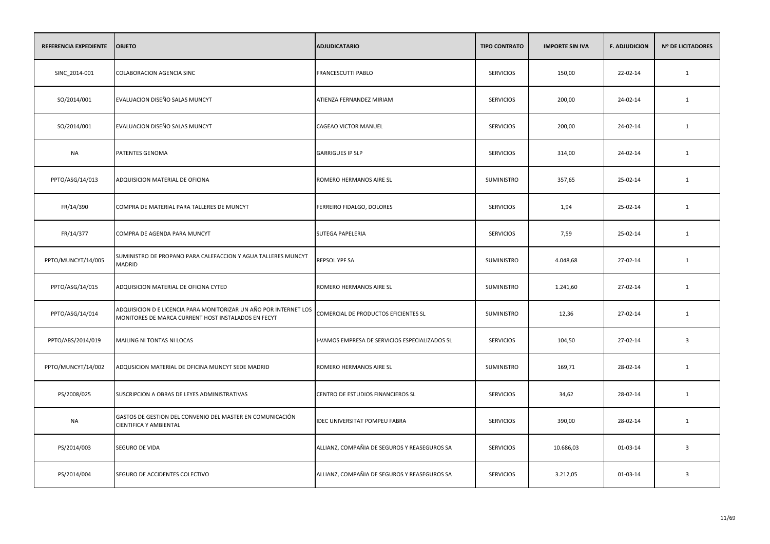| REFERENCIA EXPEDIENTE | OBJETO | ADJUDICATARIO | TIPO CONTRATO | IMPORTE SIN IVA | F. ADJUDICION | Nº DE LICITADORES |
|---|---|---|---|---|---|---|
| SINC_2014-001 | COLABORACION AGENCIA SINC | FRANCESCUTTI PABLO | SERVICIOS | 150,00 | 22-02-14 | 1 |
| SO/2014/001 | EVALUACION DISEÑO SALAS MUNCYT | ATIENZA FERNANDEZ MIRIAM | SERVICIOS | 200,00 | 24-02-14 | 1 |
| SO/2014/001 | EVALUACION DISEÑO SALAS MUNCYT | CAGEAO VICTOR MANUEL | SERVICIOS | 200,00 | 24-02-14 | 1 |
| NA | PATENTES GENOMA | GARRIGUES IP SLP | SERVICIOS | 314,00 | 24-02-14 | 1 |
| PPTO/ASG/14/013 | ADQUISICION MATERIAL DE OFICINA | ROMERO HERMANOS AIRE SL | SUMINISTRO | 357,65 | 25-02-14 | 1 |
| FR/14/390 | COMPRA DE MATERIAL PARA TALLERES DE MUNCYT | FERREIRO FIDALGO, DOLORES | SERVICIOS | 1,94 | 25-02-14 | 1 |
| FR/14/377 | COMPRA DE AGENDA PARA MUNCYT | SUTEGA PAPELERIA | SERVICIOS | 7,59 | 25-02-14 | 1 |
| PPTO/MUNCYT/14/005 | SUMINISTRO DE PROPANO PARA CALEFACCION Y AGUA TALLERES MUNCYT MADRID | REPSOL YPF SA | SUMINISTRO | 4.048,68 | 27-02-14 | 1 |
| PPTO/ASG/14/015 | ADQUISICION MATERIAL DE OFICINA CYTED | ROMERO HERMANOS AIRE SL | SUMINISTRO | 1.241,60 | 27-02-14 | 1 |
| PPTO/ASG/14/014 | ADQUISICION D E LICENCIA PARA MONITORIZAR UN AÑO POR INTERNET LOS MONITORES DE MARCA CURRENT HOST INSTALADOS EN FECYT | COMERCIAL DE PRODUCTOS EFICIENTES SL | SUMINISTRO | 12,36 | 27-02-14 | 1 |
| PPTO/ABS/2014/019 | MAILING NI TONTAS NI LOCAS | I-VAMOS EMPRESA DE SERVICIOS ESPECIALIZADOS SL | SERVICIOS | 104,50 | 27-02-14 | 3 |
| PPTO/MUNCYT/14/002 | ADQUSICION MATERIAL DE OFICINA MUNCYT SEDE MADRID | ROMERO HERMANOS AIRE SL | SUMINISTRO | 169,71 | 28-02-14 | 1 |
| PS/2008/025 | SUSCRIPCION A OBRAS DE LEYES ADMINISTRATIVAS | CENTRO DE ESTUDIOS FINANCIEROS SL | SERVICIOS | 34,62 | 28-02-14 | 1 |
| NA | GASTOS DE GESTION DEL CONVENIO DEL MASTER EN COMUNICACIÓN CIENTIFICA Y AMBIENTAL | IDEC UNIVERSITAT POMPEU FABRA | SERVICIOS | 390,00 | 28-02-14 | 1 |
| PS/2014/003 | SEGURO DE VIDA | ALLIANZ, COMPAÑIA DE SEGUROS Y REASEGUROS SA | SERVICIOS | 10.686,03 | 01-03-14 | 3 |
| PS/2014/004 | SEGURO DE ACCIDENTES COLECTIVO | ALLIANZ, COMPAÑIA DE SEGUROS Y REASEGUROS SA | SERVICIOS | 3.212,05 | 01-03-14 | 3 |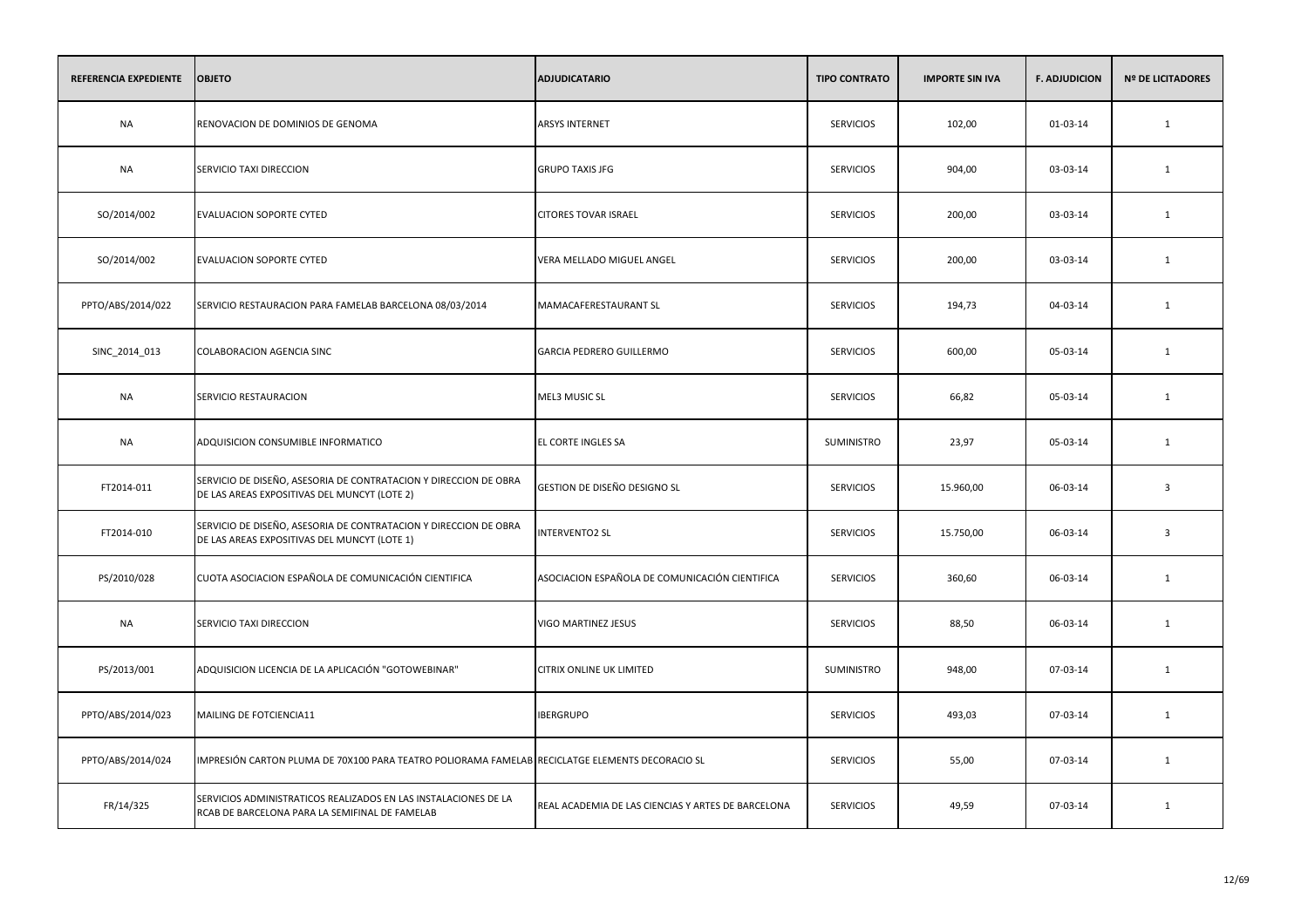| REFERENCIA EXPEDIENTE | OBJETO | ADJUDICATARIO | TIPO CONTRATO | IMPORTE SIN IVA | F. ADJUDICION | Nº DE LICITADORES |
|---|---|---|---|---|---|---|
| NA | RENOVACION DE DOMINIOS DE GENOMA | ARSYS INTERNET | SERVICIOS | 102,00 | 01-03-14 | 1 |
| NA | SERVICIO TAXI DIRECCION | GRUPO TAXIS JFG | SERVICIOS | 904,00 | 03-03-14 | 1 |
| SO/2014/002 | EVALUACION SOPORTE CYTED | CITORES TOVAR ISRAEL | SERVICIOS | 200,00 | 03-03-14 | 1 |
| SO/2014/002 | EVALUACION SOPORTE CYTED | VERA MELLADO MIGUEL ANGEL | SERVICIOS | 200,00 | 03-03-14 | 1 |
| PPTO/ABS/2014/022 | SERVICIO RESTAURACION PARA FAMELAB BARCELONA 08/03/2014 | MAMACAFERESTAURANT SL | SERVICIOS | 194,73 | 04-03-14 | 1 |
| SINC_2014_013 | COLABORACION AGENCIA SINC | GARCIA PEDRERO GUILLERMO | SERVICIOS | 600,00 | 05-03-14 | 1 |
| NA | SERVICIO RESTAURACION | MEL3 MUSIC SL | SERVICIOS | 66,82 | 05-03-14 | 1 |
| NA | ADQUISICION CONSUMIBLE INFORMATICO | EL CORTE INGLES SA | SUMINISTRO | 23,97 | 05-03-14 | 1 |
| FT2014-011 | SERVICIO DE DISEÑO, ASESORIA DE CONTRATACION Y DIRECCION DE OBRA DE LAS AREAS EXPOSITIVAS DEL MUNCYT (LOTE 2) | GESTION DE DISEÑO DESIGNO SL | SERVICIOS | 15.960,00 | 06-03-14 | 3 |
| FT2014-010 | SERVICIO DE DISEÑO, ASESORIA DE CONTRATACION Y DIRECCION DE OBRA DE LAS AREAS EXPOSITIVAS DEL MUNCYT (LOTE 1) | INTERVENTO2 SL | SERVICIOS | 15.750,00 | 06-03-14 | 3 |
| PS/2010/028 | CUOTA ASOCIACION ESPAÑOLA DE COMUNICACIÓN CIENTIFICA | ASOCIACION ESPAÑOLA DE COMUNICACIÓN CIENTIFICA | SERVICIOS | 360,60 | 06-03-14 | 1 |
| NA | SERVICIO TAXI DIRECCION | VIGO MARTINEZ JESUS | SERVICIOS | 88,50 | 06-03-14 | 1 |
| PS/2013/001 | ADQUISICION LICENCIA DE LA APLICACIÓN "GOTOWEBINAR" | CITRIX ONLINE UK LIMITED | SUMINISTRO | 948,00 | 07-03-14 | 1 |
| PPTO/ABS/2014/023 | MAILING DE FOTCIENCIA11 | IBERGRUPO | SERVICIOS | 493,03 | 07-03-14 | 1 |
| PPTO/ABS/2014/024 | IMPRESIÓN CARTON PLUMA DE 70X100 PARA TEATRO POLIORAMA FAMELAB | RECICLATGE ELEMENTS DECORACIO SL | SERVICIOS | 55,00 | 07-03-14 | 1 |
| FR/14/325 | SERVICIOS ADMINISTRATICOS REALIZADOS EN LAS INSTALACIONES DE LA RCAB DE BARCELONA PARA LA SEMIFINAL DE FAMELAB | REAL ACADEMIA DE LAS CIENCIAS Y ARTES DE BARCELONA | SERVICIOS | 49,59 | 07-03-14 | 1 |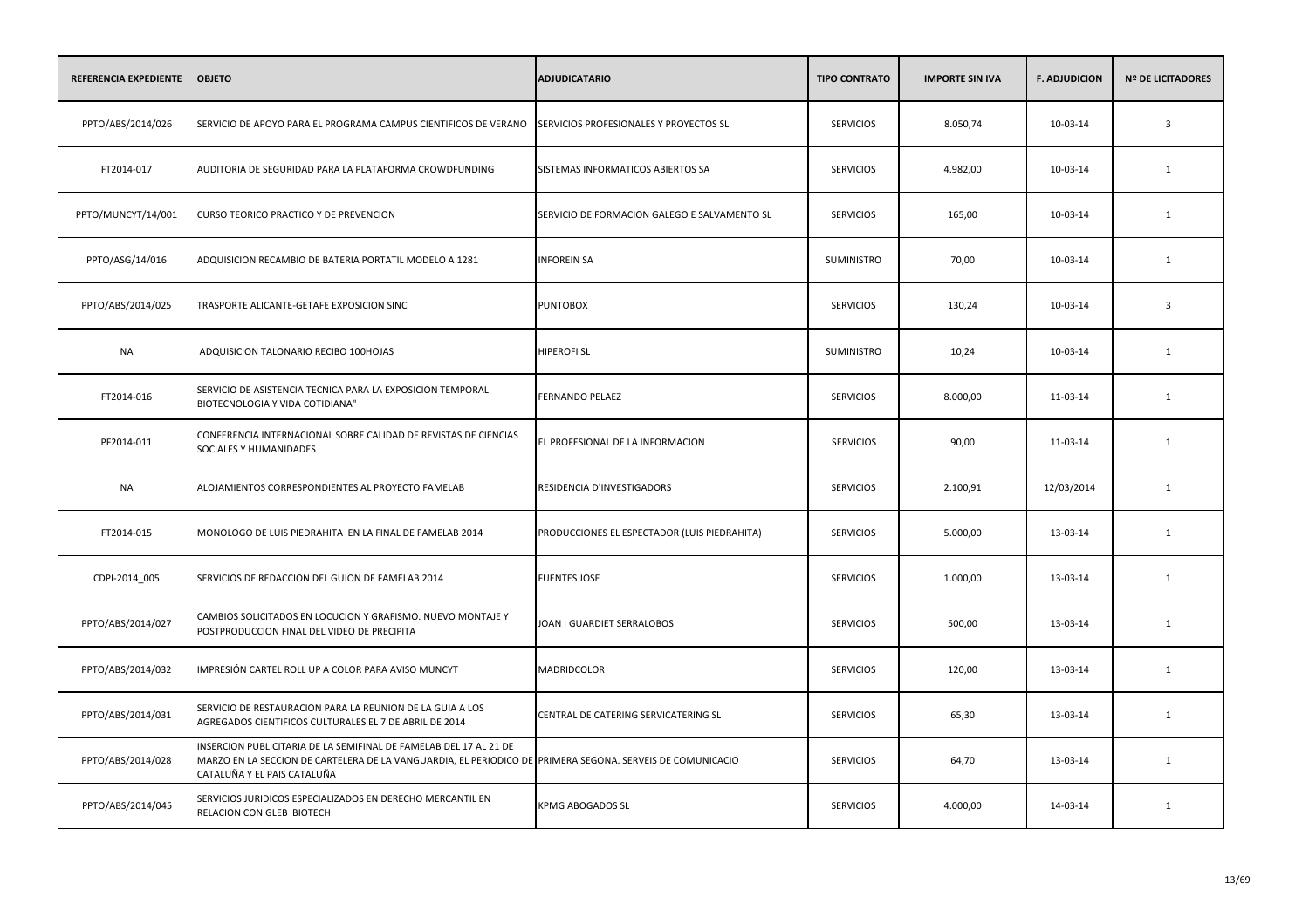| REFERENCIA EXPEDIENTE | OBJETO | ADJUDICATARIO | TIPO CONTRATO | IMPORTE SIN IVA | F. ADJUDICION | Nº DE LICITADORES |
|---|---|---|---|---|---|---|
| PPTO/ABS/2014/026 | SERVICIO DE APOYO PARA EL PROGRAMA CAMPUS CIENTIFICOS DE VERANO | SERVICIOS PROFESIONALES Y PROYECTOS SL | SERVICIOS | 8.050,74 | 10-03-14 | 3 |
| FT2014-017 | AUDITORIA DE SEGURIDAD PARA LA PLATAFORMA CROWDFUNDING | SISTEMAS INFORMATICOS ABIERTOS SA | SERVICIOS | 4.982,00 | 10-03-14 | 1 |
| PPTO/MUNCYT/14/001 | CURSO TEORICO PRACTICO Y DE PREVENCION | SERVICIO DE FORMACION GALEGO E SALVAMENTO SL | SERVICIOS | 165,00 | 10-03-14 | 1 |
| PPTO/ASG/14/016 | ADQUISICION RECAMBIO DE BATERIA PORTATIL MODELO A 1281 | INFOREIN SA | SUMINISTRO | 70,00 | 10-03-14 | 1 |
| PPTO/ABS/2014/025 | TRASPORTE ALICANTE-GETAFE EXPOSICION SINC | PUNTOBOX | SERVICIOS | 130,24 | 10-03-14 | 3 |
| NA | ADQUISICION TALONARIO RECIBO 100HOJAS | HIPEROFI SL | SUMINISTRO | 10,24 | 10-03-14 | 1 |
| FT2014-016 | SERVICIO DE ASISTENCIA TECNICA PARA LA EXPOSICION TEMPORAL BIOTECNOLOGIA Y VIDA COTIDIANA" | FERNANDO PELAEZ | SERVICIOS | 8.000,00 | 11-03-14 | 1 |
| PF2014-011 | CONFERENCIA INTERNACIONAL SOBRE CALIDAD DE REVISTAS DE CIENCIAS SOCIALES Y HUMANIDADES | EL PROFESIONAL DE LA INFORMACION | SERVICIOS | 90,00 | 11-03-14 | 1 |
| NA | ALOJAMIENTOS CORRESPONDIENTES AL PROYECTO FAMELAB | RESIDENCIA D'INVESTIGADORS | SERVICIOS | 2.100,91 | 12/03/2014 | 1 |
| FT2014-015 | MONOLOGO DE LUIS PIEDRAHITA EN LA FINAL DE FAMELAB 2014 | PRODUCCIONES EL ESPECTADOR (LUIS PIEDRAHITA) | SERVICIOS | 5.000,00 | 13-03-14 | 1 |
| CDPI-2014_005 | SERVICIOS DE REDACCION DEL GUION DE FAMELAB 2014 | FUENTES JOSE | SERVICIOS | 1.000,00 | 13-03-14 | 1 |
| PPTO/ABS/2014/027 | CAMBIOS SOLICITADOS EN LOCUCION Y GRAFISMO. NUEVO MONTAJE Y POSTPRODUCCION FINAL DEL VIDEO DE PRECIPITA | JOAN I GUARDIET SERRALOBOS | SERVICIOS | 500,00 | 13-03-14 | 1 |
| PPTO/ABS/2014/032 | IMPRESIÓN CARTEL ROLL UP A COLOR PARA AVISO MUNCYT | MADRIDCOLOR | SERVICIOS | 120,00 | 13-03-14 | 1 |
| PPTO/ABS/2014/031 | SERVICIO DE RESTAURACION PARA LA REUNION DE LA GUIA A LOS AGREGADOS CIENTIFICOS CULTURALES EL 7 DE ABRIL DE 2014 | CENTRAL DE CATERING SERVICATERING SL | SERVICIOS | 65,30 | 13-03-14 | 1 |
| PPTO/ABS/2014/028 | INSERCION PUBLICITARIA DE LA SEMIFINAL DE FAMELAB DEL 17 AL 21 DE MARZO EN LA SECCION DE CARTELERA DE LA VANGUARDIA, EL PERIODICO DE CATALUÑA Y EL PAIS CATALUÑA | PRIMERA SEGONA. SERVEIS DE COMUNICACIO | SERVICIOS | 64,70 | 13-03-14 | 1 |
| PPTO/ABS/2014/045 | SERVICIOS JURIDICOS ESPECIALIZADOS EN DERECHO MERCANTIL EN RELACION CON GLEB BIOTECH | KPMG ABOGADOS SL | SERVICIOS | 4.000,00 | 14-03-14 | 1 |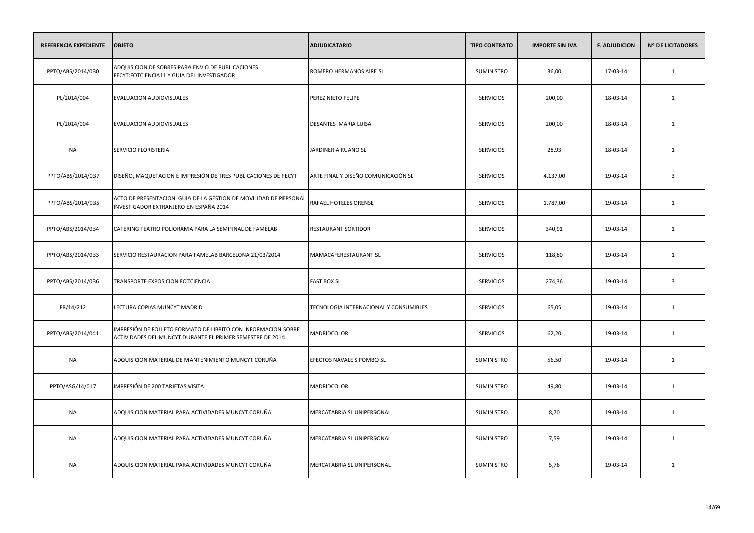| REFERENCIA EXPEDIENTE | OBJETO | ADJUDICATARIO | TIPO CONTRATO | IMPORTE SIN IVA | F. ADJUDICION | Nº DE LICITADORES |
|---|---|---|---|---|---|---|
| PPTO/ABS/2014/030 | ADQUISICION DE SOBRES PARA ENVIO DE PUBLICACIONES FECYT:FOTCIENCIA11 Y GUIA DEL INVESTIGADOR | ROMERO HERMANOS AIRE SL | SUMINISTRO | 36,00 | 17-03-14 | 1 |
| PL/2014/004 | EVALUACION AUDIOVISUALES | PEREZ NIETO FELIPE | SERVICIOS | 200,00 | 18-03-14 | 1 |
| PL/2014/004 | EVALUACION AUDIOVISUALES | DESANTES MARIA LUISA | SERVICIOS | 200,00 | 18-03-14 | 1 |
| NA | SERVICIO FLORISTERIA | JARDINERIA RUANO SL | SERVICIOS | 28,93 | 18-03-14 | 1 |
| PPTO/ABS/2014/037 | DISEÑO, MAQUETACION E IMPRESIÓN DE TRES PUBLICACIONES DE FECYT | ARTE FINAL Y DISEÑO COMUNICACIÓN SL | SERVICIOS | 4.137,00 | 19-03-14 | 3 |
| PPTO/ABS/2014/035 | ACTO DE PRESENTACION GUIA DE LA GESTION DE MOVILIDAD DE PERSONAL INVESTIGADOR EXTRANJERO EN ESPAÑA 2014 | RAFAEL HOTELES ORENSE | SERVICIOS | 1.787,00 | 19-03-14 | 1 |
| PPTO/ABS/2014/034 | CATERING TEATRO POLIORAMA PARA LA SEMIFINAL DE FAMELAB | RESTAURANT SORTIDOR | SERVICIOS | 340,91 | 19-03-14 | 1 |
| PPTO/ABS/2014/033 | SERVICIO RESTAURACION PARA FAMELAB BARCELONA 21/03/2014 | MAMACAFERESTAURANT SL | SERVICIOS | 118,80 | 19-03-14 | 1 |
| PPTO/ABS/2014/036 | TRANSPORTE EXPOSICION FOTCIENCIA | FAST BOX SL | SERVICIOS | 274,36 | 19-03-14 | 3 |
| FR/14/212 | LECTURA COPIAS MUNCYT MADRID | TECNOLOGIA INTERNACIONAL Y CONSUMIBLES | SERVICIOS | 65,05 | 19-03-14 | 1 |
| PPTO/ABS/2014/041 | IMPRESIÓN DE FOLLETO FORMATO DE LIBRITO CON INFORMACION SOBRE ACTIVIDADES DEL MUNCYT DURANTE EL PRIMER SEMESTRE DE 2014 | MADRIDCOLOR | SERVICIOS | 62,20 | 19-03-14 | 1 |
| NA | ADQUISICION MATERIAL DE MANTENIMIENTO MUNCYT CORUÑA | EFECTOS NAVALE S POMBO SL | SUMINISTRO | 56,50 | 19-03-14 | 1 |
| PPTO/ASG/14/017 | IMPRESIÓN DE 200 TARJETAS VISITA | MADRIDCOLOR | SUMINISTRO | 49,80 | 19-03-14 | 1 |
| NA | ADQUISICION MATERIAL PARA ACTIVIDADES MUNCYT CORUÑA | MERCATABRIA SL UNIPERSONAL | SUMINISTRO | 8,70 | 19-03-14 | 1 |
| NA | ADQUISICION MATERIAL PARA ACTIVIDADES MUNCYT CORUÑA | MERCATABRIA SL UNIPERSONAL | SUMINISTRO | 7,59 | 19-03-14 | 1 |
| NA | ADQUISICION MATERIAL PARA ACTIVIDADES MUNCYT CORUÑA | MERCATABRIA SL UNIPERSONAL | SUMINISTRO | 5,76 | 19-03-14 | 1 |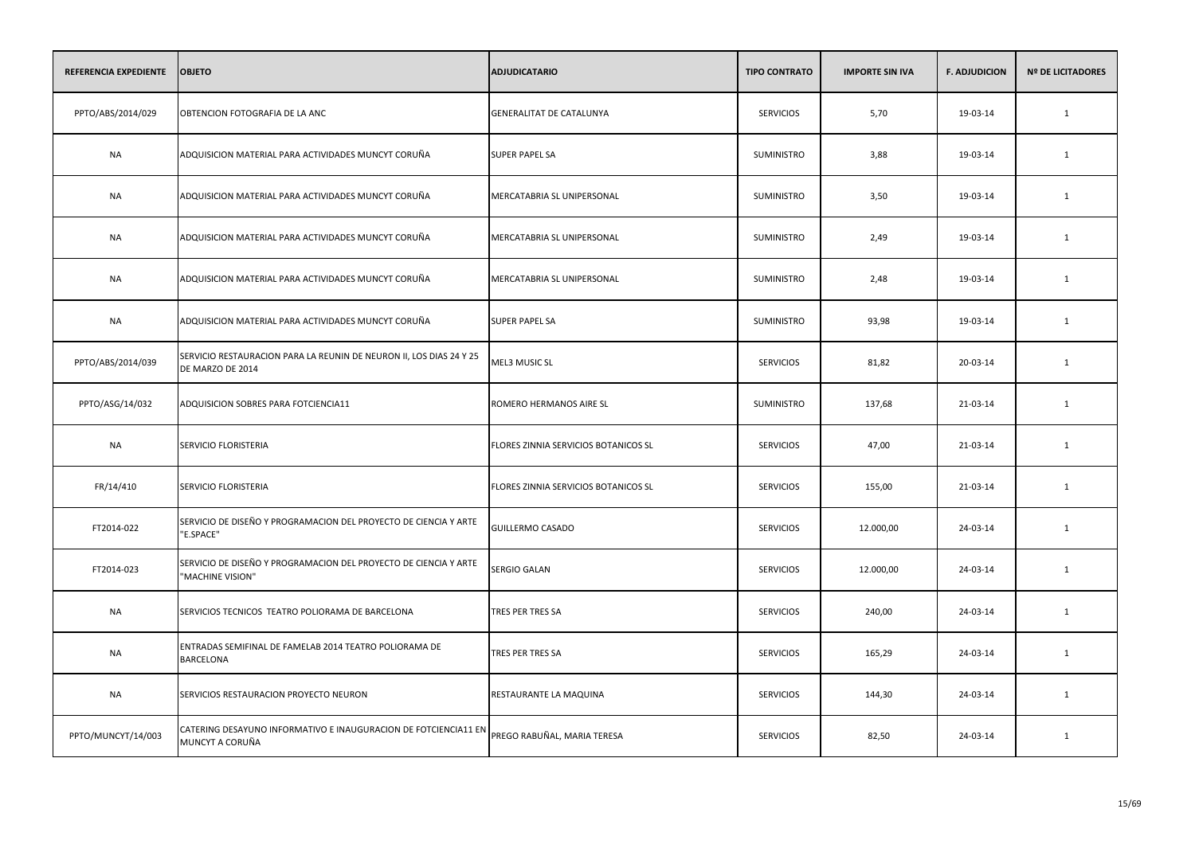| REFERENCIA EXPEDIENTE | OBJETO | ADJUDICATARIO | TIPO CONTRATO | IMPORTE SIN IVA | F. ADJUDICION | Nº DE LICITADORES |
|---|---|---|---|---|---|---|
| PPTO/ABS/2014/029 | OBTENCION FOTOGRAFIA DE LA ANC | GENERALITAT DE CATALUNYA | SERVICIOS | 5,70 | 19-03-14 | 1 |
| NA | ADQUISICION MATERIAL PARA ACTIVIDADES MUNCYT CORUÑA | SUPER PAPEL SA | SUMINISTRO | 3,88 | 19-03-14 | 1 |
| NA | ADQUISICION MATERIAL PARA ACTIVIDADES MUNCYT CORUÑA | MERCATABRIA SL UNIPERSONAL | SUMINISTRO | 3,50 | 19-03-14 | 1 |
| NA | ADQUISICION MATERIAL PARA ACTIVIDADES MUNCYT CORUÑA | MERCATABRIA SL UNIPERSONAL | SUMINISTRO | 2,49 | 19-03-14 | 1 |
| NA | ADQUISICION MATERIAL PARA ACTIVIDADES MUNCYT CORUÑA | MERCATABRIA SL UNIPERSONAL | SUMINISTRO | 2,48 | 19-03-14 | 1 |
| NA | ADQUISICION MATERIAL PARA ACTIVIDADES MUNCYT CORUÑA | SUPER PAPEL SA | SUMINISTRO | 93,98 | 19-03-14 | 1 |
| PPTO/ABS/2014/039 | SERVICIO RESTAURACION PARA LA REUNIN DE NEURON II, LOS DIAS 24 Y 25 DE MARZO DE 2014 | MEL3 MUSIC SL | SERVICIOS | 81,82 | 20-03-14 | 1 |
| PPTO/ASG/14/032 | ADQUISICION SOBRES PARA FOTCIENCIA11 | ROMERO HERMANOS AIRE SL | SUMINISTRO | 137,68 | 21-03-14 | 1 |
| NA | SERVICIO FLORISTERIA | FLORES ZINNIA SERVICIOS BOTANICOS SL | SERVICIOS | 47,00 | 21-03-14 | 1 |
| FR/14/410 | SERVICIO FLORISTERIA | FLORES ZINNIA SERVICIOS BOTANICOS SL | SERVICIOS | 155,00 | 21-03-14 | 1 |
| FT2014-022 | SERVICIO DE DISEÑO Y PROGRAMACION DEL PROYECTO DE CIENCIA Y ARTE "E.SPACE" | GUILLERMO CASADO | SERVICIOS | 12.000,00 | 24-03-14 | 1 |
| FT2014-023 | SERVICIO DE DISEÑO Y PROGRAMACION DEL PROYECTO DE CIENCIA Y ARTE "MACHINE VISION" | SERGIO GALAN | SERVICIOS | 12.000,00 | 24-03-14 | 1 |
| NA | SERVICIOS TECNICOS TEATRO POLIORAMA DE BARCELONA | TRES PER TRES SA | SERVICIOS | 240,00 | 24-03-14 | 1 |
| NA | ENTRADAS SEMIFINAL DE FAMELAB 2014 TEATRO POLIORAMA DE BARCELONA | TRES PER TRES SA | SERVICIOS | 165,29 | 24-03-14 | 1 |
| NA | SERVICIOS RESTAURACION PROYECTO NEURON | RESTAURANTE LA MAQUINA | SERVICIOS | 144,30 | 24-03-14 | 1 |
| PPTO/MUNCYT/14/003 | CATERING DESAYUNO INFORMATIVO E INAUGURACION DE FOTCIENCIA11 EN MUNCYT A CORUÑA | PREGO RABUÑAL, MARIA TERESA | SERVICIOS | 82,50 | 24-03-14 | 1 |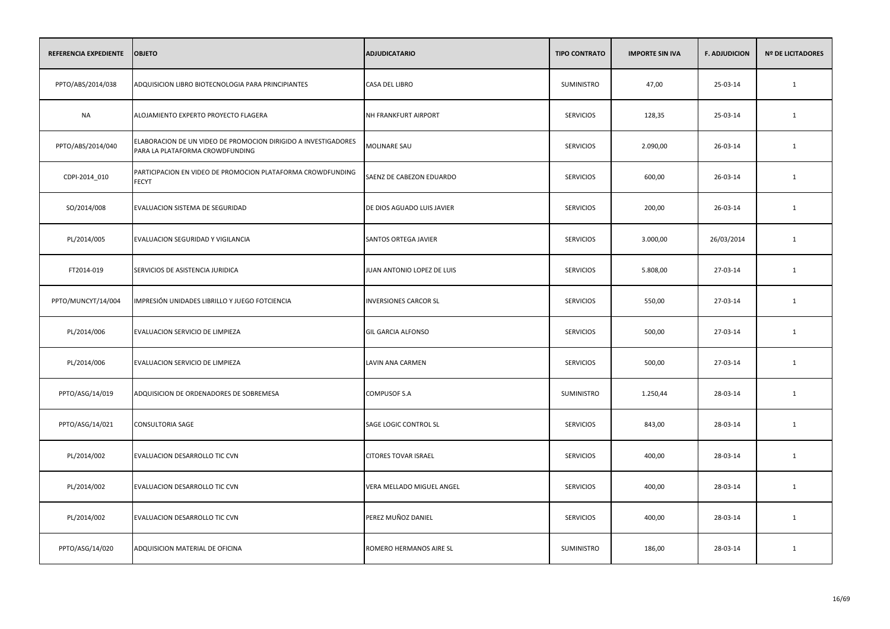| REFERENCIA EXPEDIENTE | OBJETO | ADJUDICATARIO | TIPO CONTRATO | IMPORTE SIN IVA | F. ADJUDICION | Nº DE LICITADORES |
|---|---|---|---|---|---|---|
| PPTO/ABS/2014/038 | ADQUISICION LIBRO BIOTECNOLOGIA PARA PRINCIPIANTES | CASA DEL LIBRO | SUMINISTRO | 47,00 | 25-03-14 | 1 |
| NA | ALOJAMIENTO EXPERTO PROYECTO FLAGERA | NH FRANKFURT AIRPORT | SERVICIOS | 128,35 | 25-03-14 | 1 |
| PPTO/ABS/2014/040 | ELABORACION DE UN VIDEO DE PROMOCION DIRIGIDO A INVESTIGADORES PARA LA PLATAFORMA CROWDFUNDING | MOLINARE SAU | SERVICIOS | 2.090,00 | 26-03-14 | 1 |
| CDPI-2014_010 | PARTICIPACION EN VIDEO DE PROMOCION PLATAFORMA CROWDFUNDING FECYT | SAENZ DE CABEZON EDUARDO | SERVICIOS | 600,00 | 26-03-14 | 1 |
| SO/2014/008 | EVALUACION SISTEMA DE SEGURIDAD | DE DIOS AGUADO LUIS JAVIER | SERVICIOS | 200,00 | 26-03-14 | 1 |
| PL/2014/005 | EVALUACION SEGURIDAD Y VIGILANCIA | SANTOS ORTEGA JAVIER | SERVICIOS | 3.000,00 | 26/03/2014 | 1 |
| FT2014-019 | SERVICIOS DE ASISTENCIA JURIDICA | JUAN ANTONIO LOPEZ DE LUIS | SERVICIOS | 5.808,00 | 27-03-14 | 1 |
| PPTO/MUNCYT/14/004 | IMPRESIÓN UNIDADES LIBRILLO Y JUEGO FOTCIENCIA | INVERSIONES CARCOR SL | SERVICIOS | 550,00 | 27-03-14 | 1 |
| PL/2014/006 | EVALUACION SERVICIO DE LIMPIEZA | GIL GARCIA ALFONSO | SERVICIOS | 500,00 | 27-03-14 | 1 |
| PL/2014/006 | EVALUACION SERVICIO DE LIMPIEZA | LAVIN ANA CARMEN | SERVICIOS | 500,00 | 27-03-14 | 1 |
| PPTO/ASG/14/019 | ADQUISICION DE ORDENADORES DE SOBREMESA | COMPUSOF S.A | SUMINISTRO | 1.250,44 | 28-03-14 | 1 |
| PPTO/ASG/14/021 | CONSULTORIA SAGE | SAGE LOGIC CONTROL SL | SERVICIOS | 843,00 | 28-03-14 | 1 |
| PL/2014/002 | EVALUACION DESARROLLO TIC CVN | CITORES TOVAR ISRAEL | SERVICIOS | 400,00 | 28-03-14 | 1 |
| PL/2014/002 | EVALUACION DESARROLLO TIC CVN | VERA MELLADO MIGUEL ANGEL | SERVICIOS | 400,00 | 28-03-14 | 1 |
| PL/2014/002 | EVALUACION DESARROLLO TIC CVN | PEREZ MUÑOZ DANIEL | SERVICIOS | 400,00 | 28-03-14 | 1 |
| PPTO/ASG/14/020 | ADQUISICION MATERIAL DE OFICINA | ROMERO HERMANOS AIRE SL | SUMINISTRO | 186,00 | 28-03-14 | 1 |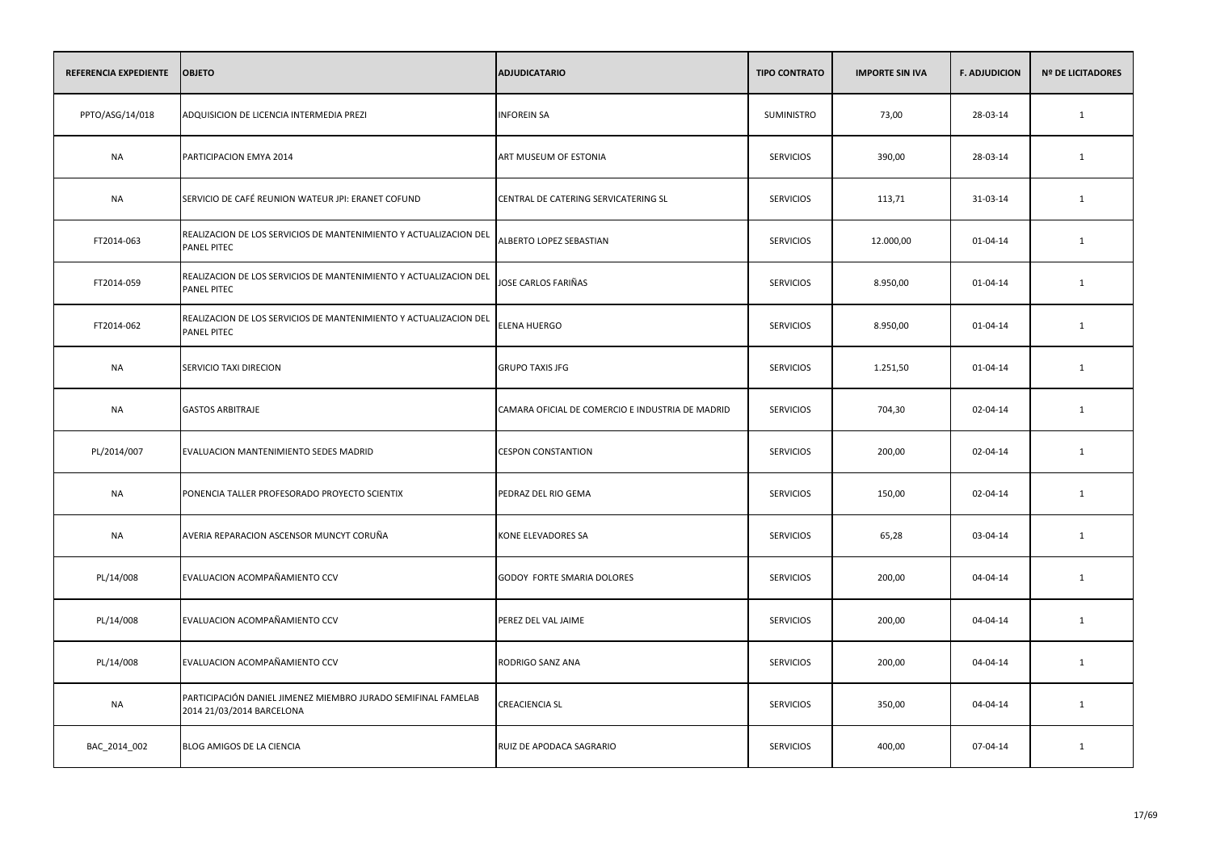| REFERENCIA EXPEDIENTE | OBJETO | ADJUDICATARIO | TIPO CONTRATO | IMPORTE SIN IVA | F. ADJUDICION | Nº DE LICITADORES |
|---|---|---|---|---|---|---|
| PPTO/ASG/14/018 | ADQUISICION DE LICENCIA INTERMEDIA PREZI | INFOREIN SA | SUMINISTRO | 73,00 | 28-03-14 | 1 |
| NA | PARTICIPACION EMYA 2014 | ART MUSEUM OF ESTONIA | SERVICIOS | 390,00 | 28-03-14 | 1 |
| NA | SERVICIO DE CAFÉ REUNION WATEUR JPI: ERANET COFUND | CENTRAL DE CATERING SERVICATERING SL | SERVICIOS | 113,71 | 31-03-14 | 1 |
| FT2014-063 | REALIZACION DE LOS SERVICIOS DE MANTENIMIENTO Y ACTUALIZACION DEL PANEL PITEC | ALBERTO LOPEZ SEBASTIAN | SERVICIOS | 12.000,00 | 01-04-14 | 1 |
| FT2014-059 | REALIZACION DE LOS SERVICIOS DE MANTENIMIENTO Y ACTUALIZACION DEL PANEL PITEC | JOSE CARLOS FARIÑAS | SERVICIOS | 8.950,00 | 01-04-14 | 1 |
| FT2014-062 | REALIZACION DE LOS SERVICIOS DE MANTENIMIENTO Y ACTUALIZACION DEL PANEL PITEC | ELENA HUERGO | SERVICIOS | 8.950,00 | 01-04-14 | 1 |
| NA | SERVICIO TAXI DIRECION | GRUPO TAXIS JFG | SERVICIOS | 1.251,50 | 01-04-14 | 1 |
| NA | GASTOS ARBITRAJE | CAMARA OFICIAL DE COMERCIO E INDUSTRIA DE MADRID | SERVICIOS | 704,30 | 02-04-14 | 1 |
| PL/2014/007 | EVALUACION MANTENIMIENTO SEDES MADRID | CESPON CONSTANTION | SERVICIOS | 200,00 | 02-04-14 | 1 |
| NA | PONENCIA TALLER PROFESORADO PROYECTO SCIENTIX | PEDRAZ DEL RIO GEMA | SERVICIOS | 150,00 | 02-04-14 | 1 |
| NA | AVERIA REPARACION ASCENSOR MUNCYT CORUÑA | KONE ELEVADORES SA | SERVICIOS | 65,28 | 03-04-14 | 1 |
| PL/14/008 | EVALUACION ACOMPAÑAMIENTO CCV | GODOY FORTE SMARIA DOLORES | SERVICIOS | 200,00 | 04-04-14 | 1 |
| PL/14/008 | EVALUACION ACOMPAÑAMIENTO CCV | PEREZ DEL VAL JAIME | SERVICIOS | 200,00 | 04-04-14 | 1 |
| PL/14/008 | EVALUACION ACOMPAÑAMIENTO CCV | RODRIGO SANZ ANA | SERVICIOS | 200,00 | 04-04-14 | 1 |
| NA | PARTICIPACIÓN DANIEL JIMENEZ MIEMBRO JURADO SEMIFINAL FAMELAB 2014 21/03/2014 BARCELONA | CREACIENCIA SL | SERVICIOS | 350,00 | 04-04-14 | 1 |
| BAC_2014_002 | BLOG AMIGOS DE LA CIENCIA | RUIZ DE APODACA SAGRARIO | SERVICIOS | 400,00 | 07-04-14 | 1 |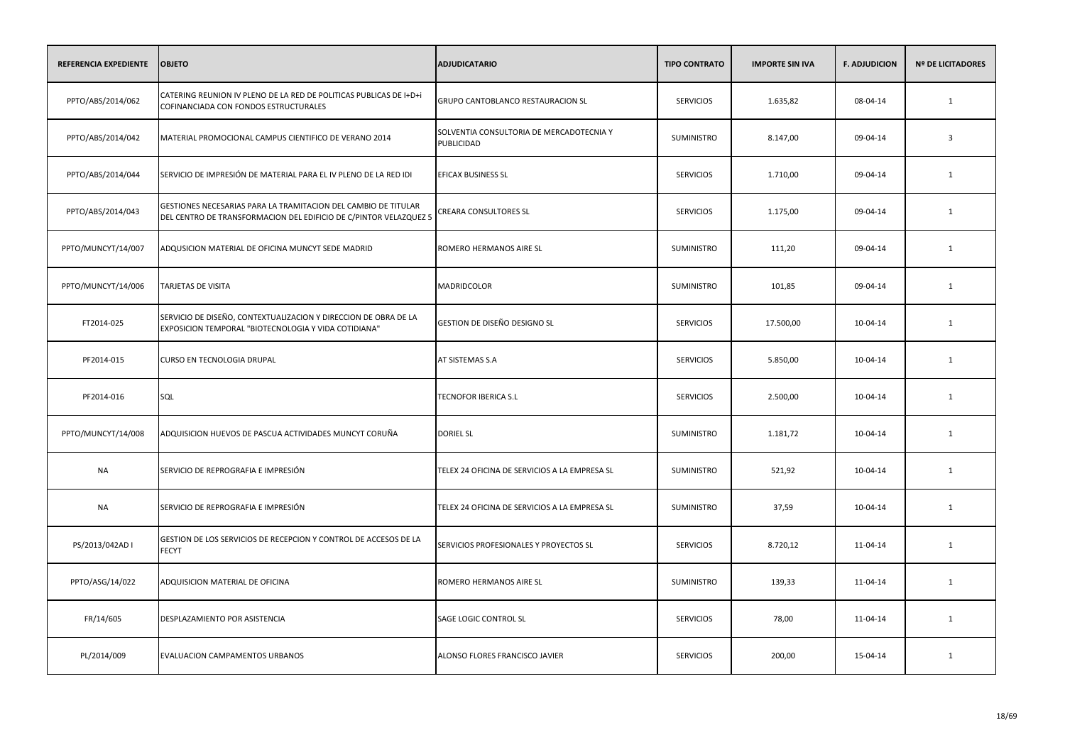| REFERENCIA EXPEDIENTE | OBJETO | ADJUDICATARIO | TIPO CONTRATO | IMPORTE SIN IVA | F. ADJUDICION | Nº DE LICITADORES |
|---|---|---|---|---|---|---|
| PPTO/ABS/2014/062 | CATERING REUNION IV PLENO DE LA RED DE POLITICAS PUBLICAS DE I+D+i COFINANCIADA CON FONDOS ESTRUCTURALES | GRUPO CANTOBLANCO RESTAURACION SL | SERVICIOS | 1.635,82 | 08-04-14 | 1 |
| PPTO/ABS/2014/042 | MATERIAL PROMOCIONAL CAMPUS CIENTIFICO DE VERANO 2014 | SOLVENTIA CONSULTORIA DE MERCADOTECNIA Y PUBLICIDAD | SUMINISTRO | 8.147,00 | 09-04-14 | 3 |
| PPTO/ABS/2014/044 | SERVICIO DE IMPRESIÓN DE MATERIAL PARA EL IV PLENO DE LA RED IDI | EFICAX BUSINESS SL | SERVICIOS | 1.710,00 | 09-04-14 | 1 |
| PPTO/ABS/2014/043 | GESTIONES NECESARIAS PARA LA TRAMITACION DEL CAMBIO DE TITULAR DEL CENTRO DE TRANSFORMACION DEL EDIFICIO DE C/PINTOR VELAZQUEZ 5 | CREARA CONSULTORES SL | SERVICIOS | 1.175,00 | 09-04-14 | 1 |
| PPTO/MUNCYT/14/007 | ADQUSICION MATERIAL DE OFICINA MUNCYT SEDE MADRID | ROMERO HERMANOS AIRE SL | SUMINISTRO | 111,20 | 09-04-14 | 1 |
| PPTO/MUNCYT/14/006 | TARJETAS DE VISITA | MADRIDCOLOR | SUMINISTRO | 101,85 | 09-04-14 | 1 |
| FT2014-025 | SERVICIO DE DISEÑO, CONTEXTUALIZACION Y DIRECCION DE OBRA DE LA EXPOSICION TEMPORAL "BIOTECNOLOGIA Y VIDA COTIDIANA" | GESTION DE DISEÑO DESIGNO SL | SERVICIOS | 17.500,00 | 10-04-14 | 1 |
| PF2014-015 | CURSO EN TECNOLOGIA DRUPAL | AT SISTEMAS S.A | SERVICIOS | 5.850,00 | 10-04-14 | 1 |
| PF2014-016 | SQL | TECNOFOR IBERICA S.L | SERVICIOS | 2.500,00 | 10-04-14 | 1 |
| PPTO/MUNCYT/14/008 | ADQUISICION HUEVOS DE PASCUA ACTIVIDADES MUNCYT CORUÑA | DORIEL SL | SUMINISTRO | 1.181,72 | 10-04-14 | 1 |
| NA | SERVICIO DE REPROGRAFIA E IMPRESIÓN | TELEX 24 OFICINA DE SERVICIOS A LA EMPRESA SL | SUMINISTRO | 521,92 | 10-04-14 | 1 |
| NA | SERVICIO DE REPROGRAFIA E IMPRESIÓN | TELEX 24 OFICINA DE SERVICIOS A LA EMPRESA SL | SUMINISTRO | 37,59 | 10-04-14 | 1 |
| PS/2013/042AD I | GESTION DE LOS SERVICIOS DE RECEPCION Y CONTROL DE ACCESOS DE LA FECYT | SERVICIOS PROFESIONALES Y PROYECTOS SL | SERVICIOS | 8.720,12 | 11-04-14 | 1 |
| PPTO/ASG/14/022 | ADQUISICION MATERIAL DE OFICINA | ROMERO HERMANOS AIRE SL | SUMINISTRO | 139,33 | 11-04-14 | 1 |
| FR/14/605 | DESPLAZAMIENTO POR ASISTENCIA | SAGE LOGIC CONTROL SL | SERVICIOS | 78,00 | 11-04-14 | 1 |
| PL/2014/009 | EVALUACION CAMPAMENTOS URBANOS | ALONSO FLORES FRANCISCO JAVIER | SERVICIOS | 200,00 | 15-04-14 | 1 |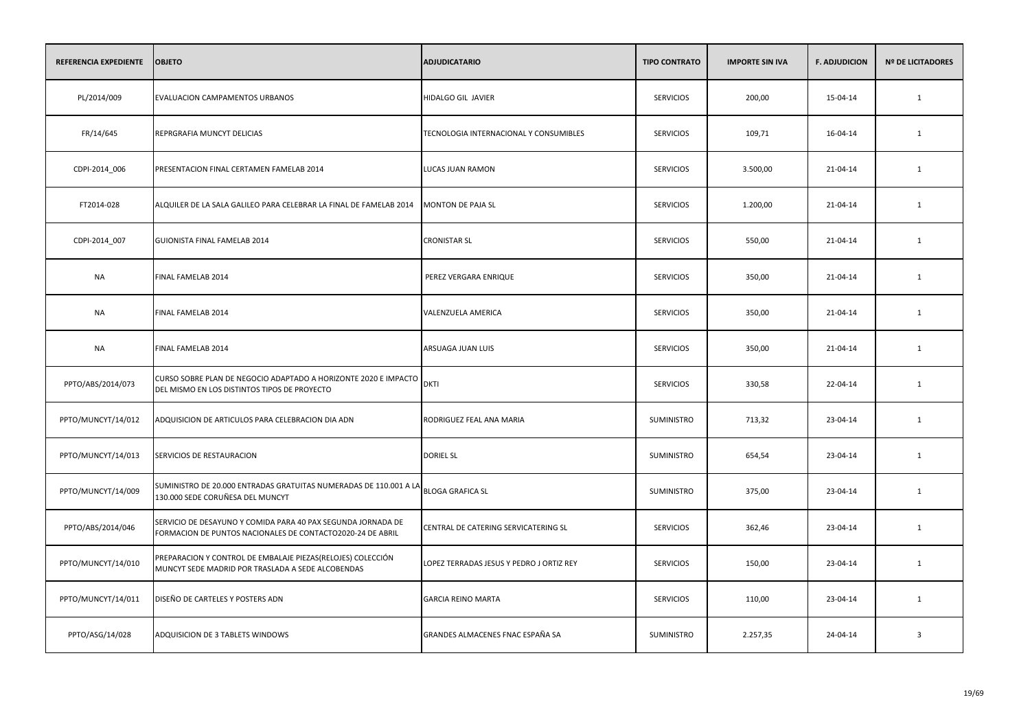| REFERENCIA EXPEDIENTE | OBJETO | ADJUDICATARIO | TIPO CONTRATO | IMPORTE SIN IVA | F. ADJUDICION | Nº DE LICITADORES |
|---|---|---|---|---|---|---|
| PL/2014/009 | EVALUACION CAMPAMENTOS URBANOS | HIDALGO GIL JAVIER | SERVICIOS | 200,00 | 15-04-14 | 1 |
| FR/14/645 | REPRGRAFIA MUNCYT DELICIAS | TECNOLOGIA INTERNACIONAL Y CONSUMIBLES | SERVICIOS | 109,71 | 16-04-14 | 1 |
| CDPI-2014_006 | PRESENTACION FINAL CERTAMEN FAMELAB 2014 | LUCAS JUAN RAMON | SERVICIOS | 3.500,00 | 21-04-14 | 1 |
| FT2014-028 | ALQUILER DE LA SALA GALILEO PARA CELEBRAR LA FINAL DE FAMELAB 2014 | MONTON DE PAJA SL | SERVICIOS | 1.200,00 | 21-04-14 | 1 |
| CDPI-2014_007 | GUIONISTA FINAL FAMELAB 2014 | CRONISTAR SL | SERVICIOS | 550,00 | 21-04-14 | 1 |
| NA | FINAL FAMELAB 2014 | PEREZ VERGARA ENRIQUE | SERVICIOS | 350,00 | 21-04-14 | 1 |
| NA | FINAL FAMELAB 2014 | VALENZUELA AMERICA | SERVICIOS | 350,00 | 21-04-14 | 1 |
| NA | FINAL FAMELAB 2014 | ARSUAGA JUAN LUIS | SERVICIOS | 350,00 | 21-04-14 | 1 |
| PPTO/ABS/2014/073 | CURSO SOBRE PLAN DE NEGOCIO ADAPTADO A HORIZONTE 2020 E IMPACTO DEL MISMO EN LOS DISTINTOS TIPOS DE PROYECTO | DKTI | SERVICIOS | 330,58 | 22-04-14 | 1 |
| PPTO/MUNCYT/14/012 | ADQUISICION DE ARTICULOS PARA CELEBRACION DIA ADN | RODRIGUEZ FEAL ANA MARIA | SUMINISTRO | 713,32 | 23-04-14 | 1 |
| PPTO/MUNCYT/14/013 | SERVICIOS DE RESTAURACION | DORIEL SL | SUMINISTRO | 654,54 | 23-04-14 | 1 |
| PPTO/MUNCYT/14/009 | SUMINISTRO DE 20.000 ENTRADAS GRATUITAS NUMERADAS DE 110.001 A LA 130.000 SEDE CORUÑESA DEL MUNCYT | BLOGA GRAFICA SL | SUMINISTRO | 375,00 | 23-04-14 | 1 |
| PPTO/ABS/2014/046 | SERVICIO DE DESAYUNO Y COMIDA PARA 40 PAX SEGUNDA JORNADA DE FORMACION DE PUNTOS NACIONALES DE CONTACTO2020-24 DE ABRIL | CENTRAL DE CATERING SERVICATERING SL | SERVICIOS | 362,46 | 23-04-14 | 1 |
| PPTO/MUNCYT/14/010 | PREPARACION Y CONTROL DE EMBALAJE PIEZAS(RELOJES) COLECCIÓN MUNCYT SEDE MADRID POR TRASLADA A SEDE ALCOBENDAS | LOPEZ TERRADAS JESUS Y PEDRO J ORTIZ REY | SERVICIOS | 150,00 | 23-04-14 | 1 |
| PPTO/MUNCYT/14/011 | DISEÑO DE CARTELES Y POSTERS ADN | GARCIA REINO MARTA | SERVICIOS | 110,00 | 23-04-14 | 1 |
| PPTO/ASG/14/028 | ADQUISICION DE 3 TABLETS WINDOWS | GRANDES ALMACENES FNAC ESPAÑA SA | SUMINISTRO | 2.257,35 | 24-04-14 | 3 |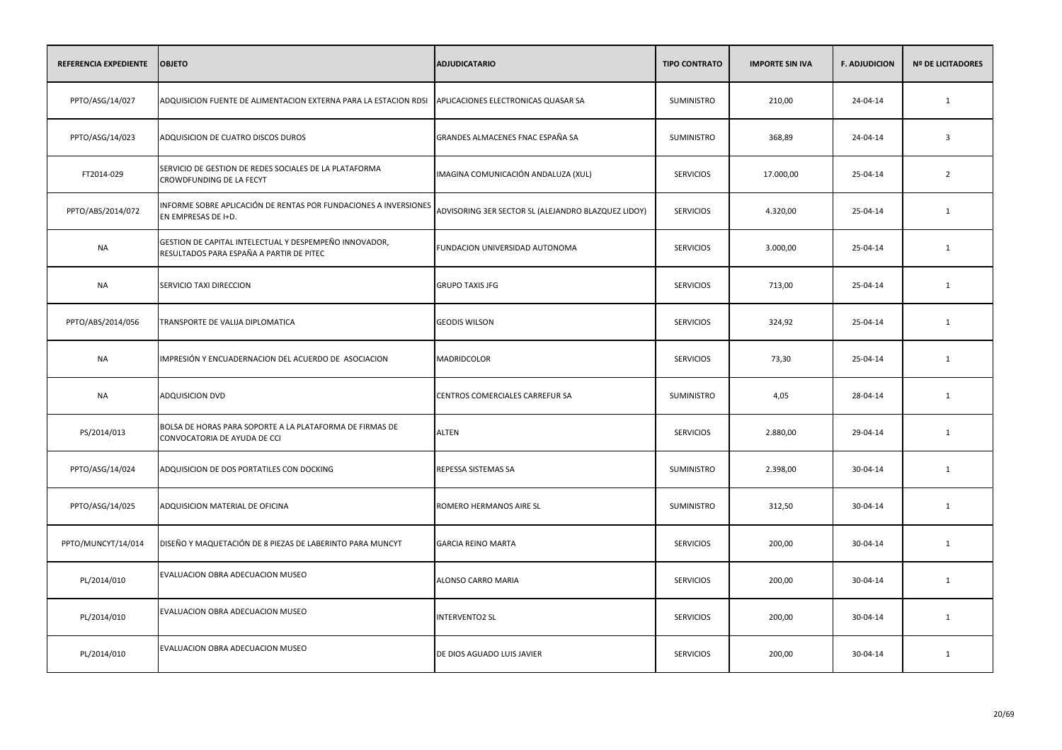| REFERENCIA EXPEDIENTE | OBJETO | ADJUDICATARIO | TIPO CONTRATO | IMPORTE SIN IVA | F. ADJUDICION | Nº DE LICITADORES |
|---|---|---|---|---|---|---|
| PPTO/ASG/14/027 | ADQUISICION FUENTE DE ALIMENTACION EXTERNA PARA LA ESTACION RDSI | APLICACIONES ELECTRONICAS QUASAR SA | SUMINISTRO | 210,00 | 24-04-14 | 1 |
| PPTO/ASG/14/023 | ADQUISICION DE CUATRO DISCOS DUROS | GRANDES ALMACENES FNAC ESPAÑA SA | SUMINISTRO | 368,89 | 24-04-14 | 3 |
| FT2014-029 | SERVICIO DE GESTION DE REDES SOCIALES DE LA PLATAFORMA CROWDFUNDING DE LA FECYT | IMAGINA COMUNICACIÓN ANDALUZA (XUL) | SERVICIOS | 17.000,00 | 25-04-14 | 2 |
| PPTO/ABS/2014/072 | INFORME SOBRE APLICACIÓN DE RENTAS POR FUNDACIONES A INVERSIONES EN EMPRESAS DE I+D. | ADVISORING 3ER SECTOR SL (ALEJANDRO BLAZQUEZ LIDOY) | SERVICIOS | 4.320,00 | 25-04-14 | 1 |
| NA | GESTION DE CAPITAL INTELECTUAL Y DESPEMPEÑO INNOVADOR, RESULTADOS PARA ESPAÑA A PARTIR DE PITEC | FUNDACION UNIVERSIDAD AUTONOMA | SERVICIOS | 3.000,00 | 25-04-14 | 1 |
| NA | SERVICIO TAXI DIRECCION | GRUPO TAXIS JFG | SERVICIOS | 713,00 | 25-04-14 | 1 |
| PPTO/ABS/2014/056 | TRANSPORTE DE VALIJA DIPLOMATICA | GEODIS WILSON | SERVICIOS | 324,92 | 25-04-14 | 1 |
| NA | IMPRESIÓN Y ENCUADERNACION DEL ACUERDO DE ASOCIACION | MADRIDCOLOR | SERVICIOS | 73,30 | 25-04-14 | 1 |
| NA | ADQUISICION DVD | CENTROS COMERCIALES CARREFUR SA | SUMINISTRO | 4,05 | 28-04-14 | 1 |
| PS/2014/013 | BOLSA DE HORAS PARA SOPORTE A LA PLATAFORMA DE FIRMAS DE CONVOCATORIA DE AYUDA DE CCI | ALTEN | SERVICIOS | 2.880,00 | 29-04-14 | 1 |
| PPTO/ASG/14/024 | ADQUISICION DE DOS PORTATILES CON DOCKING | REPESSA SISTEMAS SA | SUMINISTRO | 2.398,00 | 30-04-14 | 1 |
| PPTO/ASG/14/025 | ADQUISICION MATERIAL DE OFICINA | ROMERO HERMANOS AIRE SL | SUMINISTRO | 312,50 | 30-04-14 | 1 |
| PPTO/MUNCYT/14/014 | DISEÑO Y MAQUETACIÓN DE 8 PIEZAS DE LABERINTO PARA MUNCYT | GARCIA REINO MARTA | SERVICIOS | 200,00 | 30-04-14 | 1 |
| PL/2014/010 | EVALUACION OBRA ADECUACION MUSEO | ALONSO CARRO MARIA | SERVICIOS | 200,00 | 30-04-14 | 1 |
| PL/2014/010 | EVALUACION OBRA ADECUACION MUSEO | INTERVENTO2 SL | SERVICIOS | 200,00 | 30-04-14 | 1 |
| PL/2014/010 | EVALUACION OBRA ADECUACION MUSEO | DE DIOS AGUADO LUIS JAVIER | SERVICIOS | 200,00 | 30-04-14 | 1 |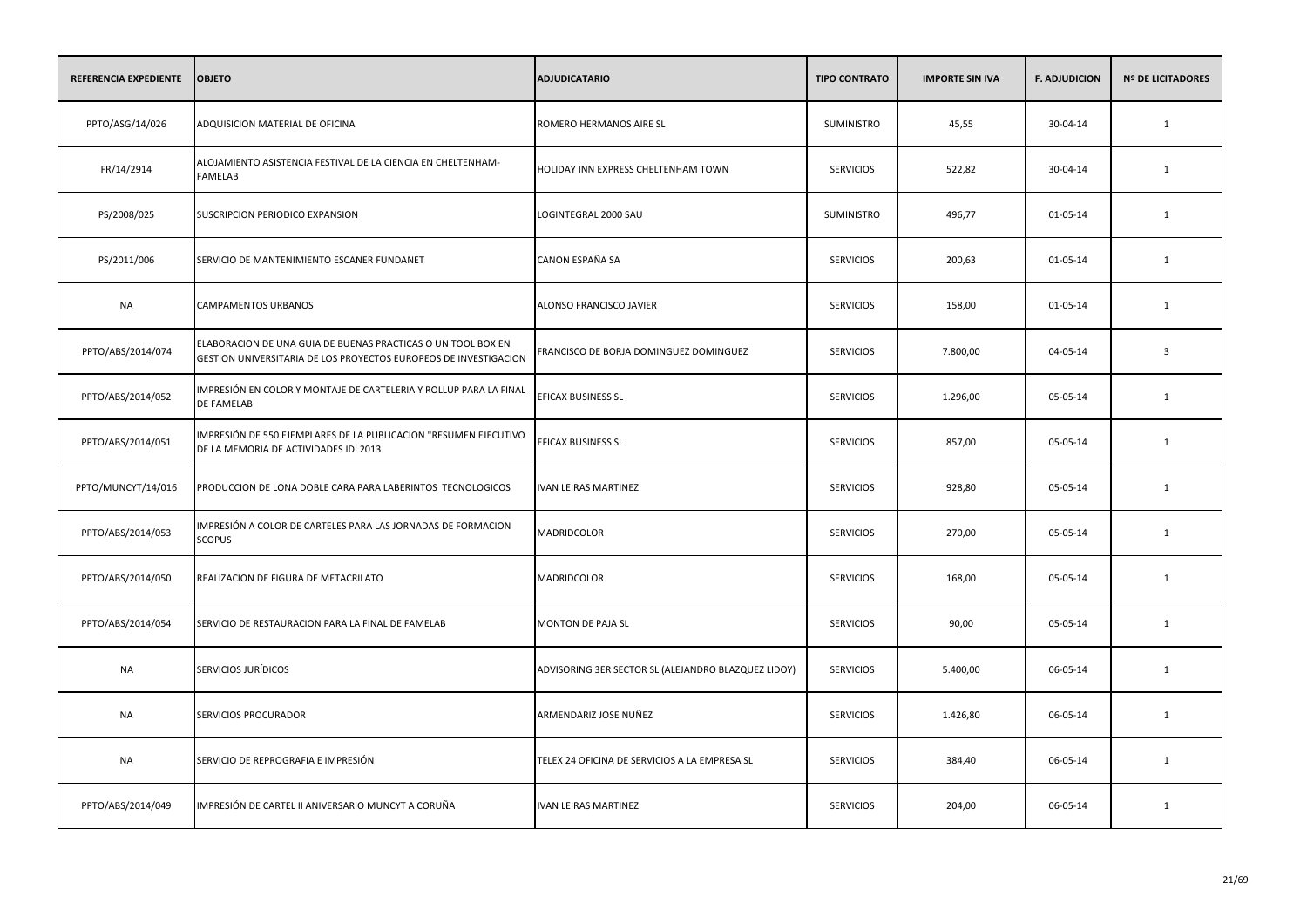| REFERENCIA EXPEDIENTE | OBJETO | ADJUDICATARIO | TIPO CONTRATO | IMPORTE SIN IVA | F. ADJUDICION | Nº DE LICITADORES |
|---|---|---|---|---|---|---|
| PPTO/ASG/14/026 | ADQUISICION MATERIAL DE OFICINA | ROMERO HERMANOS AIRE SL | SUMINISTRO | 45,55 | 30-04-14 | 1 |
| FR/14/2914 | ALOJAMIENTO ASISTENCIA FESTIVAL DE LA CIENCIA EN CHELTENHAM-FAMELAB | HOLIDAY INN EXPRESS CHELTENHAM TOWN | SERVICIOS | 522,82 | 30-04-14 | 1 |
| PS/2008/025 | SUSCRIPCION PERIODICO EXPANSION | LOGINTEGRAL 2000 SAU | SUMINISTRO | 496,77 | 01-05-14 | 1 |
| PS/2011/006 | SERVICIO DE MANTENIMIENTO ESCANER FUNDANET | CANON ESPAÑA SA | SERVICIOS | 200,63 | 01-05-14 | 1 |
| NA | CAMPAMENTOS URBANOS | ALONSO FRANCISCO JAVIER | SERVICIOS | 158,00 | 01-05-14 | 1 |
| PPTO/ABS/2014/074 | ELABORACION DE UNA GUIA DE BUENAS PRACTICAS O UN TOOL BOX EN GESTION UNIVERSITARIA DE LOS PROYECTOS EUROPEOS DE INVESTIGACION | FRANCISCO DE BORJA DOMINGUEZ DOMINGUEZ | SERVICIOS | 7.800,00 | 04-05-14 | 3 |
| PPTO/ABS/2014/052 | IMPRESIÓN EN COLOR Y MONTAJE DE CARTELERIA Y ROLLUP PARA LA FINAL DE FAMELAB | EFICAX BUSINESS SL | SERVICIOS | 1.296,00 | 05-05-14 | 1 |
| PPTO/ABS/2014/051 | IMPRESIÓN DE 550 EJEMPLARES DE LA PUBLICACION "RESUMEN EJECUTIVO DE LA MEMORIA DE ACTIVIDADES IDI 2013 | EFICAX BUSINESS SL | SERVICIOS | 857,00 | 05-05-14 | 1 |
| PPTO/MUNCYT/14/016 | PRODUCCION DE LONA DOBLE CARA PARA LABERINTOS TECNOLOGICOS | IVAN LEIRAS MARTINEZ | SERVICIOS | 928,80 | 05-05-14 | 1 |
| PPTO/ABS/2014/053 | IMPRESIÓN A COLOR DE CARTELES PARA LAS JORNADAS DE FORMACION SCOPUS | MADRIDCOLOR | SERVICIOS | 270,00 | 05-05-14 | 1 |
| PPTO/ABS/2014/050 | REALIZACION DE FIGURA DE METACRILATO | MADRIDCOLOR | SERVICIOS | 168,00 | 05-05-14 | 1 |
| PPTO/ABS/2014/054 | SERVICIO DE RESTAURACION PARA LA FINAL DE FAMELAB | MONTON DE PAJA SL | SERVICIOS | 90,00 | 05-05-14 | 1 |
| NA | SERVICIOS JURÍDICOS | ADVISORING 3ER SECTOR SL (ALEJANDRO BLAZQUEZ LIDOY) | SERVICIOS | 5.400,00 | 06-05-14 | 1 |
| NA | SERVICIOS PROCURADOR | ARMENDARIZ JOSE NUÑEZ | SERVICIOS | 1.426,80 | 06-05-14 | 1 |
| NA | SERVICIO DE REPROGRAFIA E IMPRESIÓN | TELEX 24 OFICINA DE SERVICIOS A LA EMPRESA SL | SERVICIOS | 384,40 | 06-05-14 | 1 |
| PPTO/ABS/2014/049 | IMPRESIÓN DE CARTEL II ANIVERSARIO MUNCYT A CORUÑA | IVAN LEIRAS MARTINEZ | SERVICIOS | 204,00 | 06-05-14 | 1 |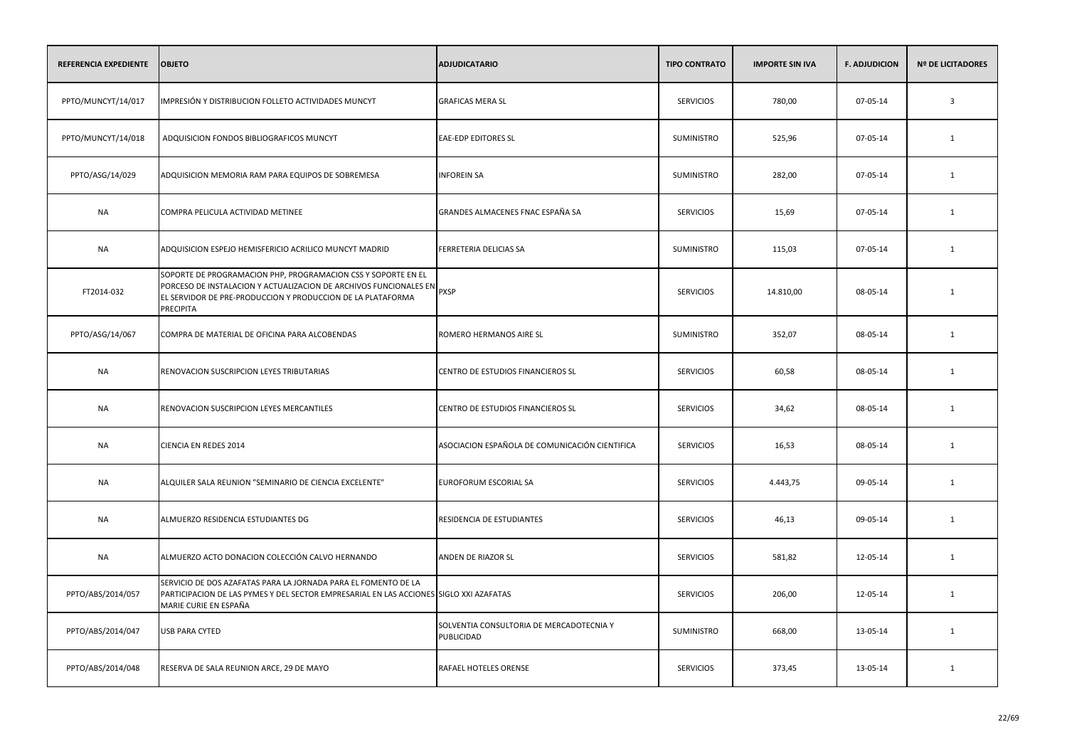| REFERENCIA EXPEDIENTE | OBJETO | ADJUDICATARIO | TIPO CONTRATO | IMPORTE SIN IVA | F. ADJUDICION | Nº DE LICITADORES |
|---|---|---|---|---|---|---|
| PPTO/MUNCYT/14/017 | IMPRESIÓN Y DISTRIBUCION FOLLETO ACTIVIDADES MUNCYT | GRAFICAS MERA SL | SERVICIOS | 780,00 | 07-05-14 | 3 |
| PPTO/MUNCYT/14/018 | ADQUISICION FONDOS BIBLIOGRAFICOS MUNCYT | EAE-EDP EDITORES SL | SUMINISTRO | 525,96 | 07-05-14 | 1 |
| PPTO/ASG/14/029 | ADQUISICION MEMORIA RAM PARA EQUIPOS DE SOBREMESA | INFOREIN SA | SUMINISTRO | 282,00 | 07-05-14 | 1 |
| NA | COMPRA PELICULA ACTIVIDAD METINEE | GRANDES ALMACENES FNAC ESPAÑA SA | SERVICIOS | 15,69 | 07-05-14 | 1 |
| NA | ADQUISICION ESPEJO HEMISFERICIO ACRILICO MUNCYT MADRID | FERRETERIA DELICIAS SA | SUMINISTRO | 115,03 | 07-05-14 | 1 |
| FT2014-032 | SOPORTE DE PROGRAMACION PHP, PROGRAMACION CSS Y SOPORTE EN EL PORCESO DE INSTALACION Y ACTUALIZACION DE ARCHIVOS FUNCIONALES EN EL SERVIDOR DE PRE-PRODUCCION Y PRODUCCION DE LA PLATAFORMA PRECIPITA | PXSP | SERVICIOS | 14.810,00 | 08-05-14 | 1 |
| PPTO/ASG/14/067 | COMPRA DE MATERIAL DE OFICINA PARA ALCOBENDAS | ROMERO HERMANOS AIRE SL | SUMINISTRO | 352,07 | 08-05-14 | 1 |
| NA | RENOVACION SUSCRIPCION LEYES TRIBUTARIAS | CENTRO DE ESTUDIOS FINANCIEROS SL | SERVICIOS | 60,58 | 08-05-14 | 1 |
| NA | RENOVACION SUSCRIPCION LEYES MERCANTILES | CENTRO DE ESTUDIOS FINANCIEROS SL | SERVICIOS | 34,62 | 08-05-14 | 1 |
| NA | CIENCIA EN REDES 2014 | ASOCIACION ESPAÑOLA DE COMUNICACIÓN CIENTIFICA | SERVICIOS | 16,53 | 08-05-14 | 1 |
| NA | ALQUILER SALA REUNION "SEMINARIO DE CIENCIA EXCELENTE" | EUROFORUM ESCORIAL SA | SERVICIOS | 4.443,75 | 09-05-14 | 1 |
| NA | ALMUERZO RESIDENCIA ESTUDIANTES DG | RESIDENCIA DE ESTUDIANTES | SERVICIOS | 46,13 | 09-05-14 | 1 |
| NA | ALMUERZO ACTO DONACION COLECCIÓN CALVO HERNANDO | ANDEN DE RIAZOR SL | SERVICIOS | 581,82 | 12-05-14 | 1 |
| PPTO/ABS/2014/057 | SERVICIO DE DOS AZAFATAS PARA LA JORNADA PARA EL FOMENTO DE LA PARTICIPACION DE LAS PYMES Y DEL SECTOR EMPRESARIAL EN LAS ACCIONES MARIE CURIE EN ESPAÑA | SIGLO XXI AZAFATAS | SERVICIOS | 206,00 | 12-05-14 | 1 |
| PPTO/ABS/2014/047 | USB PARA CYTED | SOLVENTIA CONSULTORIA DE MERCADOTECNIA Y PUBLICIDAD | SUMINISTRO | 668,00 | 13-05-14 | 1 |
| PPTO/ABS/2014/048 | RESERVA DE SALA REUNION ARCE, 29 DE MAYO | RAFAEL HOTELES ORENSE | SERVICIOS | 373,45 | 13-05-14 | 1 |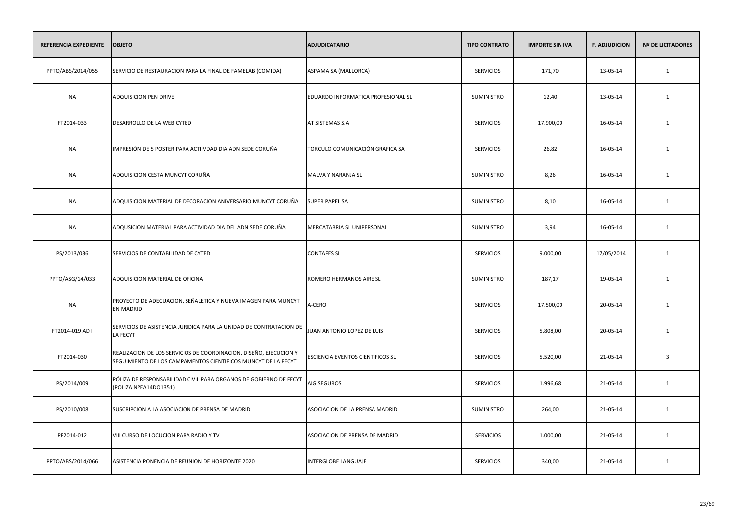| REFERENCIA EXPEDIENTE | OBJETO | ADJUDICATARIO | TIPO CONTRATO | IMPORTE SIN IVA | F. ADJUDICION | Nº DE LICITADORES |
|---|---|---|---|---|---|---|
| PPTO/ABS/2014/055 | SERVICIO DE RESTAURACION PARA LA FINAL DE FAMELAB (COMIDA) | ASPAMA SA (MALLORCA) | SERVICIOS | 171,70 | 13-05-14 | 1 |
| NA | ADQUISICION PEN DRIVE | EDUARDO INFORMATICA PROFESIONAL SL | SUMINISTRO | 12,40 | 13-05-14 | 1 |
| FT2014-033 | DESARROLLO DE LA WEB CYTED | AT SISTEMAS S.A | SERVICIOS | 17.900,00 | 16-05-14 | 1 |
| NA | IMPRESIÓN DE 5 POSTER PARA ACTIIVDAD DIA ADN SEDE CORUÑA | TORCULO COMUNICACIÓN GRAFICA SA | SERVICIOS | 26,82 | 16-05-14 | 1 |
| NA | ADQUISICION CESTA MUNCYT CORUÑA | MALVA Y NARANJA SL | SUMINISTRO | 8,26 | 16-05-14 | 1 |
| NA | ADQUISICION MATERIAL DE DECORACION ANIVERSARIO MUNCYT CORUÑA | SUPER PAPEL SA | SUMINISTRO | 8,10 | 16-05-14 | 1 |
| NA | ADQUSICION MATERIAL PARA ACTIVIDAD DIA DEL ADN SEDE CORUÑA | MERCATABRIA SL UNIPERSONAL | SUMINISTRO | 3,94 | 16-05-14 | 1 |
| PS/2013/036 | SERVICIOS DE CONTABILIDAD DE CYTED | CONTAFES SL | SERVICIOS | 9.000,00 | 17/05/2014 | 1 |
| PPTO/ASG/14/033 | ADQUISICION MATERIAL DE OFICINA | ROMERO HERMANOS AIRE SL | SUMINISTRO | 187,17 | 19-05-14 | 1 |
| NA | PROYECTO DE ADECUACION, SEÑALETICA Y NUEVA IMAGEN PARA MUNCYT EN MADRID | A-CERO | SERVICIOS | 17.500,00 | 20-05-14 | 1 |
| FT2014-019 AD I | SERVICIOS DE ASISTENCIA JURIDICA PARA LA UNIDAD DE CONTRATACION DE LA FECYT | JUAN ANTONIO LOPEZ DE LUIS | SERVICIOS | 5.808,00 | 20-05-14 | 1 |
| FT2014-030 | REALIZACION DE LOS SERVICIOS DE COORDINACION, DISEÑO, EJECUCION Y SEGUIMIENTO DE LOS CAMPAMENTOS CIENTIFICOS MUNCYT DE LA FECYT | ESCIENCIA EVENTOS CIENTIFICOS SL | SERVICIOS | 5.520,00 | 21-05-14 | 3 |
| PS/2014/009 | PÓLIZA DE RESPONSABILIDAD CIVIL PARA ORGANOS DE GOBIERNO DE FECYT (POLIZA NºEA14DO1351) | AIG SEGUROS | SERVICIOS | 1.996,68 | 21-05-14 | 1 |
| PS/2010/008 | SUSCRIPCION A LA ASOCIACION DE PRENSA DE MADRID | ASOCIACION DE LA PRENSA MADRID | SUMINISTRO | 264,00 | 21-05-14 | 1 |
| PF2014-012 | VIII CURSO DE LOCUCION PARA RADIO Y TV | ASOCIACION DE PRENSA DE MADRID | SERVICIOS | 1.000,00 | 21-05-14 | 1 |
| PPTO/ABS/2014/066 | ASISTENCIA PONENCIA DE REUNION DE HORIZONTE 2020 | INTERGLOBE LANGUAJE | SERVICIOS | 340,00 | 21-05-14 | 1 |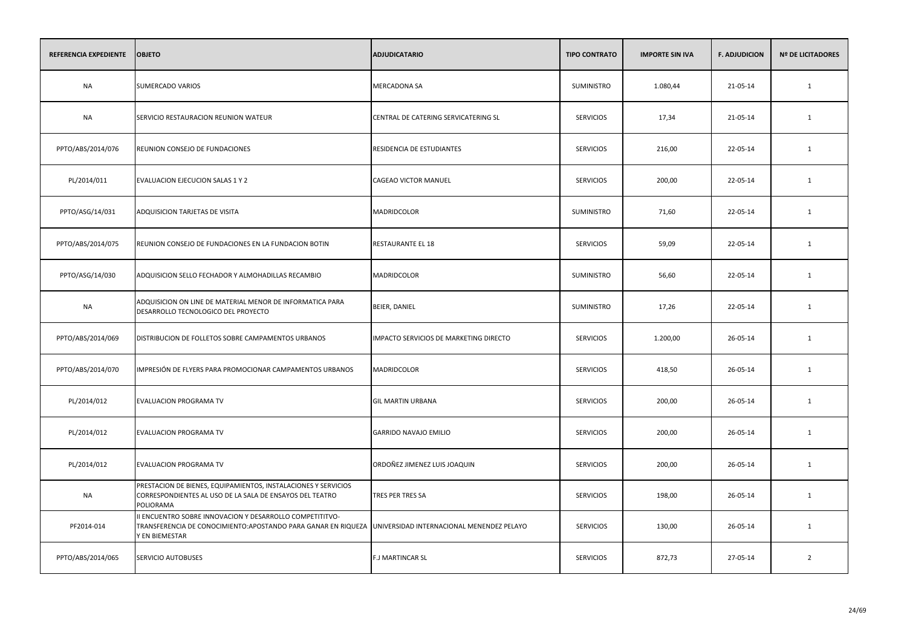| REFERENCIA EXPEDIENTE | OBJETO | ADJUDICATARIO | TIPO CONTRATO | IMPORTE SIN IVA | F. ADJUDICION | Nº DE LICITADORES |
|---|---|---|---|---|---|---|
| NA | SUMERCADO VARIOS | MERCADONA SA | SUMINISTRO | 1.080,44 | 21-05-14 | 1 |
| NA | SERVICIO RESTAURACION REUNION WATEUR | CENTRAL DE CATERING SERVICATERING SL | SERVICIOS | 17,34 | 21-05-14 | 1 |
| PPTO/ABS/2014/076 | REUNION CONSEJO DE FUNDACIONES | RESIDENCIA DE ESTUDIANTES | SERVICIOS | 216,00 | 22-05-14 | 1 |
| PL/2014/011 | EVALUACION EJECUCION SALAS 1 Y 2 | CAGEAO VICTOR MANUEL | SERVICIOS | 200,00 | 22-05-14 | 1 |
| PPTO/ASG/14/031 | ADQUISICION TARJETAS DE VISITA | MADRIDCOLOR | SUMINISTRO | 71,60 | 22-05-14 | 1 |
| PPTO/ABS/2014/075 | REUNION CONSEJO DE FUNDACIONES EN LA FUNDACION BOTIN | RESTAURANTE EL 18 | SERVICIOS | 59,09 | 22-05-14 | 1 |
| PPTO/ASG/14/030 | ADQUISICION SELLO FECHADOR Y ALMOHADILLAS RECAMBIO | MADRIDCOLOR | SUMINISTRO | 56,60 | 22-05-14 | 1 |
| NA | ADQUISICION ON LINE DE MATERIAL MENOR DE INFORMATICA PARA DESARROLLO TECNOLOGICO DEL PROYECTO | BEIER, DANIEL | SUMINISTRO | 17,26 | 22-05-14 | 1 |
| PPTO/ABS/2014/069 | DISTRIBUCION DE FOLLETOS SOBRE CAMPAMENTOS URBANOS | IMPACTO SERVICIOS DE MARKETING DIRECTO | SERVICIOS | 1.200,00 | 26-05-14 | 1 |
| PPTO/ABS/2014/070 | IMPRESIÓN DE FLYERS PARA PROMOCIONAR CAMPAMENTOS URBANOS | MADRIDCOLOR | SERVICIOS | 418,50 | 26-05-14 | 1 |
| PL/2014/012 | EVALUACION PROGRAMA TV | GIL MARTIN URBANA | SERVICIOS | 200,00 | 26-05-14 | 1 |
| PL/2014/012 | EVALUACION PROGRAMA TV | GARRIDO NAVAJO EMILIO | SERVICIOS | 200,00 | 26-05-14 | 1 |
| PL/2014/012 | EVALUACION PROGRAMA TV | ORDOÑEZ JIMENEZ LUIS JOAQUIN | SERVICIOS | 200,00 | 26-05-14 | 1 |
| NA | PRESTACION DE BIENES, EQUIPAMIENTOS, INSTALACIONES Y SERVICIOS CORRESPONDIENTES AL USO DE LA SALA DE ENSAYOS DEL TEATRO POLIORAMA | TRES PER TRES SA | SERVICIOS | 198,00 | 26-05-14 | 1 |
| PF2014-014 | II ENCUENTRO SOBRE INNOVACION Y DESARROLLO COMPETITITVO-TRANSFERENCIA DE CONOCIMIENTO:APOSTANDO PARA GANAR EN RIQUEZA Y EN BIEMESTAR | UNIVERSIDAD INTERNACIONAL MENENDEZ PELAYO | SERVICIOS | 130,00 | 26-05-14 | 1 |
| PPTO/ABS/2014/065 | SERVICIO AUTOBUSES | F.J MARTINCAR SL | SERVICIOS | 872,73 | 27-05-14 | 2 |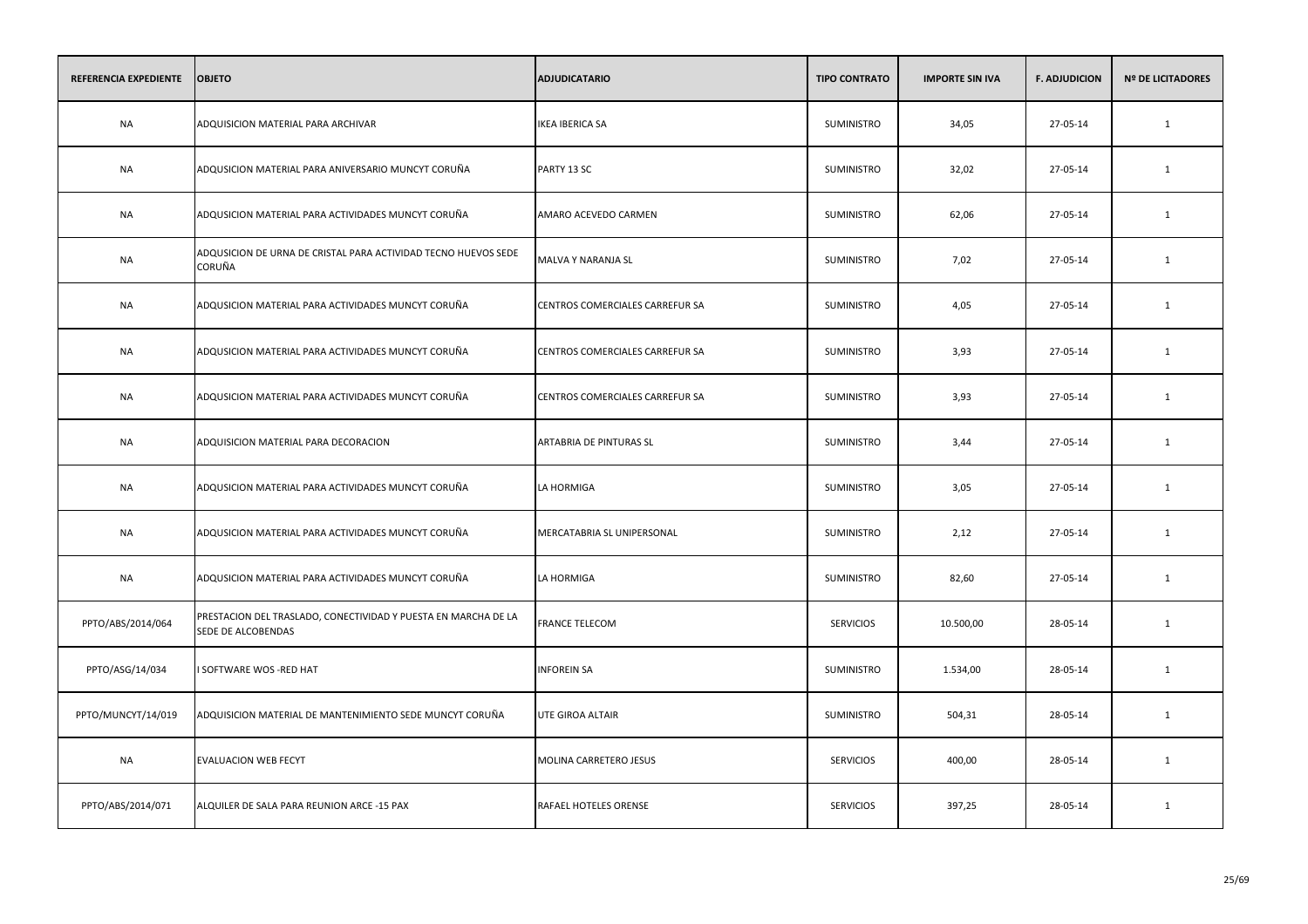| REFERENCIA EXPEDIENTE | OBJETO | ADJUDICATARIO | TIPO CONTRATO | IMPORTE SIN IVA | F. ADJUDICION | Nº DE LICITADORES |
|---|---|---|---|---|---|---|
| NA | ADQUISICION MATERIAL PARA ARCHIVAR | IKEA IBERICA SA | SUMINISTRO | 34,05 | 27-05-14 | 1 |
| NA | ADQUSICION MATERIAL PARA ANIVERSARIO MUNCYT CORUÑA | PARTY 13 SC | SUMINISTRO | 32,02 | 27-05-14 | 1 |
| NA | ADQUSICION MATERIAL PARA ACTIVIDADES MUNCYT CORUÑA | AMARO ACEVEDO CARMEN | SUMINISTRO | 62,06 | 27-05-14 | 1 |
| NA | ADQUSICION DE URNA DE CRISTAL PARA ACTIVIDAD TECNO HUEVOS SEDE CORUÑA | MALVA Y NARANJA SL | SUMINISTRO | 7,02 | 27-05-14 | 1 |
| NA | ADQUSICION MATERIAL PARA ACTIVIDADES MUNCYT CORUÑA | CENTROS COMERCIALES CARREFUR SA | SUMINISTRO | 4,05 | 27-05-14 | 1 |
| NA | ADQUSICION MATERIAL PARA ACTIVIDADES MUNCYT CORUÑA | CENTROS COMERCIALES CARREFUR SA | SUMINISTRO | 3,93 | 27-05-14 | 1 |
| NA | ADQUSICION MATERIAL PARA ACTIVIDADES MUNCYT CORUÑA | CENTROS COMERCIALES CARREFUR SA | SUMINISTRO | 3,93 | 27-05-14 | 1 |
| NA | ADQUISICION MATERIAL PARA DECORACION | ARTABRIA DE PINTURAS SL | SUMINISTRO | 3,44 | 27-05-14 | 1 |
| NA | ADQUSICION MATERIAL PARA ACTIVIDADES MUNCYT CORUÑA | LA HORMIGA | SUMINISTRO | 3,05 | 27-05-14 | 1 |
| NA | ADQUSICION MATERIAL PARA ACTIVIDADES MUNCYT CORUÑA | MERCATABRIA SL UNIPERSONAL | SUMINISTRO | 2,12 | 27-05-14 | 1 |
| NA | ADQUSICION MATERIAL PARA ACTIVIDADES MUNCYT CORUÑA | LA HORMIGA | SUMINISTRO | 82,60 | 27-05-14 | 1 |
| PPTO/ABS/2014/064 | PRESTACION DEL TRASLADO, CONECTIVIDAD Y PUESTA EN MARCHA DE LA SEDE DE ALCOBENDAS | FRANCE TELECOM | SERVICIOS | 10.500,00 | 28-05-14 | 1 |
| PPTO/ASG/14/034 | I SOFTWARE WOS -RED HAT | INFOREIN SA | SUMINISTRO | 1.534,00 | 28-05-14 | 1 |
| PPTO/MUNCYT/14/019 | ADQUISICION MATERIAL DE MANTENIMIENTO SEDE MUNCYT CORUÑA | UTE GIROA ALTAIR | SUMINISTRO | 504,31 | 28-05-14 | 1 |
| NA | EVALUACION WEB FECYT | MOLINA CARRETERO JESUS | SERVICIOS | 400,00 | 28-05-14 | 1 |
| PPTO/ABS/2014/071 | ALQUILER DE SALA PARA REUNION ARCE -15 PAX | RAFAEL HOTELES ORENSE | SERVICIOS | 397,25 | 28-05-14 | 1 |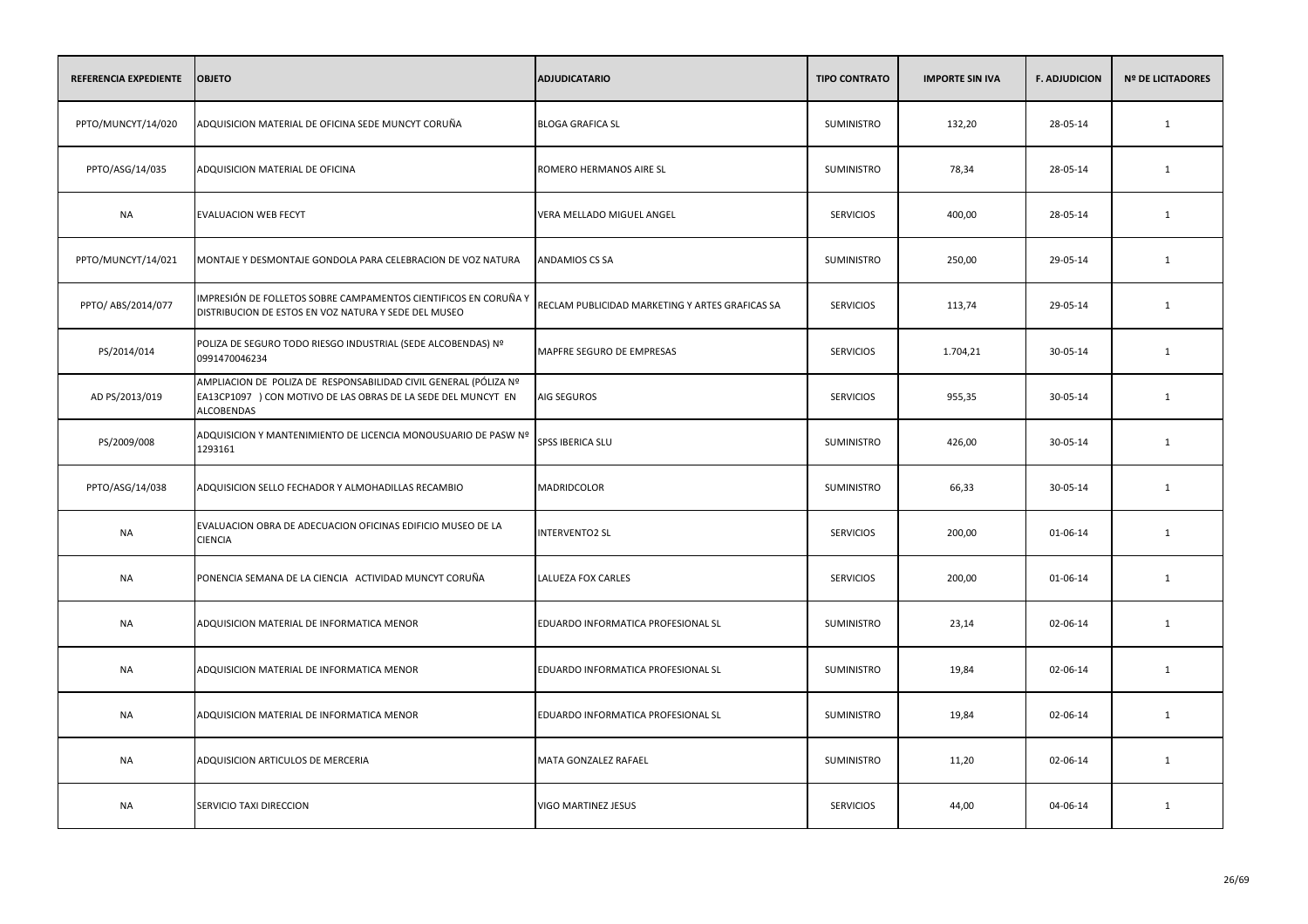| REFERENCIA EXPEDIENTE | OBJETO | ADJUDICATARIO | TIPO CONTRATO | IMPORTE SIN IVA | F. ADJUDICION | Nº DE LICITADORES |
|---|---|---|---|---|---|---|
| PPTO/MUNCYT/14/020 | ADQUISICION MATERIAL DE OFICINA SEDE MUNCYT CORUÑA | BLOGA GRAFICA SL | SUMINISTRO | 132,20 | 28-05-14 | 1 |
| PPTO/ASG/14/035 | ADQUISICION MATERIAL DE OFICINA | ROMERO HERMANOS AIRE SL | SUMINISTRO | 78,34 | 28-05-14 | 1 |
| NA | EVALUACION WEB FECYT | VERA MELLADO MIGUEL ANGEL | SERVICIOS | 400,00 | 28-05-14 | 1 |
| PPTO/MUNCYT/14/021 | MONTAJE Y DESMONTAJE GONDOLA PARA CELEBRACION DE VOZ NATURA | ANDAMIOS CS SA | SUMINISTRO | 250,00 | 29-05-14 | 1 |
| PPTO/ ABS/2014/077 | IMPRESIÓN DE FOLLETOS SOBRE CAMPAMENTOS CIENTIFICOS EN CORUÑA Y DISTRIBUCION DE ESTOS EN VOZ NATURA Y SEDE DEL MUSEO | RECLAM PUBLICIDAD MARKETING Y ARTES GRAFICAS SA | SERVICIOS | 113,74 | 29-05-14 | 1 |
| PS/2014/014 | POLIZA DE SEGURO TODO RIESGO INDUSTRIAL (SEDE ALCOBENDAS) Nº 0991470046234 | MAPFRE SEGURO DE EMPRESAS | SERVICIOS | 1.704,21 | 30-05-14 | 1 |
| AD PS/2013/019 | AMPLIACION DE POLIZA DE RESPONSABILIDAD CIVIL GENERAL (PÓLIZA Nº EA13CP1097 ) CON MOTIVO DE LAS OBRAS DE LA SEDE DEL MUNCYT EN ALCOBENDAS | AIG SEGUROS | SERVICIOS | 955,35 | 30-05-14 | 1 |
| PS/2009/008 | ADQUISICION Y MANTENIMIENTO DE LICENCIA MONOUSUARIO DE PASW Nº 1293161 | SPSS IBERICA SLU | SUMINISTRO | 426,00 | 30-05-14 | 1 |
| PPTO/ASG/14/038 | ADQUISICION SELLO FECHADOR Y ALMOHADILLAS RECAMBIO | MADRIDCOLOR | SUMINISTRO | 66,33 | 30-05-14 | 1 |
| NA | EVALUACION OBRA DE ADECUACION OFICINAS EDIFICIO MUSEO DE LA CIENCIA | INTERVENTO2 SL | SERVICIOS | 200,00 | 01-06-14 | 1 |
| NA | PONENCIA SEMANA DE LA CIENCIA ACTIVIDAD MUNCYT CORUÑA | LALUEZA FOX CARLES | SERVICIOS | 200,00 | 01-06-14 | 1 |
| NA | ADQUISICION MATERIAL DE INFORMATICA MENOR | EDUARDO INFORMATICA PROFESIONAL SL | SUMINISTRO | 23,14 | 02-06-14 | 1 |
| NA | ADQUISICION MATERIAL DE INFORMATICA MENOR | EDUARDO INFORMATICA PROFESIONAL SL | SUMINISTRO | 19,84 | 02-06-14 | 1 |
| NA | ADQUISICION MATERIAL DE INFORMATICA MENOR | EDUARDO INFORMATICA PROFESIONAL SL | SUMINISTRO | 19,84 | 02-06-14 | 1 |
| NA | ADQUISICION ARTICULOS DE MERCERIA | MATA GONZALEZ RAFAEL | SUMINISTRO | 11,20 | 02-06-14 | 1 |
| NA | SERVICIO TAXI DIRECCION | VIGO MARTINEZ JESUS | SERVICIOS | 44,00 | 04-06-14 | 1 |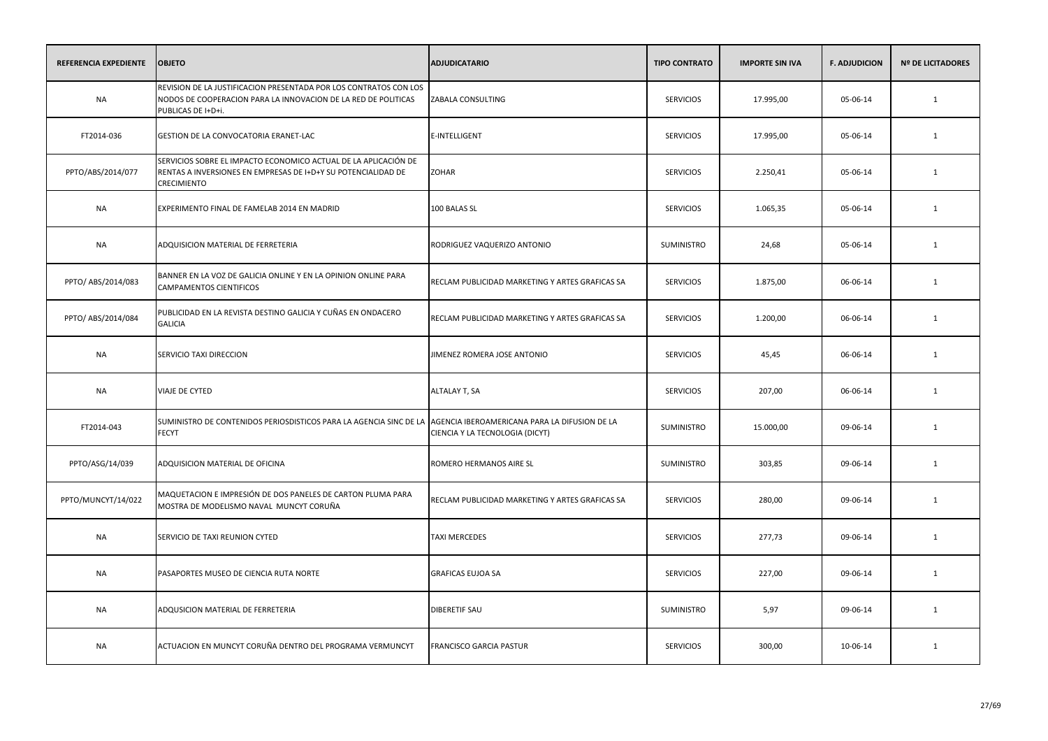| REFERENCIA EXPEDIENTE | OBJETO | ADJUDICATARIO | TIPO CONTRATO | IMPORTE SIN IVA | F. ADJUDICION | Nº DE LICITADORES |
|---|---|---|---|---|---|---|
| NA | REVISION DE LA JUSTIFICACION PRESENTADA POR LOS CONTRATOS CON LOS NODOS DE COOPERACION PARA LA INNOVACION DE LA RED DE POLITICAS PUBLICAS DE I+D+i. | ZABALA CONSULTING | SERVICIOS | 17.995,00 | 05-06-14 | 1 |
| FT2014-036 | GESTION DE LA CONVOCATORIA ERANET-LAC | E-INTELLIGENT | SERVICIOS | 17.995,00 | 05-06-14 | 1 |
| PPTO/ABS/2014/077 | SERVICIOS SOBRE EL IMPACTO ECONOMICO ACTUAL DE LA APLICACIÓN DE RENTAS A INVERSIONES EN EMPRESAS DE I+D+Y SU POTENCIALIDAD DE CRECIMIENTO | ZOHAR | SERVICIOS | 2.250,41 | 05-06-14 | 1 |
| NA | EXPERIMENTO FINAL DE FAMELAB 2014 EN MADRID | 100 BALAS SL | SERVICIOS | 1.065,35 | 05-06-14 | 1 |
| NA | ADQUISICION MATERIAL DE FERRETERIA | RODRIGUEZ VAQUERIZO ANTONIO | SUMINISTRO | 24,68 | 05-06-14 | 1 |
| PPTO/ ABS/2014/083 | BANNER EN LA VOZ DE GALICIA ONLINE Y EN LA OPINION ONLINE PARA CAMPAMENTOS CIENTIFICOS | RECLAM PUBLICIDAD MARKETING Y ARTES GRAFICAS SA | SERVICIOS | 1.875,00 | 06-06-14 | 1 |
| PPTO/ ABS/2014/084 | PUBLICIDAD EN LA REVISTA DESTINO GALICIA Y CUÑAS EN ONDACERO GALICIA | RECLAM PUBLICIDAD MARKETING Y ARTES GRAFICAS SA | SERVICIOS | 1.200,00 | 06-06-14 | 1 |
| NA | SERVICIO TAXI DIRECCION | JIMENEZ ROMERA JOSE ANTONIO | SERVICIOS | 45,45 | 06-06-14 | 1 |
| NA | VIAJE DE CYTED | ALTALAY T, SA | SERVICIOS | 207,00 | 06-06-14 | 1 |
| FT2014-043 | SUMINISTRO DE CONTENIDOS PERIOSDISTICOS PARA LA AGENCIA SINC DE LA FECYT | AGENCIA IBEROAMERICANA PARA LA DIFUSION DE LA CIENCIA Y LA TECNOLOGIA (DICYT) | SUMINISTRO | 15.000,00 | 09-06-14 | 1 |
| PPTO/ASG/14/039 | ADQUISICION MATERIAL DE OFICINA | ROMERO HERMANOS AIRE SL | SUMINISTRO | 303,85 | 09-06-14 | 1 |
| PPTO/MUNCYT/14/022 | MAQUETACION E IMPRESIÓN DE DOS PANELES DE CARTON PLUMA PARA MOSTRA DE MODELISMO NAVAL MUNCYT CORUÑA | RECLAM PUBLICIDAD MARKETING Y ARTES GRAFICAS SA | SERVICIOS | 280,00 | 09-06-14 | 1 |
| NA | SERVICIO DE TAXI REUNION CYTED | TAXI MERCEDES | SERVICIOS | 277,73 | 09-06-14 | 1 |
| NA | PASAPORTES MUSEO DE CIENCIA RUTA NORTE | GRAFICAS EUJOA SA | SERVICIOS | 227,00 | 09-06-14 | 1 |
| NA | ADQUSICION MATERIAL DE FERRETERIA | DIBERETIF SAU | SUMINISTRO | 5,97 | 09-06-14 | 1 |
| NA | ACTUACION EN MUNCYT CORUÑA DENTRO DEL PROGRAMA VERMUNCYT | FRANCISCO GARCIA PASTUR | SERVICIOS | 300,00 | 10-06-14 | 1 |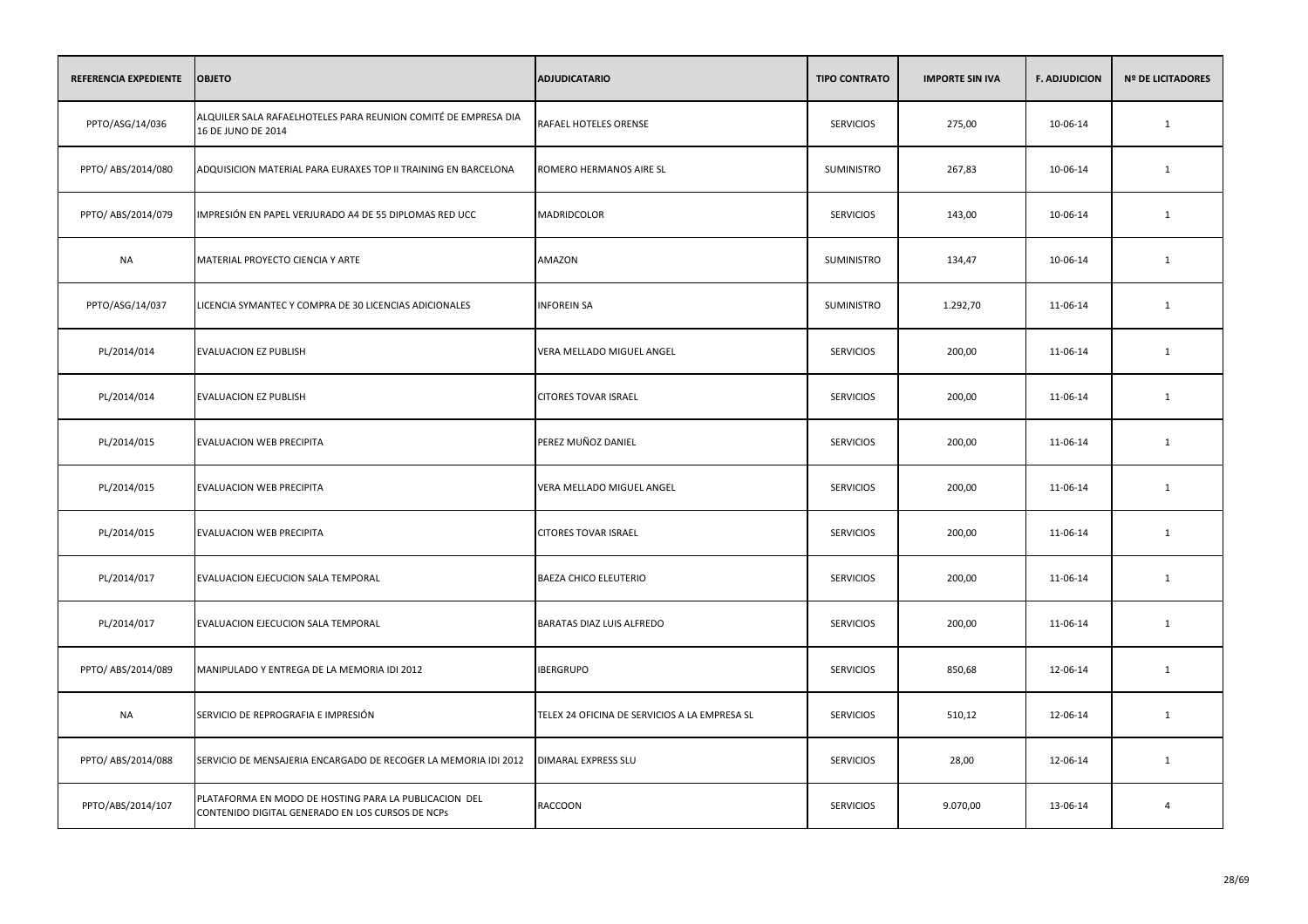| REFERENCIA EXPEDIENTE | OBJETO | ADJUDICATARIO | TIPO CONTRATO | IMPORTE SIN IVA | F. ADJUDICION | Nº DE LICITADORES |
|---|---|---|---|---|---|---|
| PPTO/ASG/14/036 | ALQUILER SALA RAFAELHOTELES PARA REUNION COMITÉ DE EMPRESA DIA 16 DE JUNO DE 2014 | RAFAEL HOTELES ORENSE | SERVICIOS | 275,00 | 10-06-14 | 1 |
| PPTO/ ABS/2014/080 | ADQUISICION MATERIAL PARA EURAXES TOP II TRAINING EN BARCELONA | ROMERO HERMANOS AIRE SL | SUMINISTRO | 267,83 | 10-06-14 | 1 |
| PPTO/ ABS/2014/079 | IMPRESIÓN EN PAPEL VERJURADO A4 DE 55 DIPLOMAS RED UCC | MADRIDCOLOR | SERVICIOS | 143,00 | 10-06-14 | 1 |
| NA | MATERIAL PROYECTO CIENCIA Y ARTE | AMAZON | SUMINISTRO | 134,47 | 10-06-14 | 1 |
| PPTO/ASG/14/037 | LICENCIA SYMANTEC Y COMPRA DE 30 LICENCIAS ADICIONALES | INFOREIN SA | SUMINISTRO | 1.292,70 | 11-06-14 | 1 |
| PL/2014/014 | EVALUACION EZ PUBLISH | VERA MELLADO MIGUEL ANGEL | SERVICIOS | 200,00 | 11-06-14 | 1 |
| PL/2014/014 | EVALUACION EZ PUBLISH | CITORES TOVAR ISRAEL | SERVICIOS | 200,00 | 11-06-14 | 1 |
| PL/2014/015 | EVALUACION WEB PRECIPITA | PEREZ MUÑOZ DANIEL | SERVICIOS | 200,00 | 11-06-14 | 1 |
| PL/2014/015 | EVALUACION WEB PRECIPITA | VERA MELLADO MIGUEL ANGEL | SERVICIOS | 200,00 | 11-06-14 | 1 |
| PL/2014/015 | EVALUACION WEB PRECIPITA | CITORES TOVAR ISRAEL | SERVICIOS | 200,00 | 11-06-14 | 1 |
| PL/2014/017 | EVALUACION EJECUCION SALA TEMPORAL | BAEZA CHICO ELEUTERIO | SERVICIOS | 200,00 | 11-06-14 | 1 |
| PL/2014/017 | EVALUACION EJECUCION SALA TEMPORAL | BARATAS DIAZ LUIS ALFREDO | SERVICIOS | 200,00 | 11-06-14 | 1 |
| PPTO/ ABS/2014/089 | MANIPULADO Y ENTREGA DE LA MEMORIA IDI 2012 | IBERGRUPO | SERVICIOS | 850,68 | 12-06-14 | 1 |
| NA | SERVICIO DE REPROGRAFIA E IMPRESIÓN | TELEX 24 OFICINA DE SERVICIOS A LA EMPRESA SL | SERVICIOS | 510,12 | 12-06-14 | 1 |
| PPTO/ ABS/2014/088 | SERVICIO DE MENSAJERIA ENCARGADO DE RECOGER LA MEMORIA IDI 2012 | DIMARAL EXPRESS SLU | SERVICIOS | 28,00 | 12-06-14 | 1 |
| PPTO/ABS/2014/107 | PLATAFORMA EN MODO DE HOSTING PARA LA PUBLICACION DEL CONTENIDO DIGITAL GENERADO EN LOS CURSOS DE NCPs | RACCOON | SERVICIOS | 9.070,00 | 13-06-14 | 4 |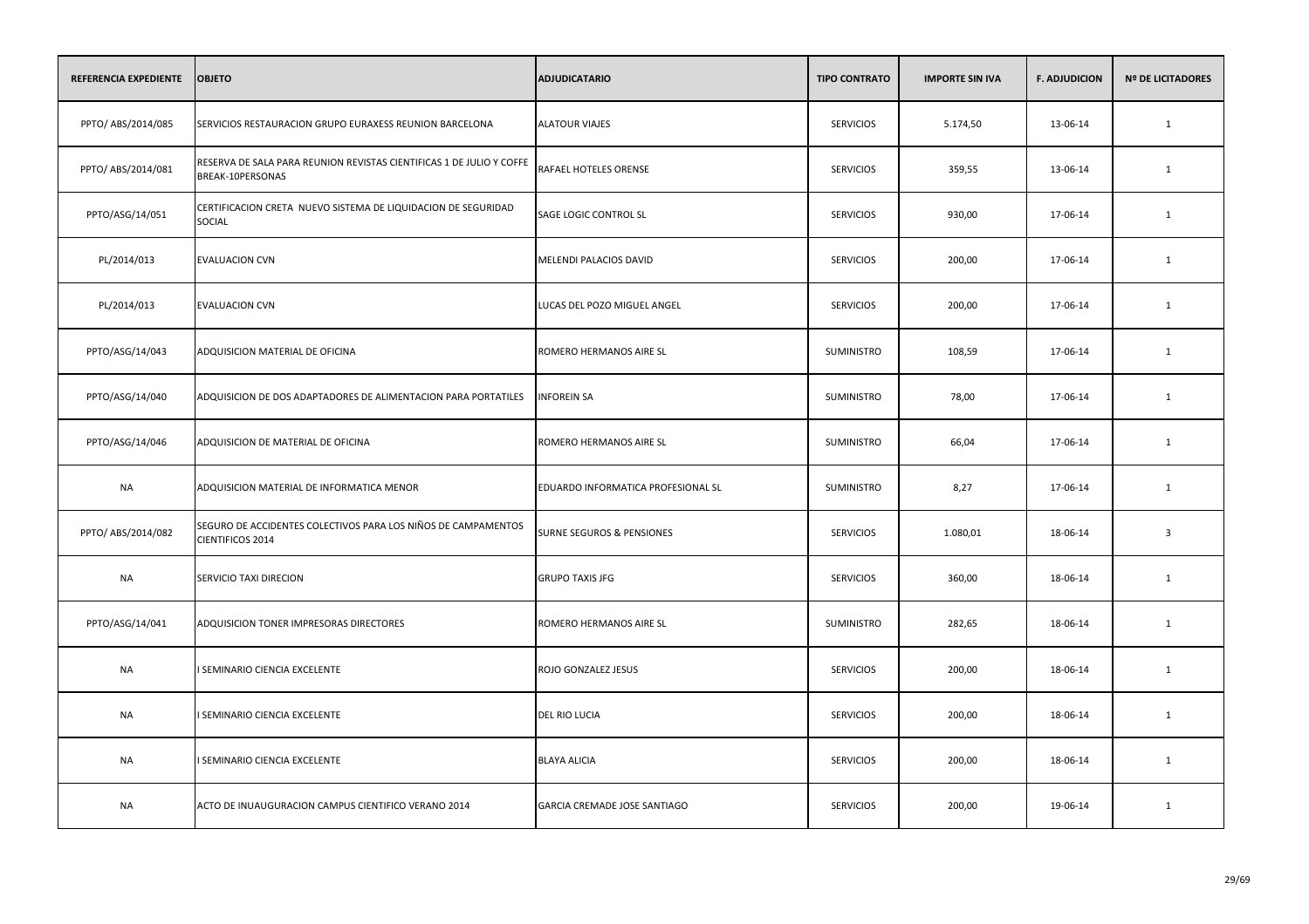| REFERENCIA EXPEDIENTE | OBJETO | ADJUDICATARIO | TIPO CONTRATO | IMPORTE SIN IVA | F. ADJUDICION | Nº DE LICITADORES |
|---|---|---|---|---|---|---|
| PPTO/ ABS/2014/085 | SERVICIOS RESTAURACION GRUPO EURAXESS REUNION BARCELONA | ALATOUR VIAJES | SERVICIOS | 5.174,50 | 13-06-14 | 1 |
| PPTO/ ABS/2014/081 | RESERVA DE SALA PARA REUNION REVISTAS CIENTIFICAS 1 DE JULIO Y COFFE BREAK-10PERSONAS | RAFAEL HOTELES ORENSE | SERVICIOS | 359,55 | 13-06-14 | 1 |
| PPTO/ASG/14/051 | CERTIFICACION CRETA NUEVO SISTEMA DE LIQUIDACION DE SEGURIDAD SOCIAL | SAGE LOGIC CONTROL SL | SERVICIOS | 930,00 | 17-06-14 | 1 |
| PL/2014/013 | EVALUACION CVN | MELENDI PALACIOS DAVID | SERVICIOS | 200,00 | 17-06-14 | 1 |
| PL/2014/013 | EVALUACION CVN | LUCAS DEL POZO MIGUEL ANGEL | SERVICIOS | 200,00 | 17-06-14 | 1 |
| PPTO/ASG/14/043 | ADQUISICION MATERIAL DE OFICINA | ROMERO HERMANOS AIRE SL | SUMINISTRO | 108,59 | 17-06-14 | 1 |
| PPTO/ASG/14/040 | ADQUISICION DE DOS ADAPTADORES DE ALIMENTACION PARA PORTATILES | INFOREIN SA | SUMINISTRO | 78,00 | 17-06-14 | 1 |
| PPTO/ASG/14/046 | ADQUISICION DE MATERIAL DE OFICINA | ROMERO HERMANOS AIRE SL | SUMINISTRO | 66,04 | 17-06-14 | 1 |
| NA | ADQUISICION MATERIAL DE INFORMATICA MENOR | EDUARDO INFORMATICA PROFESIONAL SL | SUMINISTRO | 8,27 | 17-06-14 | 1 |
| PPTO/ ABS/2014/082 | SEGURO DE ACCIDENTES COLECTIVOS PARA LOS NIÑOS DE CAMPAMENTOS CIENTIFICOS 2014 | SURNE SEGUROS & PENSIONES | SERVICIOS | 1.080,01 | 18-06-14 | 3 |
| NA | SERVICIO TAXI DIRECION | GRUPO TAXIS JFG | SERVICIOS | 360,00 | 18-06-14 | 1 |
| PPTO/ASG/14/041 | ADQUISICION TONER IMPRESORAS DIRECTORES | ROMERO HERMANOS AIRE SL | SUMINISTRO | 282,65 | 18-06-14 | 1 |
| NA | I SEMINARIO CIENCIA EXCELENTE | ROJO GONZALEZ JESUS | SERVICIOS | 200,00 | 18-06-14 | 1 |
| NA | I SEMINARIO CIENCIA EXCELENTE | DEL RIO LUCIA | SERVICIOS | 200,00 | 18-06-14 | 1 |
| NA | I SEMINARIO CIENCIA EXCELENTE | BLAYA ALICIA | SERVICIOS | 200,00 | 18-06-14 | 1 |
| NA | ACTO DE INUAUGURACION CAMPUS CIENTIFICO VERANO 2014 | GARCIA CREMADE JOSE SANTIAGO | SERVICIOS | 200,00 | 19-06-14 | 1 |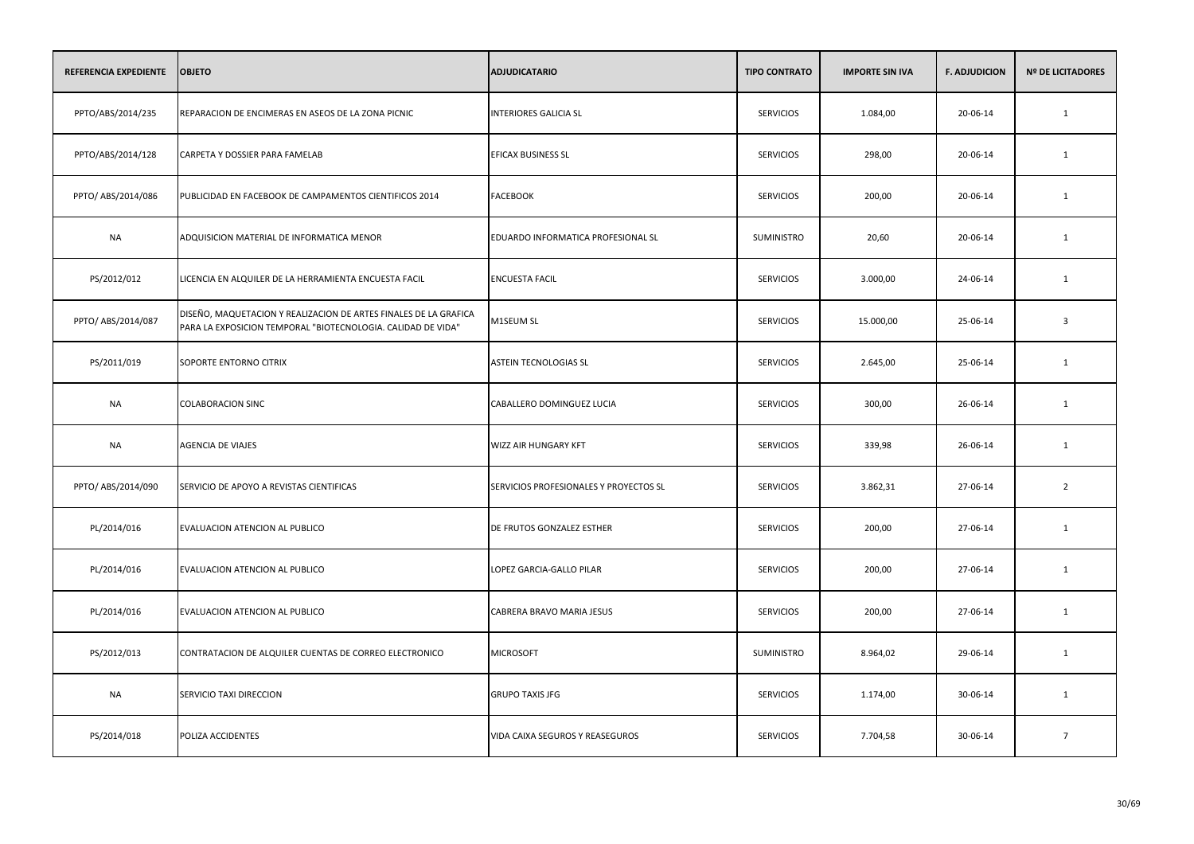| REFERENCIA EXPEDIENTE | OBJETO | ADJUDICATARIO | TIPO CONTRATO | IMPORTE SIN IVA | F. ADJUDICION | Nº DE LICITADORES |
|---|---|---|---|---|---|---|
| PPTO/ABS/2014/235 | REPARACION DE ENCIMERAS EN ASEOS DE LA ZONA PICNIC | INTERIORES GALICIA SL | SERVICIOS | 1.084,00 | 20-06-14 | 1 |
| PPTO/ABS/2014/128 | CARPETA Y DOSSIER PARA FAMELAB | EFICAX BUSINESS SL | SERVICIOS | 298,00 | 20-06-14 | 1 |
| PPTO/ ABS/2014/086 | PUBLICIDAD EN FACEBOOK DE CAMPAMENTOS CIENTIFICOS 2014 | FACEBOOK | SERVICIOS | 200,00 | 20-06-14 | 1 |
| NA | ADQUISICION MATERIAL DE INFORMATICA MENOR | EDUARDO INFORMATICA PROFESIONAL SL | SUMINISTRO | 20,60 | 20-06-14 | 1 |
| PS/2012/012 | LICENCIA EN ALQUILER DE LA HERRAMIENTA ENCUESTA FACIL | ENCUESTA FACIL | SERVICIOS | 3.000,00 | 24-06-14 | 1 |
| PPTO/ ABS/2014/087 | DISEÑO, MAQUETACION Y REALIZACION DE ARTES FINALES DE LA GRAFICA PARA LA EXPOSICION TEMPORAL "BIOTECNOLOGIA. CALIDAD DE VIDA" | M1SEUM SL | SERVICIOS | 15.000,00 | 25-06-14 | 3 |
| PS/2011/019 | SOPORTE ENTORNO CITRIX | ASTEIN TECNOLOGIAS SL | SERVICIOS | 2.645,00 | 25-06-14 | 1 |
| NA | COLABORACION SINC | CABALLERO DOMINGUEZ LUCIA | SERVICIOS | 300,00 | 26-06-14 | 1 |
| NA | AGENCIA DE VIAJES | WIZZ AIR HUNGARY KFT | SERVICIOS | 339,98 | 26-06-14 | 1 |
| PPTO/ ABS/2014/090 | SERVICIO DE APOYO A REVISTAS CIENTIFICAS | SERVICIOS PROFESIONALES Y PROYECTOS SL | SERVICIOS | 3.862,31 | 27-06-14 | 2 |
| PL/2014/016 | EVALUACION ATENCION AL PUBLICO | DE FRUTOS GONZALEZ ESTHER | SERVICIOS | 200,00 | 27-06-14 | 1 |
| PL/2014/016 | EVALUACION ATENCION AL PUBLICO | LOPEZ GARCIA-GALLO PILAR | SERVICIOS | 200,00 | 27-06-14 | 1 |
| PL/2014/016 | EVALUACION ATENCION AL PUBLICO | CABRERA BRAVO MARIA JESUS | SERVICIOS | 200,00 | 27-06-14 | 1 |
| PS/2012/013 | CONTRATACION DE ALQUILER CUENTAS DE CORREO ELECTRONICO | MICROSOFT | SUMINISTRO | 8.964,02 | 29-06-14 | 1 |
| NA | SERVICIO TAXI DIRECCION | GRUPO TAXIS JFG | SERVICIOS | 1.174,00 | 30-06-14 | 1 |
| PS/2014/018 | POLIZA ACCIDENTES | VIDA CAIXA SEGUROS Y REASEGUROS | SERVICIOS | 7.704,58 | 30-06-14 | 7 |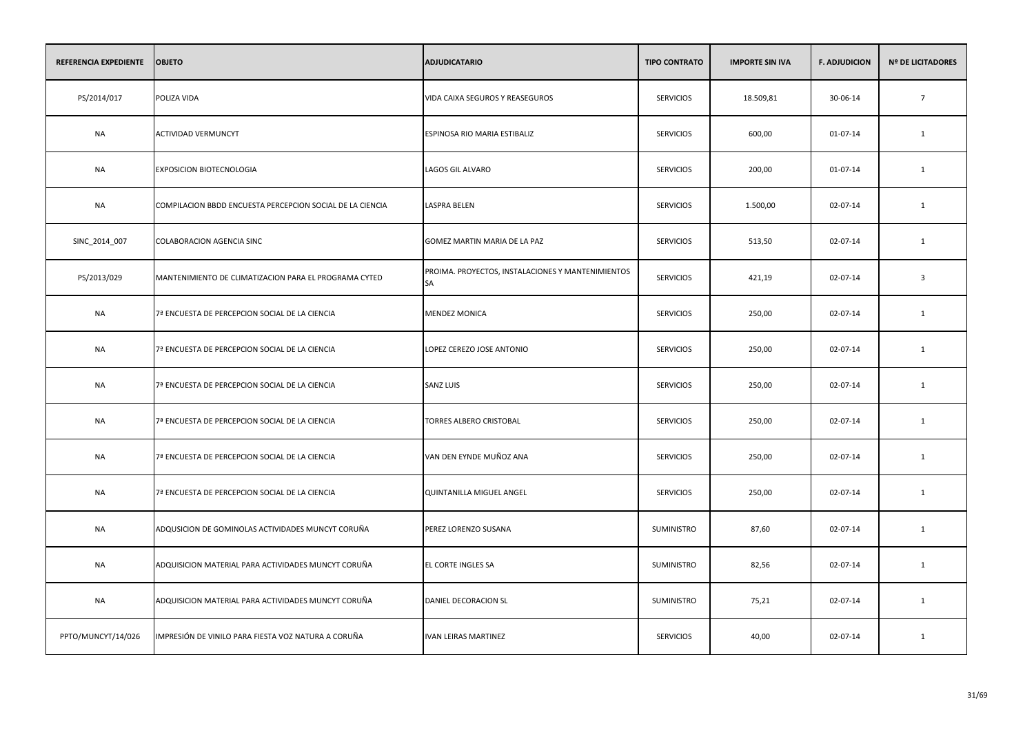| REFERENCIA EXPEDIENTE | OBJETO | ADJUDICATARIO | TIPO CONTRATO | IMPORTE SIN IVA | F. ADJUDICION | Nº DE LICITADORES |
|---|---|---|---|---|---|---|
| PS/2014/017 | POLIZA VIDA | VIDA CAIXA SEGUROS Y REASEGUROS | SERVICIOS | 18.509,81 | 30-06-14 | 7 |
| NA | ACTIVIDAD VERMUNCYT | ESPINOSA RIO MARIA ESTIBALIZ | SERVICIOS | 600,00 | 01-07-14 | 1 |
| NA | EXPOSICION BIOTECNOLOGIA | LAGOS GIL ALVARO | SERVICIOS | 200,00 | 01-07-14 | 1 |
| NA | COMPILACION BBDD ENCUESTA PERCEPCION SOCIAL DE LA CIENCIA | LASPRA BELEN | SERVICIOS | 1.500,00 | 02-07-14 | 1 |
| SINC_2014_007 | COLABORACION AGENCIA SINC | GOMEZ MARTIN MARIA DE LA PAZ | SERVICIOS | 513,50 | 02-07-14 | 1 |
| PS/2013/029 | MANTENIMIENTO DE CLIMATIZACION PARA EL PROGRAMA CYTED | PROIMA. PROYECTOS, INSTALACIONES Y MANTENIMIENTOS SA | SERVICIOS | 421,19 | 02-07-14 | 3 |
| NA | 7ª ENCUESTA DE PERCEPCION SOCIAL DE LA CIENCIA | MENDEZ MONICA | SERVICIOS | 250,00 | 02-07-14 | 1 |
| NA | 7ª ENCUESTA DE PERCEPCION SOCIAL DE LA CIENCIA | LOPEZ CEREZO JOSE ANTONIO | SERVICIOS | 250,00 | 02-07-14 | 1 |
| NA | 7ª ENCUESTA DE PERCEPCION SOCIAL DE LA CIENCIA | SANZ LUIS | SERVICIOS | 250,00 | 02-07-14 | 1 |
| NA | 7ª ENCUESTA DE PERCEPCION SOCIAL DE LA CIENCIA | TORRES ALBERO CRISTOBAL | SERVICIOS | 250,00 | 02-07-14 | 1 |
| NA | 7ª ENCUESTA DE PERCEPCION SOCIAL DE LA CIENCIA | VAN DEN EYNDE MUÑOZ ANA | SERVICIOS | 250,00 | 02-07-14 | 1 |
| NA | 7ª ENCUESTA DE PERCEPCION SOCIAL DE LA CIENCIA | QUINTANILLA MIGUEL ANGEL | SERVICIOS | 250,00 | 02-07-14 | 1 |
| NA | ADQUSICION DE GOMINOLAS ACTIVIDADES MUNCYT CORUÑA | PEREZ LORENZO SUSANA | SUMINISTRO | 87,60 | 02-07-14 | 1 |
| NA | ADQUISICION MATERIAL PARA ACTIVIDADES MUNCYT CORUÑA | EL CORTE INGLES SA | SUMINISTRO | 82,56 | 02-07-14 | 1 |
| NA | ADQUISICION MATERIAL PARA ACTIVIDADES MUNCYT CORUÑA | DANIEL DECORACION SL | SUMINISTRO | 75,21 | 02-07-14 | 1 |
| PPTO/MUNCYT/14/026 | IMPRESIÓN DE VINILO PARA FIESTA VOZ NATURA A CORUÑA | IVAN LEIRAS MARTINEZ | SERVICIOS | 40,00 | 02-07-14 | 1 |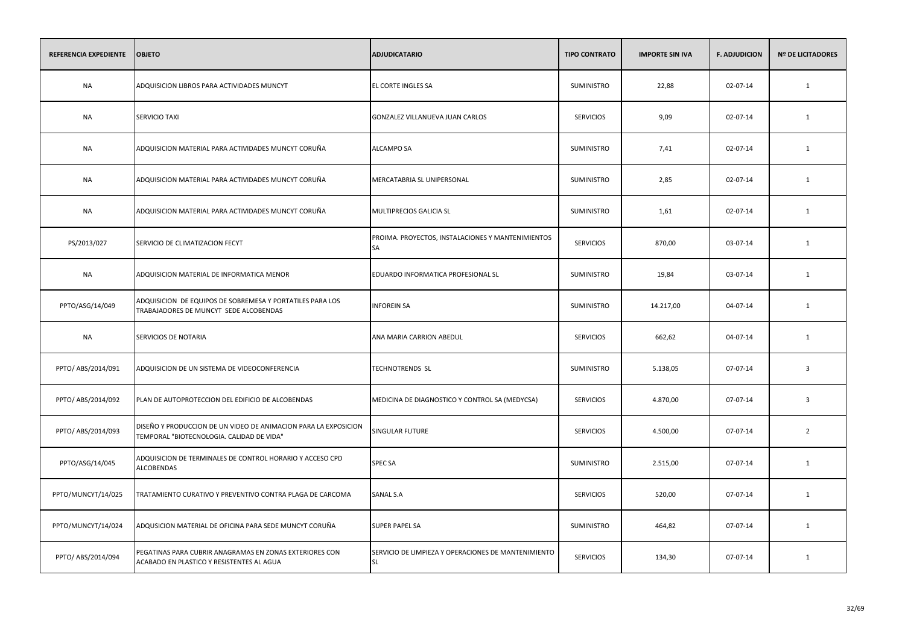| REFERENCIA EXPEDIENTE | OBJETO | ADJUDICATARIO | TIPO CONTRATO | IMPORTE SIN IVA | F. ADJUDICION | Nº DE LICITADORES |
|---|---|---|---|---|---|---|
| NA | ADQUISICION LIBROS PARA ACTIVIDADES MUNCYT | EL CORTE INGLES SA | SUMINISTRO | 22,88 | 02-07-14 | 1 |
| NA | SERVICIO TAXI | GONZALEZ VILLANUEVA JUAN CARLOS | SERVICIOS | 9,09 | 02-07-14 | 1 |
| NA | ADQUISICION MATERIAL PARA ACTIVIDADES MUNCYT CORUÑA | ALCAMPO SA | SUMINISTRO | 7,41 | 02-07-14 | 1 |
| NA | ADQUISICION MATERIAL PARA ACTIVIDADES MUNCYT CORUÑA | MERCATABRIA SL UNIPERSONAL | SUMINISTRO | 2,85 | 02-07-14 | 1 |
| NA | ADQUISICION MATERIAL PARA ACTIVIDADES MUNCYT CORUÑA | MULTIPRECIOS GALICIA SL | SUMINISTRO | 1,61 | 02-07-14 | 1 |
| PS/2013/027 | SERVICIO DE CLIMATIZACION FECYT | PROIMA. PROYECTOS, INSTALACIONES Y MANTENIMIENTOS SA | SERVICIOS | 870,00 | 03-07-14 | 1 |
| NA | ADQUISICION MATERIAL DE INFORMATICA MENOR | EDUARDO INFORMATICA PROFESIONAL SL | SUMINISTRO | 19,84 | 03-07-14 | 1 |
| PPTO/ASG/14/049 | ADQUISICION DE EQUIPOS DE SOBREMESA Y PORTATILES PARA LOS TRABAJADORES DE MUNCYT SEDE ALCOBENDAS | INFOREIN SA | SUMINISTRO | 14.217,00 | 04-07-14 | 1 |
| NA | SERVICIOS DE NOTARIA | ANA MARIA CARRION ABEDUL | SERVICIOS | 662,62 | 04-07-14 | 1 |
| PPTO/ ABS/2014/091 | ADQUISICION DE UN SISTEMA DE VIDEOCONFERENCIA | TECHNOTRENDS SL | SUMINISTRO | 5.138,05 | 07-07-14 | 3 |
| PPTO/ ABS/2014/092 | PLAN DE AUTOPROTECCION DEL EDIFICIO DE ALCOBENDAS | MEDICINA DE DIAGNOSTICO Y CONTROL SA (MEDYCSA) | SERVICIOS | 4.870,00 | 07-07-14 | 3 |
| PPTO/ ABS/2014/093 | DISEÑO Y PRODUCCION DE UN VIDEO DE ANIMACION PARA LA EXPOSICION TEMPORAL "BIOTECNOLOGIA. CALIDAD DE VIDA" | SINGULAR FUTURE | SERVICIOS | 4.500,00 | 07-07-14 | 2 |
| PPTO/ASG/14/045 | ADQUISICION DE TERMINALES DE CONTROL HORARIO Y ACCESO CPD ALCOBENDAS | SPEC SA | SUMINISTRO | 2.515,00 | 07-07-14 | 1 |
| PPTO/MUNCYT/14/025 | TRATAMIENTO CURATIVO Y PREVENTIVO CONTRA PLAGA DE CARCOMA | SANAL S.A | SERVICIOS | 520,00 | 07-07-14 | 1 |
| PPTO/MUNCYT/14/024 | ADQUSICION MATERIAL DE OFICINA PARA SEDE MUNCYT CORUÑA | SUPER PAPEL SA | SUMINISTRO | 464,82 | 07-07-14 | 1 |
| PPTO/ ABS/2014/094 | PEGATINAS PARA CUBRIR ANAGRAMAS EN ZONAS EXTERIORES CON ACABADO EN PLASTICO Y RESISTENTES AL AGUA | SERVICIO DE LIMPIEZA Y OPERACIONES DE MANTENIMIENTO SL | SERVICIOS | 134,30 | 07-07-14 | 1 |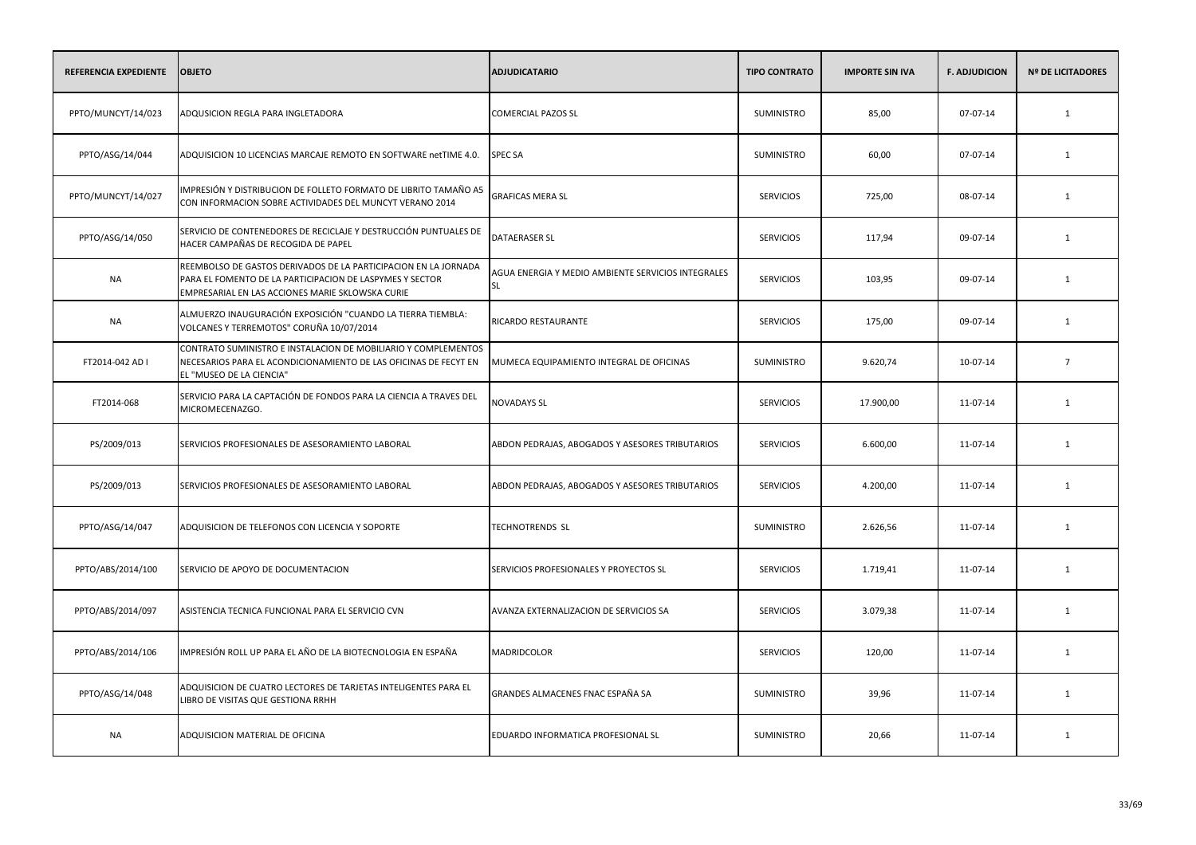| REFERENCIA EXPEDIENTE | OBJETO | ADJUDICATARIO | TIPO CONTRATO | IMPORTE SIN IVA | F. ADJUDICION | Nº DE LICITADORES |
|---|---|---|---|---|---|---|
| PPTO/MUNCYT/14/023 | ADQUSICION REGLA PARA INGLETADORA | COMERCIAL PAZOS SL | SUMINISTRO | 85,00 | 07-07-14 | 1 |
| PPTO/ASG/14/044 | ADQUISICION 10 LICENCIAS MARCAJE REMOTO EN SOFTWARE netTIME 4.0. | SPEC SA | SUMINISTRO | 60,00 | 07-07-14 | 1 |
| PPTO/MUNCYT/14/027 | IMPRESIÓN Y DISTRIBUCION DE FOLLETO FORMATO DE LIBRITO TAMAÑO A5 CON INFORMACION SOBRE ACTIVIDADES DEL MUNCYT VERANO 2014 | GRAFICAS MERA SL | SERVICIOS | 725,00 | 08-07-14 | 1 |
| PPTO/ASG/14/050 | SERVICIO DE CONTENEDORES DE RECICLAJE Y DESTRUCCIÓN PUNTUALES DE HACER CAMPAÑAS DE RECOGIDA DE PAPEL | DATAERASER SL | SERVICIOS | 117,94 | 09-07-14 | 1 |
| NA | REEMBOLSO DE GASTOS DERIVADOS DE LA PARTICIPACION EN LA JORNADA PARA EL FOMENTO DE LA PARTICIPACION DE LASPYMES Y SECTOR EMPRESARIAL EN LAS ACCIONES MARIE SKLOWSKA CURIE | AGUA ENERGIA Y MEDIO AMBIENTE SERVICIOS INTEGRALES SL | SERVICIOS | 103,95 | 09-07-14 | 1 |
| NA | ALMUERZO INAUGURACIÓN EXPOSICIÓN "CUANDO LA TIERRA TIEMBLA: VOLCANES Y TERREMOTOS" CORUÑA 10/07/2014 | RICARDO RESTAURANTE | SERVICIOS | 175,00 | 09-07-14 | 1 |
| FT2014-042 AD I | CONTRATO SUMINISTRO E INSTALACION DE MOBILIARIO Y COMPLEMENTOS NECESARIOS PARA EL ACONDICIONAMIENTO DE LAS OFICINAS DE FECYT EN EL "MUSEO DE LA CIENCIA" | MUMECA EQUIPAMIENTO INTEGRAL DE OFICINAS | SUMINISTRO | 9.620,74 | 10-07-14 | 7 |
| FT2014-068 | SERVICIO PARA LA CAPTACIÓN DE FONDOS PARA LA CIENCIA A TRAVES DEL MICROMECENAZGO. | NOVADAYS SL | SERVICIOS | 17.900,00 | 11-07-14 | 1 |
| PS/2009/013 | SERVICIOS PROFESIONALES DE ASESORAMIENTO LABORAL | ABDON PEDRAJAS, ABOGADOS Y ASESORES TRIBUTARIOS | SERVICIOS | 6.600,00 | 11-07-14 | 1 |
| PS/2009/013 | SERVICIOS PROFESIONALES DE ASESORAMIENTO LABORAL | ABDON PEDRAJAS, ABOGADOS Y ASESORES TRIBUTARIOS | SERVICIOS | 4.200,00 | 11-07-14 | 1 |
| PPTO/ASG/14/047 | ADQUISICION DE TELEFONOS CON LICENCIA Y SOPORTE | TECHNOTRENDS SL | SUMINISTRO | 2.626,56 | 11-07-14 | 1 |
| PPTO/ABS/2014/100 | SERVICIO DE APOYO DE DOCUMENTACION | SERVICIOS PROFESIONALES Y PROYECTOS SL | SERVICIOS | 1.719,41 | 11-07-14 | 1 |
| PPTO/ABS/2014/097 | ASISTENCIA TECNICA FUNCIONAL PARA EL SERVICIO CVN | AVANZA EXTERNALIZACION DE SERVICIOS SA | SERVICIOS | 3.079,38 | 11-07-14 | 1 |
| PPTO/ABS/2014/106 | IMPRESIÓN ROLL UP PARA EL AÑO DE LA BIOTECNOLOGIA EN ESPAÑA | MADRIDCOLOR | SERVICIOS | 120,00 | 11-07-14 | 1 |
| PPTO/ASG/14/048 | ADQUISICION DE CUATRO LECTORES DE TARJETAS INTELIGENTES PARA EL LIBRO DE VISITAS QUE GESTIONA RRHH | GRANDES ALMACENES FNAC ESPAÑA SA | SUMINISTRO | 39,96 | 11-07-14 | 1 |
| NA | ADQUISICION MATERIAL DE OFICINA | EDUARDO INFORMATICA PROFESIONAL SL | SUMINISTRO | 20,66 | 11-07-14 | 1 |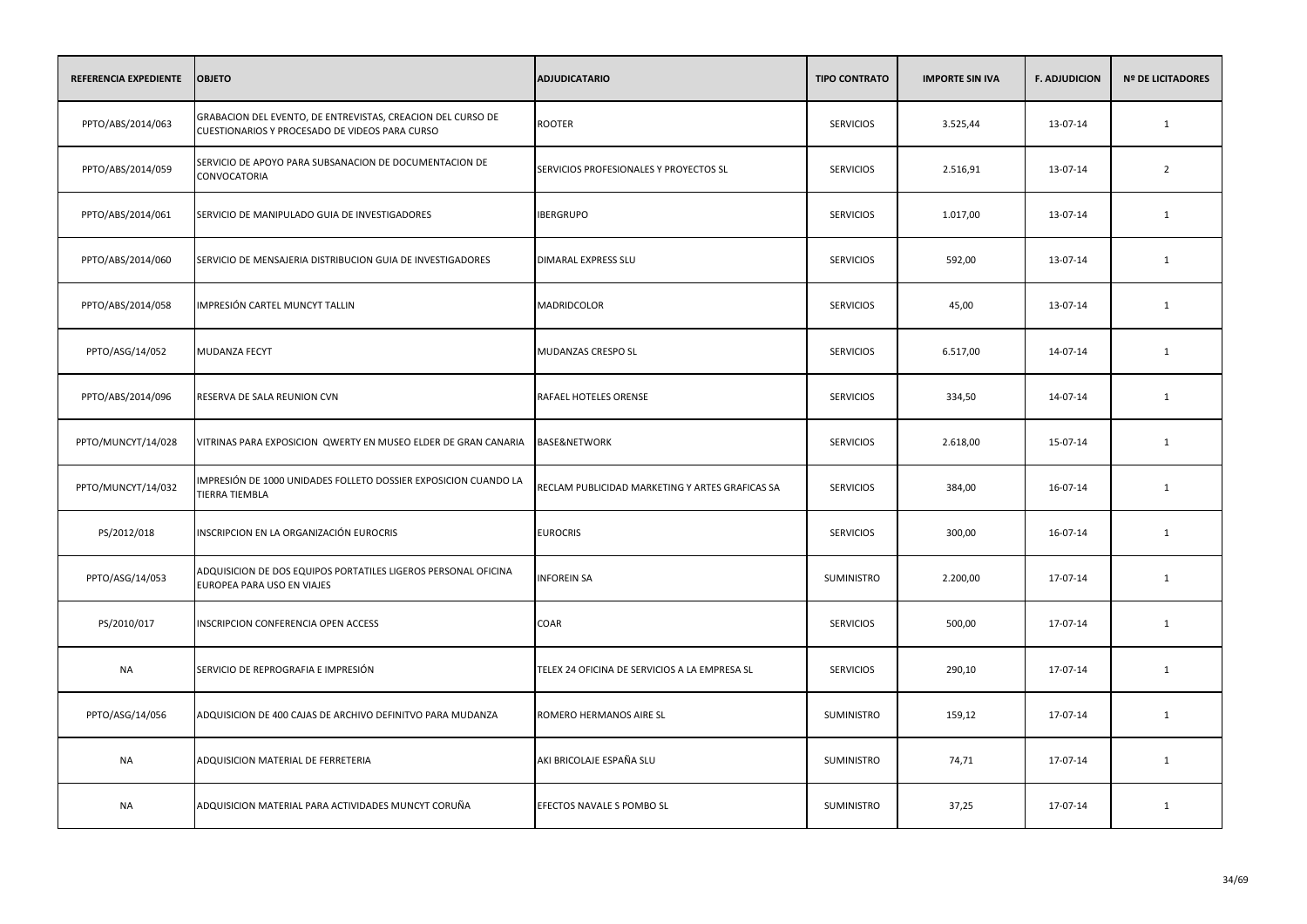| REFERENCIA EXPEDIENTE | OBJETO | ADJUDICATARIO | TIPO CONTRATO | IMPORTE SIN IVA | F. ADJUDICION | Nº DE LICITADORES |
|---|---|---|---|---|---|---|
| PPTO/ABS/2014/063 | GRABACION DEL EVENTO, DE ENTREVISTAS, CREACION DEL CURSO DE CUESTIONARIOS Y PROCESADO DE VIDEOS PARA CURSO | ROOTER | SERVICIOS | 3.525,44 | 13-07-14 | 1 |
| PPTO/ABS/2014/059 | SERVICIO DE APOYO PARA SUBSANACION DE DOCUMENTACION DE CONVOCATORIA | SERVICIOS PROFESIONALES Y PROYECTOS SL | SERVICIOS | 2.516,91 | 13-07-14 | 2 |
| PPTO/ABS/2014/061 | SERVICIO DE MANIPULADO GUIA DE INVESTIGADORES | IBERGRUPO | SERVICIOS | 1.017,00 | 13-07-14 | 1 |
| PPTO/ABS/2014/060 | SERVICIO DE MENSAJERIA DISTRIBUCION GUIA DE INVESTIGADORES | DIMARAL EXPRESS SLU | SERVICIOS | 592,00 | 13-07-14 | 1 |
| PPTO/ABS/2014/058 | IMPRESIÓN CARTEL MUNCYT TALLIN | MADRIDCOLOR | SERVICIOS | 45,00 | 13-07-14 | 1 |
| PPTO/ASG/14/052 | MUDANZA FECYT | MUDANZAS CRESPO SL | SERVICIOS | 6.517,00 | 14-07-14 | 1 |
| PPTO/ABS/2014/096 | RESERVA DE SALA REUNION CVN | RAFAEL HOTELES ORENSE | SERVICIOS | 334,50 | 14-07-14 | 1 |
| PPTO/MUNCYT/14/028 | VITRINAS PARA EXPOSICION QWERTY EN MUSEO ELDER DE GRAN CANARIA | BASE&NETWORK | SERVICIOS | 2.618,00 | 15-07-14 | 1 |
| PPTO/MUNCYT/14/032 | IMPRESIÓN DE 1000 UNIDADES FOLLETO DOSSIER EXPOSICION CUANDO LA TIERRA TIEMBLA | RECLAM PUBLICIDAD MARKETING Y ARTES GRAFICAS SA | SERVICIOS | 384,00 | 16-07-14 | 1 |
| PS/2012/018 | INSCRIPCION EN LA ORGANIZACIÓN EUROCRIS | EUROCRIS | SERVICIOS | 300,00 | 16-07-14 | 1 |
| PPTO/ASG/14/053 | ADQUISICION DE DOS EQUIPOS PORTATILES LIGEROS PERSONAL OFICINA EUROPEA PARA USO EN VIAJES | INFOREIN SA | SUMINISTRO | 2.200,00 | 17-07-14 | 1 |
| PS/2010/017 | INSCRIPCION CONFERENCIA OPEN ACCESS | COAR | SERVICIOS | 500,00 | 17-07-14 | 1 |
| NA | SERVICIO DE REPROGRAFIA E IMPRESIÓN | TELEX 24 OFICINA DE SERVICIOS A LA EMPRESA SL | SERVICIOS | 290,10 | 17-07-14 | 1 |
| PPTO/ASG/14/056 | ADQUISICION DE 400 CAJAS DE ARCHIVO DEFINITVO PARA MUDANZA | ROMERO HERMANOS AIRE SL | SUMINISTRO | 159,12 | 17-07-14 | 1 |
| NA | ADQUISICION MATERIAL DE FERRETERIA | AKI BRICOLAJE ESPAÑA SLU | SUMINISTRO | 74,71 | 17-07-14 | 1 |
| NA | ADQUISICION MATERIAL PARA ACTIVIDADES MUNCYT CORUÑA | EFECTOS NAVALE S POMBO SL | SUMINISTRO | 37,25 | 17-07-14 | 1 |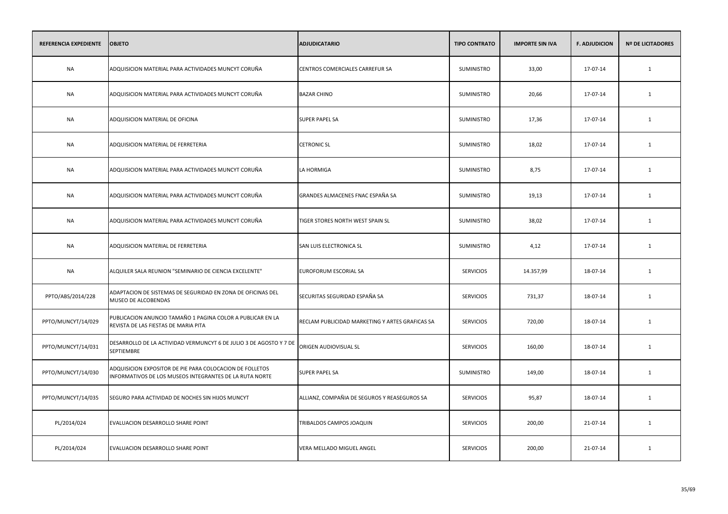| REFERENCIA EXPEDIENTE | OBJETO | ADJUDICATARIO | TIPO CONTRATO | IMPORTE SIN IVA | F. ADJUDICION | Nº DE LICITADORES |
|---|---|---|---|---|---|---|
| NA | ADQUISICION MATERIAL PARA ACTIVIDADES MUNCYT CORUÑA | CENTROS COMERCIALES CARREFUR SA | SUMINISTRO | 33,00 | 17-07-14 | 1 |
| NA | ADQUISICION MATERIAL PARA ACTIVIDADES MUNCYT CORUÑA | BAZAR CHINO | SUMINISTRO | 20,66 | 17-07-14 | 1 |
| NA | ADQUISICION MATERIAL DE OFICINA | SUPER PAPEL SA | SUMINISTRO | 17,36 | 17-07-14 | 1 |
| NA | ADQUISICION MATERIAL DE FERRETERIA | CETRONIC SL | SUMINISTRO | 18,02 | 17-07-14 | 1 |
| NA | ADQUISICION MATERIAL PARA ACTIVIDADES MUNCYT CORUÑA | LA HORMIGA | SUMINISTRO | 8,75 | 17-07-14 | 1 |
| NA | ADQUISICION MATERIAL PARA ACTIVIDADES MUNCYT CORUÑA | GRANDES ALMACENES FNAC ESPAÑA SA | SUMINISTRO | 19,13 | 17-07-14 | 1 |
| NA | ADQUISICION MATERIAL PARA ACTIVIDADES MUNCYT CORUÑA | TIGER STORES NORTH WEST SPAIN SL | SUMINISTRO | 38,02 | 17-07-14 | 1 |
| NA | ADQUISICION MATERIAL DE FERRETERIA | SAN LUIS ELECTRONICA SL | SUMINISTRO | 4,12 | 17-07-14 | 1 |
| NA | ALQUILER SALA REUNION "SEMINARIO DE CIENCIA EXCELENTE" | EUROFORUM ESCORIAL SA | SERVICIOS | 14.357,99 | 18-07-14 | 1 |
| PPTO/ABS/2014/228 | ADAPTACION DE SISTEMAS DE SEGURIDAD EN ZONA DE OFICINAS DEL MUSEO DE ALCOBENDAS | SECURITAS SEGURIDAD ESPAÑA SA | SERVICIOS | 731,37 | 18-07-14 | 1 |
| PPTO/MUNCYT/14/029 | PUBLICACION ANUNCIO TAMAÑO 1 PAGINA COLOR A PUBLICAR EN LA REVISTA DE LAS FIESTAS DE MARIA PITA | RECLAM PUBLICIDAD MARKETING Y ARTES GRAFICAS SA | SERVICIOS | 720,00 | 18-07-14 | 1 |
| PPTO/MUNCYT/14/031 | DESARROLLO DE LA ACTIVIDAD VERMUNCYT 6 DE JULIO 3 DE AGOSTO Y 7 DE SEPTIEMBRE | ORIGEN AUDIOVISUAL SL | SERVICIOS | 160,00 | 18-07-14 | 1 |
| PPTO/MUNCYT/14/030 | ADQUISICION EXPOSITOR DE PIE PARA COLOCACION DE FOLLETOS INFORMATIVOS DE LOS MUSEOS INTEGRANTES DE LA RUTA NORTE | SUPER PAPEL SA | SUMINISTRO | 149,00 | 18-07-14 | 1 |
| PPTO/MUNCYT/14/035 | SEGURO PARA ACTIVIDAD DE NOCHES SIN HIJOS MUNCYT | ALLIANZ, COMPAÑIA DE SEGUROS Y REASEGUROS SA | SERVICIOS | 95,87 | 18-07-14 | 1 |
| PL/2014/024 | EVALUACION DESARROLLO SHARE POINT | TRIBALDOS CAMPOS JOAQUIN | SERVICIOS | 200,00 | 21-07-14 | 1 |
| PL/2014/024 | EVALUACION DESARROLLO SHARE POINT | VERA MELLADO MIGUEL ANGEL | SERVICIOS | 200,00 | 21-07-14 | 1 |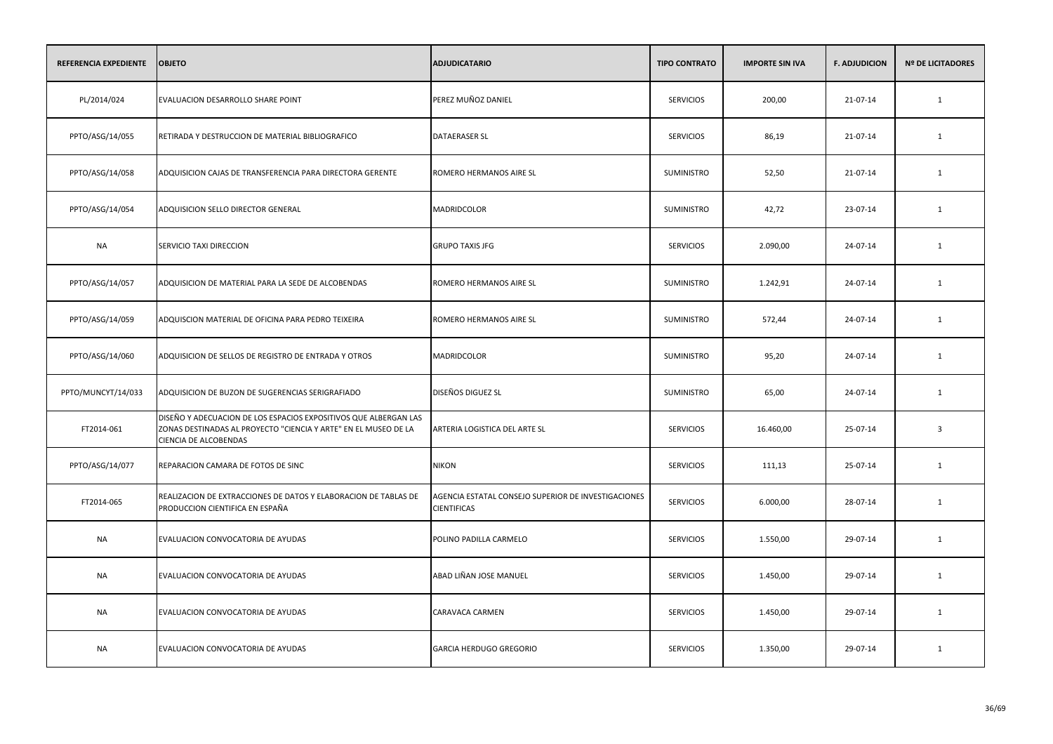| REFERENCIA EXPEDIENTE | OBJETO | ADJUDICATARIO | TIPO CONTRATO | IMPORTE SIN IVA | F. ADJUDICION | Nº DE LICITADORES |
|---|---|---|---|---|---|---|
| PL/2014/024 | EVALUACION DESARROLLO SHARE POINT | PEREZ MUÑOZ DANIEL | SERVICIOS | 200,00 | 21-07-14 | 1 |
| PPTO/ASG/14/055 | RETIRADA Y DESTRUCCION DE MATERIAL BIBLIOGRAFICO | DATAERASER SL | SERVICIOS | 86,19 | 21-07-14 | 1 |
| PPTO/ASG/14/058 | ADQUISICION CAJAS DE TRANSFERENCIA PARA DIRECTORA GERENTE | ROMERO HERMANOS AIRE SL | SUMINISTRO | 52,50 | 21-07-14 | 1 |
| PPTO/ASG/14/054 | ADQUISICION SELLO DIRECTOR GENERAL | MADRIDCOLOR | SUMINISTRO | 42,72 | 23-07-14 | 1 |
| NA | SERVICIO TAXI DIRECCION | GRUPO TAXIS JFG | SERVICIOS | 2.090,00 | 24-07-14 | 1 |
| PPTO/ASG/14/057 | ADQUISICION DE MATERIAL PARA LA SEDE DE ALCOBENDAS | ROMERO HERMANOS AIRE SL | SUMINISTRO | 1.242,91 | 24-07-14 | 1 |
| PPTO/ASG/14/059 | ADQUISCION MATERIAL DE OFICINA PARA PEDRO TEIXEIRA | ROMERO HERMANOS AIRE SL | SUMINISTRO | 572,44 | 24-07-14 | 1 |
| PPTO/ASG/14/060 | ADQUISICION DE SELLOS DE REGISTRO DE ENTRADA Y OTROS | MADRIDCOLOR | SUMINISTRO | 95,20 | 24-07-14 | 1 |
| PPTO/MUNCYT/14/033 | ADQUISICION DE BUZON DE SUGERENCIAS SERIGRAFIADO | DISEÑOS DIGUEZ SL | SUMINISTRO | 65,00 | 24-07-14 | 1 |
| FT2014-061 | DISEÑO Y ADECUACION DE LOS ESPACIOS EXPOSITIVOS QUE ALBERGAN LAS ZONAS DESTINADAS AL PROYECTO "CIENCIA Y ARTE" EN EL MUSEO DE LA CIENCIA DE ALCOBENDAS | ARTERIA LOGISTICA DEL ARTE SL | SERVICIOS | 16.460,00 | 25-07-14 | 3 |
| PPTO/ASG/14/077 | REPARACION CAMARA DE FOTOS DE SINC | NIKON | SERVICIOS | 111,13 | 25-07-14 | 1 |
| FT2014-065 | REALIZACION DE EXTRACCIONES DE DATOS Y ELABORACION DE TABLAS DE PRODUCCION CIENTIFICA EN ESPAÑA | AGENCIA ESTATAL CONSEJO SUPERIOR DE INVESTIGACIONES CIENTIFICAS | SERVICIOS | 6.000,00 | 28-07-14 | 1 |
| NA | EVALUACION CONVOCATORIA DE AYUDAS | POLINO PADILLA CARMELO | SERVICIOS | 1.550,00 | 29-07-14 | 1 |
| NA | EVALUACION CONVOCATORIA DE AYUDAS | ABAD LIÑAN JOSE MANUEL | SERVICIOS | 1.450,00 | 29-07-14 | 1 |
| NA | EVALUACION CONVOCATORIA DE AYUDAS | CARAVACA CARMEN | SERVICIOS | 1.450,00 | 29-07-14 | 1 |
| NA | EVALUACION CONVOCATORIA DE AYUDAS | GARCIA HERDUGO GREGORIO | SERVICIOS | 1.350,00 | 29-07-14 | 1 |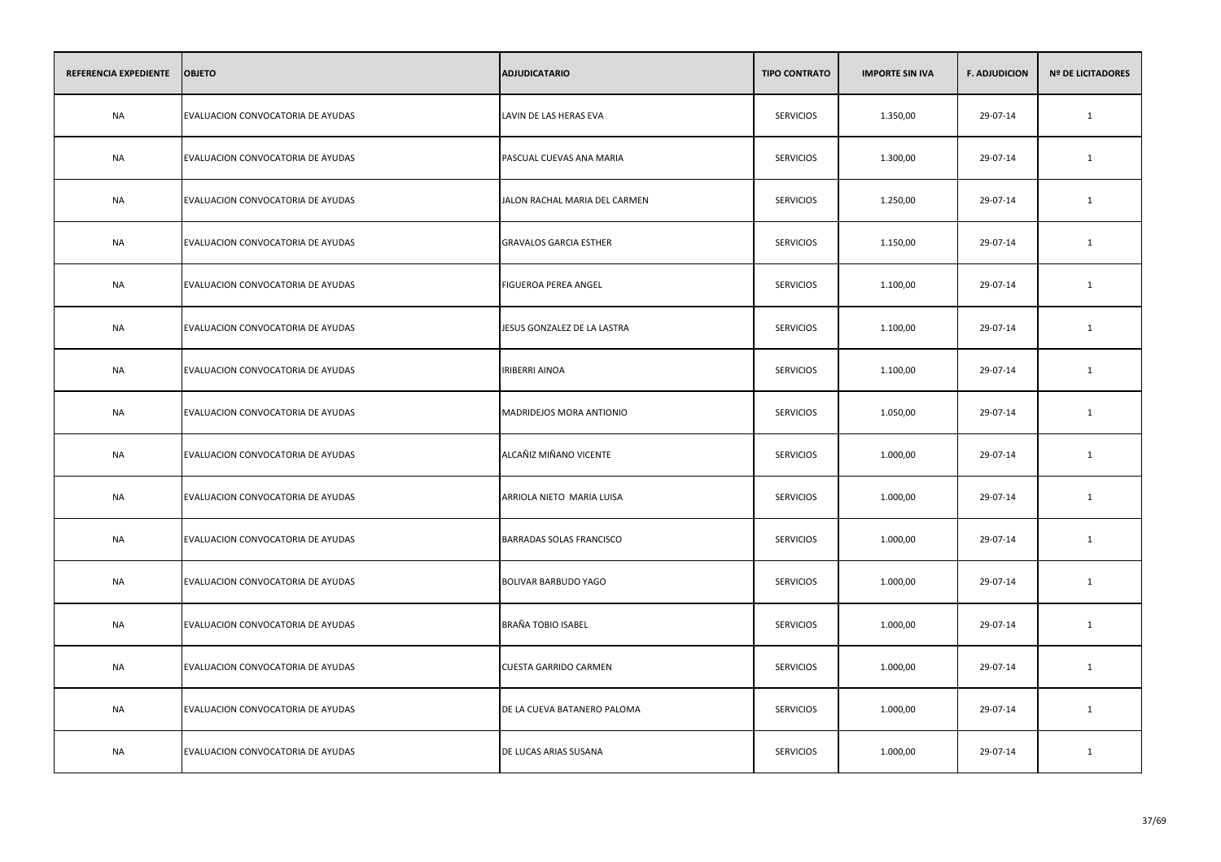| REFERENCIA EXPEDIENTE | OBJETO | ADJUDICATARIO | TIPO CONTRATO | IMPORTE SIN IVA | F. ADJUDICION | Nº DE LICITADORES |
|---|---|---|---|---|---|---|
| NA | EVALUACION CONVOCATORIA DE AYUDAS | LAVIN DE LAS HERAS EVA | SERVICIOS | 1.350,00 | 29-07-14 | 1 |
| NA | EVALUACION CONVOCATORIA DE AYUDAS | PASCUAL CUEVAS ANA MARIA | SERVICIOS | 1.300,00 | 29-07-14 | 1 |
| NA | EVALUACION CONVOCATORIA DE AYUDAS | JALON RACHAL MARIA DEL CARMEN | SERVICIOS | 1.250,00 | 29-07-14 | 1 |
| NA | EVALUACION CONVOCATORIA DE AYUDAS | GRAVALOS GARCIA ESTHER | SERVICIOS | 1.150,00 | 29-07-14 | 1 |
| NA | EVALUACION CONVOCATORIA DE AYUDAS | FIGUEROA PEREA ANGEL | SERVICIOS | 1.100,00 | 29-07-14 | 1 |
| NA | EVALUACION CONVOCATORIA DE AYUDAS | JESUS GONZALEZ DE LA LASTRA | SERVICIOS | 1.100,00 | 29-07-14 | 1 |
| NA | EVALUACION CONVOCATORIA DE AYUDAS | IRIBERRI AINOA | SERVICIOS | 1.100,00 | 29-07-14 | 1 |
| NA | EVALUACION CONVOCATORIA DE AYUDAS | MADRIDEJOS MORA ANTIONIO | SERVICIOS | 1.050,00 | 29-07-14 | 1 |
| NA | EVALUACION CONVOCATORIA DE AYUDAS | ALCAÑIZ MIÑANO VICENTE | SERVICIOS | 1.000,00 | 29-07-14 | 1 |
| NA | EVALUACION CONVOCATORIA DE AYUDAS | ARRIOLA NIETO MARIA LUISA | SERVICIOS | 1.000,00 | 29-07-14 | 1 |
| NA | EVALUACION CONVOCATORIA DE AYUDAS | BARRADAS SOLAS FRANCISCO | SERVICIOS | 1.000,00 | 29-07-14 | 1 |
| NA | EVALUACION CONVOCATORIA DE AYUDAS | BOLIVAR BARBUDO YAGO | SERVICIOS | 1.000,00 | 29-07-14 | 1 |
| NA | EVALUACION CONVOCATORIA DE AYUDAS | BRAÑA TOBIO ISABEL | SERVICIOS | 1.000,00 | 29-07-14 | 1 |
| NA | EVALUACION CONVOCATORIA DE AYUDAS | CUESTA GARRIDO CARMEN | SERVICIOS | 1.000,00 | 29-07-14 | 1 |
| NA | EVALUACION CONVOCATORIA DE AYUDAS | DE LA CUEVA BATANERO PALOMA | SERVICIOS | 1.000,00 | 29-07-14 | 1 |
| NA | EVALUACION CONVOCATORIA DE AYUDAS | DE LUCAS ARIAS SUSANA | SERVICIOS | 1.000,00 | 29-07-14 | 1 |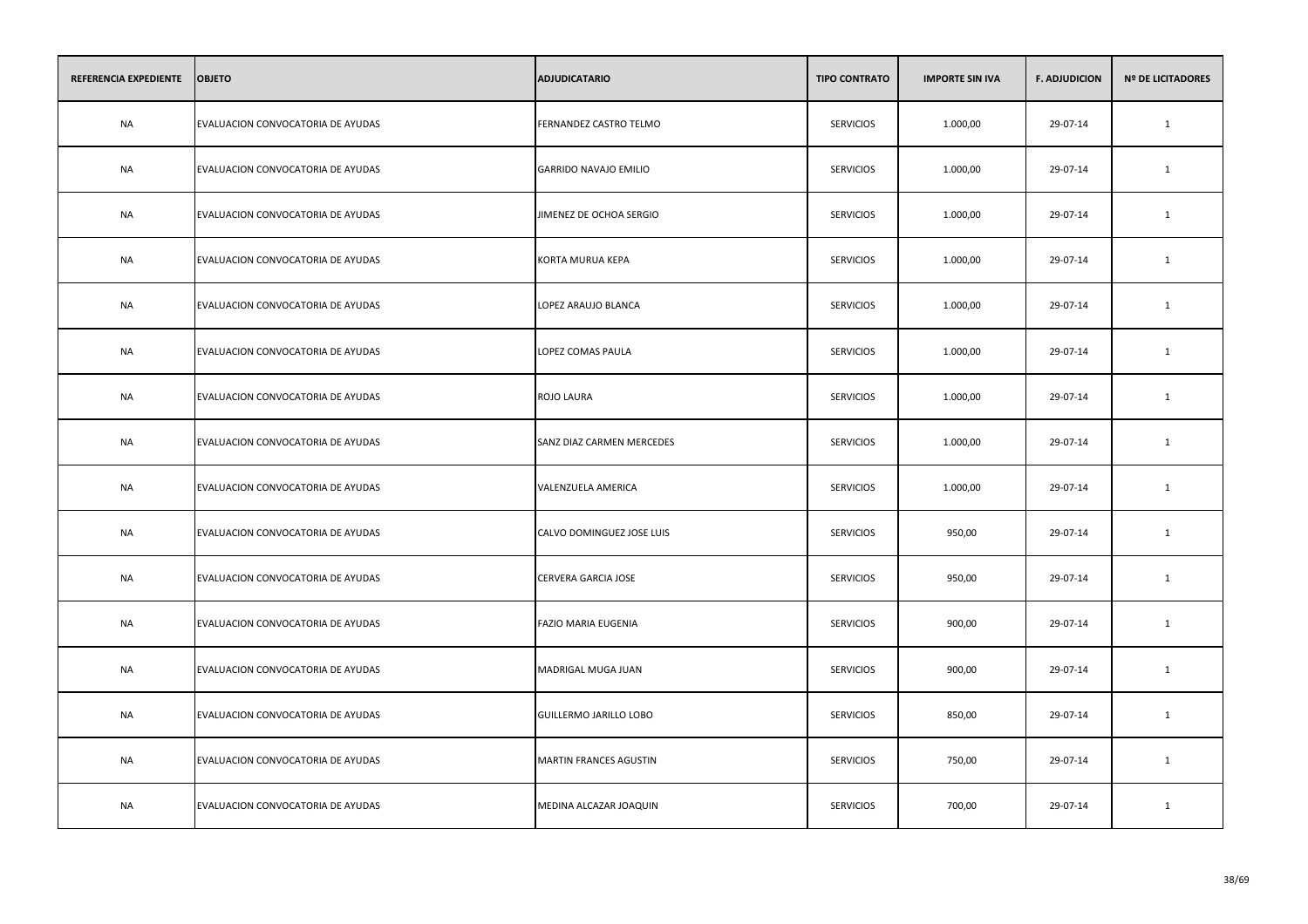| REFERENCIA EXPEDIENTE | OBJETO | ADJUDICATARIO | TIPO CONTRATO | IMPORTE SIN IVA | F. ADJUDICION | Nº DE LICITADORES |
|---|---|---|---|---|---|---|
| NA | EVALUACION CONVOCATORIA DE AYUDAS | FERNANDEZ CASTRO TELMO | SERVICIOS | 1.000,00 | 29-07-14 | 1 |
| NA | EVALUACION CONVOCATORIA DE AYUDAS | GARRIDO NAVAJO EMILIO | SERVICIOS | 1.000,00 | 29-07-14 | 1 |
| NA | EVALUACION CONVOCATORIA DE AYUDAS | JIMENEZ DE OCHOA SERGIO | SERVICIOS | 1.000,00 | 29-07-14 | 1 |
| NA | EVALUACION CONVOCATORIA DE AYUDAS | KORTA MURUA KEPA | SERVICIOS | 1.000,00 | 29-07-14 | 1 |
| NA | EVALUACION CONVOCATORIA DE AYUDAS | LOPEZ ARAUJO BLANCA | SERVICIOS | 1.000,00 | 29-07-14 | 1 |
| NA | EVALUACION CONVOCATORIA DE AYUDAS | LOPEZ COMAS PAULA | SERVICIOS | 1.000,00 | 29-07-14 | 1 |
| NA | EVALUACION CONVOCATORIA DE AYUDAS | ROJO LAURA | SERVICIOS | 1.000,00 | 29-07-14 | 1 |
| NA | EVALUACION CONVOCATORIA DE AYUDAS | SANZ DIAZ CARMEN MERCEDES | SERVICIOS | 1.000,00 | 29-07-14 | 1 |
| NA | EVALUACION CONVOCATORIA DE AYUDAS | VALENZUELA AMERICA | SERVICIOS | 1.000,00 | 29-07-14 | 1 |
| NA | EVALUACION CONVOCATORIA DE AYUDAS | CALVO DOMINGUEZ JOSE LUIS | SERVICIOS | 950,00 | 29-07-14 | 1 |
| NA | EVALUACION CONVOCATORIA DE AYUDAS | CERVERA GARCIA JOSE | SERVICIOS | 950,00 | 29-07-14 | 1 |
| NA | EVALUACION CONVOCATORIA DE AYUDAS | FAZIO MARIA EUGENIA | SERVICIOS | 900,00 | 29-07-14 | 1 |
| NA | EVALUACION CONVOCATORIA DE AYUDAS | MADRIGAL MUGA JUAN | SERVICIOS | 900,00 | 29-07-14 | 1 |
| NA | EVALUACION CONVOCATORIA DE AYUDAS | GUILLERMO JARILLO LOBO | SERVICIOS | 850,00 | 29-07-14 | 1 |
| NA | EVALUACION CONVOCATORIA DE AYUDAS | MARTIN FRANCES AGUSTIN | SERVICIOS | 750,00 | 29-07-14 | 1 |
| NA | EVALUACION CONVOCATORIA DE AYUDAS | MEDINA ALCAZAR JOAQUIN | SERVICIOS | 700,00 | 29-07-14 | 1 |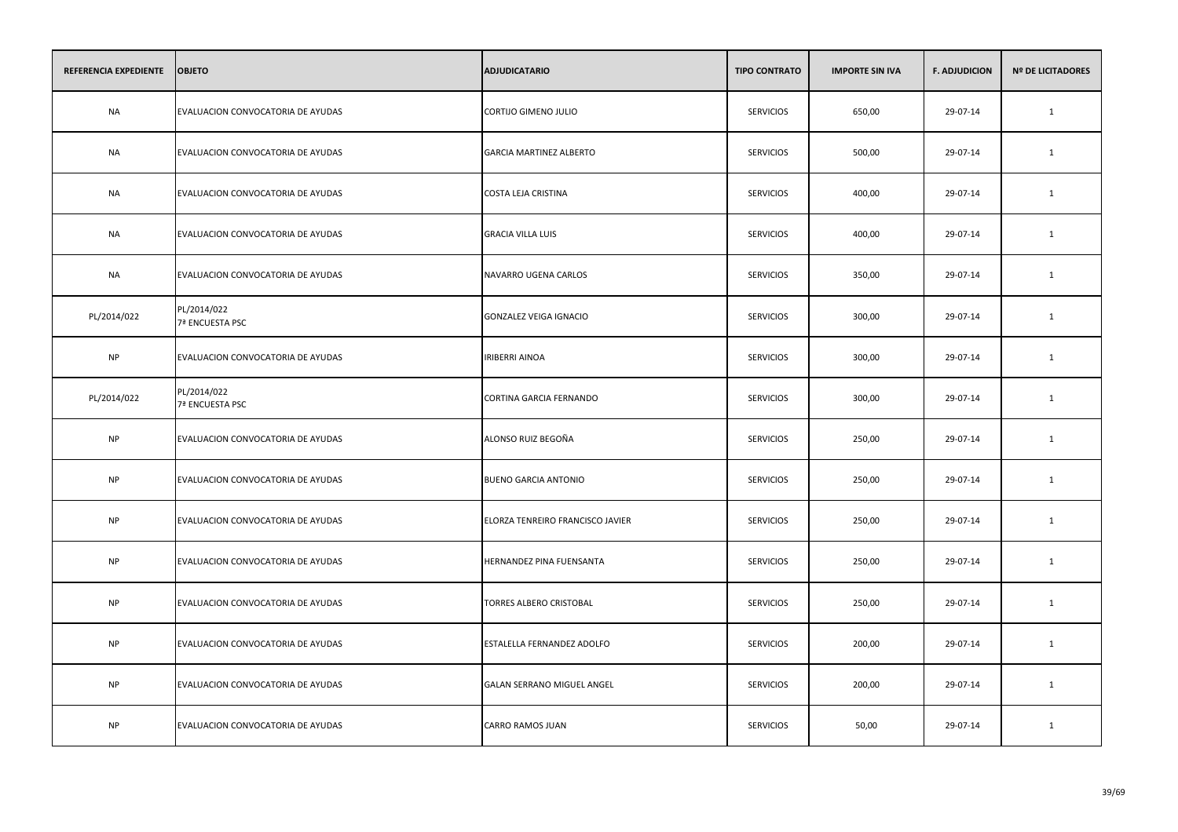| REFERENCIA EXPEDIENTE | OBJETO | ADJUDICATARIO | TIPO CONTRATO | IMPORTE SIN IVA | F. ADJUDICION | Nº DE LICITADORES |
|---|---|---|---|---|---|---|
| NA | EVALUACION CONVOCATORIA DE AYUDAS | CORTIJO GIMENO JULIO | SERVICIOS | 650,00 | 29-07-14 | 1 |
| NA | EVALUACION CONVOCATORIA DE AYUDAS | GARCIA MARTINEZ ALBERTO | SERVICIOS | 500,00 | 29-07-14 | 1 |
| NA | EVALUACION CONVOCATORIA DE AYUDAS | COSTA LEJA CRISTINA | SERVICIOS | 400,00 | 29-07-14 | 1 |
| NA | EVALUACION CONVOCATORIA DE AYUDAS | GRACIA VILLA LUIS | SERVICIOS | 400,00 | 29-07-14 | 1 |
| NA | EVALUACION CONVOCATORIA DE AYUDAS | NAVARRO UGENA CARLOS | SERVICIOS | 350,00 | 29-07-14 | 1 |
| PL/2014/022 | PL/2014/022 7ª ENCUESTA PSC | GONZALEZ VEIGA IGNACIO | SERVICIOS | 300,00 | 29-07-14 | 1 |
| NP | EVALUACION CONVOCATORIA DE AYUDAS | IRIBERRI AINOA | SERVICIOS | 300,00 | 29-07-14 | 1 |
| PL/2014/022 | PL/2014/022 7ª ENCUESTA PSC | CORTINA GARCIA FERNANDO | SERVICIOS | 300,00 | 29-07-14 | 1 |
| NP | EVALUACION CONVOCATORIA DE AYUDAS | ALONSO RUIZ BEGOÑA | SERVICIOS | 250,00 | 29-07-14 | 1 |
| NP | EVALUACION CONVOCATORIA DE AYUDAS | BUENO GARCIA ANTONIO | SERVICIOS | 250,00 | 29-07-14 | 1 |
| NP | EVALUACION CONVOCATORIA DE AYUDAS | ELORZA TENREIRO FRANCISCO JAVIER | SERVICIOS | 250,00 | 29-07-14 | 1 |
| NP | EVALUACION CONVOCATORIA DE AYUDAS | HERNANDEZ PINA FUENSANTA | SERVICIOS | 250,00 | 29-07-14 | 1 |
| NP | EVALUACION CONVOCATORIA DE AYUDAS | TORRES ALBERO CRISTOBAL | SERVICIOS | 250,00 | 29-07-14 | 1 |
| NP | EVALUACION CONVOCATORIA DE AYUDAS | ESTALELLA FERNANDEZ ADOLFO | SERVICIOS | 200,00 | 29-07-14 | 1 |
| NP | EVALUACION CONVOCATORIA DE AYUDAS | GALAN SERRANO MIGUEL ANGEL | SERVICIOS | 200,00 | 29-07-14 | 1 |
| NP | EVALUACION CONVOCATORIA DE AYUDAS | CARRO RAMOS JUAN | SERVICIOS | 50,00 | 29-07-14 | 1 |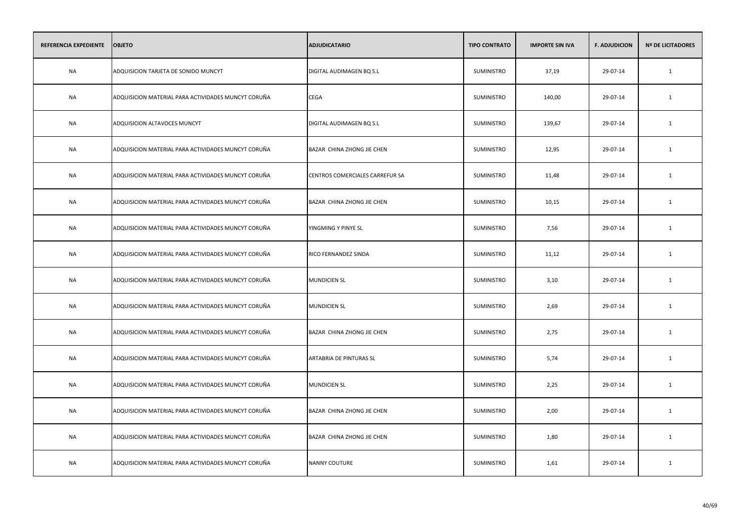| REFERENCIA EXPEDIENTE | OBJETO | ADJUDICATARIO | TIPO CONTRATO | IMPORTE SIN IVA | F. ADJUDICION | Nº DE LICITADORES |
|---|---|---|---|---|---|---|
| NA | ADQUISICION TARJETA DE SONIDO MUNCYT | DIGITAL AUDIMAGEN BQ S.L | SUMINISTRO | 37,19 | 29-07-14 | 1 |
| NA | ADQUISICION MATERIAL PARA ACTIVIDADES MUNCYT CORUÑA | CEGA | SUMINISTRO | 140,00 | 29-07-14 | 1 |
| NA | ADQUISICION ALTAVOCES MUNCYT | DIGITAL AUDIMAGEN BQ S.L | SUMINISTRO | 139,67 | 29-07-14 | 1 |
| NA | ADQUISICION MATERIAL PARA ACTIVIDADES MUNCYT CORUÑA | BAZAR CHINA ZHONG JIE CHEN | SUMINISTRO | 12,95 | 29-07-14 | 1 |
| NA | ADQUISICION MATERIAL PARA ACTIVIDADES MUNCYT CORUÑA | CENTROS COMERCIALES CARREFUR SA | SUMINISTRO | 11,48 | 29-07-14 | 1 |
| NA | ADQUISICION MATERIAL PARA ACTIVIDADES MUNCYT CORUÑA | BAZAR CHINA ZHONG JIE CHEN | SUMINISTRO | 10,15 | 29-07-14 | 1 |
| NA | ADQUISICION MATERIAL PARA ACTIVIDADES MUNCYT CORUÑA | YINGMING Y PINYE SL | SUMINISTRO | 7,56 | 29-07-14 | 1 |
| NA | ADQUISICION MATERIAL PARA ACTIVIDADES MUNCYT CORUÑA | RICO FERNANDEZ SINDA | SUMINISTRO | 11,12 | 29-07-14 | 1 |
| NA | ADQUISICION MATERIAL PARA ACTIVIDADES MUNCYT CORUÑA | MUNDICIEN SL | SUMINISTRO | 3,10 | 29-07-14 | 1 |
| NA | ADQUISICION MATERIAL PARA ACTIVIDADES MUNCYT CORUÑA | MUNDICIEN SL | SUMINISTRO | 2,69 | 29-07-14 | 1 |
| NA | ADQUISICION MATERIAL PARA ACTIVIDADES MUNCYT CORUÑA | BAZAR CHINA ZHONG JIE CHEN | SUMINISTRO | 2,75 | 29-07-14 | 1 |
| NA | ADQUISICION MATERIAL PARA ACTIVIDADES MUNCYT CORUÑA | ARTABRIA DE PINTURAS SL | SUMINISTRO | 5,74 | 29-07-14 | 1 |
| NA | ADQUISICION MATERIAL PARA ACTIVIDADES MUNCYT CORUÑA | MUNDICIEN SL | SUMINISTRO | 2,25 | 29-07-14 | 1 |
| NA | ADQUISICION MATERIAL PARA ACTIVIDADES MUNCYT CORUÑA | BAZAR CHINA ZHONG JIE CHEN | SUMINISTRO | 2,00 | 29-07-14 | 1 |
| NA | ADQUISICION MATERIAL PARA ACTIVIDADES MUNCYT CORUÑA | BAZAR CHINA ZHONG JIE CHEN | SUMINISTRO | 1,80 | 29-07-14 | 1 |
| NA | ADQUISICION MATERIAL PARA ACTIVIDADES MUNCYT CORUÑA | NANNY COUTURE | SUMINISTRO | 1,61 | 29-07-14 | 1 |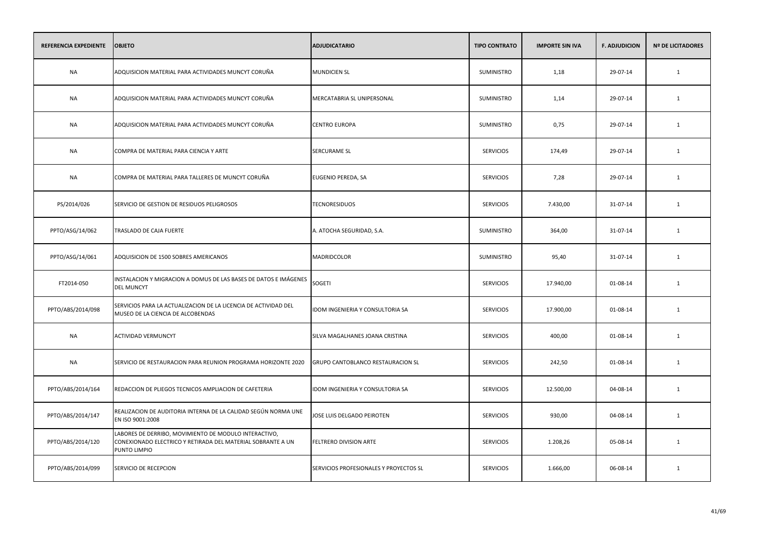| REFERENCIA EXPEDIENTE | OBJETO | ADJUDICATARIO | TIPO CONTRATO | IMPORTE SIN IVA | F. ADJUDICION | Nº DE LICITADORES |
|---|---|---|---|---|---|---|
| NA | ADQUISICION MATERIAL PARA ACTIVIDADES MUNCYT CORUÑA | MUNDICIEN SL | SUMINISTRO | 1,18 | 29-07-14 | 1 |
| NA | ADQUISICION MATERIAL PARA ACTIVIDADES MUNCYT CORUÑA | MERCATABRIA SL UNIPERSONAL | SUMINISTRO | 1,14 | 29-07-14 | 1 |
| NA | ADQUISICION MATERIAL PARA ACTIVIDADES MUNCYT CORUÑA | CENTRO EUROPA | SUMINISTRO | 0,75 | 29-07-14 | 1 |
| NA | COMPRA DE MATERIAL PARA CIENCIA Y ARTE | SERCURAME SL | SERVICIOS | 174,49 | 29-07-14 | 1 |
| NA | COMPRA DE MATERIAL PARA TALLERES DE MUNCYT CORUÑA | EUGENIO PEREDA, SA | SERVICIOS | 7,28 | 29-07-14 | 1 |
| PS/2014/026 | SERVICIO DE GESTION DE RESIDUOS PELIGROSOS | TECNORESIDUOS | SERVICIOS | 7.430,00 | 31-07-14 | 1 |
| PPTO/ASG/14/062 | TRASLADO DE CAJA FUERTE | A. ATOCHA SEGURIDAD, S.A. | SUMINISTRO | 364,00 | 31-07-14 | 1 |
| PPTO/ASG/14/061 | ADQUISICION DE 1500 SOBRES AMERICANOS | MADRIDCOLOR | SUMINISTRO | 95,40 | 31-07-14 | 1 |
| FT2014-050 | INSTALACION Y MIGRACION A DOMUS DE LAS BASES DE DATOS E IMÁGENES DEL MUNCYT | SOGETI | SERVICIOS | 17.940,00 | 01-08-14 | 1 |
| PPTO/ABS/2014/098 | SERVICIOS PARA LA ACTUALIZACION DE LA LICENCIA DE ACTIVIDAD DEL MUSEO DE LA CIENCIA DE ALCOBENDAS | IDOM INGENIERIA Y CONSULTORIA SA | SERVICIOS | 17.900,00 | 01-08-14 | 1 |
| NA | ACTIVIDAD VERMUNCYT | SILVA MAGALHANES JOANA CRISTINA | SERVICIOS | 400,00 | 01-08-14 | 1 |
| NA | SERVICIO DE RESTAURACION PARA REUNION PROGRAMA HORIZONTE 2020 | GRUPO CANTOBLANCO RESTAURACION SL | SERVICIOS | 242,50 | 01-08-14 | 1 |
| PPTO/ABS/2014/164 | REDACCION DE PLIEGOS TECNICOS AMPLIACION DE CAFETERIA | IDOM INGENIERIA Y CONSULTORIA SA | SERVICIOS | 12.500,00 | 04-08-14 | 1 |
| PPTO/ABS/2014/147 | REALIZACION DE AUDITORIA INTERNA DE LA CALIDAD SEGÚN NORMA UNE EN ISO 9001:2008 | JOSE LUIS DELGADO PEIROTEN | SERVICIOS | 930,00 | 04-08-14 | 1 |
| PPTO/ABS/2014/120 | LABORES DE DERRIBO, MOVIMIENTO DE MODULO INTERACTIVO, CONEXIONADO ELECTRICO Y RETIRADA DEL MATERIAL SOBRANTE A UN PUNTO LIMPIO | FELTRERO DIVISION ARTE | SERVICIOS | 1.208,26 | 05-08-14 | 1 |
| PPTO/ABS/2014/099 | SERVICIO DE RECEPCION | SERVICIOS PROFESIONALES Y PROYECTOS SL | SERVICIOS | 1.666,00 | 06-08-14 | 1 |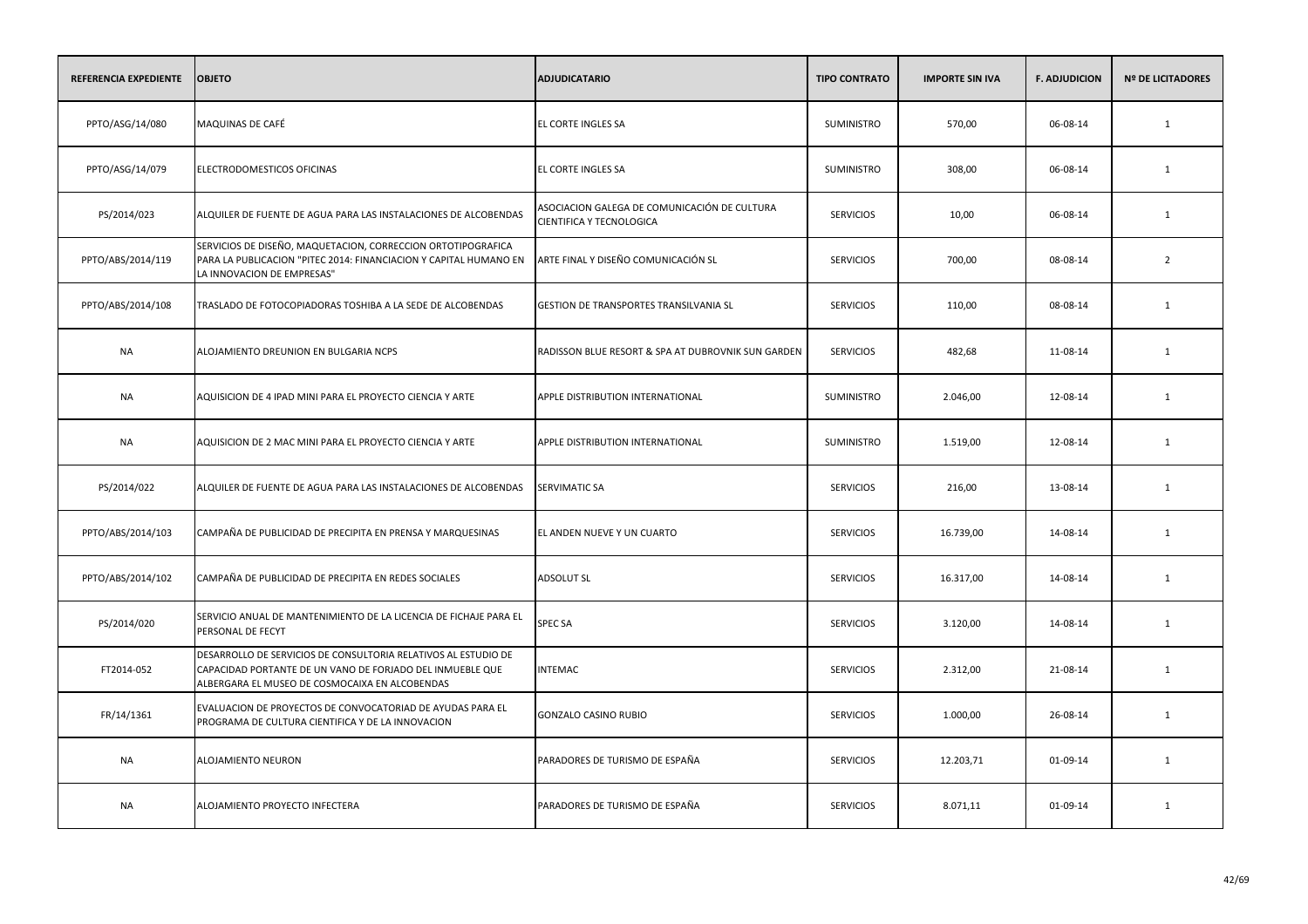| REFERENCIA EXPEDIENTE | OBJETO | ADJUDICATARIO | TIPO CONTRATO | IMPORTE SIN IVA | F. ADJUDICION | Nº DE LICITADORES |
|---|---|---|---|---|---|---|
| PPTO/ASG/14/080 | MAQUINAS DE CAFÉ | EL CORTE INGLES SA | SUMINISTRO | 570,00 | 06-08-14 | 1 |
| PPTO/ASG/14/079 | ELECTRODOMESTICOS OFICINAS | EL CORTE INGLES SA | SUMINISTRO | 308,00 | 06-08-14 | 1 |
| PS/2014/023 | ALQUILER DE FUENTE DE AGUA PARA LAS INSTALACIONES DE ALCOBENDAS | ASOCIACION GALEGA DE COMUNICACIÓN DE CULTURA CIENTIFICA Y TECNOLOGICA | SERVICIOS | 10,00 | 06-08-14 | 1 |
| PPTO/ABS/2014/119 | SERVICIOS DE DISEÑO, MAQUETACION, CORRECCION ORTOTIPOGRAFICA PARA LA PUBLICACION "PITEC 2014: FINANCIACION Y CAPITAL HUMANO EN LA INNOVACION DE EMPRESAS" | ARTE FINAL Y DISEÑO COMUNICACIÓN SL | SERVICIOS | 700,00 | 08-08-14 | 2 |
| PPTO/ABS/2014/108 | TRASLADO DE FOTOCOPIADORAS TOSHIBA A LA SEDE DE ALCOBENDAS | GESTION DE TRANSPORTES TRANSILVANIA SL | SERVICIOS | 110,00 | 08-08-14 | 1 |
| NA | ALOJAMIENTO DREUNION EN BULGARIA NCPS | RADISSON BLUE RESORT & SPA AT DUBROVNIK SUN GARDEN | SERVICIOS | 482,68 | 11-08-14 | 1 |
| NA | AQUISICION DE 4 IPAD MINI PARA EL PROYECTO CIENCIA Y ARTE | APPLE DISTRIBUTION INTERNATIONAL | SUMINISTRO | 2.046,00 | 12-08-14 | 1 |
| NA | AQUISICION DE 2 MAC MINI PARA EL PROYECTO CIENCIA Y ARTE | APPLE DISTRIBUTION INTERNATIONAL | SUMINISTRO | 1.519,00 | 12-08-14 | 1 |
| PS/2014/022 | ALQUILER DE FUENTE DE AGUA PARA LAS INSTALACIONES DE ALCOBENDAS | SERVIMATIC SA | SERVICIOS | 216,00 | 13-08-14 | 1 |
| PPTO/ABS/2014/103 | CAMPAÑA DE PUBLICIDAD DE PRECIPITA EN PRENSA Y MARQUESINAS | EL ANDEN NUEVE Y UN CUARTO | SERVICIOS | 16.739,00 | 14-08-14 | 1 |
| PPTO/ABS/2014/102 | CAMPAÑA DE PUBLICIDAD DE PRECIPITA EN REDES SOCIALES | ADSOLUT SL | SERVICIOS | 16.317,00 | 14-08-14 | 1 |
| PS/2014/020 | SERVICIO ANUAL DE MANTENIMIENTO DE LA LICENCIA DE FICHAJE PARA EL PERSONAL DE FECYT | SPEC SA | SERVICIOS | 3.120,00 | 14-08-14 | 1 |
| FT2014-052 | DESARROLLO DE SERVICIOS DE CONSULTORIA RELATIVOS AL ESTUDIO DE CAPACIDAD PORTANTE DE UN VANO DE FORJADO DEL INMUEBLE QUE ALBERGARA EL MUSEO DE COSMOCAIXA EN ALCOBENDAS | INTEMAC | SERVICIOS | 2.312,00 | 21-08-14 | 1 |
| FR/14/1361 | EVALUACION DE PROYECTOS DE CONVOCATORIAD DE AYUDAS PARA EL PROGRAMA DE CULTURA CIENTIFICA Y DE LA INNOVACION | GONZALO CASINO RUBIO | SERVICIOS | 1.000,00 | 26-08-14 | 1 |
| NA | ALOJAMIENTO NEURON | PARADORES DE TURISMO DE ESPAÑA | SERVICIOS | 12.203,71 | 01-09-14 | 1 |
| NA | ALOJAMIENTO PROYECTO INFECTERA | PARADORES DE TURISMO DE ESPAÑA | SERVICIOS | 8.071,11 | 01-09-14 | 1 |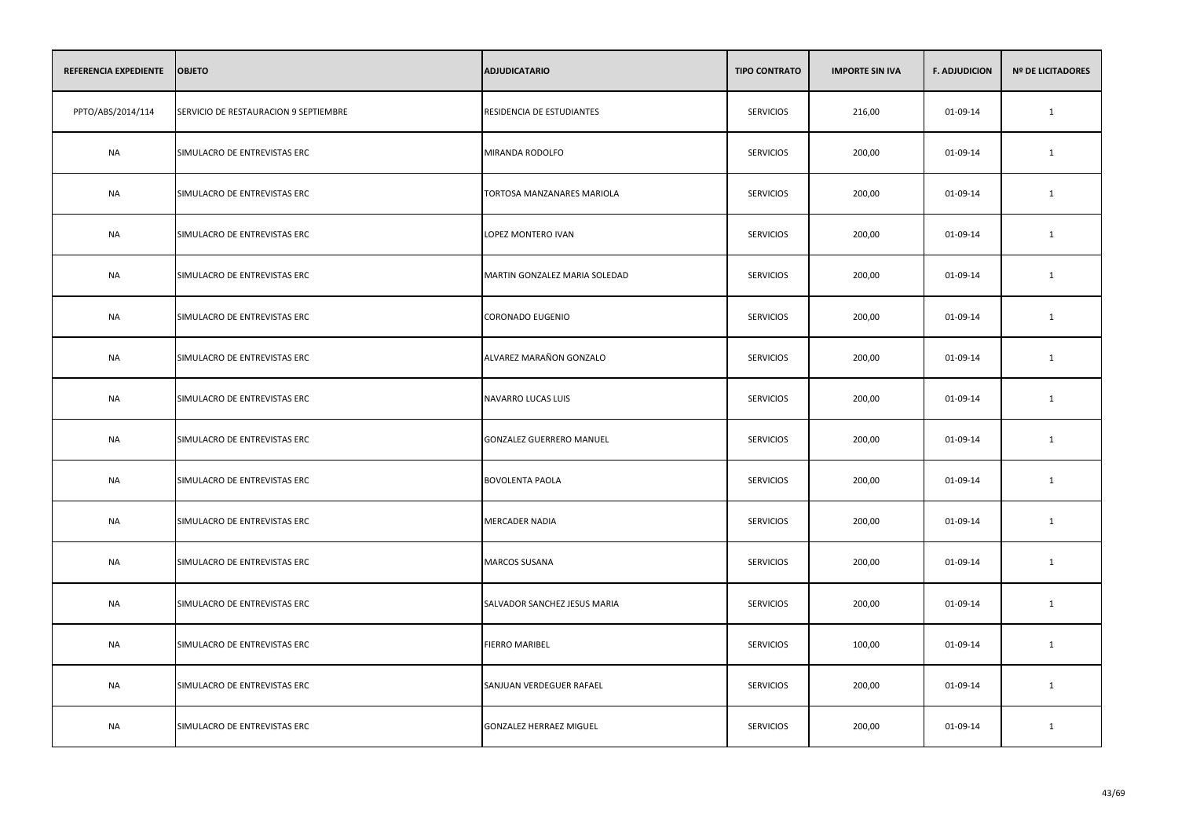| REFERENCIA EXPEDIENTE | OBJETO | ADJUDICATARIO | TIPO CONTRATO | IMPORTE SIN IVA | F. ADJUDICION | Nº DE LICITADORES |
|---|---|---|---|---|---|---|
| PPTO/ABS/2014/114 | SERVICIO DE RESTAURACION 9 SEPTIEMBRE | RESIDENCIA DE ESTUDIANTES | SERVICIOS | 216,00 | 01-09-14 | 1 |
| NA | SIMULACRO DE ENTREVISTAS ERC | MIRANDA RODOLFO | SERVICIOS | 200,00 | 01-09-14 | 1 |
| NA | SIMULACRO DE ENTREVISTAS ERC | TORTOSA MANZANARES MARIOLA | SERVICIOS | 200,00 | 01-09-14 | 1 |
| NA | SIMULACRO DE ENTREVISTAS ERC | LOPEZ MONTERO IVAN | SERVICIOS | 200,00 | 01-09-14 | 1 |
| NA | SIMULACRO DE ENTREVISTAS ERC | MARTIN GONZALEZ MARIA SOLEDAD | SERVICIOS | 200,00 | 01-09-14 | 1 |
| NA | SIMULACRO DE ENTREVISTAS ERC | CORONADO EUGENIO | SERVICIOS | 200,00 | 01-09-14 | 1 |
| NA | SIMULACRO DE ENTREVISTAS ERC | ALVAREZ MARAÑON GONZALO | SERVICIOS | 200,00 | 01-09-14 | 1 |
| NA | SIMULACRO DE ENTREVISTAS ERC | NAVARRO LUCAS LUIS | SERVICIOS | 200,00 | 01-09-14 | 1 |
| NA | SIMULACRO DE ENTREVISTAS ERC | GONZALEZ GUERRERO MANUEL | SERVICIOS | 200,00 | 01-09-14 | 1 |
| NA | SIMULACRO DE ENTREVISTAS ERC | BOVOLENTA PAOLA | SERVICIOS | 200,00 | 01-09-14 | 1 |
| NA | SIMULACRO DE ENTREVISTAS ERC | MERCADER NADIA | SERVICIOS | 200,00 | 01-09-14 | 1 |
| NA | SIMULACRO DE ENTREVISTAS ERC | MARCOS SUSANA | SERVICIOS | 200,00 | 01-09-14 | 1 |
| NA | SIMULACRO DE ENTREVISTAS ERC | SALVADOR SANCHEZ JESUS MARIA | SERVICIOS | 200,00 | 01-09-14 | 1 |
| NA | SIMULACRO DE ENTREVISTAS ERC | FIERRO MARIBEL | SERVICIOS | 100,00 | 01-09-14 | 1 |
| NA | SIMULACRO DE ENTREVISTAS ERC | SANJUAN VERDEGUER RAFAEL | SERVICIOS | 200,00 | 01-09-14 | 1 |
| NA | SIMULACRO DE ENTREVISTAS ERC | GONZALEZ HERRAEZ MIGUEL | SERVICIOS | 200,00 | 01-09-14 | 1 |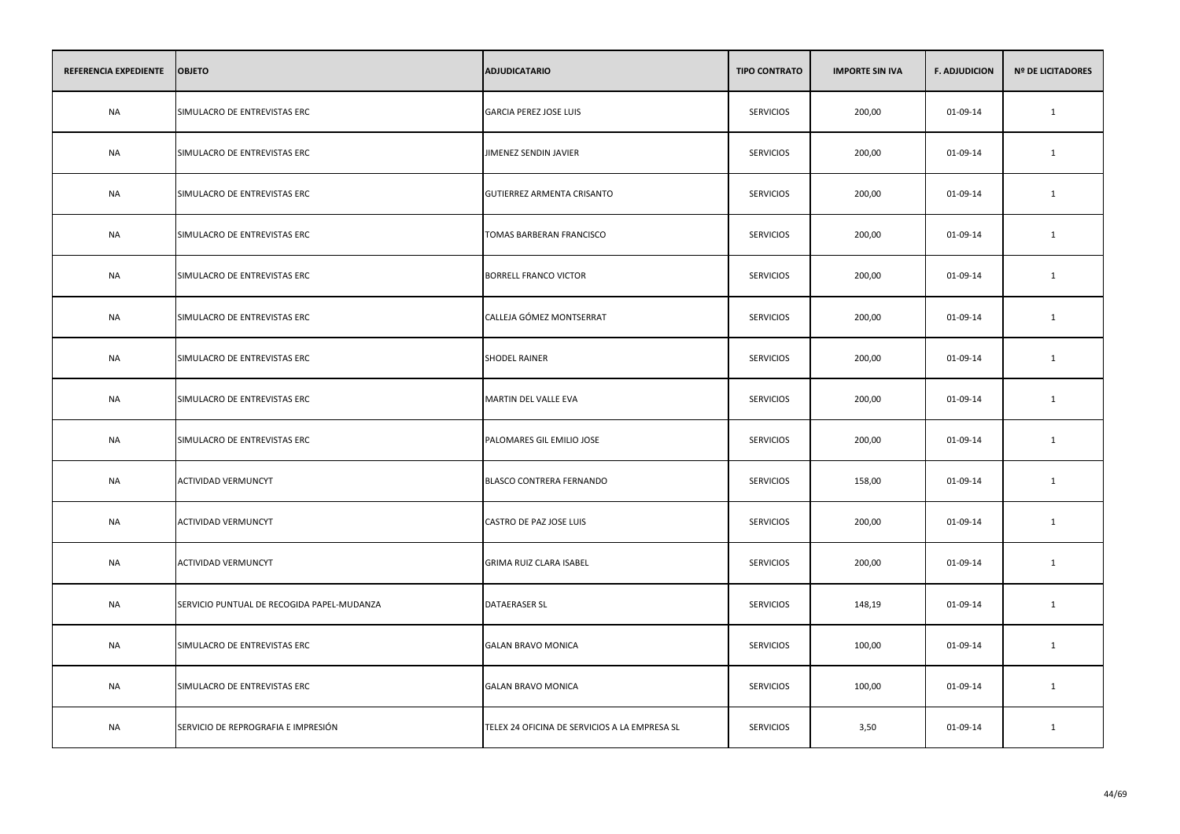| REFERENCIA EXPEDIENTE | OBJETO | ADJUDICATARIO | TIPO CONTRATO | IMPORTE SIN IVA | F. ADJUDICION | Nº DE LICITADORES |
|---|---|---|---|---|---|---|
| NA | SIMULACRO DE ENTREVISTAS ERC | GARCIA PEREZ JOSE LUIS | SERVICIOS | 200,00 | 01-09-14 | 1 |
| NA | SIMULACRO DE ENTREVISTAS ERC | JIMENEZ SENDIN JAVIER | SERVICIOS | 200,00 | 01-09-14 | 1 |
| NA | SIMULACRO DE ENTREVISTAS ERC | GUTIERREZ ARMENTA CRISANTO | SERVICIOS | 200,00 | 01-09-14 | 1 |
| NA | SIMULACRO DE ENTREVISTAS ERC | TOMAS BARBERAN FRANCISCO | SERVICIOS | 200,00 | 01-09-14 | 1 |
| NA | SIMULACRO DE ENTREVISTAS ERC | BORRELL FRANCO VICTOR | SERVICIOS | 200,00 | 01-09-14 | 1 |
| NA | SIMULACRO DE ENTREVISTAS ERC | CALLEJA GÓMEZ MONTSERRAT | SERVICIOS | 200,00 | 01-09-14 | 1 |
| NA | SIMULACRO DE ENTREVISTAS ERC | SHODEL RAINER | SERVICIOS | 200,00 | 01-09-14 | 1 |
| NA | SIMULACRO DE ENTREVISTAS ERC | MARTIN DEL VALLE EVA | SERVICIOS | 200,00 | 01-09-14 | 1 |
| NA | SIMULACRO DE ENTREVISTAS ERC | PALOMARES GIL EMILIO JOSE | SERVICIOS | 200,00 | 01-09-14 | 1 |
| NA | ACTIVIDAD VERMUNCYT | BLASCO CONTRERA FERNANDO | SERVICIOS | 158,00 | 01-09-14 | 1 |
| NA | ACTIVIDAD VERMUNCYT | CASTRO DE PAZ JOSE LUIS | SERVICIOS | 200,00 | 01-09-14 | 1 |
| NA | ACTIVIDAD VERMUNCYT | GRIMA RUIZ CLARA ISABEL | SERVICIOS | 200,00 | 01-09-14 | 1 |
| NA | SERVICIO PUNTUAL DE RECOGIDA PAPEL-MUDANZA | DATAERASER SL | SERVICIOS | 148,19 | 01-09-14 | 1 |
| NA | SIMULACRO DE ENTREVISTAS ERC | GALAN BRAVO MONICA | SERVICIOS | 100,00 | 01-09-14 | 1 |
| NA | SIMULACRO DE ENTREVISTAS ERC | GALAN BRAVO MONICA | SERVICIOS | 100,00 | 01-09-14 | 1 |
| NA | SERVICIO DE REPROGRAFIA E IMPRESIÓN | TELEX 24 OFICINA DE SERVICIOS A LA EMPRESA SL | SERVICIOS | 3,50 | 01-09-14 | 1 |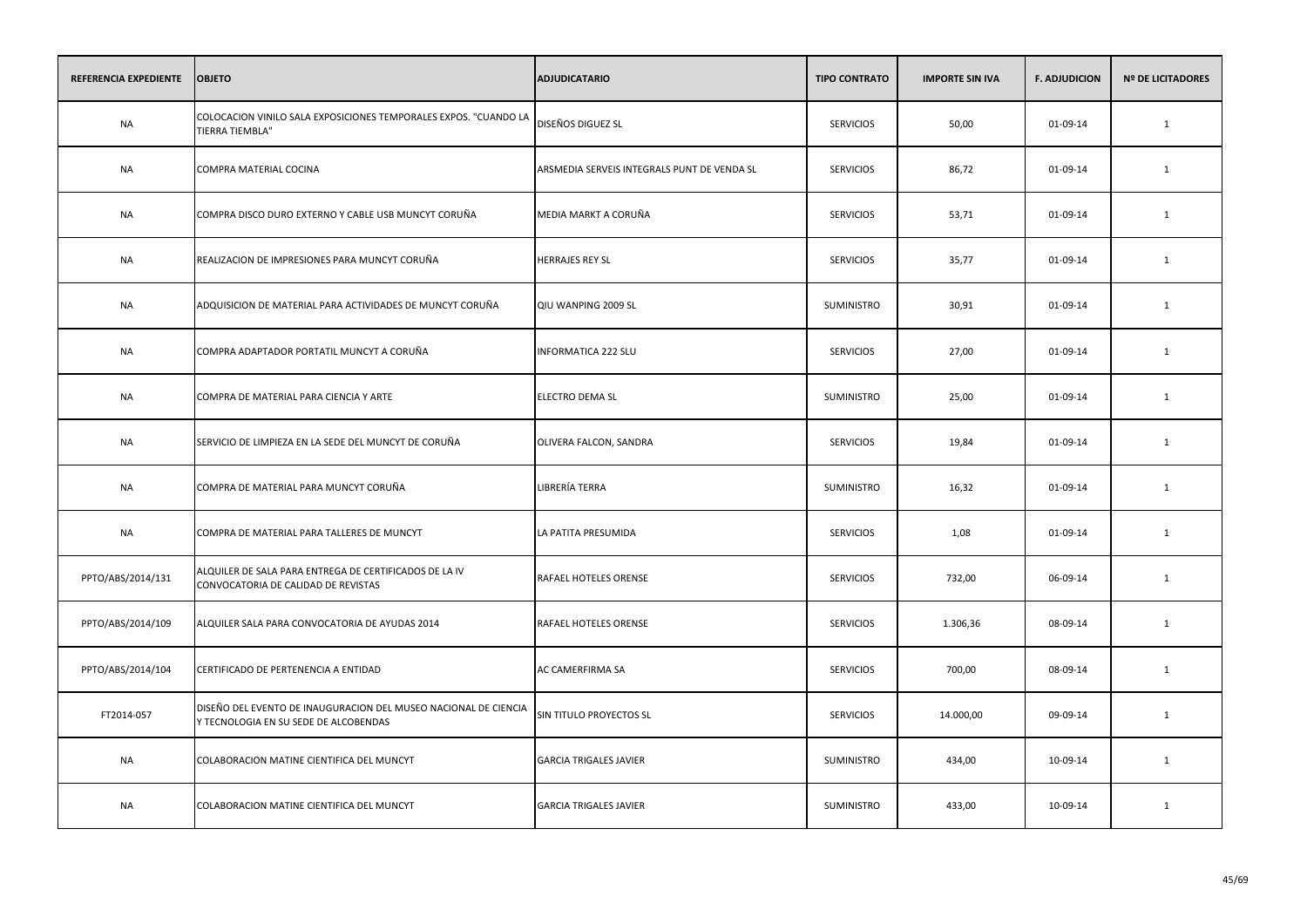| REFERENCIA EXPEDIENTE | OBJETO | ADJUDICATARIO | TIPO CONTRATO | IMPORTE SIN IVA | F. ADJUDICION | Nº DE LICITADORES |
|---|---|---|---|---|---|---|
| NA | COLOCACION VINILO SALA EXPOSICIONES TEMPORALES EXPOS. "CUANDO LA TIERRA TIEMBLA" | DISEÑOS DIGUEZ SL | SERVICIOS | 50,00 | 01-09-14 | 1 |
| NA | COMPRA MATERIAL COCINA | ARSMEDIA SERVEIS INTEGRALS PUNT DE VENDA SL | SERVICIOS | 86,72 | 01-09-14 | 1 |
| NA | COMPRA DISCO DURO EXTERNO Y CABLE USB MUNCYT CORUÑA | MEDIA MARKT A CORUÑA | SERVICIOS | 53,71 | 01-09-14 | 1 |
| NA | REALIZACION DE IMPRESIONES PARA MUNCYT CORUÑA | HERRAJES REY SL | SERVICIOS | 35,77 | 01-09-14 | 1 |
| NA | ADQUISICION DE MATERIAL PARA ACTIVIDADES DE MUNCYT CORUÑA | QIU WANPING 2009 SL | SUMINISTRO | 30,91 | 01-09-14 | 1 |
| NA | COMPRA ADAPTADOR PORTATIL MUNCYT A CORUÑA | INFORMATICA 222 SLU | SERVICIOS | 27,00 | 01-09-14 | 1 |
| NA | COMPRA DE MATERIAL PARA CIENCIA Y ARTE | ELECTRO DEMA SL | SUMINISTRO | 25,00 | 01-09-14 | 1 |
| NA | SERVICIO DE LIMPIEZA EN LA SEDE DEL MUNCYT DE CORUÑA | OLIVERA FALCON, SANDRA | SERVICIOS | 19,84 | 01-09-14 | 1 |
| NA | COMPRA DE MATERIAL PARA MUNCYT CORUÑA | LIBRERÍA TERRA | SUMINISTRO | 16,32 | 01-09-14 | 1 |
| NA | COMPRA DE MATERIAL PARA TALLERES DE MUNCYT | LA PATITA PRESUMIDA | SERVICIOS | 1,08 | 01-09-14 | 1 |
| PPTO/ABS/2014/131 | ALQUILER DE SALA PARA ENTREGA DE CERTIFICADOS DE LA IV CONVOCATORIA DE CALIDAD DE REVISTAS | RAFAEL HOTELES ORENSE | SERVICIOS | 732,00 | 06-09-14 | 1 |
| PPTO/ABS/2014/109 | ALQUILER SALA PARA CONVOCATORIA DE AYUDAS 2014 | RAFAEL HOTELES ORENSE | SERVICIOS | 1.306,36 | 08-09-14 | 1 |
| PPTO/ABS/2014/104 | CERTIFICADO DE PERTENENCIA A ENTIDAD | AC CAMERFIRMA SA | SERVICIOS | 700,00 | 08-09-14 | 1 |
| FT2014-057 | DISEÑO DEL EVENTO DE INAUGURACION DEL MUSEO NACIONAL DE CIENCIA Y TECNOLOGIA EN SU SEDE DE ALCOBENDAS | SIN TITULO PROYECTOS SL | SERVICIOS | 14.000,00 | 09-09-14 | 1 |
| NA | COLABORACION MATINE CIENTIFICA DEL MUNCYT | GARCIA TRIGALES JAVIER | SUMINISTRO | 434,00 | 10-09-14 | 1 |
| NA | COLABORACION MATINE CIENTIFICA DEL MUNCYT | GARCIA TRIGALES JAVIER | SUMINISTRO | 433,00 | 10-09-14 | 1 |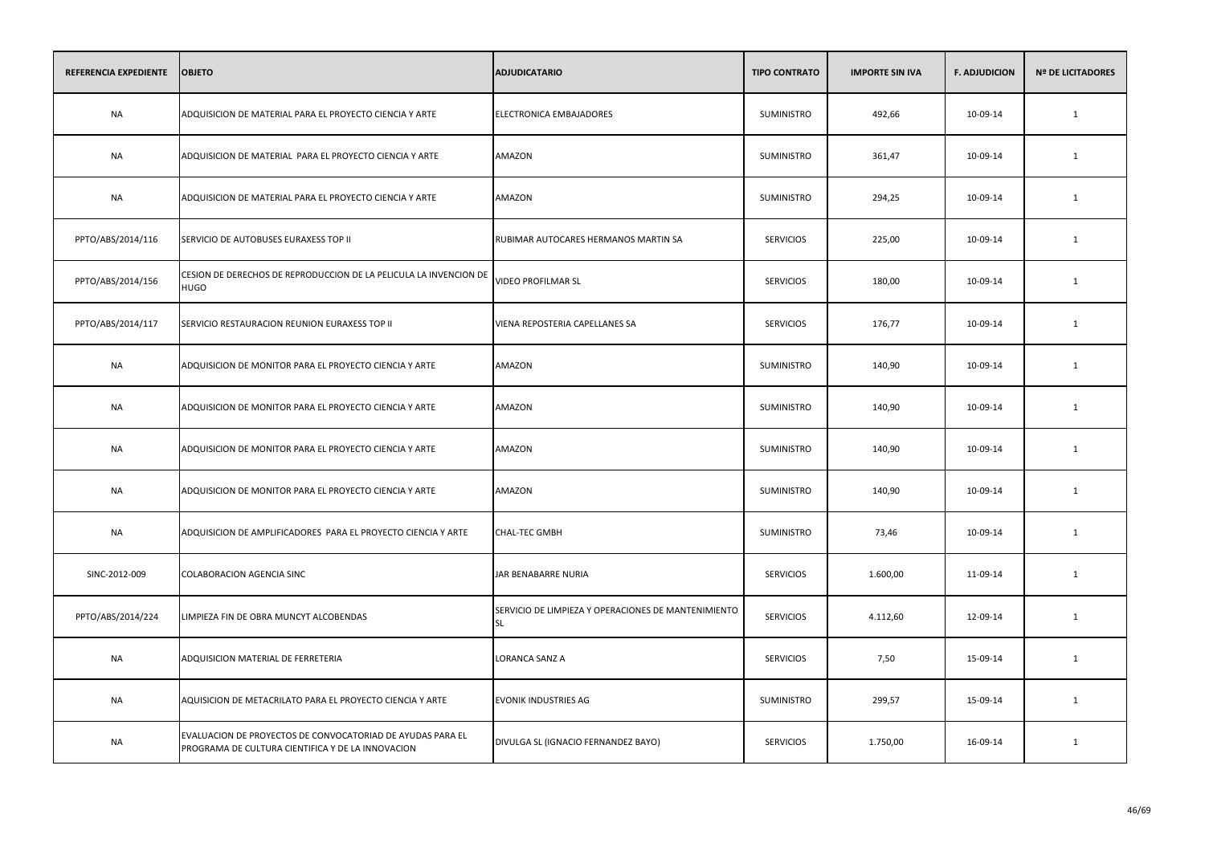| REFERENCIA EXPEDIENTE | OBJETO | ADJUDICATARIO | TIPO CONTRATO | IMPORTE SIN IVA | F. ADJUDICION | Nº DE LICITADORES |
|---|---|---|---|---|---|---|
| NA | ADQUISICION DE MATERIAL PARA EL PROYECTO CIENCIA Y ARTE | ELECTRONICA EMBAJADORES | SUMINISTRO | 492,66 | 10-09-14 | 1 |
| NA | ADQUISICION DE MATERIAL PARA EL PROYECTO CIENCIA Y ARTE | AMAZON | SUMINISTRO | 361,47 | 10-09-14 | 1 |
| NA | ADQUISICION DE MATERIAL PARA EL PROYECTO CIENCIA Y ARTE | AMAZON | SUMINISTRO | 294,25 | 10-09-14 | 1 |
| PPTO/ABS/2014/116 | SERVICIO DE AUTOBUSES EURAXESS TOP II | RUBIMAR AUTOCARES HERMANOS MARTIN SA | SERVICIOS | 225,00 | 10-09-14 | 1 |
| PPTO/ABS/2014/156 | CESION DE DERECHOS DE REPRODUCCION DE LA PELICULA LA INVENCION DE HUGO | VIDEO PROFILMAR SL | SERVICIOS | 180,00 | 10-09-14 | 1 |
| PPTO/ABS/2014/117 | SERVICIO RESTAURACION REUNION EURAXESS TOP II | VIENA REPOSTERIA CAPELLANES SA | SERVICIOS | 176,77 | 10-09-14 | 1 |
| NA | ADQUISICION DE MONITOR PARA EL PROYECTO CIENCIA Y ARTE | AMAZON | SUMINISTRO | 140,90 | 10-09-14 | 1 |
| NA | ADQUISICION DE MONITOR PARA EL PROYECTO CIENCIA Y ARTE | AMAZON | SUMINISTRO | 140,90 | 10-09-14 | 1 |
| NA | ADQUISICION DE MONITOR PARA EL PROYECTO CIENCIA Y ARTE | AMAZON | SUMINISTRO | 140,90 | 10-09-14 | 1 |
| NA | ADQUISICION DE MONITOR PARA EL PROYECTO CIENCIA Y ARTE | AMAZON | SUMINISTRO | 140,90 | 10-09-14 | 1 |
| NA | ADQUISICION DE AMPLIFICADORES PARA EL PROYECTO CIENCIA Y ARTE | CHAL-TEC GMBH | SUMINISTRO | 73,46 | 10-09-14 | 1 |
| SINC-2012-009 | COLABORACION AGENCIA SINC | JAR BENABARRE NURIA | SERVICIOS | 1.600,00 | 11-09-14 | 1 |
| PPTO/ABS/2014/224 | LIMPIEZA FIN DE OBRA MUNCYT ALCOBENDAS | SERVICIO DE LIMPIEZA Y OPERACIONES DE MANTENIMIENTO SL | SERVICIOS | 4.112,60 | 12-09-14 | 1 |
| NA | ADQUISICION MATERIAL DE FERRETERIA | LORANCA SANZ A | SERVICIOS | 7,50 | 15-09-14 | 1 |
| NA | AQUISICION DE METACRILATO PARA EL PROYECTO CIENCIA Y ARTE | EVONIK INDUSTRIES AG | SUMINISTRO | 299,57 | 15-09-14 | 1 |
| NA | EVALUACION DE PROYECTOS DE CONVOCATORIAD DE AYUDAS PARA EL PROGRAMA DE CULTURA CIENTIFICA Y DE LA INNOVACION | DIVULGA SL (IGNACIO FERNANDEZ BAYO) | SERVICIOS | 1.750,00 | 16-09-14 | 1 |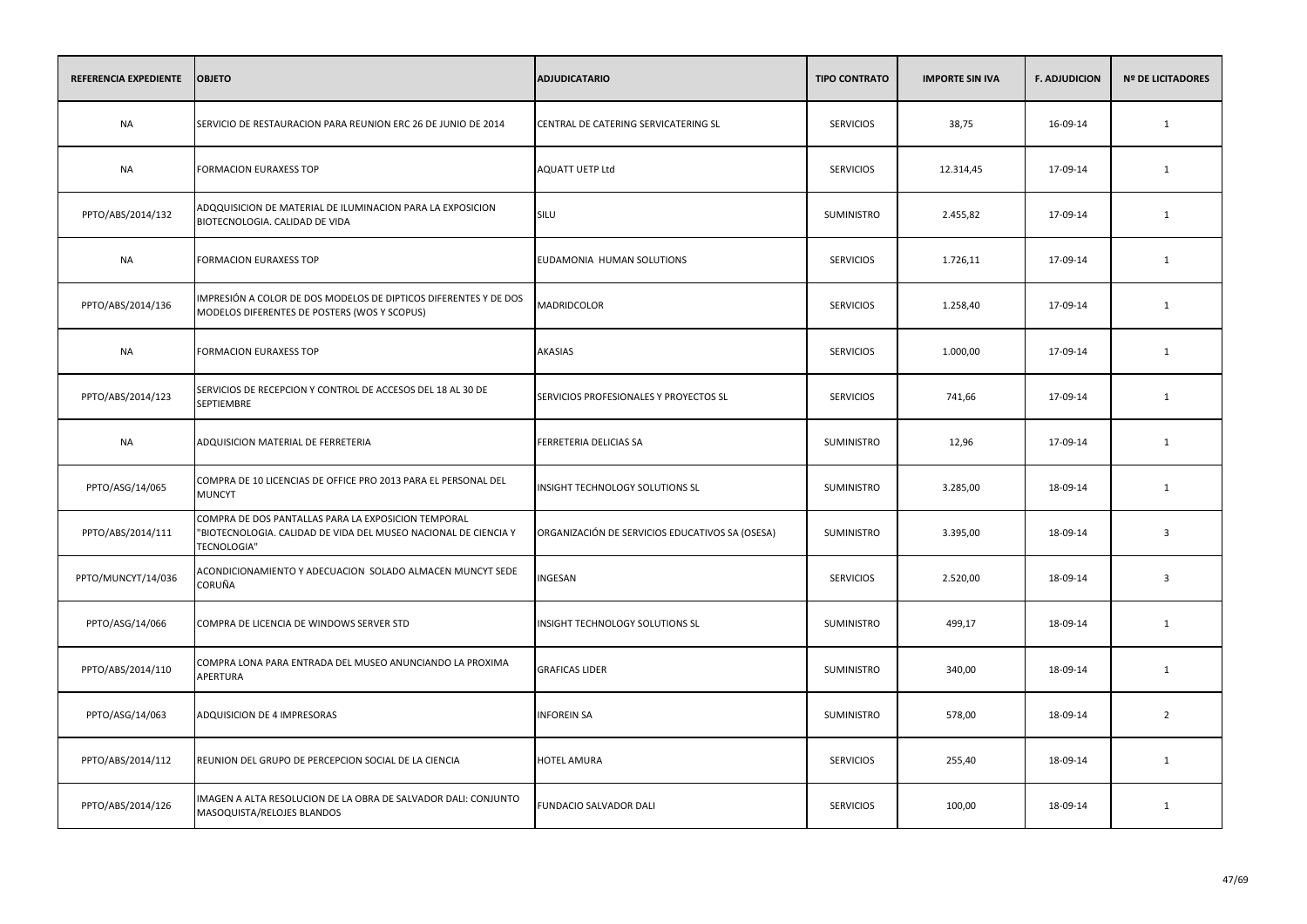| REFERENCIA EXPEDIENTE | OBJETO | ADJUDICATARIO | TIPO CONTRATO | IMPORTE SIN IVA | F. ADJUDICION | Nº DE LICITADORES |
|---|---|---|---|---|---|---|
| NA | SERVICIO DE RESTAURACION PARA REUNION ERC 26 DE JUNIO DE 2014 | CENTRAL DE CATERING SERVICATERING SL | SERVICIOS | 38,75 | 16-09-14 | 1 |
| NA | FORMACION EURAXESS TOP | AQUATT UETP Ltd | SERVICIOS | 12.314,45 | 17-09-14 | 1 |
| PPTO/ABS/2014/132 | ADQQUISICION DE MATERIAL DE ILUMINACION PARA LA EXPOSICION BIOTECNOLOGIA. CALIDAD DE VIDA | SILU | SUMINISTRO | 2.455,82 | 17-09-14 | 1 |
| NA | FORMACION EURAXESS TOP | EUDAMONIA HUMAN SOLUTIONS | SERVICIOS | 1.726,11 | 17-09-14 | 1 |
| PPTO/ABS/2014/136 | IMPRESIÓN A COLOR DE DOS MODELOS DE DIPTICOS DIFERENTES Y DE DOS MODELOS DIFERENTES DE POSTERS (WOS Y SCOPUS) | MADRIDCOLOR | SERVICIOS | 1.258,40 | 17-09-14 | 1 |
| NA | FORMACION EURAXESS TOP | AKASIAS | SERVICIOS | 1.000,00 | 17-09-14 | 1 |
| PPTO/ABS/2014/123 | SERVICIOS DE RECEPCION Y CONTROL DE ACCESOS DEL 18 AL 30 DE SEPTIEMBRE | SERVICIOS PROFESIONALES Y PROYECTOS SL | SERVICIOS | 741,66 | 17-09-14 | 1 |
| NA | ADQUISICION MATERIAL DE FERRETERIA | FERRETERIA DELICIAS SA | SUMINISTRO | 12,96 | 17-09-14 | 1 |
| PPTO/ASG/14/065 | COMPRA DE 10 LICENCIAS DE OFFICE PRO 2013 PARA EL PERSONAL DEL MUNCYT | INSIGHT TECHNOLOGY SOLUTIONS SL | SUMINISTRO | 3.285,00 | 18-09-14 | 1 |
| PPTO/ABS/2014/111 | COMPRA DE DOS PANTALLAS PARA LA EXPOSICION TEMPORAL "BIOTECNOLOGIA. CALIDAD DE VIDA DEL MUSEO NACIONAL DE CIENCIA Y TECNOLOGIA" | ORGANIZACIÓN DE SERVICIOS EDUCATIVOS SA (OSESA) | SUMINISTRO | 3.395,00 | 18-09-14 | 3 |
| PPTO/MUNCYT/14/036 | ACONDICIONAMIENTO Y ADECUACION SOLADO ALMACEN MUNCYT SEDE CORUÑA | INGESAN | SERVICIOS | 2.520,00 | 18-09-14 | 3 |
| PPTO/ASG/14/066 | COMPRA DE LICENCIA DE WINDOWS SERVER STD | INSIGHT TECHNOLOGY SOLUTIONS SL | SUMINISTRO | 499,17 | 18-09-14 | 1 |
| PPTO/ABS/2014/110 | COMPRA LONA PARA ENTRADA DEL MUSEO ANUNCIANDO LA PROXIMA APERTURA | GRAFICAS LIDER | SUMINISTRO | 340,00 | 18-09-14 | 1 |
| PPTO/ASG/14/063 | ADQUISICION DE 4 IMPRESORAS | INFOREIN SA | SUMINISTRO | 578,00 | 18-09-14 | 2 |
| PPTO/ABS/2014/112 | REUNION DEL GRUPO DE PERCEPCION SOCIAL DE LA CIENCIA | HOTEL AMURA | SERVICIOS | 255,40 | 18-09-14 | 1 |
| PPTO/ABS/2014/126 | IMAGEN A ALTA RESOLUCION DE LA OBRA DE SALVADOR DALI: CONJUNTO MASOQUISTA/RELOJES BLANDOS | FUNDACIO SALVADOR DALI | SERVICIOS | 100,00 | 18-09-14 | 1 |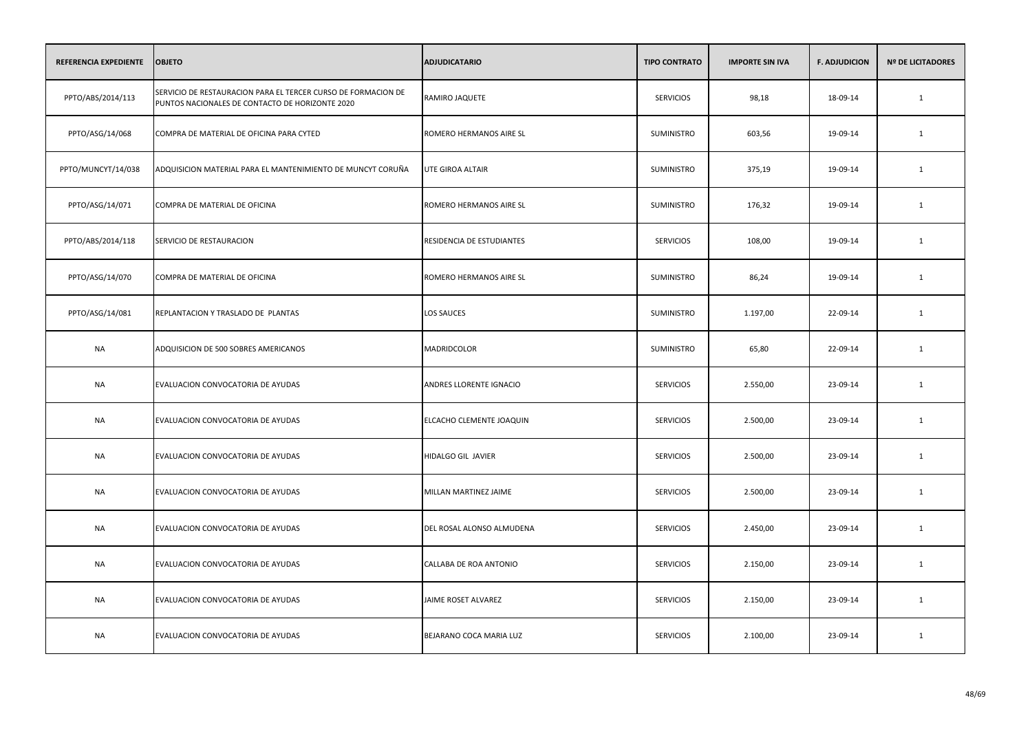| REFERENCIA EXPEDIENTE | OBJETO | ADJUDICATARIO | TIPO CONTRATO | IMPORTE SIN IVA | F. ADJUDICION | Nº DE LICITADORES |
|---|---|---|---|---|---|---|
| PPTO/ABS/2014/113 | SERVICIO DE RESTAURACION PARA EL TERCER CURSO DE FORMACION DE PUNTOS NACIONALES DE CONTACTO DE HORIZONTE 2020 | RAMIRO JAQUETE | SERVICIOS | 98,18 | 18-09-14 | 1 |
| PPTO/ASG/14/068 | COMPRA DE MATERIAL DE OFICINA PARA CYTED | ROMERO HERMANOS AIRE SL | SUMINISTRO | 603,56 | 19-09-14 | 1 |
| PPTO/MUNCYT/14/038 | ADQUISICION MATERIAL PARA EL MANTENIMIENTO DE MUNCYT CORUÑA | UTE GIROA ALTAIR | SUMINISTRO | 375,19 | 19-09-14 | 1 |
| PPTO/ASG/14/071 | COMPRA DE MATERIAL DE OFICINA | ROMERO HERMANOS AIRE SL | SUMINISTRO | 176,32 | 19-09-14 | 1 |
| PPTO/ABS/2014/118 | SERVICIO DE RESTAURACION | RESIDENCIA DE ESTUDIANTES | SERVICIOS | 108,00 | 19-09-14 | 1 |
| PPTO/ASG/14/070 | COMPRA DE MATERIAL DE OFICINA | ROMERO HERMANOS AIRE SL | SUMINISTRO | 86,24 | 19-09-14 | 1 |
| PPTO/ASG/14/081 | REPLANTACION Y TRASLADO DE PLANTAS | LOS SAUCES | SUMINISTRO | 1.197,00 | 22-09-14 | 1 |
| NA | ADQUISICION DE 500 SOBRES AMERICANOS | MADRIDCOLOR | SUMINISTRO | 65,80 | 22-09-14 | 1 |
| NA | EVALUACION CONVOCATORIA DE AYUDAS | ANDRES LLORENTE IGNACIO | SERVICIOS | 2.550,00 | 23-09-14 | 1 |
| NA | EVALUACION CONVOCATORIA DE AYUDAS | ELCACHO CLEMENTE JOAQUIN | SERVICIOS | 2.500,00 | 23-09-14 | 1 |
| NA | EVALUACION CONVOCATORIA DE AYUDAS | HIDALGO GIL JAVIER | SERVICIOS | 2.500,00 | 23-09-14 | 1 |
| NA | EVALUACION CONVOCATORIA DE AYUDAS | MILLAN MARTINEZ JAIME | SERVICIOS | 2.500,00 | 23-09-14 | 1 |
| NA | EVALUACION CONVOCATORIA DE AYUDAS | DEL ROSAL ALONSO ALMUDENA | SERVICIOS | 2.450,00 | 23-09-14 | 1 |
| NA | EVALUACION CONVOCATORIA DE AYUDAS | CALLABA DE ROA ANTONIO | SERVICIOS | 2.150,00 | 23-09-14 | 1 |
| NA | EVALUACION CONVOCATORIA DE AYUDAS | JAIME ROSET ALVAREZ | SERVICIOS | 2.150,00 | 23-09-14 | 1 |
| NA | EVALUACION CONVOCATORIA DE AYUDAS | BEJARANO COCA MARIA LUZ | SERVICIOS | 2.100,00 | 23-09-14 | 1 |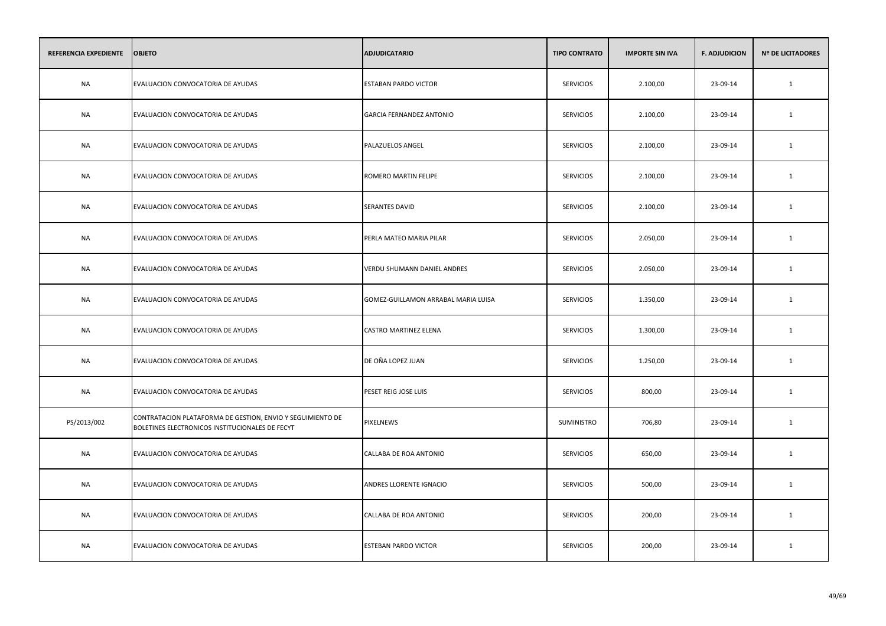| REFERENCIA EXPEDIENTE | OBJETO | ADJUDICATARIO | TIPO CONTRATO | IMPORTE SIN IVA | F. ADJUDICION | Nº DE LICITADORES |
|---|---|---|---|---|---|---|
| NA | EVALUACION CONVOCATORIA DE AYUDAS | ESTABAN PARDO VICTOR | SERVICIOS | 2.100,00 | 23-09-14 | 1 |
| NA | EVALUACION CONVOCATORIA DE AYUDAS | GARCIA FERNANDEZ ANTONIO | SERVICIOS | 2.100,00 | 23-09-14 | 1 |
| NA | EVALUACION CONVOCATORIA DE AYUDAS | PALAZUELOS ANGEL | SERVICIOS | 2.100,00 | 23-09-14 | 1 |
| NA | EVALUACION CONVOCATORIA DE AYUDAS | ROMERO MARTIN FELIPE | SERVICIOS | 2.100,00 | 23-09-14 | 1 |
| NA | EVALUACION CONVOCATORIA DE AYUDAS | SERANTES DAVID | SERVICIOS | 2.100,00 | 23-09-14 | 1 |
| NA | EVALUACION CONVOCATORIA DE AYUDAS | PERLA MATEO MARIA PILAR | SERVICIOS | 2.050,00 | 23-09-14 | 1 |
| NA | EVALUACION CONVOCATORIA DE AYUDAS | VERDU SHUMANN DANIEL ANDRES | SERVICIOS | 2.050,00 | 23-09-14 | 1 |
| NA | EVALUACION CONVOCATORIA DE AYUDAS | GOMEZ-GUILLAMON ARRABAL MARIA LUISA | SERVICIOS | 1.350,00 | 23-09-14 | 1 |
| NA | EVALUACION CONVOCATORIA DE AYUDAS | CASTRO MARTINEZ ELENA | SERVICIOS | 1.300,00 | 23-09-14 | 1 |
| NA | EVALUACION CONVOCATORIA DE AYUDAS | DE OÑA LOPEZ JUAN | SERVICIOS | 1.250,00 | 23-09-14 | 1 |
| NA | EVALUACION CONVOCATORIA DE AYUDAS | PESET REIG JOSE LUIS | SERVICIOS | 800,00 | 23-09-14 | 1 |
| PS/2013/002 | CONTRATACION PLATAFORMA DE GESTION, ENVIO Y SEGUIMIENTO DE BOLETINES ELECTRONICOS INSTITUCIONALES DE FECYT | PIXELNEWS | SUMINISTRO | 706,80 | 23-09-14 | 1 |
| NA | EVALUACION CONVOCATORIA DE AYUDAS | CALLABA DE ROA ANTONIO | SERVICIOS | 650,00 | 23-09-14 | 1 |
| NA | EVALUACION CONVOCATORIA DE AYUDAS | ANDRES LLORENTE IGNACIO | SERVICIOS | 500,00 | 23-09-14 | 1 |
| NA | EVALUACION CONVOCATORIA DE AYUDAS | CALLABA DE ROA ANTONIO | SERVICIOS | 200,00 | 23-09-14 | 1 |
| NA | EVALUACION CONVOCATORIA DE AYUDAS | ESTEBAN PARDO VICTOR | SERVICIOS | 200,00 | 23-09-14 | 1 |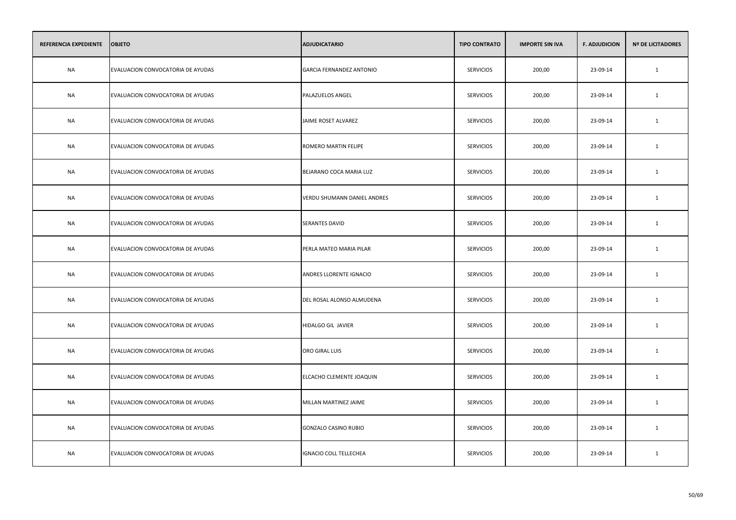| REFERENCIA EXPEDIENTE | OBJETO | ADJUDICATARIO | TIPO CONTRATO | IMPORTE SIN IVA | F. ADJUDICION | Nº DE LICITADORES |
|---|---|---|---|---|---|---|
| NA | EVALUACION CONVOCATORIA DE AYUDAS | GARCIA FERNANDEZ ANTONIO | SERVICIOS | 200,00 | 23-09-14 | 1 |
| NA | EVALUACION CONVOCATORIA DE AYUDAS | PALAZUELOS ANGEL | SERVICIOS | 200,00 | 23-09-14 | 1 |
| NA | EVALUACION CONVOCATORIA DE AYUDAS | JAIME ROSET ALVAREZ | SERVICIOS | 200,00 | 23-09-14 | 1 |
| NA | EVALUACION CONVOCATORIA DE AYUDAS | ROMERO MARTIN FELIPE | SERVICIOS | 200,00 | 23-09-14 | 1 |
| NA | EVALUACION CONVOCATORIA DE AYUDAS | BEJARANO COCA MARIA LUZ | SERVICIOS | 200,00 | 23-09-14 | 1 |
| NA | EVALUACION CONVOCATORIA DE AYUDAS | VERDU SHUMANN DANIEL ANDRES | SERVICIOS | 200,00 | 23-09-14 | 1 |
| NA | EVALUACION CONVOCATORIA DE AYUDAS | SERANTES DAVID | SERVICIOS | 200,00 | 23-09-14 | 1 |
| NA | EVALUACION CONVOCATORIA DE AYUDAS | PERLA MATEO MARIA PILAR | SERVICIOS | 200,00 | 23-09-14 | 1 |
| NA | EVALUACION CONVOCATORIA DE AYUDAS | ANDRES LLORENTE IGNACIO | SERVICIOS | 200,00 | 23-09-14 | 1 |
| NA | EVALUACION CONVOCATORIA DE AYUDAS | DEL ROSAL ALONSO ALMUDENA | SERVICIOS | 200,00 | 23-09-14 | 1 |
| NA | EVALUACION CONVOCATORIA DE AYUDAS | HIDALGO GIL JAVIER | SERVICIOS | 200,00 | 23-09-14 | 1 |
| NA | EVALUACION CONVOCATORIA DE AYUDAS | ORO GIRAL LUIS | SERVICIOS | 200,00 | 23-09-14 | 1 |
| NA | EVALUACION CONVOCATORIA DE AYUDAS | ELCACHO CLEMENTE JOAQUIN | SERVICIOS | 200,00 | 23-09-14 | 1 |
| NA | EVALUACION CONVOCATORIA DE AYUDAS | MILLAN MARTINEZ JAIME | SERVICIOS | 200,00 | 23-09-14 | 1 |
| NA | EVALUACION CONVOCATORIA DE AYUDAS | GONZALO CASINO RUBIO | SERVICIOS | 200,00 | 23-09-14 | 1 |
| NA | EVALUACION CONVOCATORIA DE AYUDAS | IGNACIO COLL TELLECHEA | SERVICIOS | 200,00 | 23-09-14 | 1 |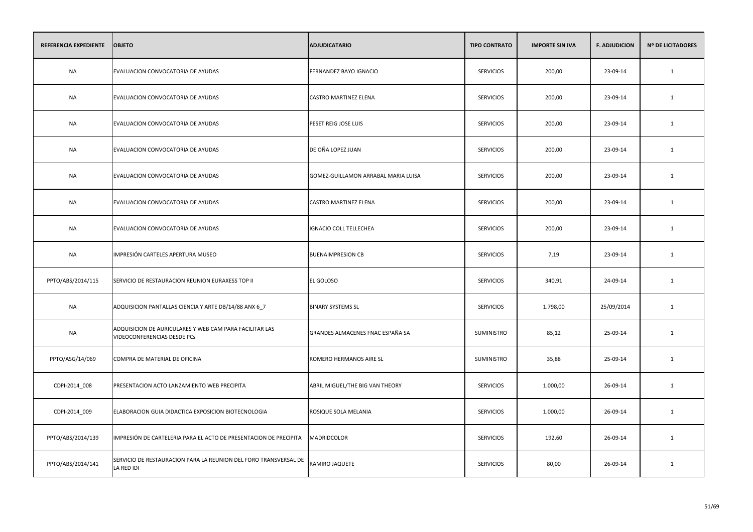| REFERENCIA EXPEDIENTE | OBJETO | ADJUDICATARIO | TIPO CONTRATO | IMPORTE SIN IVA | F. ADJUDICION | Nº DE LICITADORES |
|---|---|---|---|---|---|---|
| NA | EVALUACION CONVOCATORIA DE AYUDAS | FERNANDEZ BAYO IGNACIO | SERVICIOS | 200,00 | 23-09-14 | 1 |
| NA | EVALUACION CONVOCATORIA DE AYUDAS | CASTRO MARTINEZ ELENA | SERVICIOS | 200,00 | 23-09-14 | 1 |
| NA | EVALUACION CONVOCATORIA DE AYUDAS | PESET REIG JOSE LUIS | SERVICIOS | 200,00 | 23-09-14 | 1 |
| NA | EVALUACION CONVOCATORIA DE AYUDAS | DE OÑA LOPEZ JUAN | SERVICIOS | 200,00 | 23-09-14 | 1 |
| NA | EVALUACION CONVOCATORIA DE AYUDAS | GOMEZ-GUILLAMON ARRABAL MARIA LUISA | SERVICIOS | 200,00 | 23-09-14 | 1 |
| NA | EVALUACION CONVOCATORIA DE AYUDAS | CASTRO MARTINEZ ELENA | SERVICIOS | 200,00 | 23-09-14 | 1 |
| NA | EVALUACION CONVOCATORIA DE AYUDAS | IGNACIO COLL TELLECHEA | SERVICIOS | 200,00 | 23-09-14 | 1 |
| NA | IMPRESIÓN CARTELES APERTURA MUSEO | BUENAIMPRESION CB | SERVICIOS | 7,19 | 23-09-14 | 1 |
| PPTO/ABS/2014/115 | SERVICIO DE RESTAURACION REUNION EURAXESS TOP II | EL GOLOSO | SERVICIOS | 340,91 | 24-09-14 | 1 |
| NA | ADQUISICION PANTALLAS CIENCIA Y ARTE DB/14/88 ANX 6_7 | BINARY SYSTEMS SL | SERVICIOS | 1.798,00 | 25/09/2014 | 1 |
| NA | ADQUISICION DE AURICULARES Y WEB CAM PARA FACILITAR LAS VIDEOCONFERENCIAS DESDE PCs | GRANDES ALMACENES FNAC ESPAÑA SA | SUMINISTRO | 85,12 | 25-09-14 | 1 |
| PPTO/ASG/14/069 | COMPRA DE MATERIAL DE OFICINA | ROMERO HERMANOS AIRE SL | SUMINISTRO | 35,88 | 25-09-14 | 1 |
| CDPI-2014_008 | PRESENTACION ACTO LANZAMIENTO WEB PRECIPITA | ABRIL MIGUEL/THE BIG VAN THEORY | SERVICIOS | 1.000,00 | 26-09-14 | 1 |
| CDPI-2014_009 | ELABORACION GUIA DIDACTICA EXPOSICION BIOTECNOLOGIA | ROSIQUE SOLA MELANIA | SERVICIOS | 1.000,00 | 26-09-14 | 1 |
| PPTO/ABS/2014/139 | IMPRESIÓN DE CARTELERIA PARA EL ACTO DE PRESENTACION DE PRECIPITA | MADRIDCOLOR | SERVICIOS | 192,60 | 26-09-14 | 1 |
| PPTO/ABS/2014/141 | SERVICIO DE RESTAURACION PARA LA REUNION DEL FORO TRANSVERSAL DE LA RED IDI | RAMIRO JAQUETE | SERVICIOS | 80,00 | 26-09-14 | 1 |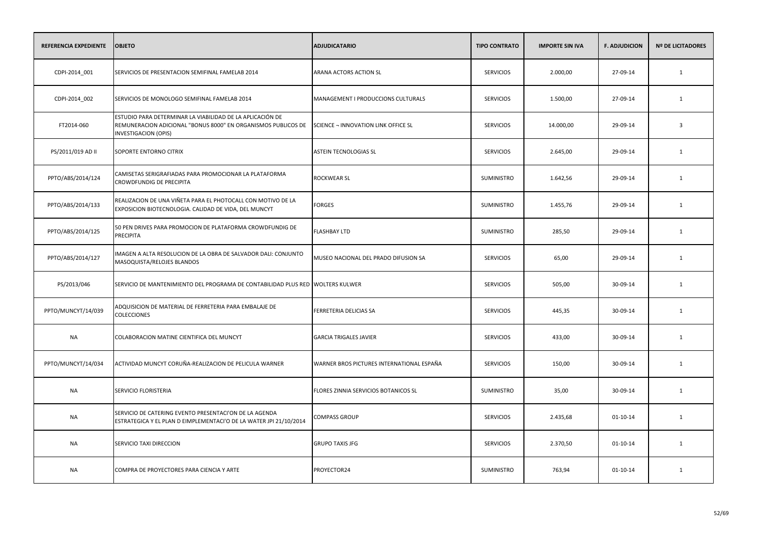| REFERENCIA EXPEDIENTE | OBJETO | ADJUDICATARIO | TIPO CONTRATO | IMPORTE SIN IVA | F. ADJUDICION | Nº DE LICITADORES |
|---|---|---|---|---|---|---|
| CDPI-2014_001 | SERVICIOS DE PRESENTACION SEMIFINAL FAMELAB 2014 | ARANA ACTORS ACTION SL | SERVICIOS | 2.000,00 | 27-09-14 | 1 |
| CDPI-2014_002 | SERVICIOS DE MONOLOGO SEMIFINAL FAMELAB 2014 | MANAGEMENT I PRODUCCIONS CULTURALS | SERVICIOS | 1.500,00 | 27-09-14 | 1 |
| FT2014-060 | ESTUDIO PARA DETERMINAR LA VIABILIDAD DE LA APLICACIÓN DE REMUNERACION ADICIONAL "BONUS 8000" EN ORGANISMOS PUBLICOS DE INVESTIGACION (OPIS) | SCIENCE ¬ INNOVATION LINK OFFICE SL | SERVICIOS | 14.000,00 | 29-09-14 | 3 |
| PS/2011/019 AD II | SOPORTE ENTORNO CITRIX | ASTEIN TECNOLOGIAS SL | SERVICIOS | 2.645,00 | 29-09-14 | 1 |
| PPTO/ABS/2014/124 | CAMISETAS SERIGRAFIADAS PARA PROMOCIONAR LA PLATAFORMA CROWDFUNDIG DE PRECIPITA | ROCKWEAR SL | SUMINISTRO | 1.642,56 | 29-09-14 | 1 |
| PPTO/ABS/2014/133 | REALIZACION DE UNA VIÑETA PARA EL PHOTOCALL CON MOTIVO DE LA EXPOSICION BIOTECNOLOGIA. CALIDAD DE VIDA, DEL MUNCYT | FORGES | SUMINISTRO | 1.455,76 | 29-09-14 | 1 |
| PPTO/ABS/2014/125 | 50 PEN DRIVES PARA PROMOCION DE PLATAFORMA CROWDFUNDIG DE PRECIPITA | FLASHBAY LTD | SUMINISTRO | 285,50 | 29-09-14 | 1 |
| PPTO/ABS/2014/127 | IMAGEN A ALTA RESOLUCION DE LA OBRA DE SALVADOR DALI: CONJUNTO MASOQUISTA/RELOJES BLANDOS | MUSEO NACIONAL DEL PRADO DIFUSION SA | SERVICIOS | 65,00 | 29-09-14 | 1 |
| PS/2013/046 | SERVICIO DE MANTENIMIENTO DEL PROGRAMA DE CONTABILIDAD PLUS RED | WOLTERS KULWER | SERVICIOS | 505,00 | 30-09-14 | 1 |
| PPTO/MUNCYT/14/039 | ADQUISICION DE MATERIAL DE FERRETERIA PARA EMBALAJE DE COLECCIONES | FERRETERIA DELICIAS SA | SERVICIOS | 445,35 | 30-09-14 | 1 |
| NA | COLABORACION MATINE CIENTIFICA DEL MUNCYT | GARCIA TRIGALES JAVIER | SERVICIOS | 433,00 | 30-09-14 | 1 |
| PPTO/MUNCYT/14/034 | ACTIVIDAD MUNCYT CORUÑA-REALIZACION DE PELICULA WARNER | WARNER BROS PICTURES INTERNATIONAL ESPAÑA | SERVICIOS | 150,00 | 30-09-14 | 1 |
| NA | SERVICIO FLORISTERIA | FLORES ZINNIA SERVICIOS BOTANICOS SL | SUMINISTRO | 35,00 | 30-09-14 | 1 |
| NA | SERVICIO DE CATERING EVENTO PRESENTACI'ON DE LA AGENDA ESTRATEGICA Y EL PLAN D EIMPLEMENTACI'O DE LA WATER JPI 21/10/2014 | COMPASS GROUP | SERVICIOS | 2.435,68 | 01-10-14 | 1 |
| NA | SERVICIO TAXI DIRECCION | GRUPO TAXIS JFG | SERVICIOS | 2.370,50 | 01-10-14 | 1 |
| NA | COMPRA DE PROYECTORES PARA CIENCIA Y ARTE | PROYECTOR24 | SUMINISTRO | 763,94 | 01-10-14 | 1 |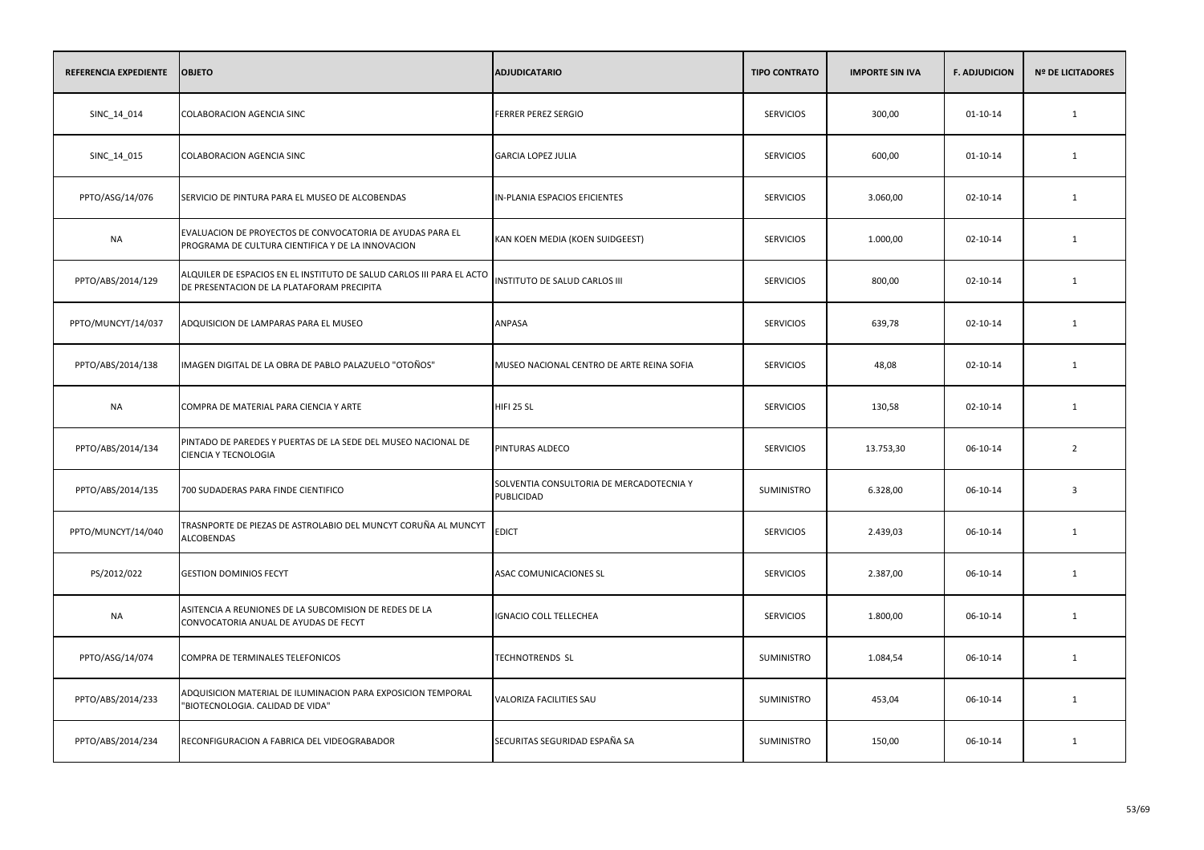| REFERENCIA EXPEDIENTE | OBJETO | ADJUDICATARIO | TIPO CONTRATO | IMPORTE SIN IVA | F. ADJUDICION | Nº DE LICITADORES |
|---|---|---|---|---|---|---|
| SINC_14_014 | COLABORACION AGENCIA SINC | FERRER PEREZ SERGIO | SERVICIOS | 300,00 | 01-10-14 | 1 |
| SINC_14_015 | COLABORACION AGENCIA SINC | GARCIA LOPEZ JULIA | SERVICIOS | 600,00 | 01-10-14 | 1 |
| PPTO/ASG/14/076 | SERVICIO DE PINTURA PARA EL MUSEO DE ALCOBENDAS | IN-PLANIA ESPACIOS EFICIENTES | SERVICIOS | 3.060,00 | 02-10-14 | 1 |
| NA | EVALUACION DE PROYECTOS DE CONVOCATORIA DE AYUDAS PARA EL PROGRAMA DE CULTURA CIENTIFICA Y DE LA INNOVACION | KAN KOEN MEDIA (KOEN SUIDGEEST) | SERVICIOS | 1.000,00 | 02-10-14 | 1 |
| PPTO/ABS/2014/129 | ALQUILER DE ESPACIOS EN EL INSTITUTO DE SALUD CARLOS III PARA EL ACTO DE PRESENTACION DE LA PLATAFORAM PRECIPITA | INSTITUTO DE SALUD CARLOS III | SERVICIOS | 800,00 | 02-10-14 | 1 |
| PPTO/MUNCYT/14/037 | ADQUISICION DE LAMPARAS PARA EL MUSEO | ANPASA | SERVICIOS | 639,78 | 02-10-14 | 1 |
| PPTO/ABS/2014/138 | IMAGEN DIGITAL DE LA OBRA DE PABLO PALAZUELO "OTOÑOS" | MUSEO NACIONAL CENTRO DE ARTE REINA SOFIA | SERVICIOS | 48,08 | 02-10-14 | 1 |
| NA | COMPRA DE MATERIAL PARA CIENCIA Y ARTE | HIFI 25 SL | SERVICIOS | 130,58 | 02-10-14 | 1 |
| PPTO/ABS/2014/134 | PINTADO DE PAREDES Y PUERTAS DE LA SEDE DEL MUSEO NACIONAL DE CIENCIA Y TECNOLOGIA | PINTURAS ALDECO | SERVICIOS | 13.753,30 | 06-10-14 | 2 |
| PPTO/ABS/2014/135 | 700 SUDADERAS PARA FINDE CIENTIFICO | SOLVENTIA CONSULTORIA DE MERCADOTECNIA Y PUBLICIDAD | SUMINISTRO | 6.328,00 | 06-10-14 | 3 |
| PPTO/MUNCYT/14/040 | TRASNPORTE DE PIEZAS DE ASTROLABIO DEL MUNCYT CORUÑA AL MUNCYT ALCOBENDAS | EDICT | SERVICIOS | 2.439,03 | 06-10-14 | 1 |
| PS/2012/022 | GESTION DOMINIOS FECYT | ASAC COMUNICACIONES SL | SERVICIOS | 2.387,00 | 06-10-14 | 1 |
| NA | ASITENCIA A REUNIONES DE LA SUBCOMISION DE REDES DE LA CONVOCATORIA ANUAL DE AYUDAS DE FECYT | IGNACIO COLL TELLECHEA | SERVICIOS | 1.800,00 | 06-10-14 | 1 |
| PPTO/ASG/14/074 | COMPRA DE TERMINALES TELEFONICOS | TECHNOTRENDS SL | SUMINISTRO | 1.084,54 | 06-10-14 | 1 |
| PPTO/ABS/2014/233 | ADQUISICION MATERIAL DE ILUMINACION PARA EXPOSICION TEMPORAL "BIOTECNOLOGIA. CALIDAD DE VIDA" | VALORIZA FACILITIES SAU | SUMINISTRO | 453,04 | 06-10-14 | 1 |
| PPTO/ABS/2014/234 | RECONFIGURACION A FABRICA DEL VIDEOGRABADOR | SECURITAS SEGURIDAD ESPAÑA SA | SUMINISTRO | 150,00 | 06-10-14 | 1 |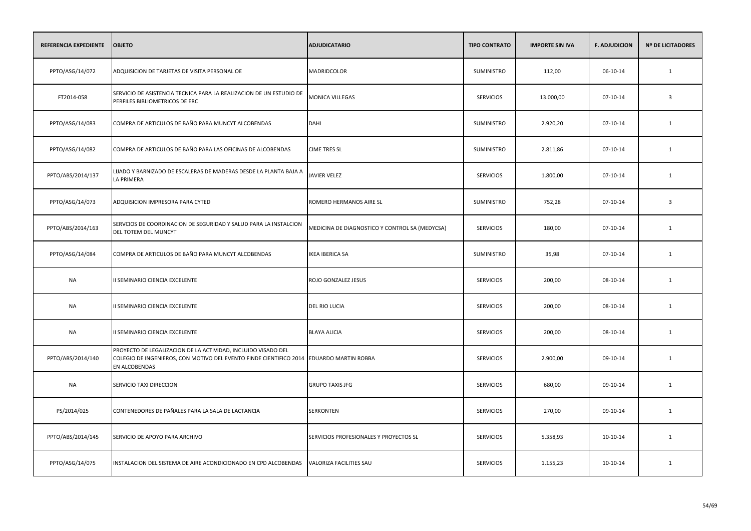| REFERENCIA EXPEDIENTE | OBJETO | ADJUDICATARIO | TIPO CONTRATO | IMPORTE SIN IVA | F. ADJUDICION | Nº DE LICITADORES |
|---|---|---|---|---|---|---|
| PPTO/ASG/14/072 | ADQUISICION DE TARJETAS DE VISITA PERSONAL OE | MADRIDCOLOR | SUMINISTRO | 112,00 | 06-10-14 | 1 |
| FT2014-058 | SERVICIO DE ASISTENCIA TECNICA PARA LA REALIZACION DE UN ESTUDIO DE PERFILES BIBLIOMETRICOS DE ERC | MONICA VILLEGAS | SERVICIOS | 13.000,00 | 07-10-14 | 3 |
| PPTO/ASG/14/083 | COMPRA DE ARTICULOS DE BAÑO PARA MUNCYT ALCOBENDAS | DAHI | SUMINISTRO | 2.920,20 | 07-10-14 | 1 |
| PPTO/ASG/14/082 | COMPRA DE ARTICULOS DE BAÑO PARA LAS OFICINAS DE ALCOBENDAS | CIME TRES SL | SUMINISTRO | 2.811,86 | 07-10-14 | 1 |
| PPTO/ABS/2014/137 | LIJADO Y BARNIZADO DE ESCALERAS DE MADERAS DESDE LA PLANTA BAJA A LA PRIMERA | JAVIER VELEZ | SERVICIOS | 1.800,00 | 07-10-14 | 1 |
| PPTO/ASG/14/073 | ADQUISICION IMPRESORA PARA CYTED | ROMERO HERMANOS AIRE SL | SUMINISTRO | 752,28 | 07-10-14 | 3 |
| PPTO/ABS/2014/163 | SERVCIOS DE COORDINACION DE SEGURIDAD Y SALUD PARA LA INSTALCION DEL TOTEM DEL MUNCYT | MEDICINA DE DIAGNOSTICO Y CONTROL SA (MEDYCSA) | SERVICIOS | 180,00 | 07-10-14 | 1 |
| PPTO/ASG/14/084 | COMPRA DE ARTICULOS DE BAÑO PARA MUNCYT ALCOBENDAS | IKEA IBERICA SA | SUMINISTRO | 35,98 | 07-10-14 | 1 |
| NA | II SEMINARIO CIENCIA EXCELENTE | ROJO GONZALEZ JESUS | SERVICIOS | 200,00 | 08-10-14 | 1 |
| NA | II SEMINARIO CIENCIA EXCELENTE | DEL RIO LUCIA | SERVICIOS | 200,00 | 08-10-14 | 1 |
| NA | II SEMINARIO CIENCIA EXCELENTE | BLAYA ALICIA | SERVICIOS | 200,00 | 08-10-14 | 1 |
| PPTO/ABS/2014/140 | PROYECTO DE LEGALIZACION DE LA ACTIVIDAD, INCLUIDO VISADO DEL COLEGIO DE INGENIEROS, CON MOTIVO DEL EVENTO FINDE CIENTIFICO 2014 EN ALCOBENDAS | EDUARDO MARTIN ROBBA | SERVICIOS | 2.900,00 | 09-10-14 | 1 |
| NA | SERVICIO TAXI DIRECCION | GRUPO TAXIS JFG | SERVICIOS | 680,00 | 09-10-14 | 1 |
| PS/2014/025 | CONTENEDORES DE PAÑALES PARA LA SALA DE LACTANCIA | SERKONTEN | SERVICIOS | 270,00 | 09-10-14 | 1 |
| PPTO/ABS/2014/145 | SERVICIO DE APOYO PARA ARCHIVO | SERVICIOS PROFESIONALES Y PROYECTOS SL | SERVICIOS | 5.358,93 | 10-10-14 | 1 |
| PPTO/ASG/14/075 | INSTALACION DEL SISTEMA DE AIRE ACONDICIONADO EN CPD ALCOBENDAS | VALORIZA FACILITIES SAU | SERVICIOS | 1.155,23 | 10-10-14 | 1 |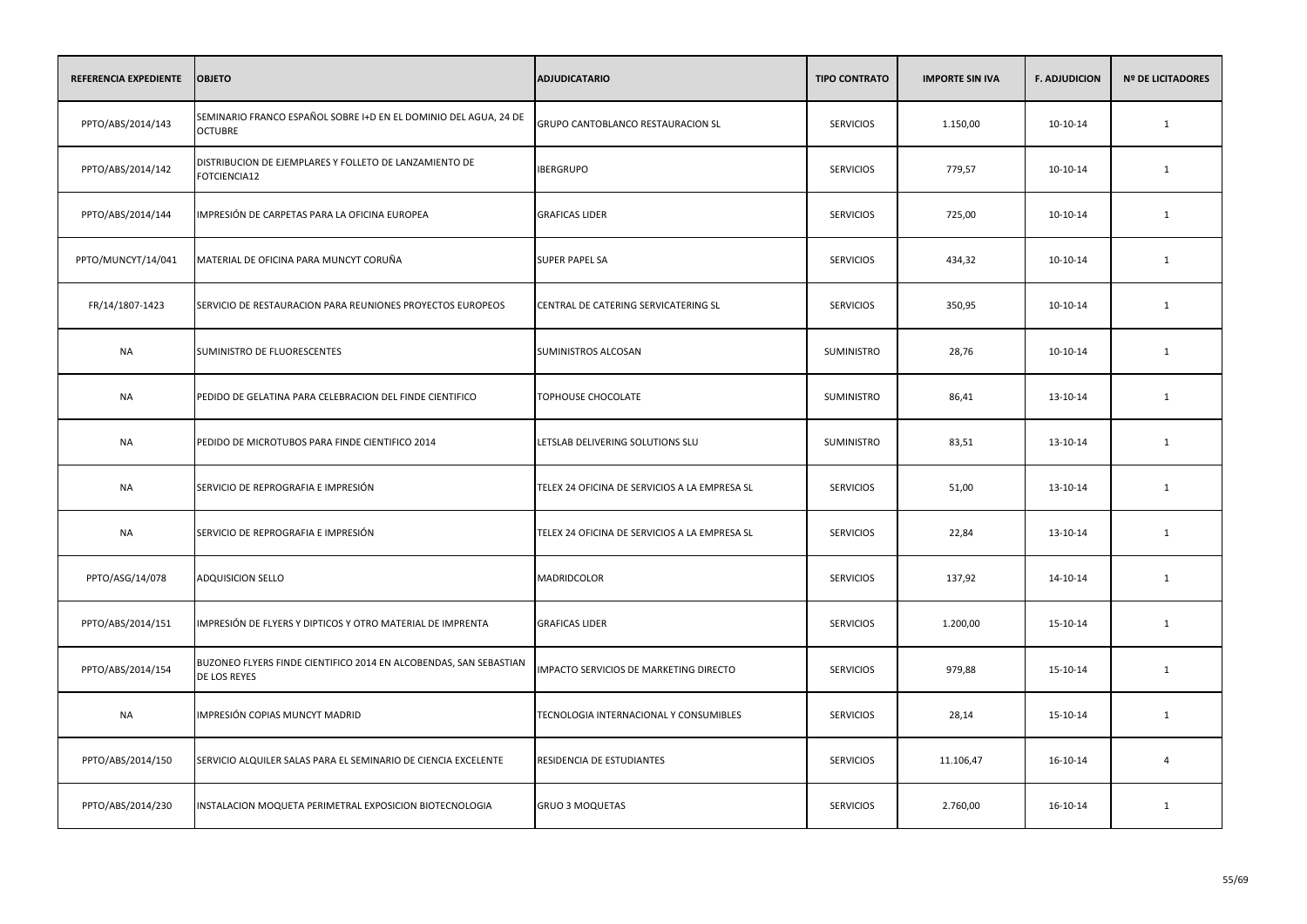| REFERENCIA EXPEDIENTE | OBJETO | ADJUDICATARIO | TIPO CONTRATO | IMPORTE SIN IVA | F. ADJUDICION | Nº DE LICITADORES |
|---|---|---|---|---|---|---|
| PPTO/ABS/2014/143 | SEMINARIO FRANCO ESPAÑOL SOBRE I+D EN EL DOMINIO DEL AGUA, 24 DE OCTUBRE | GRUPO CANTOBLANCO RESTAURACION SL | SERVICIOS | 1.150,00 | 10-10-14 | 1 |
| PPTO/ABS/2014/142 | DISTRIBUCION DE EJEMPLARES Y FOLLETO DE LANZAMIENTO DE FOTCIENCIA12 | IBERGRUPO | SERVICIOS | 779,57 | 10-10-14 | 1 |
| PPTO/ABS/2014/144 | IMPRESIÓN DE CARPETAS PARA LA OFICINA EUROPEA | GRAFICAS LIDER | SERVICIOS | 725,00 | 10-10-14 | 1 |
| PPTO/MUNCYT/14/041 | MATERIAL DE OFICINA PARA MUNCYT CORUÑA | SUPER PAPEL SA | SERVICIOS | 434,32 | 10-10-14 | 1 |
| FR/14/1807-1423 | SERVICIO DE RESTAURACION PARA REUNIONES PROYECTOS EUROPEOS | CENTRAL DE CATERING SERVICATERING SL | SERVICIOS | 350,95 | 10-10-14 | 1 |
| NA | SUMINISTRO DE FLUORESCENTES | SUMINISTROS ALCOSAN | SUMINISTRO | 28,76 | 10-10-14 | 1 |
| NA | PEDIDO DE GELATINA PARA CELEBRACION DEL FINDE CIENTIFICO | TOPHOUSE CHOCOLATE | SUMINISTRO | 86,41 | 13-10-14 | 1 |
| NA | PEDIDO DE MICROTUBOS PARA FINDE CIENTIFICO 2014 | LETSLAB DELIVERING SOLUTIONS SLU | SUMINISTRO | 83,51 | 13-10-14 | 1 |
| NA | SERVICIO DE REPROGRAFIA E IMPRESIÓN | TELEX 24 OFICINA DE SERVICIOS A LA EMPRESA SL | SERVICIOS | 51,00 | 13-10-14 | 1 |
| NA | SERVICIO DE REPROGRAFIA E IMPRESIÓN | TELEX 24 OFICINA DE SERVICIOS A LA EMPRESA SL | SERVICIOS | 22,84 | 13-10-14 | 1 |
| PPTO/ASG/14/078 | ADQUISICION SELLO | MADRIDCOLOR | SERVICIOS | 137,92 | 14-10-14 | 1 |
| PPTO/ABS/2014/151 | IMPRESIÓN DE FLYERS Y DIPTICOS Y OTRO MATERIAL DE IMPRENTA | GRAFICAS LIDER | SERVICIOS | 1.200,00 | 15-10-14 | 1 |
| PPTO/ABS/2014/154 | BUZONEO FLYERS FINDE CIENTIFICO 2014 EN ALCOBENDAS, SAN SEBASTIAN DE LOS REYES | IMPACTO SERVICIOS DE MARKETING DIRECTO | SERVICIOS | 979,88 | 15-10-14 | 1 |
| NA | IMPRESIÓN COPIAS MUNCYT MADRID | TECNOLOGIA INTERNACIONAL Y CONSUMIBLES | SERVICIOS | 28,14 | 15-10-14 | 1 |
| PPTO/ABS/2014/150 | SERVICIO ALQUILER SALAS PARA EL SEMINARIO DE CIENCIA EXCELENTE | RESIDENCIA DE ESTUDIANTES | SERVICIOS | 11.106,47 | 16-10-14 | 4 |
| PPTO/ABS/2014/230 | INSTALACION MOQUETA PERIMETRAL EXPOSICION BIOTECNOLOGIA | GRUO 3 MOQUETAS | SERVICIOS | 2.760,00 | 16-10-14 | 1 |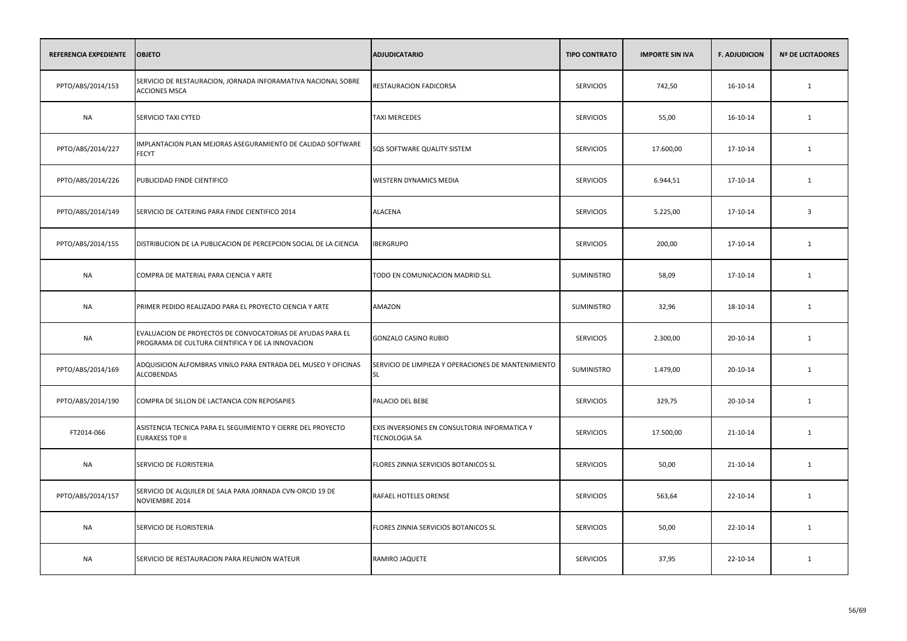| REFERENCIA EXPEDIENTE | OBJETO | ADJUDICATARIO | TIPO CONTRATO | IMPORTE SIN IVA | F. ADJUDICION | Nº DE LICITADORES |
|---|---|---|---|---|---|---|
| PPTO/ABS/2014/153 | SERVICIO DE RESTAURACION, JORNADA INFORAMATIVA NACIONAL SOBRE ACCIONES MSCA | RESTAURACION FADICORSA | SERVICIOS | 742,50 | 16-10-14 | 1 |
| NA | SERVICIO TAXI CYTED | TAXI MERCEDES | SERVICIOS | 55,00 | 16-10-14 | 1 |
| PPTO/ABS/2014/227 | IMPLANTACION PLAN MEJORAS ASEGURAMIENTO DE CALIDAD SOFTWARE FECYT | SQS SOFTWARE QUALITY SISTEM | SERVICIOS | 17.600,00 | 17-10-14 | 1 |
| PPTO/ABS/2014/226 | PUBLICIDAD FINDE CIENTIFICO | WESTERN DYNAMICS MEDIA | SERVICIOS | 6.944,51 | 17-10-14 | 1 |
| PPTO/ABS/2014/149 | SERVICIO DE CATERING PARA FINDE CIENTIFICO 2014 | ALACENA | SERVICIOS | 5.225,00 | 17-10-14 | 3 |
| PPTO/ABS/2014/155 | DISTRIBUCION DE LA PUBLICACION DE PERCEPCION SOCIAL DE LA CIENCIA | IBERGRUPO | SERVICIOS | 200,00 | 17-10-14 | 1 |
| NA | COMPRA DE MATERIAL PARA CIENCIA Y ARTE | TODO EN COMUNICACION MADRID SLL | SUMINISTRO | 58,09 | 17-10-14 | 1 |
| NA | PRIMER PEDIDO REALIZADO PARA EL PROYECTO CIENCIA Y ARTE | AMAZON | SUMINISTRO | 32,96 | 18-10-14 | 1 |
| NA | EVALUACION DE PROYECTOS DE CONVOCATORIAS DE AYUDAS PARA EL PROGRAMA DE CULTURA CIENTIFICA Y DE LA INNOVACION | GONZALO CASINO RUBIO | SERVICIOS | 2.300,00 | 20-10-14 | 1 |
| PPTO/ABS/2014/169 | ADQUISICION ALFOMBRAS VINILO PARA ENTRADA DEL MUSEO Y OFICINAS ALCOBENDAS | SERVICIO DE LIMPIEZA Y OPERACIONES DE MANTENIMIENTO SL | SUMINISTRO | 1.479,00 | 20-10-14 | 1 |
| PPTO/ABS/2014/190 | COMPRA DE SILLON DE LACTANCIA CON REPOSAPIES | PALACIO DEL BEBE | SERVICIOS | 329,75 | 20-10-14 | 1 |
| FT2014-066 | ASISTENCIA TECNICA PARA EL SEGUIMIENTO Y CIERRE DEL PROYECTO EURAXESS TOP II | EXIS INVERSIONES EN CONSULTORIA INFORMATICA Y TECNOLOGIA SA | SERVICIOS | 17.500,00 | 21-10-14 | 1 |
| NA | SERVICIO DE FLORISTERIA | FLORES ZINNIA SERVICIOS BOTANICOS SL | SERVICIOS | 50,00 | 21-10-14 | 1 |
| PPTO/ABS/2014/157 | SERVICIO DE ALQUILER DE SALA PARA JORNADA CVN-ORCID 19 DE NOVIEMBRE 2014 | RAFAEL HOTELES ORENSE | SERVICIOS | 563,64 | 22-10-14 | 1 |
| NA | SERVICIO DE FLORISTERIA | FLORES ZINNIA SERVICIOS BOTANICOS SL | SERVICIOS | 50,00 | 22-10-14 | 1 |
| NA | SERVICIO DE RESTAURACION PARA REUNION WATEUR | RAMIRO JAQUETE | SERVICIOS | 37,95 | 22-10-14 | 1 |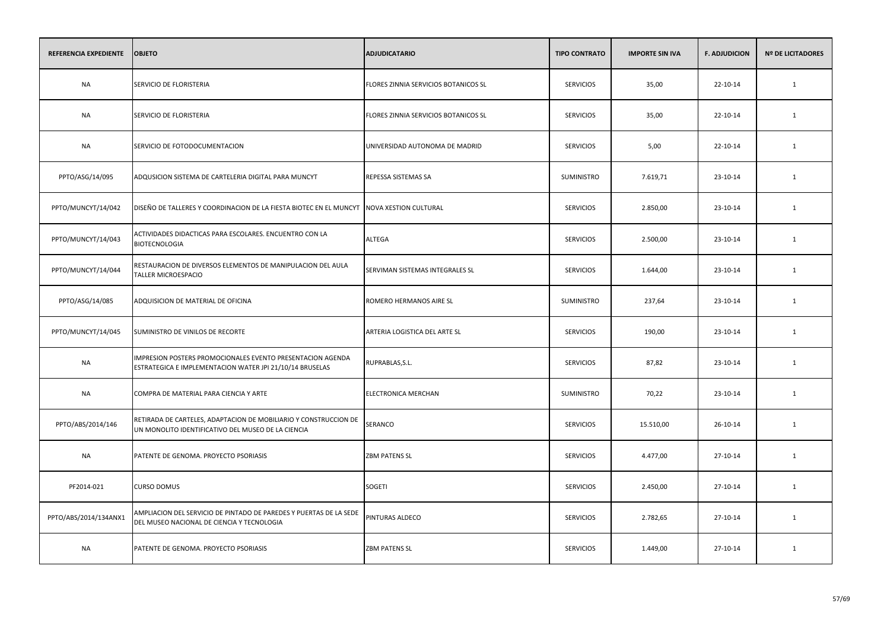| REFERENCIA EXPEDIENTE | OBJETO | ADJUDICATARIO | TIPO CONTRATO | IMPORTE SIN IVA | F. ADJUDICION | Nº DE LICITADORES |
|---|---|---|---|---|---|---|
| NA | SERVICIO DE FLORISTERIA | FLORES ZINNIA SERVICIOS BOTANICOS SL | SERVICIOS | 35,00 | 22-10-14 | 1 |
| NA | SERVICIO DE FLORISTERIA | FLORES ZINNIA SERVICIOS BOTANICOS SL | SERVICIOS | 35,00 | 22-10-14 | 1 |
| NA | SERVICIO DE FOTODOCUMENTACION | UNIVERSIDAD AUTONOMA DE MADRID | SERVICIOS | 5,00 | 22-10-14 | 1 |
| PPTO/ASG/14/095 | ADQUSICION SISTEMA DE CARTELERIA DIGITAL PARA MUNCYT | REPESSA SISTEMAS SA | SUMINISTRO | 7.619,71 | 23-10-14 | 1 |
| PPTO/MUNCYT/14/042 | DISEÑO DE TALLERES Y COORDINACION DE LA FIESTA BIOTEC EN EL MUNCYT | NOVA XESTION CULTURAL | SERVICIOS | 2.850,00 | 23-10-14 | 1 |
| PPTO/MUNCYT/14/043 | ACTIVIDADES DIDACTICAS PARA ESCOLARES. ENCUENTRO CON LA BIOTECNOLOGIA | ALTEGA | SERVICIOS | 2.500,00 | 23-10-14 | 1 |
| PPTO/MUNCYT/14/044 | RESTAURACION DE DIVERSOS ELEMENTOS DE MANIPULACION DEL AULA TALLER MICROESPACIO | SERVIMAN SISTEMAS INTEGRALES SL | SERVICIOS | 1.644,00 | 23-10-14 | 1 |
| PPTO/ASG/14/085 | ADQUISICION DE MATERIAL DE OFICINA | ROMERO HERMANOS AIRE SL | SUMINISTRO | 237,64 | 23-10-14 | 1 |
| PPTO/MUNCYT/14/045 | SUMINISTRO DE VINILOS DE RECORTE | ARTERIA LOGISTICA DEL ARTE SL | SERVICIOS | 190,00 | 23-10-14 | 1 |
| NA | IMPRESION POSTERS PROMOCIONALES EVENTO PRESENTACION AGENDA ESTRATEGICA E IMPLEMENTACION WATER JPI 21/10/14 BRUSELAS | RUPRABLAS,S.L. | SERVICIOS | 87,82 | 23-10-14 | 1 |
| NA | COMPRA DE MATERIAL PARA CIENCIA Y ARTE | ELECTRONICA MERCHAN | SUMINISTRO | 70,22 | 23-10-14 | 1 |
| PPTO/ABS/2014/146 | RETIRADA DE CARTELES, ADAPTACION DE MOBILIARIO Y CONSTRUCCION DE UN MONOLITO IDENTIFICATIVO DEL MUSEO DE LA CIENCIA | SERANCO | SERVICIOS | 15.510,00 | 26-10-14 | 1 |
| NA | PATENTE DE GENOMA. PROYECTO PSORIASIS | ZBM PATENS SL | SERVICIOS | 4.477,00 | 27-10-14 | 1 |
| PF2014-021 | CURSO DOMUS | SOGETI | SERVICIOS | 2.450,00 | 27-10-14 | 1 |
| PPTO/ABS/2014/134ANX1 | AMPLIACION DEL SERVICIO DE PINTADO DE PAREDES Y PUERTAS DE LA SEDE DEL MUSEO NACIONAL DE CIENCIA Y TECNOLOGIA | PINTURAS ALDECO | SERVICIOS | 2.782,65 | 27-10-14 | 1 |
| NA | PATENTE DE GENOMA. PROYECTO PSORIASIS | ZBM PATENS SL | SERVICIOS | 1.449,00 | 27-10-14 | 1 |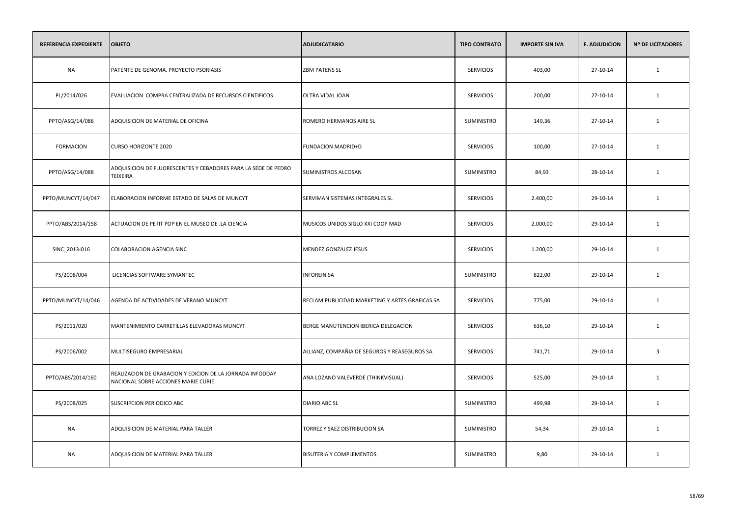| REFERENCIA EXPEDIENTE | OBJETO | ADJUDICATARIO | TIPO CONTRATO | IMPORTE SIN IVA | F. ADJUDICION | Nº DE LICITADORES |
|---|---|---|---|---|---|---|
| NA | PATENTE DE GENOMA. PROYECTO PSORIASIS | ZBM PATENS SL | SERVICIOS | 403,00 | 27-10-14 | 1 |
| PL/2014/026 | EVALUACION COMPRA CENTRALIZADA DE RECURSOS CIENTIFICOS | OLTRA VIDAL JOAN | SERVICIOS | 200,00 | 27-10-14 | 1 |
| PPTO/ASG/14/086 | ADQUISICION DE MATERIAL DE OFICINA | ROMERO HERMANOS AIRE SL | SUMINISTRO | 149,36 | 27-10-14 | 1 |
| FORMACION | CURSO HORIZONTE 2020 | FUNDACION MADRID+D | SERVICIOS | 100,00 | 27-10-14 | 1 |
| PPTO/ASG/14/088 | ADQUISICION DE FLUORESCENTES Y CEBADORES PARA LA SEDE DE PEDRO TEIXEIRA | SUMINISTROS ALCOSAN | SUMINISTRO | 84,93 | 28-10-14 | 1 |
| PPTO/MUNCYT/14/047 | ELABORACION INFORME ESTADO DE SALAS DE MUNCYT | SERVIMAN SISTEMAS INTEGRALES SL | SERVICIOS | 2.400,00 | 29-10-14 | 1 |
| PPTO/ABS/2014/158 | ACTUACION DE PETIT POP EN EL MUSEO DE .LA CIENCIA | MUSICOS UNIDOS SIGLO XXI COOP MAD | SERVICIOS | 2.000,00 | 29-10-14 | 1 |
| SINC_2013-016 | COLABORACION AGENCIA SINC | MENDEZ GONZALEZ JESUS | SERVICIOS | 1.200,00 | 29-10-14 | 1 |
| PS/2008/004 | LICENCIAS SOFTWARE SYMANTEC | INFOREIN SA | SUMINISTRO | 822,00 | 29-10-14 | 1 |
| PPTO/MUNCYT/14/046 | AGENDA DE ACTIVIDADES DE VERANO MUNCYT | RECLAM PUBLICIDAD MARKETING Y ARTES GRAFICAS SA | SERVICIOS | 775,00 | 29-10-14 | 1 |
| PS/2011/020 | MANTENIMIENTO CARRETILLAS ELEVADORAS MUNCYT | BERGE MANUTENCION IBERICA DELEGACION | SERVICIOS | 636,10 | 29-10-14 | 1 |
| PS/2006/002 | MULTISEGURO EMPRESARIAL | ALLIANZ, COMPAÑIA DE SEGUROS Y REASEGUROS SA | SERVICIOS | 741,71 | 29-10-14 | 3 |
| PPTO/ABS/2014/160 | REALIZACION DE GRABACION Y EDICION DE LA JORNADA INFODDAY NACIONAL SOBRE ACCIONES MARIE CURIE | ANA LOZANO VALEVERDE (THINKVISUAL) | SERVICIOS | 525,00 | 29-10-14 | 1 |
| PS/2008/025 | SUSCRIPCION PERIODICO ABC | DIARIO ABC SL | SUMINISTRO | 499,98 | 29-10-14 | 1 |
| NA | ADQUISICION DE MATERIAL PARA TALLER | TORREZ Y SAEZ DISTRIBUCION SA | SUMINISTRO | 54,34 | 29-10-14 | 1 |
| NA | ADQUISICION DE MATERIAL PARA TALLER | BISUTERIA Y COMPLEMENTOS | SUMINISTRO | 9,80 | 29-10-14 | 1 |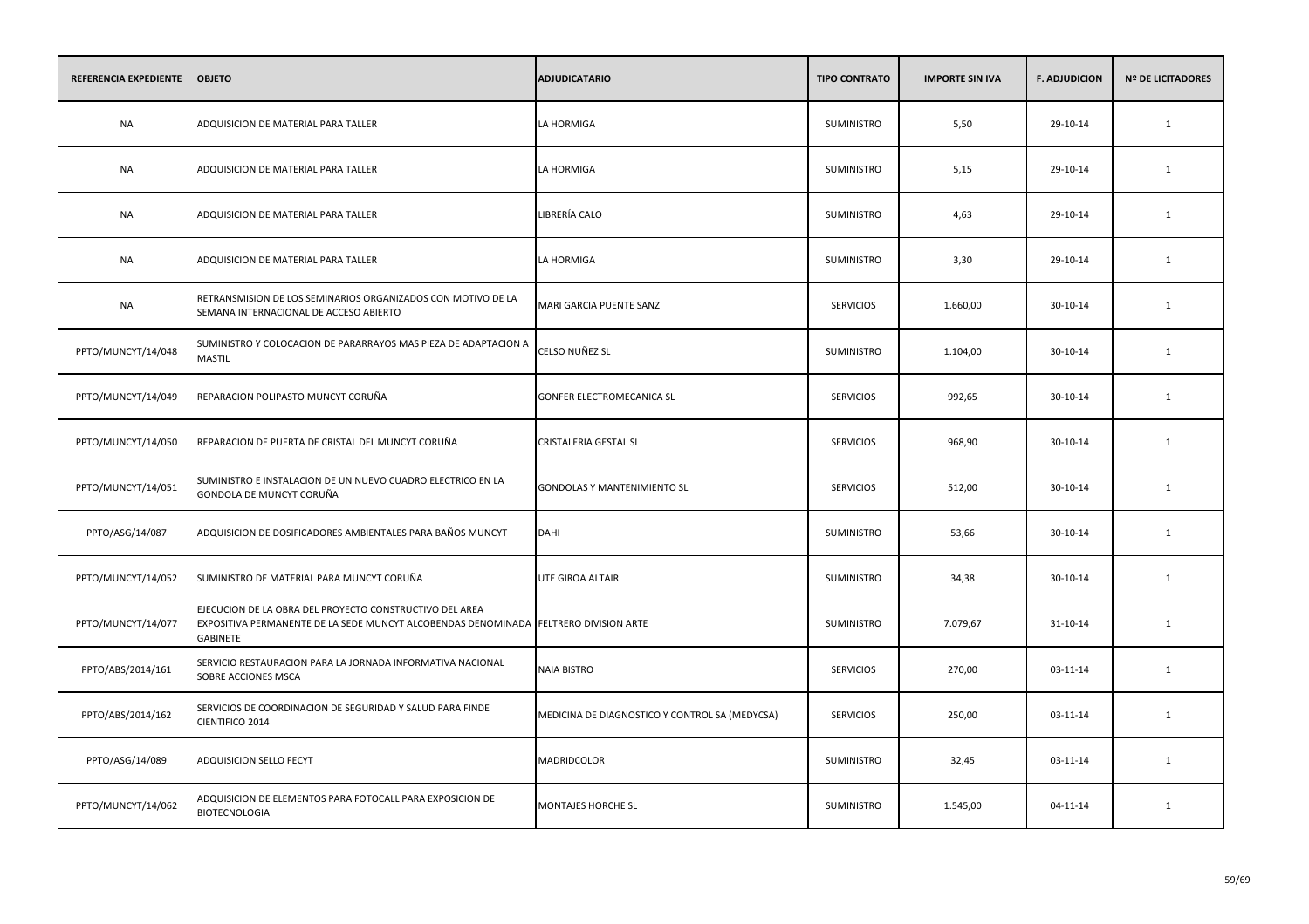| REFERENCIA EXPEDIENTE | OBJETO | ADJUDICATARIO | TIPO CONTRATO | IMPORTE SIN IVA | F. ADJUDICION | Nº DE LICITADORES |
|---|---|---|---|---|---|---|
| NA | ADQUISICION DE MATERIAL PARA TALLER | LA HORMIGA | SUMINISTRO | 5,50 | 29-10-14 | 1 |
| NA | ADQUISICION DE MATERIAL PARA TALLER | LA HORMIGA | SUMINISTRO | 5,15 | 29-10-14 | 1 |
| NA | ADQUISICION DE MATERIAL PARA TALLER | LIBRERÍA CALO | SUMINISTRO | 4,63 | 29-10-14 | 1 |
| NA | ADQUISICION DE MATERIAL PARA TALLER | LA HORMIGA | SUMINISTRO | 3,30 | 29-10-14 | 1 |
| NA | RETRANSMISION DE LOS SEMINARIOS ORGANIZADOS CON MOTIVO DE LA SEMANA INTERNACIONAL DE ACCESO ABIERTO | MARI GARCIA PUENTE SANZ | SERVICIOS | 1.660,00 | 30-10-14 | 1 |
| PPTO/MUNCYT/14/048 | SUMINISTRO Y COLOCACION DE PARARRAYOS MAS PIEZA DE ADAPTACION A MASTIL | CELSO NUÑEZ SL | SUMINISTRO | 1.104,00 | 30-10-14 | 1 |
| PPTO/MUNCYT/14/049 | REPARACION POLIPASTO MUNCYT CORUÑA | GONFER ELECTROMECANICA SL | SERVICIOS | 992,65 | 30-10-14 | 1 |
| PPTO/MUNCYT/14/050 | REPARACION DE PUERTA DE CRISTAL DEL MUNCYT CORUÑA | CRISTALERIA GESTAL SL | SERVICIOS | 968,90 | 30-10-14 | 1 |
| PPTO/MUNCYT/14/051 | SUMINISTRO E INSTALACION DE UN NUEVO CUADRO ELECTRICO EN LA GONDOLA DE MUNCYT CORUÑA | GONDOLAS Y MANTENIMIENTO SL | SERVICIOS | 512,00 | 30-10-14 | 1 |
| PPTO/ASG/14/087 | ADQUISICION DE DOSIFICADORES AMBIENTALES PARA BAÑOS MUNCYT | DAHI | SUMINISTRO | 53,66 | 30-10-14 | 1 |
| PPTO/MUNCYT/14/052 | SUMINISTRO DE MATERIAL PARA MUNCYT CORUÑA | UTE GIROA ALTAIR | SUMINISTRO | 34,38 | 30-10-14 | 1 |
| PPTO/MUNCYT/14/047 | EJECUCION DE LA OBRA DEL PROYECTO CONSTRUCTIVO DEL AREA EXPOSITIVA PERMANENTE DE LA SEDE MUNCYT ALCOBENDAS DENOMINADA GABINETE | FELTRERO DIVISION ARTE | SUMINISTRO | 7.079,67 | 31-10-14 | 1 |
| PPTO/ABS/2014/161 | SERVICIO RESTAURACION PARA LA JORNADA INFORMATIVA NACIONAL SOBRE ACCIONES MSCA | NAIA BISTRO | SERVICIOS | 270,00 | 03-11-14 | 1 |
| PPTO/ABS/2014/162 | SERVICIOS DE COORDINACION DE SEGURIDAD Y SALUD PARA FINDE CIENTIFICO 2014 | MEDICINA DE DIAGNOSTICO Y CONTROL SA (MEDYCSA) | SERVICIOS | 250,00 | 03-11-14 | 1 |
| PPTO/ASG/14/089 | ADQUISICION SELLO FECYT | MADRIDCOLOR | SUMINISTRO | 32,45 | 03-11-14 | 1 |
| PPTO/MUNCYT/14/062 | ADQUISICION DE ELEMENTOS PARA FOTOCALL PARA EXPOSICION DE BIOTECNOLOGIA | MONTAJES HORCHE SL | SUMINISTRO | 1.545,00 | 04-11-14 | 1 |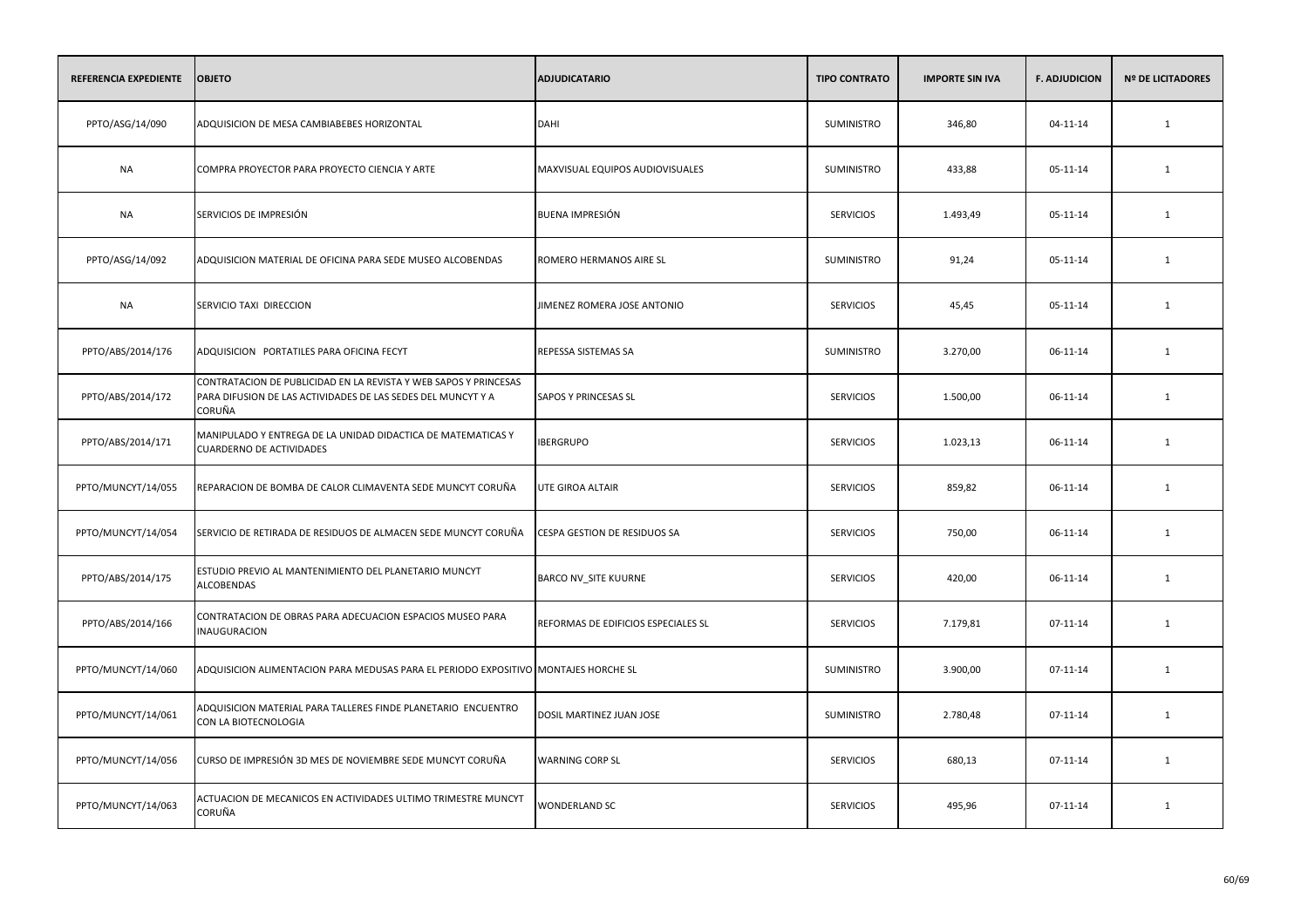| REFERENCIA EXPEDIENTE | OBJETO | ADJUDICATARIO | TIPO CONTRATO | IMPORTE SIN IVA | F. ADJUDICION | Nº DE LICITADORES |
|---|---|---|---|---|---|---|
| PPTO/ASG/14/090 | ADQUISICION DE MESA CAMBIABEBES HORIZONTAL | DAHI | SUMINISTRO | 346,80 | 04-11-14 | 1 |
| NA | COMPRA PROYECTOR PARA PROYECTO CIENCIA Y ARTE | MAXVISUAL EQUIPOS AUDIOVISUALES | SUMINISTRO | 433,88 | 05-11-14 | 1 |
| NA | SERVICIOS DE IMPRESIÓN | BUENA IMPRESIÓN | SERVICIOS | 1.493,49 | 05-11-14 | 1 |
| PPTO/ASG/14/092 | ADQUISICION MATERIAL DE OFICINA PARA SEDE MUSEO ALCOBENDAS | ROMERO HERMANOS AIRE SL | SUMINISTRO | 91,24 | 05-11-14 | 1 |
| NA | SERVICIO TAXI DIRECCION | JIMENEZ ROMERA JOSE ANTONIO | SERVICIOS | 45,45 | 05-11-14 | 1 |
| PPTO/ABS/2014/176 | ADQUISICION PORTATILES PARA OFICINA FECYT | REPESSA SISTEMAS SA | SUMINISTRO | 3.270,00 | 06-11-14 | 1 |
| PPTO/ABS/2014/172 | CONTRATACION DE PUBLICIDAD EN LA REVISTA Y WEB SAPOS Y PRINCESAS PARA DIFUSION DE LAS ACTIVIDADES DE LAS SEDES DEL MUNCYT Y A CORUÑA | SAPOS Y PRINCESAS SL | SERVICIOS | 1.500,00 | 06-11-14 | 1 |
| PPTO/ABS/2014/171 | MANIPULADO Y ENTREGA DE LA UNIDAD DIDACTICA DE MATEMATICAS Y CUARDERNO DE ACTIVIDADES | IBERGRUPO | SERVICIOS | 1.023,13 | 06-11-14 | 1 |
| PPTO/MUNCYT/14/055 | REPARACION DE BOMBA DE CALOR CLIMAVENTA SEDE MUNCYT CORUÑA | UTE GIROA ALTAIR | SERVICIOS | 859,82 | 06-11-14 | 1 |
| PPTO/MUNCYT/14/054 | SERVICIO DE RETIRADA DE RESIDUOS DE ALMACEN SEDE MUNCYT CORUÑA | CESPA GESTION DE RESIDUOS SA | SERVICIOS | 750,00 | 06-11-14 | 1 |
| PPTO/ABS/2014/175 | ESTUDIO PREVIO AL MANTENIMIENTO DEL PLANETARIO MUNCYT ALCOBENDAS | BARCO NV_SITE KUURNE | SERVICIOS | 420,00 | 06-11-14 | 1 |
| PPTO/ABS/2014/166 | CONTRATACION DE OBRAS PARA ADECUACION ESPACIOS MUSEO PARA INAUGURACION | REFORMAS DE EDIFICIOS ESPECIALES SL | SERVICIOS | 7.179,81 | 07-11-14 | 1 |
| PPTO/MUNCYT/14/060 | ADQUISICION ALIMENTACION PARA MEDUSAS PARA EL PERIODO EXPOSITIVO | MONTAJES HORCHE SL | SUMINISTRO | 3.900,00 | 07-11-14 | 1 |
| PPTO/MUNCYT/14/061 | ADQUISICION MATERIAL PARA TALLERES FINDE PLANETARIO ENCUENTRO CON LA BIOTECNOLOGIA | DOSIL MARTINEZ JUAN JOSE | SUMINISTRO | 2.780,48 | 07-11-14 | 1 |
| PPTO/MUNCYT/14/056 | CURSO DE IMPRESIÓN 3D MES DE NOVIEMBRE SEDE MUNCYT CORUÑA | WARNING CORP SL | SERVICIOS | 680,13 | 07-11-14 | 1 |
| PPTO/MUNCYT/14/063 | ACTUACION DE MECANICOS EN ACTIVIDADES ULTIMO TRIMESTRE MUNCYT CORUÑA | WONDERLAND SC | SERVICIOS | 495,96 | 07-11-14 | 1 |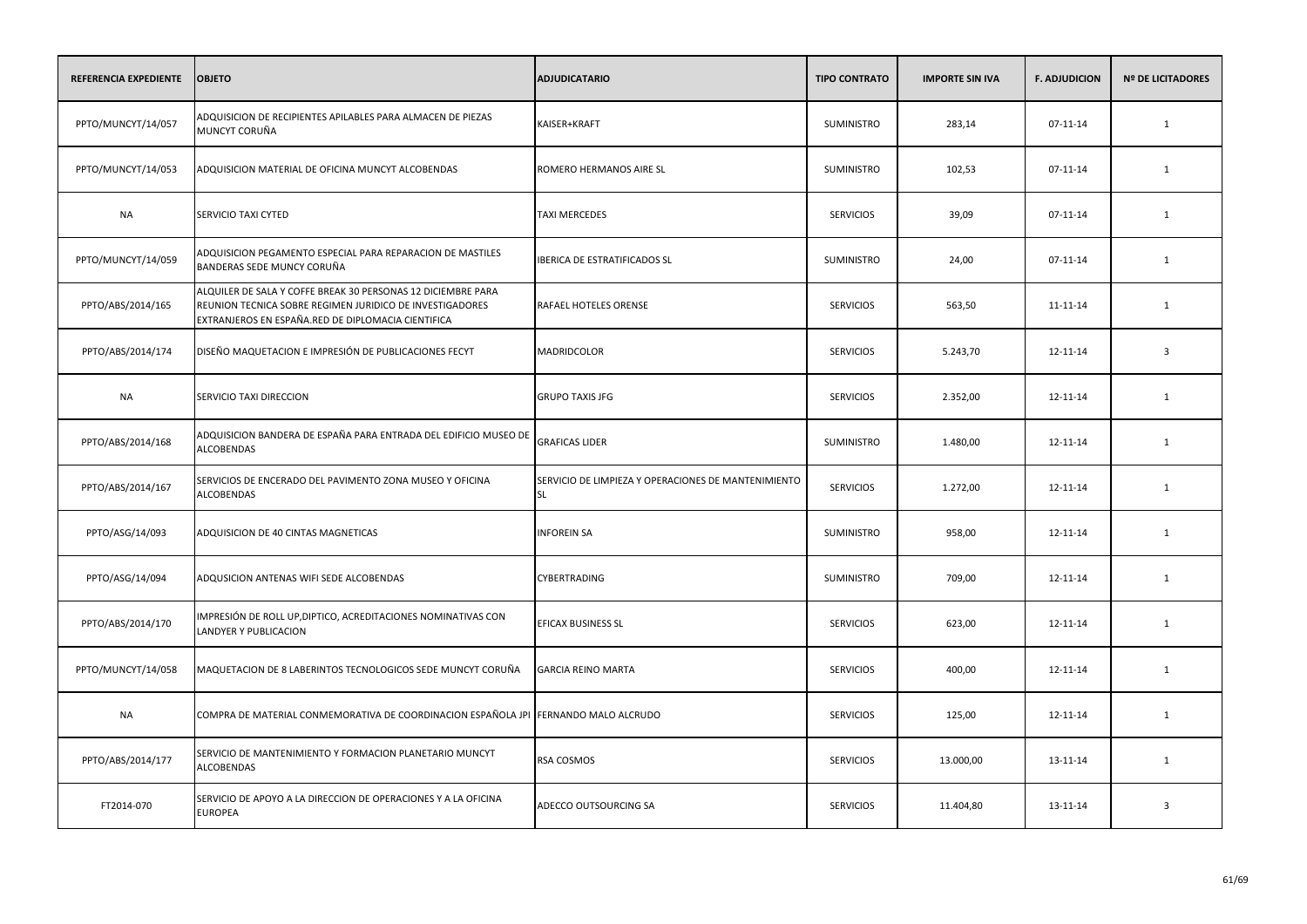| REFERENCIA EXPEDIENTE | OBJETO | ADJUDICATARIO | TIPO CONTRATO | IMPORTE SIN IVA | F. ADJUDICION | Nº DE LICITADORES |
|---|---|---|---|---|---|---|
| PPTO/MUNCYT/14/057 | ADQUISICION DE RECIPIENTES APILABLES PARA ALMACEN DE PIEZAS MUNCYT CORUÑA | KAISER+KRAFT | SUMINISTRO | 283,14 | 07-11-14 | 1 |
| PPTO/MUNCYT/14/053 | ADQUISICION MATERIAL DE OFICINA MUNCYT ALCOBENDAS | ROMERO HERMANOS AIRE SL | SUMINISTRO | 102,53 | 07-11-14 | 1 |
| NA | SERVICIO TAXI CYTED | TAXI MERCEDES | SERVICIOS | 39,09 | 07-11-14 | 1 |
| PPTO/MUNCYT/14/059 | ADQUISICION PEGAMENTO ESPECIAL PARA REPARACION DE MASTILES BANDERAS SEDE MUNCY CORUÑA | IBERICA DE ESTRATIFICADOS SL | SUMINISTRO | 24,00 | 07-11-14 | 1 |
| PPTO/ABS/2014/165 | ALQUILER DE SALA Y COFFE BREAK 30 PERSONAS 12 DICIEMBRE PARA REUNION TECNICA SOBRE REGIMEN JURIDICO DE INVESTIGADORES EXTRANJEROS EN ESPAÑA.RED DE DIPLOMACIA CIENTIFICA | RAFAEL HOTELES ORENSE | SERVICIOS | 563,50 | 11-11-14 | 1 |
| PPTO/ABS/2014/174 | DISEÑO MAQUETACION E IMPRESIÓN DE PUBLICACIONES FECYT | MADRIDCOLOR | SERVICIOS | 5.243,70 | 12-11-14 | 3 |
| NA | SERVICIO TAXI DIRECCION | GRUPO TAXIS JFG | SERVICIOS | 2.352,00 | 12-11-14 | 1 |
| PPTO/ABS/2014/168 | ADQUISICION BANDERA DE ESPAÑA PARA ENTRADA DEL EDIFICIO MUSEO DE ALCOBENDAS | GRAFICAS LIDER | SUMINISTRO | 1.480,00 | 12-11-14 | 1 |
| PPTO/ABS/2014/167 | SERVICIOS DE ENCERADO DEL PAVIMENTO ZONA MUSEO Y OFICINA ALCOBENDAS | SERVICIO DE LIMPIEZA Y OPERACIONES DE MANTENIMIENTO SL | SERVICIOS | 1.272,00 | 12-11-14 | 1 |
| PPTO/ASG/14/093 | ADQUISICION DE 40 CINTAS MAGNETICAS | INFOREIN SA | SUMINISTRO | 958,00 | 12-11-14 | 1 |
| PPTO/ASG/14/094 | ADQUSICION ANTENAS WIFI SEDE ALCOBENDAS | CYBERTRADING | SUMINISTRO | 709,00 | 12-11-14 | 1 |
| PPTO/ABS/2014/170 | IMPRESIÓN DE ROLL UP,DIPTICO, ACREDITACIONES NOMINATIVAS CON LANDYER Y PUBLICACION | EFICAX BUSINESS SL | SERVICIOS | 623,00 | 12-11-14 | 1 |
| PPTO/MUNCYT/14/058 | MAQUETACION DE 8 LABERINTOS TECNOLOGICOS SEDE MUNCYT CORUÑA | GARCIA REINO MARTA | SERVICIOS | 400,00 | 12-11-14 | 1 |
| NA | COMPRA DE MATERIAL CONMEMORATIVA DE COORDINACION ESPAÑOLA JPI | FERNANDO MALO ALCRUDO | SERVICIOS | 125,00 | 12-11-14 | 1 |
| PPTO/ABS/2014/177 | SERVICIO DE MANTENIMIENTO Y FORMACION PLANETARIO MUNCYT ALCOBENDAS | RSA COSMOS | SERVICIOS | 13.000,00 | 13-11-14 | 1 |
| FT2014-070 | SERVICIO DE APOYO A LA DIRECCION DE OPERACIONES Y A LA OFICINA EUROPEA | ADECCO OUTSOURCING SA | SERVICIOS | 11.404,80 | 13-11-14 | 3 |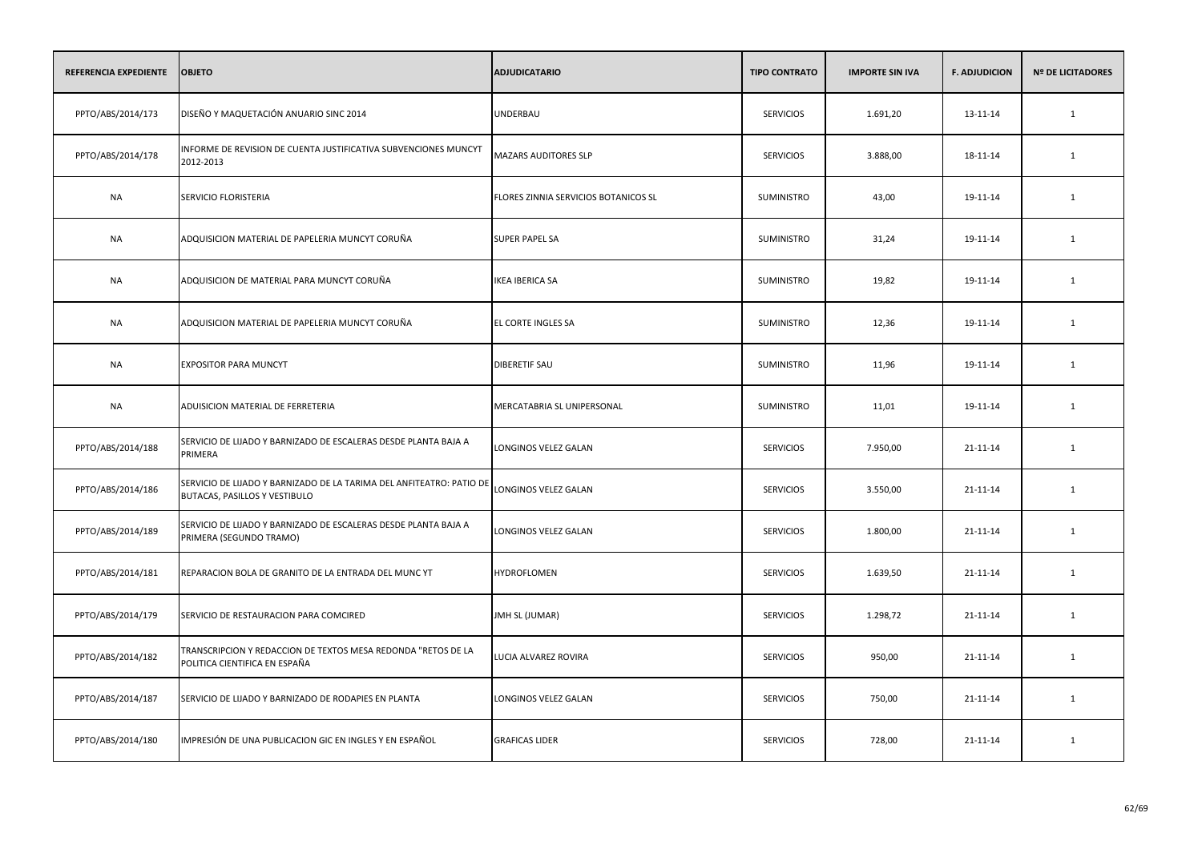| REFERENCIA EXPEDIENTE | OBJETO | ADJUDICATARIO | TIPO CONTRATO | IMPORTE SIN IVA | F. ADJUDICION | Nº DE LICITADORES |
|---|---|---|---|---|---|---|
| PPTO/ABS/2014/173 | DISEÑO Y MAQUETACIÓN ANUARIO SINC 2014 | UNDERBAU | SERVICIOS | 1.691,20 | 13-11-14 | 1 |
| PPTO/ABS/2014/178 | INFORME DE REVISION DE CUENTA JUSTIFICATIVA SUBVENCIONES MUNCYT 2012-2013 | MAZARS AUDITORES SLP | SERVICIOS | 3.888,00 | 18-11-14 | 1 |
| NA | SERVICIO FLORISTERIA | FLORES ZINNIA SERVICIOS BOTANICOS SL | SUMINISTRO | 43,00 | 19-11-14 | 1 |
| NA | ADQUISICION MATERIAL DE PAPELERIA MUNCYT CORUÑA | SUPER PAPEL SA | SUMINISTRO | 31,24 | 19-11-14 | 1 |
| NA | ADQUISICION DE MATERIAL PARA MUNCYT CORUÑA | IKEA IBERICA SA | SUMINISTRO | 19,82 | 19-11-14 | 1 |
| NA | ADQUISICION MATERIAL DE PAPELERIA MUNCYT CORUÑA | EL CORTE INGLES SA | SUMINISTRO | 12,36 | 19-11-14 | 1 |
| NA | EXPOSITOR PARA MUNCYT | DIBERETIF SAU | SUMINISTRO | 11,96 | 19-11-14 | 1 |
| NA | ADUISICION MATERIAL DE FERRETERIA | MERCATABRIA SL UNIPERSONAL | SUMINISTRO | 11,01 | 19-11-14 | 1 |
| PPTO/ABS/2014/188 | SERVICIO DE LIJADO Y BARNIZADO DE ESCALERAS DESDE PLANTA BAJA A PRIMERA | LONGINOS VELEZ GALAN | SERVICIOS | 7.950,00 | 21-11-14 | 1 |
| PPTO/ABS/2014/186 | SERVICIO DE LIJADO Y BARNIZADO DE LA TARIMA DEL ANFITEATRO: PATIO DE BUTACAS, PASILLOS Y VESTIBULO | LONGINOS VELEZ GALAN | SERVICIOS | 3.550,00 | 21-11-14 | 1 |
| PPTO/ABS/2014/189 | SERVICIO DE LIJADO Y BARNIZADO DE ESCALERAS DESDE PLANTA BAJA A PRIMERA (SEGUNDO TRAMO) | LONGINOS VELEZ GALAN | SERVICIOS | 1.800,00 | 21-11-14 | 1 |
| PPTO/ABS/2014/181 | REPARACION BOLA DE GRANITO DE LA ENTRADA DEL MUNC YT | HYDROFLOMEN | SERVICIOS | 1.639,50 | 21-11-14 | 1 |
| PPTO/ABS/2014/179 | SERVICIO DE RESTAURACION PARA COMCIRED | JMH SL (JUMAR) | SERVICIOS | 1.298,72 | 21-11-14 | 1 |
| PPTO/ABS/2014/182 | TRANSCRIPCION Y REDACCION DE TEXTOS MESA REDONDA "RETOS DE LA POLITICA CIENTIFICA EN ESPAÑA | LUCIA ALVAREZ ROVIRA | SERVICIOS | 950,00 | 21-11-14 | 1 |
| PPTO/ABS/2014/187 | SERVICIO DE LIJADO Y BARNIZADO DE RODAPIES EN PLANTA | LONGINOS VELEZ GALAN | SERVICIOS | 750,00 | 21-11-14 | 1 |
| PPTO/ABS/2014/180 | IMPRESIÓN DE UNA PUBLICACION GIC EN INGLES Y EN ESPAÑOL | GRAFICAS LIDER | SERVICIOS | 728,00 | 21-11-14 | 1 |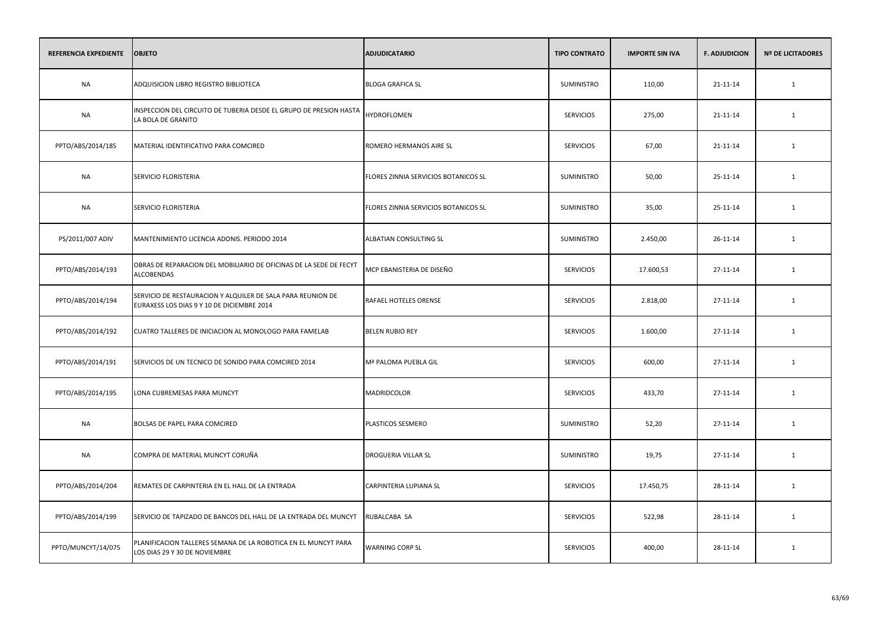| REFERENCIA EXPEDIENTE | OBJETO | ADJUDICATARIO | TIPO CONTRATO | IMPORTE SIN IVA | F. ADJUDICION | Nº DE LICITADORES |
|---|---|---|---|---|---|---|
| NA | ADQUISICION LIBRO REGISTRO BIBLIOTECA | BLOGA GRAFICA SL | SUMINISTRO | 110,00 | 21-11-14 | 1 |
| NA | INSPECCION DEL CIRCUITO DE TUBERIA DESDE EL GRUPO DE PRESION HASTA LA BOLA DE GRANITO | HYDROFLOMEN | SERVICIOS | 275,00 | 21-11-14 | 1 |
| PPTO/ABS/2014/185 | MATERIAL IDENTIFICATIVO PARA COMCIRED | ROMERO HERMANOS AIRE SL | SERVICIOS | 67,00 | 21-11-14 | 1 |
| NA | SERVICIO FLORISTERIA | FLORES ZINNIA SERVICIOS BOTANICOS SL | SUMINISTRO | 50,00 | 25-11-14 | 1 |
| NA | SERVICIO FLORISTERIA | FLORES ZINNIA SERVICIOS BOTANICOS SL | SUMINISTRO | 35,00 | 25-11-14 | 1 |
| PS/2011/007 ADIV | MANTENIMIENTO LICENCIA ADONIS. PERIODO 2014 | ALBATIAN CONSULTING SL | SUMINISTRO | 2.450,00 | 26-11-14 | 1 |
| PPTO/ABS/2014/193 | OBRAS DE REPARACION DEL MOBILIARIO DE OFICINAS DE LA SEDE DE FECYT ALCOBENDAS | MCP EBANISTERIA DE DISEÑO | SERVICIOS | 17.600,53 | 27-11-14 | 1 |
| PPTO/ABS/2014/194 | SERVICIO DE RESTAURACION Y ALQUILER DE SALA PARA REUNION DE EURAXESS LOS DIAS 9 Y 10 DE DICIEMBRE 2014 | RAFAEL HOTELES ORENSE | SERVICIOS | 2.818,00 | 27-11-14 | 1 |
| PPTO/ABS/2014/192 | CUATRO TALLERES DE INICIACION AL MONOLOGO PARA FAMELAB | BELEN RUBIO REY | SERVICIOS | 1.600,00 | 27-11-14 | 1 |
| PPTO/ABS/2014/191 | SERVICIOS DE UN TECNICO DE SONIDO PARA COMCIRED 2014 | Mª PALOMA PUEBLA GIL | SERVICIOS | 600,00 | 27-11-14 | 1 |
| PPTO/ABS/2014/195 | LONA CUBREMESAS PARA MUNCYT | MADRIDCOLOR | SERVICIOS | 433,70 | 27-11-14 | 1 |
| NA | BOLSAS DE PAPEL PARA COMCIRED | PLASTICOS SESMERO | SUMINISTRO | 52,20 | 27-11-14 | 1 |
| NA | COMPRA DE MATERIAL MUNCYT CORUÑA | DROGUERIA VILLAR SL | SUMINISTRO | 19,75 | 27-11-14 | 1 |
| PPTO/ABS/2014/204 | REMATES DE CARPINTERIA EN EL HALL DE LA ENTRADA | CARPINTERIA LUPIANA SL | SERVICIOS | 17.450,75 | 28-11-14 | 1 |
| PPTO/ABS/2014/199 | SERVICIO DE TAPIZADO DE BANCOS DEL HALL DE LA ENTRADA DEL MUNCYT | RUBALCABA SA | SERVICIOS | 522,98 | 28-11-14 | 1 |
| PPTO/MUNCYT/14/075 | PLANIFICACION TALLERES SEMANA DE LA ROBOTICA EN EL MUNCYT PARA LOS DIAS 29 Y 30 DE NOVIEMBRE | WARNING CORP SL | SERVICIOS | 400,00 | 28-11-14 | 1 |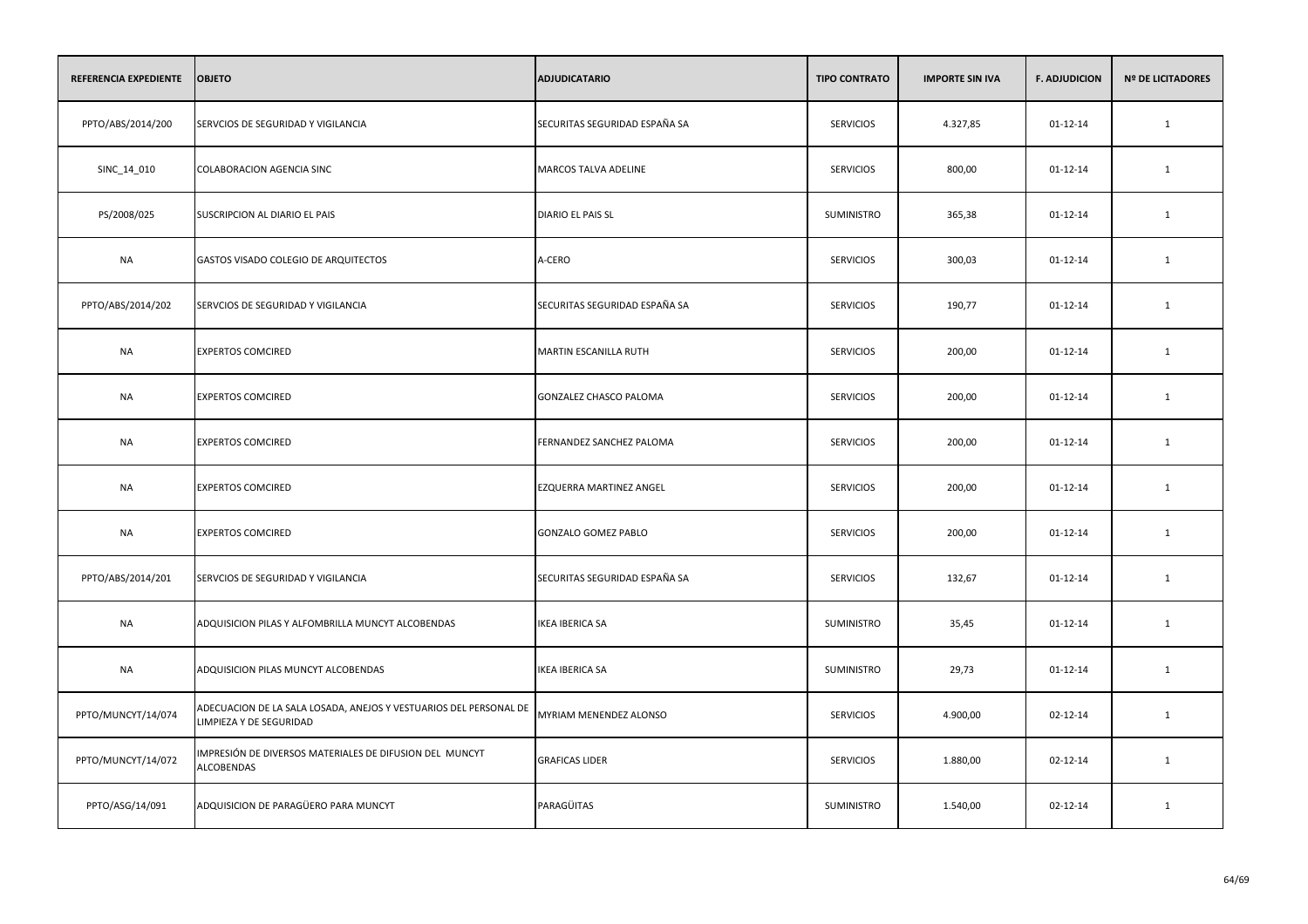| REFERENCIA EXPEDIENTE | OBJETO | ADJUDICATARIO | TIPO CONTRATO | IMPORTE SIN IVA | F. ADJUDICION | Nº DE LICITADORES |
|---|---|---|---|---|---|---|
| PPTO/ABS/2014/200 | SERVCIOS DE SEGURIDAD Y VIGILANCIA | SECURITAS SEGURIDAD ESPAÑA SA | SERVICIOS | 4.327,85 | 01-12-14 | 1 |
| SINC_14_010 | COLABORACION AGENCIA SINC | MARCOS TALVA ADELINE | SERVICIOS | 800,00 | 01-12-14 | 1 |
| PS/2008/025 | SUSCRIPCION AL DIARIO EL PAIS | DIARIO EL PAIS SL | SUMINISTRO | 365,38 | 01-12-14 | 1 |
| NA | GASTOS VISADO COLEGIO DE ARQUITECTOS | A-CERO | SERVICIOS | 300,03 | 01-12-14 | 1 |
| PPTO/ABS/2014/202 | SERVCIOS DE SEGURIDAD Y VIGILANCIA | SECURITAS SEGURIDAD ESPAÑA SA | SERVICIOS | 190,77 | 01-12-14 | 1 |
| NA | EXPERTOS COMCIRED | MARTIN ESCANILLA RUTH | SERVICIOS | 200,00 | 01-12-14 | 1 |
| NA | EXPERTOS COMCIRED | GONZALEZ CHASCO PALOMA | SERVICIOS | 200,00 | 01-12-14 | 1 |
| NA | EXPERTOS COMCIRED | FERNANDEZ SANCHEZ PALOMA | SERVICIOS | 200,00 | 01-12-14 | 1 |
| NA | EXPERTOS COMCIRED | EZQUERRA MARTINEZ ANGEL | SERVICIOS | 200,00 | 01-12-14 | 1 |
| NA | EXPERTOS COMCIRED | GONZALO GOMEZ PABLO | SERVICIOS | 200,00 | 01-12-14 | 1 |
| PPTO/ABS/2014/201 | SERVCIOS DE SEGURIDAD Y VIGILANCIA | SECURITAS SEGURIDAD ESPAÑA SA | SERVICIOS | 132,67 | 01-12-14 | 1 |
| NA | ADQUISICION PILAS Y ALFOMBRILLA MUNCYT ALCOBENDAS | IKEA IBERICA SA | SUMINISTRO | 35,45 | 01-12-14 | 1 |
| NA | ADQUISICION PILAS MUNCYT ALCOBENDAS | IKEA IBERICA SA | SUMINISTRO | 29,73 | 01-12-14 | 1 |
| PPTO/MUNCYT/14/074 | ADECUACION DE LA SALA LOSADA, ANEJOS Y VESTUARIOS DEL PERSONAL DE LIMPIEZA Y DE SEGURIDAD | MYRIAM MENENDEZ ALONSO | SERVICIOS | 4.900,00 | 02-12-14 | 1 |
| PPTO/MUNCYT/14/072 | IMPRESIÓN DE DIVERSOS MATERIALES DE DIFUSION DEL MUNCYT ALCOBENDAS | GRAFICAS LIDER | SERVICIOS | 1.880,00 | 02-12-14 | 1 |
| PPTO/ASG/14/091 | ADQUISICION DE PARAGÜERO PARA MUNCYT | PARAGÜITAS | SUMINISTRO | 1.540,00 | 02-12-14 | 1 |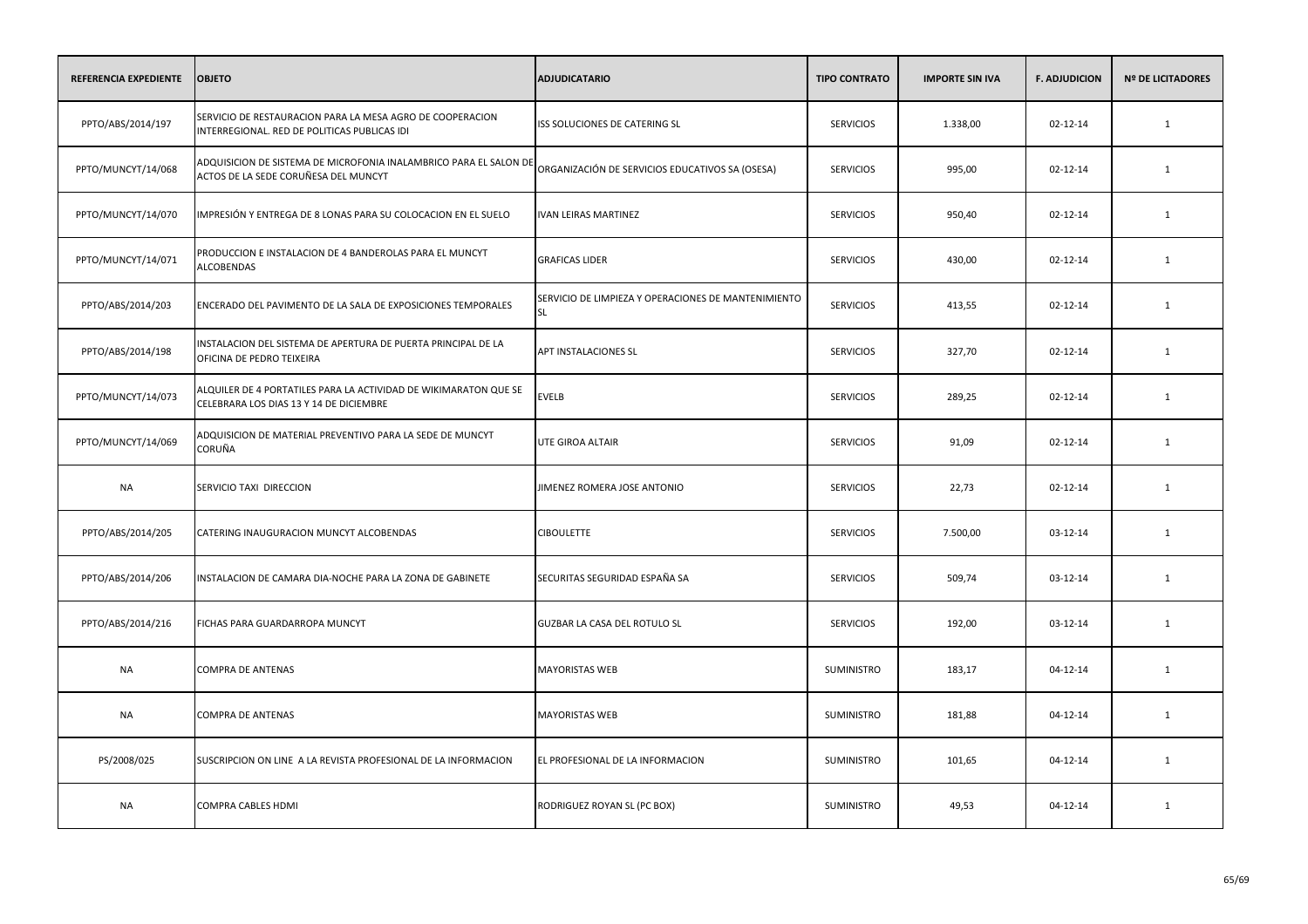| REFERENCIA EXPEDIENTE | OBJETO | ADJUDICATARIO | TIPO CONTRATO | IMPORTE SIN IVA | F. ADJUDICION | Nº DE LICITADORES |
|---|---|---|---|---|---|---|
| PPTO/ABS/2014/197 | SERVICIO DE RESTAURACION PARA LA MESA AGRO DE COOPERACION INTERREGIONAL. RED DE POLITICAS PUBLICAS IDI | ISS SOLUCIONES DE CATERING SL | SERVICIOS | 1.338,00 | 02-12-14 | 1 |
| PPTO/MUNCYT/14/068 | ADQUISICION DE SISTEMA DE MICROFONIA INALAMBRICO PARA EL SALON DE ACTOS DE LA SEDE CORUÑESA DEL MUNCYT | ORGANIZACIÓN DE SERVICIOS EDUCATIVOS SA (OSESA) | SERVICIOS | 995,00 | 02-12-14 | 1 |
| PPTO/MUNCYT/14/070 | IMPRESIÓN Y ENTREGA DE 8 LONAS PARA SU COLOCACION EN EL SUELO | IVAN LEIRAS MARTINEZ | SERVICIOS | 950,40 | 02-12-14 | 1 |
| PPTO/MUNCYT/14/071 | PRODUCCION E INSTALACION DE 4 BANDEROLAS PARA EL MUNCYT ALCOBENDAS | GRAFICAS LIDER | SERVICIOS | 430,00 | 02-12-14 | 1 |
| PPTO/ABS/2014/203 | ENCERADO DEL PAVIMENTO DE LA SALA DE EXPOSICIONES TEMPORALES | SERVICIO DE LIMPIEZA Y OPERACIONES DE MANTENIMIENTO SL | SERVICIOS | 413,55 | 02-12-14 | 1 |
| PPTO/ABS/2014/198 | INSTALACION DEL SISTEMA DE APERTURA DE PUERTA PRINCIPAL DE LA OFICINA DE PEDRO TEIXEIRA | APT INSTALACIONES SL | SERVICIOS | 327,70 | 02-12-14 | 1 |
| PPTO/MUNCYT/14/073 | ALQUILER DE 4 PORTATILES PARA LA ACTIVIDAD DE WIKIMARATON QUE SE CELEBRARA LOS DIAS 13 Y 14 DE DICIEMBRE | EVELB | SERVICIOS | 289,25 | 02-12-14 | 1 |
| PPTO/MUNCYT/14/069 | ADQUISICION DE MATERIAL PREVENTIVO PARA LA SEDE DE MUNCYT CORUÑA | UTE GIROA ALTAIR | SERVICIOS | 91,09 | 02-12-14 | 1 |
| NA | SERVICIO TAXI DIRECCION | JIMENEZ ROMERA JOSE ANTONIO | SERVICIOS | 22,73 | 02-12-14 | 1 |
| PPTO/ABS/2014/205 | CATERING INAUGURACION MUNCYT ALCOBENDAS | CIBOULETTE | SERVICIOS | 7.500,00 | 03-12-14 | 1 |
| PPTO/ABS/2014/206 | INSTALACION DE CAMARA DIA-NOCHE PARA LA ZONA DE GABINETE | SECURITAS SEGURIDAD ESPAÑA SA | SERVICIOS | 509,74 | 03-12-14 | 1 |
| PPTO/ABS/2014/216 | FICHAS PARA GUARDARROPA MUNCYT | GUZBAR LA CASA DEL ROTULO SL | SERVICIOS | 192,00 | 03-12-14 | 1 |
| NA | COMPRA DE ANTENAS | MAYORISTAS WEB | SUMINISTRO | 183,17 | 04-12-14 | 1 |
| NA | COMPRA DE ANTENAS | MAYORISTAS WEB | SUMINISTRO | 181,88 | 04-12-14 | 1 |
| PS/2008/025 | SUSCRIPCION ON LINE A LA REVISTA PROFESIONAL DE LA INFORMACION | EL PROFESIONAL DE LA INFORMACION | SUMINISTRO | 101,65 | 04-12-14 | 1 |
| NA | COMPRA CABLES HDMI | RODRIGUEZ ROYAN SL (PC BOX) | SUMINISTRO | 49,53 | 04-12-14 | 1 |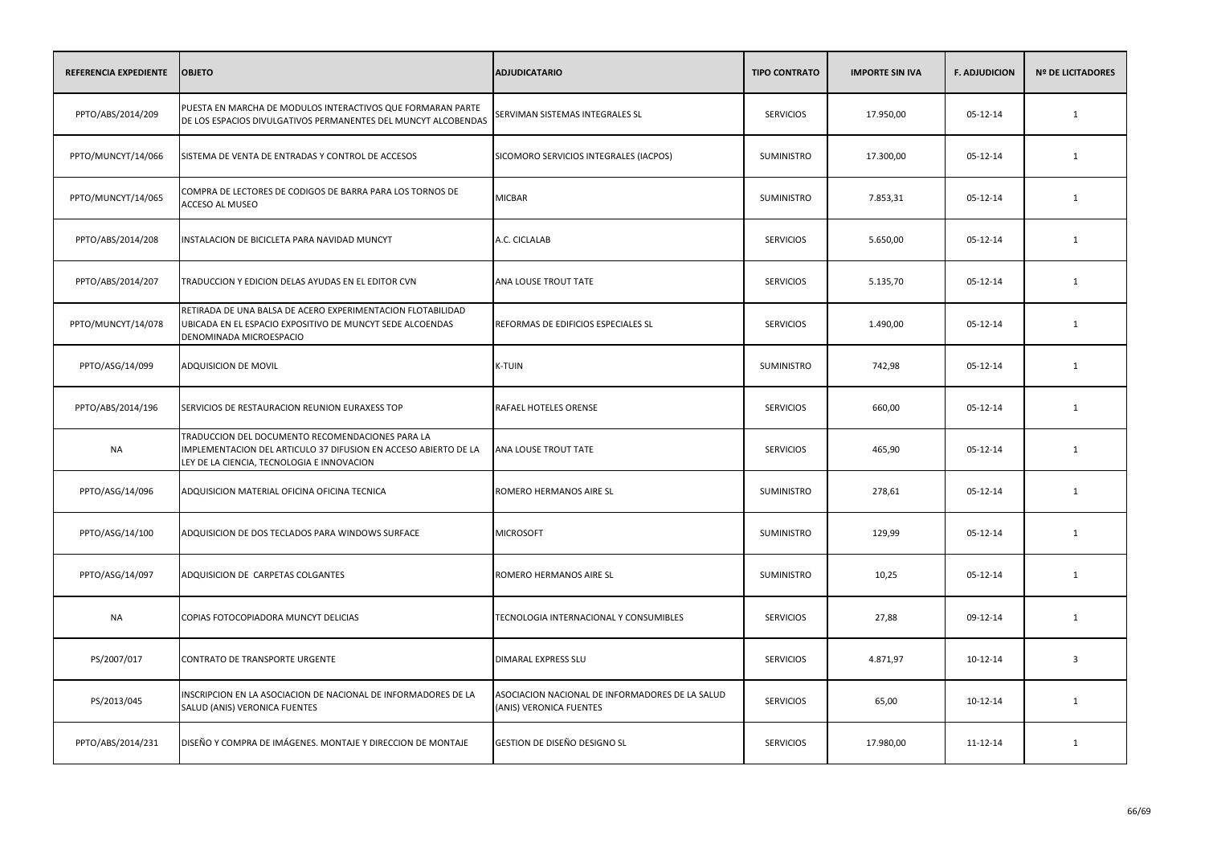| REFERENCIA EXPEDIENTE | OBJETO | ADJUDICATARIO | TIPO CONTRATO | IMPORTE SIN IVA | F. ADJUDICION | Nº DE LICITADORES |
|---|---|---|---|---|---|---|
| PPTO/ABS/2014/209 | PUESTA EN MARCHA DE MODULOS INTERACTIVOS QUE FORMARAN PARTE DE LOS ESPACIOS DIVULGATIVOS PERMANENTES DEL MUNCYT ALCOBENDAS | SERVIMAN SISTEMAS INTEGRALES SL | SERVICIOS | 17.950,00 | 05-12-14 | 1 |
| PPTO/MUNCYT/14/066 | SISTEMA DE VENTA DE ENTRADAS Y CONTROL DE ACCESOS | SICOMORO SERVICIOS INTEGRALES (IACPOS) | SUMINISTRO | 17.300,00 | 05-12-14 | 1 |
| PPTO/MUNCYT/14/065 | COMPRA DE LECTORES DE CODIGOS DE BARRA PARA LOS TORNOS DE ACCESO AL MUSEO | MICBAR | SUMINISTRO | 7.853,31 | 05-12-14 | 1 |
| PPTO/ABS/2014/208 | INSTALACION DE BICICLETA PARA NAVIDAD MUNCYT | A.C. CICLALAB | SERVICIOS | 5.650,00 | 05-12-14 | 1 |
| PPTO/ABS/2014/207 | TRADUCCION Y EDICION DELAS AYUDAS EN EL EDITOR CVN | ANA LOUSE TROUT TATE | SERVICIOS | 5.135,70 | 05-12-14 | 1 |
| PPTO/MUNCYT/14/078 | RETIRADA DE UNA BALSA DE ACERO EXPERIMENTACION FLOTABILIDAD UBICADA EN EL ESPACIO EXPOSITIVO DE MUNCYT SEDE ALCOENDAS DENOMINADA MICROESPACIO | REFORMAS DE EDIFICIOS ESPECIALES SL | SERVICIOS | 1.490,00 | 05-12-14 | 1 |
| PPTO/ASG/14/099 | ADQUISICION DE MOVIL | K-TUIN | SUMINISTRO | 742,98 | 05-12-14 | 1 |
| PPTO/ABS/2014/196 | SERVICIOS DE RESTAURACION REUNION EURAXESS TOP | RAFAEL HOTELES ORENSE | SERVICIOS | 660,00 | 05-12-14 | 1 |
| NA | TRADUCCION DEL DOCUMENTO RECOMENDACIONES PARA LA IMPLEMENTACION DEL ARTICULO 37 DIFUSION EN ACCESO ABIERTO DE LA LEY DE LA CIENCIA, TECNOLOGIA E INNOVACION | ANA LOUSE TROUT TATE | SERVICIOS | 465,90 | 05-12-14 | 1 |
| PPTO/ASG/14/096 | ADQUISICION MATERIAL OFICINA OFICINA TECNICA | ROMERO HERMANOS AIRE SL | SUMINISTRO | 278,61 | 05-12-14 | 1 |
| PPTO/ASG/14/100 | ADQUISICION DE DOS TECLADOS PARA WINDOWS SURFACE | MICROSOFT | SUMINISTRO | 129,99 | 05-12-14 | 1 |
| PPTO/ASG/14/097 | ADQUISICION DE CARPETAS COLGANTES | ROMERO HERMANOS AIRE SL | SUMINISTRO | 10,25 | 05-12-14 | 1 |
| NA | COPIAS FOTOCOPIADORA MUNCYT DELICIAS | TECNOLOGIA INTERNACIONAL Y CONSUMIBLES | SERVICIOS | 27,88 | 09-12-14 | 1 |
| PS/2007/017 | CONTRATO DE TRANSPORTE URGENTE | DIMARAL EXPRESS SLU | SERVICIOS | 4.871,97 | 10-12-14 | 3 |
| PS/2013/045 | INSCRIPCION EN LA ASOCIACION DE NACIONAL DE INFORMADORES DE LA SALUD (ANIS) VERONICA FUENTES | ASOCIACION NACIONAL DE INFORMADORES DE LA SALUD (ANIS) VERONICA FUENTES | SERVICIOS | 65,00 | 10-12-14 | 1 |
| PPTO/ABS/2014/231 | DISEÑO Y COMPRA DE IMÁGENES. MONTAJE Y DIRECCION DE MONTAJE | GESTION DE DISEÑO DESIGNO SL | SERVICIOS | 17.980,00 | 11-12-14 | 1 |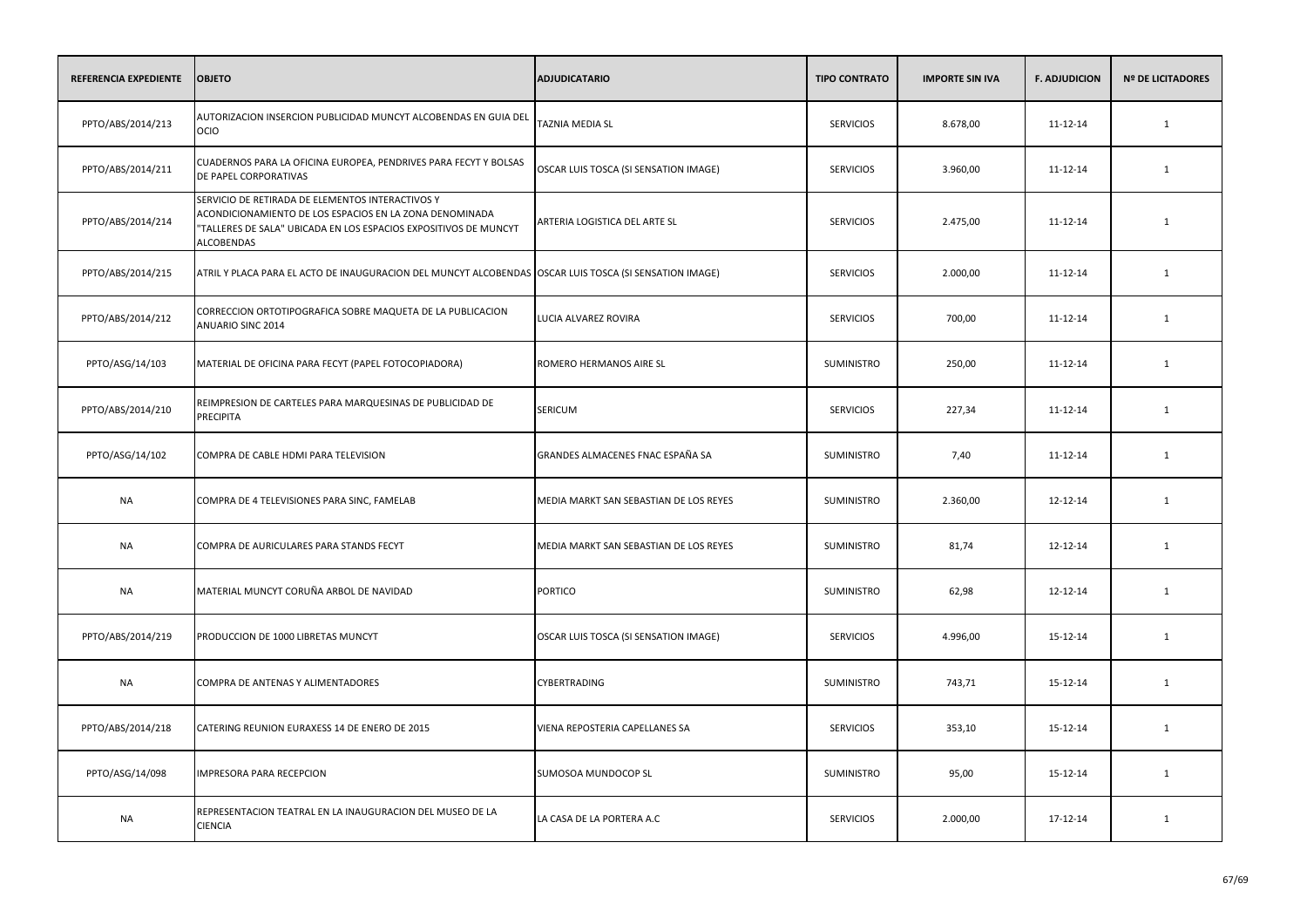| REFERENCIA EXPEDIENTE | OBJETO | ADJUDICATARIO | TIPO CONTRATO | IMPORTE SIN IVA | F. ADJUDICION | Nº DE LICITADORES |
|---|---|---|---|---|---|---|
| PPTO/ABS/2014/213 | AUTORIZACION INSERCION PUBLICIDAD MUNCYT ALCOBENDAS EN GUIA DEL OCIO | TAZNIA MEDIA SL | SERVICIOS | 8.678,00 | 11-12-14 | 1 |
| PPTO/ABS/2014/211 | CUADERNOS PARA LA OFICINA EUROPEA, PENDRIVES PARA FECYT Y BOLSAS DE PAPEL CORPORATIVAS | OSCAR LUIS TOSCA (SI SENSATION IMAGE) | SERVICIOS | 3.960,00 | 11-12-14 | 1 |
| PPTO/ABS/2014/214 | SERVICIO DE RETIRADA DE ELEMENTOS INTERACTIVOS Y ACONDICIONAMIENTO DE LOS ESPACIOS EN LA ZONA DENOMINADA "TALLERES DE SALA" UBICADA EN LOS ESPACIOS EXPOSITIVOS DE MUNCYT ALCOBENDAS | ARTERIA LOGISTICA DEL ARTE SL | SERVICIOS | 2.475,00 | 11-12-14 | 1 |
| PPTO/ABS/2014/215 | ATRIL Y PLACA PARA EL ACTO DE INAUGURACION DEL MUNCYT ALCOBENDAS | OSCAR LUIS TOSCA (SI SENSATION IMAGE) | SERVICIOS | 2.000,00 | 11-12-14 | 1 |
| PPTO/ABS/2014/212 | CORRECCION ORTOTIPOGRAFICA SOBRE MAQUETA DE LA PUBLICACION ANUARIO SINC 2014 | LUCIA ALVAREZ ROVIRA | SERVICIOS | 700,00 | 11-12-14 | 1 |
| PPTO/ASG/14/103 | MATERIAL DE OFICINA PARA FECYT (PAPEL FOTOCOPIADORA) | ROMERO HERMANOS AIRE SL | SUMINISTRO | 250,00 | 11-12-14 | 1 |
| PPTO/ABS/2014/210 | REIMPRESION DE CARTELES PARA MARQUESINAS DE PUBLICIDAD DE PRECIPITA | SERICUM | SERVICIOS | 227,34 | 11-12-14 | 1 |
| PPTO/ASG/14/102 | COMPRA DE CABLE HDMI PARA TELEVISION | GRANDES ALMACENES FNAC ESPAÑA SA | SUMINISTRO | 7,40 | 11-12-14 | 1 |
| NA | COMPRA DE 4 TELEVISIONES PARA SINC, FAMELAB | MEDIA MARKT SAN SEBASTIAN DE LOS REYES | SUMINISTRO | 2.360,00 | 12-12-14 | 1 |
| NA | COMPRA DE AURICULARES PARA STANDS FECYT | MEDIA MARKT SAN SEBASTIAN DE LOS REYES | SUMINISTRO | 81,74 | 12-12-14 | 1 |
| NA | MATERIAL MUNCYT CORUÑA ARBOL DE NAVIDAD | PORTICO | SUMINISTRO | 62,98 | 12-12-14 | 1 |
| PPTO/ABS/2014/219 | PRODUCCION DE 1000 LIBRETAS MUNCYT | OSCAR LUIS TOSCA (SI SENSATION IMAGE) | SERVICIOS | 4.996,00 | 15-12-14 | 1 |
| NA | COMPRA DE ANTENAS Y ALIMENTADORES | CYBERTRADING | SUMINISTRO | 743,71 | 15-12-14 | 1 |
| PPTO/ABS/2014/218 | CATERING REUNION EURAXESS 14 DE ENERO DE 2015 | VIENA REPOSTERIA CAPELLANES SA | SERVICIOS | 353,10 | 15-12-14 | 1 |
| PPTO/ASG/14/098 | IMPRESORA PARA RECEPCION | SUMOSOA MUNDOCOP SL | SUMINISTRO | 95,00 | 15-12-14 | 1 |
| NA | REPRESENTACION TEATRAL EN LA INAUGURACION DEL MUSEO DE LA CIENCIA | LA CASA DE LA PORTERA A.C | SERVICIOS | 2.000,00 | 17-12-14 | 1 |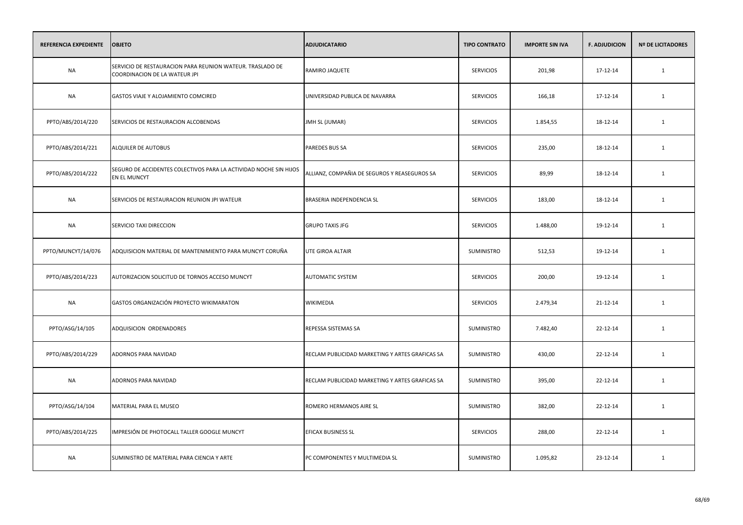| REFERENCIA EXPEDIENTE | OBJETO | ADJUDICATARIO | TIPO CONTRATO | IMPORTE SIN IVA | F. ADJUDICION | Nº DE LICITADORES |
|---|---|---|---|---|---|---|
| NA | SERVICIO DE RESTAURACION PARA REUNION WATEUR. TRASLADO DE COORDINACION DE LA WATEUR JPI | RAMIRO JAQUETE | SERVICIOS | 201,98 | 17-12-14 | 1 |
| NA | GASTOS VIAJE Y ALOJAMIENTO COMCIRED | UNIVERSIDAD PUBLICA DE NAVARRA | SERVICIOS | 166,18 | 17-12-14 | 1 |
| PPTO/ABS/2014/220 | SERVICIOS DE RESTAURACION ALCOBENDAS | JMH SL (JUMAR) | SERVICIOS | 1.854,55 | 18-12-14 | 1 |
| PPTO/ABS/2014/221 | ALQUILER DE AUTOBUS | PAREDES BUS SA | SERVICIOS | 235,00 | 18-12-14 | 1 |
| PPTO/ABS/2014/222 | SEGURO DE ACCIDENTES COLECTIVOS PARA LA ACTIVIDAD NOCHE SIN HIJOS EN EL MUNCYT | ALLIANZ, COMPAÑIA DE SEGUROS Y REASEGUROS SA | SERVICIOS | 89,99 | 18-12-14 | 1 |
| NA | SERVICIOS DE RESTAURACION REUNION JPI WATEUR | BRASERIA INDEPENDENCIA SL | SERVICIOS | 183,00 | 18-12-14 | 1 |
| NA | SERVICIO TAXI DIRECCION | GRUPO TAXIS JFG | SERVICIOS | 1.488,00 | 19-12-14 | 1 |
| PPTO/MUNCYT/14/076 | ADQUISICION MATERIAL DE MANTENIMIENTO PARA MUNCYT CORUÑA | UTE GIROA ALTAIR | SUMINISTRO | 512,53 | 19-12-14 | 1 |
| PPTO/ABS/2014/223 | AUTORIZACION SOLICITUD DE TORNOS ACCESO MUNCYT | AUTOMATIC SYSTEM | SERVICIOS | 200,00 | 19-12-14 | 1 |
| NA | GASTOS ORGANIZACIÓN PROYECTO WIKIMARATON | WIKIMEDIA | SERVICIOS | 2.479,34 | 21-12-14 | 1 |
| PPTO/ASG/14/105 | ADQUISICION ORDENADORES | REPESSA SISTEMAS SA | SUMINISTRO | 7.482,40 | 22-12-14 | 1 |
| PPTO/ABS/2014/229 | ADORNOS PARA NAVIDAD | RECLAM PUBLICIDAD MARKETING Y ARTES GRAFICAS SA | SUMINISTRO | 430,00 | 22-12-14 | 1 |
| NA | ADORNOS PARA NAVIDAD | RECLAM PUBLICIDAD MARKETING Y ARTES GRAFICAS SA | SUMINISTRO | 395,00 | 22-12-14 | 1 |
| PPTO/ASG/14/104 | MATERIAL PARA EL MUSEO | ROMERO HERMANOS AIRE SL | SUMINISTRO | 382,00 | 22-12-14 | 1 |
| PPTO/ABS/2014/225 | IMPRESIÓN DE PHOTOCALL TALLER GOOGLE MUNCYT | EFICAX BUSINESS SL | SERVICIOS | 288,00 | 22-12-14 | 1 |
| NA | SUMINISTRO DE MATERIAL PARA CIENCIA Y ARTE | PC COMPONENTES Y MULTIMEDIA SL | SUMINISTRO | 1.095,82 | 23-12-14 | 1 |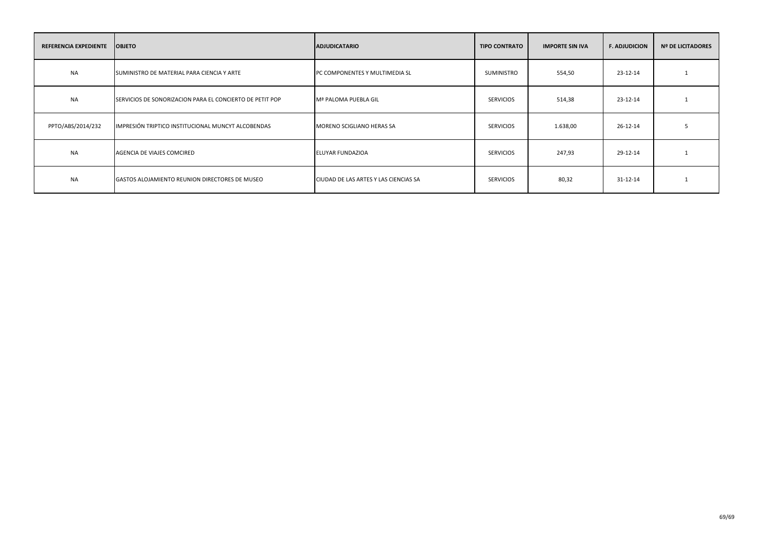| REFERENCIA EXPEDIENTE | OBJETO | ADJUDICATARIO | TIPO CONTRATO | IMPORTE SIN IVA | F. ADJUDICION | Nº DE LICITADORES |
|---|---|---|---|---|---|---|
| NA | SUMINISTRO DE MATERIAL PARA CIENCIA Y ARTE | PC COMPONENTES Y MULTIMEDIA SL | SUMINISTRO | 554,50 | 23-12-14 | 1 |
| NA | SERVICIOS DE SONORIZACION PARA EL CONCIERTO DE PETIT POP | Mª PALOMA PUEBLA GIL | SERVICIOS | 514,38 | 23-12-14 | 1 |
| PPTO/ABS/2014/232 | IMPRESIÓN TRIPTICO INSTITUCIONAL MUNCYT ALCOBENDAS | MORENO SCIGLIANO HERAS SA | SERVICIOS | 1.638,00 | 26-12-14 | 5 |
| NA | AGENCIA DE VIAJES COMCIRED | ELUYAR FUNDAZIOA | SERVICIOS | 247,93 | 29-12-14 | 1 |
| NA | GASTOS ALOJAMIENTO REUNION DIRECTORES DE MUSEO | CIUDAD DE LAS ARTES Y LAS CIENCIAS SA | SERVICIOS | 80,32 | 31-12-14 | 1 |